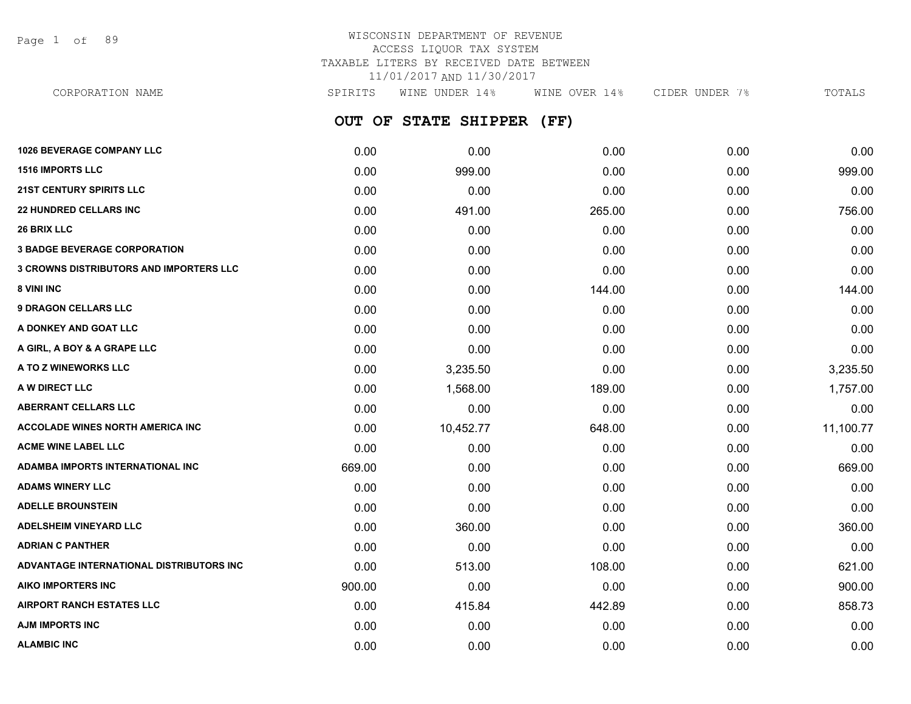# WISCONSIN DEPARTMENT OF REVENUE
ACCESS LIQUOR TAX SYSTEM
TAXABLE LITERS BY RECEIVED DATE BETWEEN
11/01/2017 AND 11/30/2017

## OUT OF STATE SHIPPER (FF)

| CORPORATION NAME | SPIRITS | WINE UNDER 14% | WINE OVER 14% | CIDER UNDER 7% | TOTALS |
|---|---|---|---|---|---|
| 1026 BEVERAGE COMPANY LLC | 0.00 | 0.00 | 0.00 | 0.00 | 0.00 |
| 1516 IMPORTS LLC | 0.00 | 999.00 | 0.00 | 0.00 | 999.00 |
| 21ST CENTURY SPIRITS LLC | 0.00 | 0.00 | 0.00 | 0.00 | 0.00 |
| 22 HUNDRED CELLARS INC | 0.00 | 491.00 | 265.00 | 0.00 | 756.00 |
| 26 BRIX LLC | 0.00 | 0.00 | 0.00 | 0.00 | 0.00 |
| 3 BADGE BEVERAGE CORPORATION | 0.00 | 0.00 | 0.00 | 0.00 | 0.00 |
| 3 CROWNS DISTRIBUTORS AND IMPORTERS LLC | 0.00 | 0.00 | 0.00 | 0.00 | 0.00 |
| 8 VINI INC | 0.00 | 0.00 | 144.00 | 0.00 | 144.00 |
| 9 DRAGON CELLARS LLC | 0.00 | 0.00 | 0.00 | 0.00 | 0.00 |
| A DONKEY AND GOAT LLC | 0.00 | 0.00 | 0.00 | 0.00 | 0.00 |
| A GIRL, A BOY & A GRAPE LLC | 0.00 | 0.00 | 0.00 | 0.00 | 0.00 |
| A TO Z WINEWORKS LLC | 0.00 | 3,235.50 | 0.00 | 0.00 | 3,235.50 |
| A W DIRECT LLC | 0.00 | 1,568.00 | 189.00 | 0.00 | 1,757.00 |
| ABERRANT CELLARS LLC | 0.00 | 0.00 | 0.00 | 0.00 | 0.00 |
| ACCOLADE WINES NORTH AMERICA INC | 0.00 | 10,452.77 | 648.00 | 0.00 | 11,100.77 |
| ACME WINE LABEL LLC | 0.00 | 0.00 | 0.00 | 0.00 | 0.00 |
| ADAMBA IMPORTS INTERNATIONAL INC | 669.00 | 0.00 | 0.00 | 0.00 | 669.00 |
| ADAMS WINERY LLC | 0.00 | 0.00 | 0.00 | 0.00 | 0.00 |
| ADELLE BROUNSTEIN | 0.00 | 0.00 | 0.00 | 0.00 | 0.00 |
| ADELSHEIM VINEYARD LLC | 0.00 | 360.00 | 0.00 | 0.00 | 360.00 |
| ADRIAN C PANTHER | 0.00 | 0.00 | 0.00 | 0.00 | 0.00 |
| ADVANTAGE INTERNATIONAL DISTRIBUTORS INC | 0.00 | 513.00 | 108.00 | 0.00 | 621.00 |
| AIKO IMPORTERS INC | 900.00 | 0.00 | 0.00 | 0.00 | 900.00 |
| AIRPORT RANCH ESTATES LLC | 0.00 | 415.84 | 442.89 | 0.00 | 858.73 |
| AJM IMPORTS INC | 0.00 | 0.00 | 0.00 | 0.00 | 0.00 |
| ALAMBIC INC | 0.00 | 0.00 | 0.00 | 0.00 | 0.00 |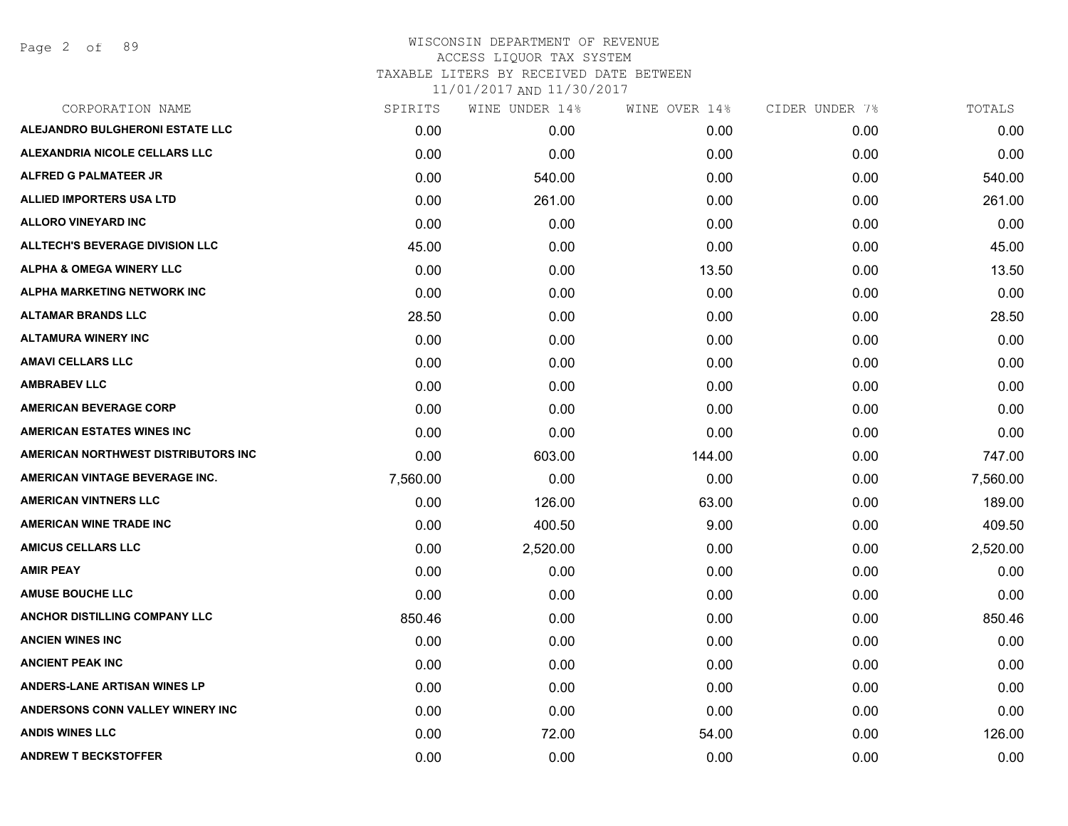WISCONSIN DEPARTMENT OF REVENUE
ACCESS LIQUOR TAX SYSTEM
TAXABLE LITERS BY RECEIVED DATE BETWEEN
11/01/2017 AND 11/30/2017

| CORPORATION NAME | SPIRITS | WINE UNDER 14% | WINE OVER 14% | CIDER UNDER 7% | TOTALS |
|---|---|---|---|---|---|
| ALEJANDRO BULGHERONI ESTATE LLC | 0.00 | 0.00 | 0.00 | 0.00 | 0.00 |
| ALEXANDRIA NICOLE CELLARS LLC | 0.00 | 0.00 | 0.00 | 0.00 | 0.00 |
| ALFRED G PALMATEER JR | 0.00 | 540.00 | 0.00 | 0.00 | 540.00 |
| ALLIED IMPORTERS USA LTD | 0.00 | 261.00 | 0.00 | 0.00 | 261.00 |
| ALLORO VINEYARD INC | 0.00 | 0.00 | 0.00 | 0.00 | 0.00 |
| ALLTECH'S BEVERAGE DIVISION LLC | 45.00 | 0.00 | 0.00 | 0.00 | 45.00 |
| ALPHA & OMEGA WINERY LLC | 0.00 | 0.00 | 13.50 | 0.00 | 13.50 |
| ALPHA MARKETING NETWORK INC | 0.00 | 0.00 | 0.00 | 0.00 | 0.00 |
| ALTAMAR BRANDS LLC | 28.50 | 0.00 | 0.00 | 0.00 | 28.50 |
| ALTAMURA WINERY INC | 0.00 | 0.00 | 0.00 | 0.00 | 0.00 |
| AMAVI CELLARS LLC | 0.00 | 0.00 | 0.00 | 0.00 | 0.00 |
| AMBRABEV LLC | 0.00 | 0.00 | 0.00 | 0.00 | 0.00 |
| AMERICAN BEVERAGE CORP | 0.00 | 0.00 | 0.00 | 0.00 | 0.00 |
| AMERICAN ESTATES WINES INC | 0.00 | 0.00 | 0.00 | 0.00 | 0.00 |
| AMERICAN NORTHWEST DISTRIBUTORS INC | 0.00 | 603.00 | 144.00 | 0.00 | 747.00 |
| AMERICAN VINTAGE BEVERAGE INC. | 7,560.00 | 0.00 | 0.00 | 0.00 | 7,560.00 |
| AMERICAN VINTNERS LLC | 0.00 | 126.00 | 63.00 | 0.00 | 189.00 |
| AMERICAN WINE TRADE INC | 0.00 | 400.50 | 9.00 | 0.00 | 409.50 |
| AMICUS CELLARS LLC | 0.00 | 2,520.00 | 0.00 | 0.00 | 2,520.00 |
| AMIR PEAY | 0.00 | 0.00 | 0.00 | 0.00 | 0.00 |
| AMUSE BOUCHE LLC | 0.00 | 0.00 | 0.00 | 0.00 | 0.00 |
| ANCHOR DISTILLING COMPANY LLC | 850.46 | 0.00 | 0.00 | 0.00 | 850.46 |
| ANCIEN WINES INC | 0.00 | 0.00 | 0.00 | 0.00 | 0.00 |
| ANCIENT PEAK INC | 0.00 | 0.00 | 0.00 | 0.00 | 0.00 |
| ANDERS-LANE ARTISAN WINES LP | 0.00 | 0.00 | 0.00 | 0.00 | 0.00 |
| ANDERSONS CONN VALLEY WINERY INC | 0.00 | 0.00 | 0.00 | 0.00 | 0.00 |
| ANDIS WINES LLC | 0.00 | 72.00 | 54.00 | 0.00 | 126.00 |
| ANDREW T BECKSTOFFER | 0.00 | 0.00 | 0.00 | 0.00 | 0.00 |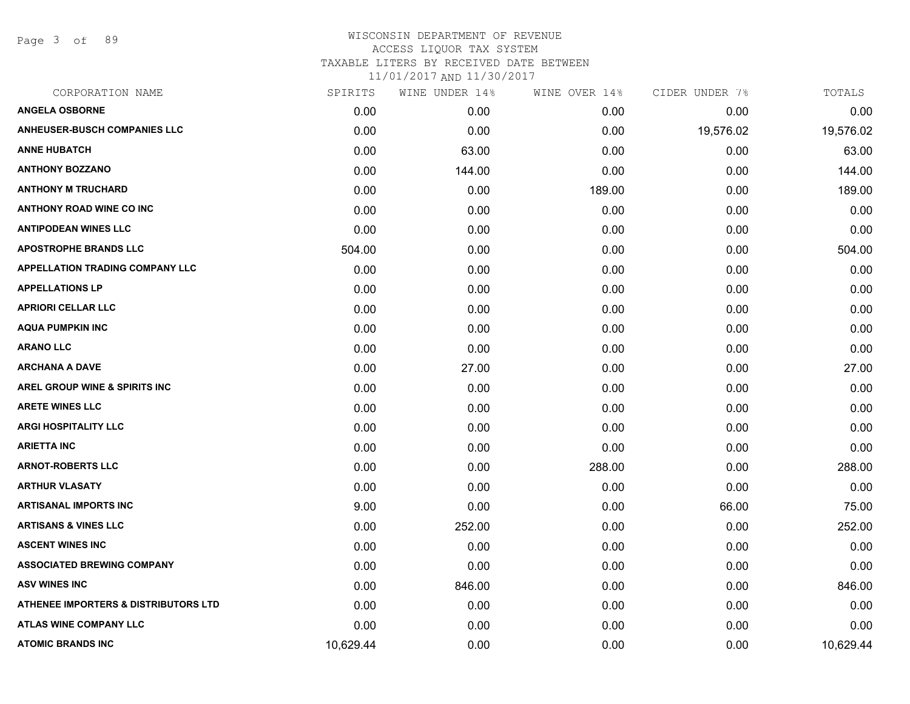# WISCONSIN DEPARTMENT OF REVENUE
## ACCESS LIQUOR TAX SYSTEM
### TAXABLE LITERS BY RECEIVED DATE BETWEEN 11/01/2017 AND 11/30/2017

| CORPORATION NAME | SPIRITS | WINE UNDER 14% | WINE OVER 14% | CIDER UNDER 7% | TOTALS |
|---|---|---|---|---|---|
| **ANGELA OSBORNE** | 0.00 | 0.00 | 0.00 | 0.00 | 0.00 |
| **ANHEUSER-BUSCH COMPANIES LLC** | 0.00 | 0.00 | 0.00 | 19,576.02 | 19,576.02 |
| **ANNE HUBATCH** | 0.00 | 63.00 | 0.00 | 0.00 | 63.00 |
| **ANTHONY BOZZANO** | 0.00 | 144.00 | 0.00 | 0.00 | 144.00 |
| **ANTHONY M TRUCHARD** | 0.00 | 0.00 | 189.00 | 0.00 | 189.00 |
| **ANTHONY ROAD WINE CO INC** | 0.00 | 0.00 | 0.00 | 0.00 | 0.00 |
| **ANTIPODEAN WINES LLC** | 0.00 | 0.00 | 0.00 | 0.00 | 0.00 |
| **APOSTROPHE BRANDS LLC** | 504.00 | 0.00 | 0.00 | 0.00 | 504.00 |
| **APPELLATION TRADING COMPANY LLC** | 0.00 | 0.00 | 0.00 | 0.00 | 0.00 |
| **APPELLATIONS LP** | 0.00 | 0.00 | 0.00 | 0.00 | 0.00 |
| **APRIORI CELLAR LLC** | 0.00 | 0.00 | 0.00 | 0.00 | 0.00 |
| **AQUA PUMPKIN INC** | 0.00 | 0.00 | 0.00 | 0.00 | 0.00 |
| **ARANO LLC** | 0.00 | 0.00 | 0.00 | 0.00 | 0.00 |
| **ARCHANA A DAVE** | 0.00 | 27.00 | 0.00 | 0.00 | 27.00 |
| **AREL GROUP WINE & SPIRITS INC** | 0.00 | 0.00 | 0.00 | 0.00 | 0.00 |
| **ARETE WINES LLC** | 0.00 | 0.00 | 0.00 | 0.00 | 0.00 |
| **ARGI HOSPITALITY LLC** | 0.00 | 0.00 | 0.00 | 0.00 | 0.00 |
| **ARIETTA INC** | 0.00 | 0.00 | 0.00 | 0.00 | 0.00 |
| **ARNOT-ROBERTS LLC** | 0.00 | 0.00 | 288.00 | 0.00 | 288.00 |
| **ARTHUR VLASATY** | 0.00 | 0.00 | 0.00 | 0.00 | 0.00 |
| **ARTISANAL IMPORTS INC** | 9.00 | 0.00 | 0.00 | 66.00 | 75.00 |
| **ARTISANS & VINES LLC** | 0.00 | 252.00 | 0.00 | 0.00 | 252.00 |
| **ASCENT WINES INC** | 0.00 | 0.00 | 0.00 | 0.00 | 0.00 |
| **ASSOCIATED BREWING COMPANY** | 0.00 | 0.00 | 0.00 | 0.00 | 0.00 |
| **ASV WINES INC** | 0.00 | 846.00 | 0.00 | 0.00 | 846.00 |
| **ATHENEE IMPORTERS & DISTRIBUTORS LTD** | 0.00 | 0.00 | 0.00 | 0.00 | 0.00 |
| **ATLAS WINE COMPANY LLC** | 0.00 | 0.00 | 0.00 | 0.00 | 0.00 |
| **ATOMIC BRANDS INC** | 10,629.44 | 0.00 | 0.00 | 0.00 | 10,629.44 |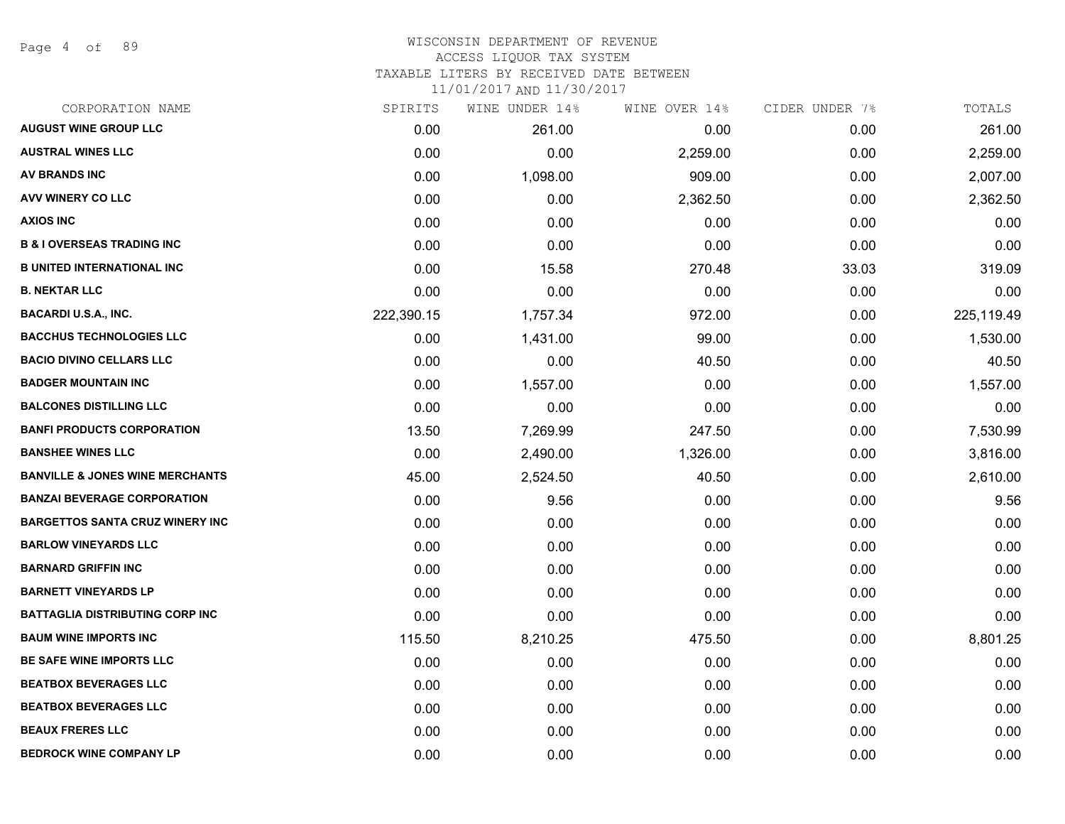# WISCONSIN DEPARTMENT OF REVENUE

ACCESS LIQUOR TAX SYSTEM

TAXABLE LITERS BY RECEIVED DATE BETWEEN

11/01/2017 AND 11/30/2017

| CORPORATION NAME | SPIRITS | WINE UNDER 14% | WINE OVER 14% | CIDER UNDER 7% | TOTALS |
|---|---|---|---|---|---|
| AUGUST WINE GROUP LLC | 0.00 | 261.00 | 0.00 | 0.00 | 261.00 |
| AUSTRAL WINES LLC | 0.00 | 0.00 | 2,259.00 | 0.00 | 2,259.00 |
| AV BRANDS INC | 0.00 | 1,098.00 | 909.00 | 0.00 | 2,007.00 |
| AVV WINERY CO LLC | 0.00 | 0.00 | 2,362.50 | 0.00 | 2,362.50 |
| AXIOS INC | 0.00 | 0.00 | 0.00 | 0.00 | 0.00 |
| B & I OVERSEAS TRADING INC | 0.00 | 0.00 | 0.00 | 0.00 | 0.00 |
| B UNITED INTERNATIONAL INC | 0.00 | 15.58 | 270.48 | 33.03 | 319.09 |
| B. NEKTAR LLC | 0.00 | 0.00 | 0.00 | 0.00 | 0.00 |
| BACARDI U.S.A., INC. | 222,390.15 | 1,757.34 | 972.00 | 0.00 | 225,119.49 |
| BACCHUS TECHNOLOGIES LLC | 0.00 | 1,431.00 | 99.00 | 0.00 | 1,530.00 |
| BACIO DIVINO CELLARS LLC | 0.00 | 0.00 | 40.50 | 0.00 | 40.50 |
| BADGER MOUNTAIN INC | 0.00 | 1,557.00 | 0.00 | 0.00 | 1,557.00 |
| BALCONES DISTILLING LLC | 0.00 | 0.00 | 0.00 | 0.00 | 0.00 |
| BANFI PRODUCTS CORPORATION | 13.50 | 7,269.99 | 247.50 | 0.00 | 7,530.99 |
| BANSHEE WINES LLC | 0.00 | 2,490.00 | 1,326.00 | 0.00 | 3,816.00 |
| BANVILLE & JONES WINE MERCHANTS | 45.00 | 2,524.50 | 40.50 | 0.00 | 2,610.00 |
| BANZAI BEVERAGE CORPORATION | 0.00 | 9.56 | 0.00 | 0.00 | 9.56 |
| BARGETTOS SANTA CRUZ WINERY INC | 0.00 | 0.00 | 0.00 | 0.00 | 0.00 |
| BARLOW VINEYARDS LLC | 0.00 | 0.00 | 0.00 | 0.00 | 0.00 |
| BARNARD GRIFFIN INC | 0.00 | 0.00 | 0.00 | 0.00 | 0.00 |
| BARNETT VINEYARDS LP | 0.00 | 0.00 | 0.00 | 0.00 | 0.00 |
| BATTAGLIA DISTRIBUTING CORP INC | 0.00 | 0.00 | 0.00 | 0.00 | 0.00 |
| BAUM WINE IMPORTS INC | 115.50 | 8,210.25 | 475.50 | 0.00 | 8,801.25 |
| BE SAFE WINE IMPORTS LLC | 0.00 | 0.00 | 0.00 | 0.00 | 0.00 |
| BEATBOX BEVERAGES LLC | 0.00 | 0.00 | 0.00 | 0.00 | 0.00 |
| BEATBOX BEVERAGES LLC | 0.00 | 0.00 | 0.00 | 0.00 | 0.00 |
| BEAUX FRERES LLC | 0.00 | 0.00 | 0.00 | 0.00 | 0.00 |
| BEDROCK WINE COMPANY LP | 0.00 | 0.00 | 0.00 | 0.00 | 0.00 |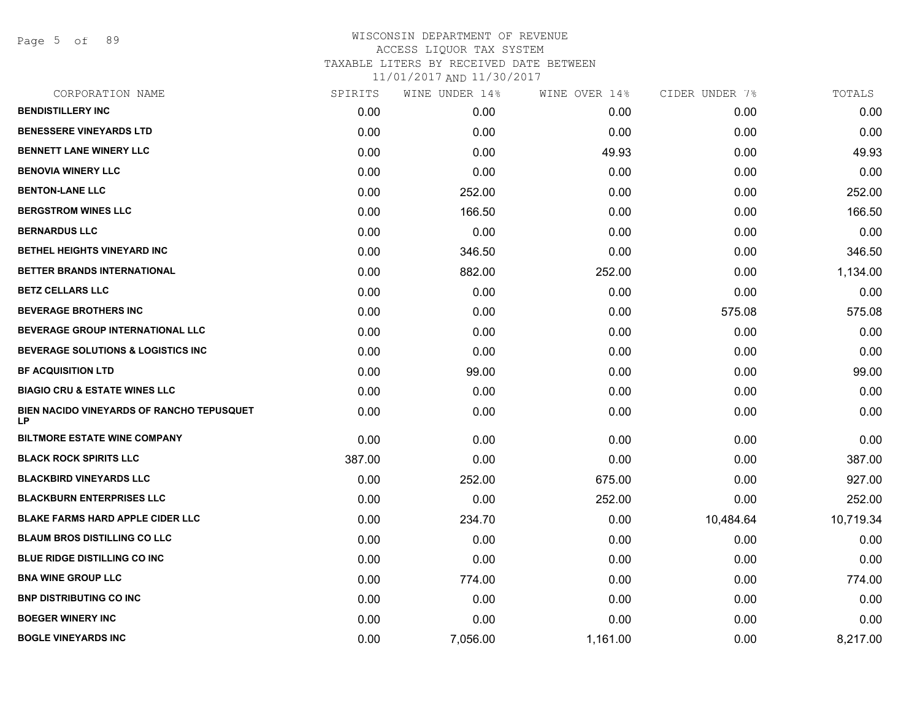# WISCONSIN DEPARTMENT OF REVENUE
## ACCESS LIQUOR TAX SYSTEM
## TAXABLE LITERS BY RECEIVED DATE BETWEEN 11/01/2017 AND 11/30/2017

| CORPORATION NAME | SPIRITS | WINE UNDER 14% | WINE OVER 14% | CIDER UNDER 7% | TOTALS |
|---|---|---|---|---|---|
| BENDISTILLERY INC | 0.00 | 0.00 | 0.00 | 0.00 | 0.00 |
| BENESSERE VINEYARDS LTD | 0.00 | 0.00 | 0.00 | 0.00 | 0.00 |
| BENNETT LANE WINERY LLC | 0.00 | 0.00 | 49.93 | 0.00 | 49.93 |
| BENOVIA WINERY LLC | 0.00 | 0.00 | 0.00 | 0.00 | 0.00 |
| BENTON-LANE LLC | 0.00 | 252.00 | 0.00 | 0.00 | 252.00 |
| BERGSTROM WINES LLC | 0.00 | 166.50 | 0.00 | 0.00 | 166.50 |
| BERNARDUS LLC | 0.00 | 0.00 | 0.00 | 0.00 | 0.00 |
| BETHEL HEIGHTS VINEYARD INC | 0.00 | 346.50 | 0.00 | 0.00 | 346.50 |
| BETTER BRANDS INTERNATIONAL | 0.00 | 882.00 | 252.00 | 0.00 | 1,134.00 |
| BETZ CELLARS LLC | 0.00 | 0.00 | 0.00 | 0.00 | 0.00 |
| BEVERAGE BROTHERS INC | 0.00 | 0.00 | 0.00 | 575.08 | 575.08 |
| BEVERAGE GROUP INTERNATIONAL LLC | 0.00 | 0.00 | 0.00 | 0.00 | 0.00 |
| BEVERAGE SOLUTIONS & LOGISTICS INC | 0.00 | 0.00 | 0.00 | 0.00 | 0.00 |
| BF ACQUISITION LTD | 0.00 | 99.00 | 0.00 | 0.00 | 99.00 |
| BIAGIO CRU & ESTATE WINES LLC | 0.00 | 0.00 | 0.00 | 0.00 | 0.00 |
| BIEN NACIDO VINEYARDS OF RANCHO TEPUSQUET LP | 0.00 | 0.00 | 0.00 | 0.00 | 0.00 |
| BILTMORE ESTATE WINE COMPANY | 0.00 | 0.00 | 0.00 | 0.00 | 0.00 |
| BLACK ROCK SPIRITS LLC | 387.00 | 0.00 | 0.00 | 0.00 | 387.00 |
| BLACKBIRD VINEYARDS LLC | 0.00 | 252.00 | 675.00 | 0.00 | 927.00 |
| BLACKBURN ENTERPRISES LLC | 0.00 | 0.00 | 252.00 | 0.00 | 252.00 |
| BLAKE FARMS HARD APPLE CIDER LLC | 0.00 | 234.70 | 0.00 | 10,484.64 | 10,719.34 |
| BLAUM BROS DISTILLING CO LLC | 0.00 | 0.00 | 0.00 | 0.00 | 0.00 |
| BLUE RIDGE DISTILLING CO INC | 0.00 | 0.00 | 0.00 | 0.00 | 0.00 |
| BNA WINE GROUP LLC | 0.00 | 774.00 | 0.00 | 0.00 | 774.00 |
| BNP DISTRIBUTING CO INC | 0.00 | 0.00 | 0.00 | 0.00 | 0.00 |
| BOEGER WINERY INC | 0.00 | 0.00 | 0.00 | 0.00 | 0.00 |
| BOGLE VINEYARDS INC | 0.00 | 7,056.00 | 1,161.00 | 0.00 | 8,217.00 |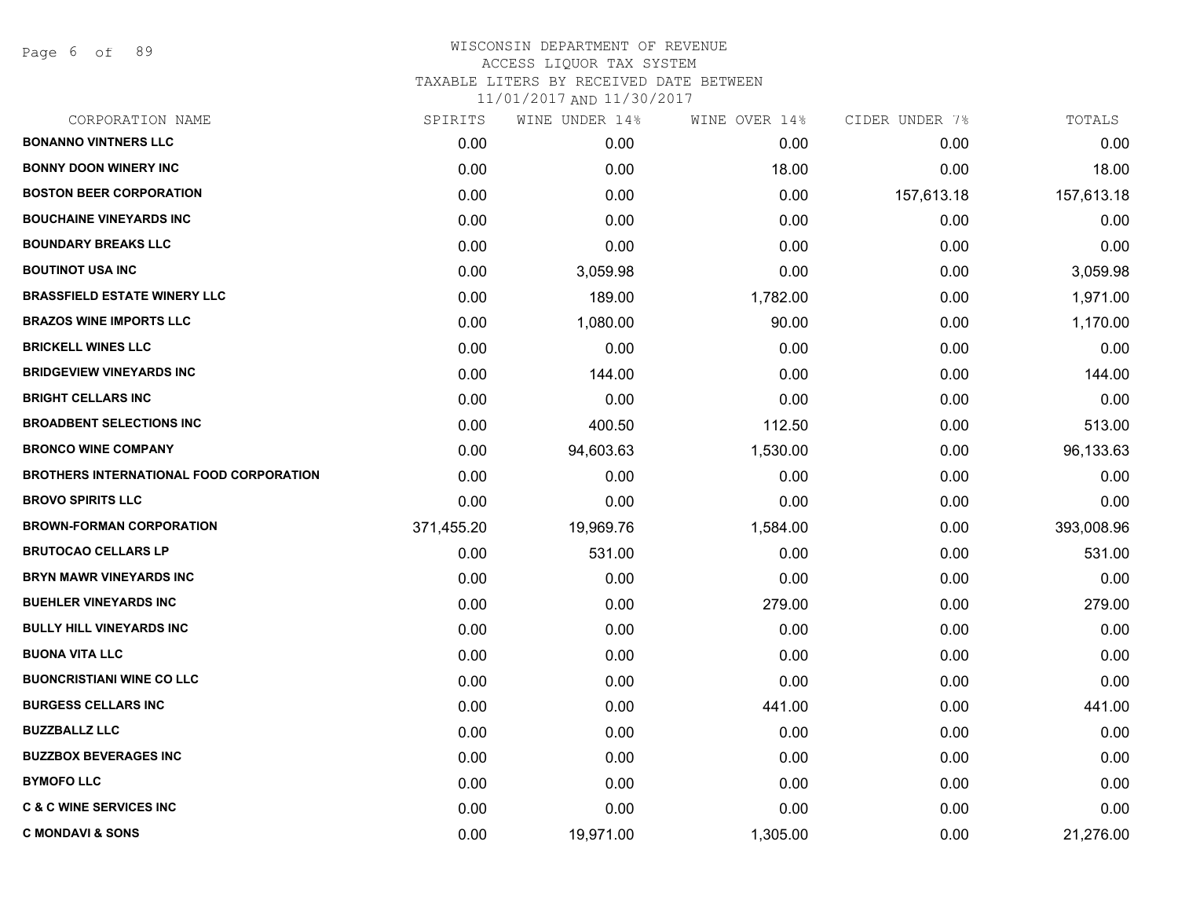# WISCONSIN DEPARTMENT OF REVENUE
## ACCESS LIQUOR TAX SYSTEM
### TAXABLE LITERS BY RECEIVED DATE BETWEEN 11/01/2017 AND 11/30/2017

| CORPORATION NAME | SPIRITS | WINE UNDER 14% | WINE OVER 14% | CIDER UNDER 7% | TOTALS |
|---|---|---|---|---|---|
| **BONANNO VINTNERS LLC** | 0.00 | 0.00 | 0.00 | 0.00 | 0.00 |
| **BONNY DOON WINERY INC** | 0.00 | 0.00 | 18.00 | 0.00 | 18.00 |
| **BOSTON BEER CORPORATION** | 0.00 | 0.00 | 0.00 | 157,613.18 | 157,613.18 |
| **BOUCHAINE VINEYARDS INC** | 0.00 | 0.00 | 0.00 | 0.00 | 0.00 |
| **BOUNDARY BREAKS LLC** | 0.00 | 0.00 | 0.00 | 0.00 | 0.00 |
| **BOUTINOT USA INC** | 0.00 | 3,059.98 | 0.00 | 0.00 | 3,059.98 |
| **BRASSFIELD ESTATE WINERY LLC** | 0.00 | 189.00 | 1,782.00 | 0.00 | 1,971.00 |
| **BRAZOS WINE IMPORTS LLC** | 0.00 | 1,080.00 | 90.00 | 0.00 | 1,170.00 |
| **BRICKELL WINES LLC** | 0.00 | 0.00 | 0.00 | 0.00 | 0.00 |
| **BRIDGEVIEW VINEYARDS INC** | 0.00 | 144.00 | 0.00 | 0.00 | 144.00 |
| **BRIGHT CELLARS INC** | 0.00 | 0.00 | 0.00 | 0.00 | 0.00 |
| **BROADBENT SELECTIONS INC** | 0.00 | 400.50 | 112.50 | 0.00 | 513.00 |
| **BRONCO WINE COMPANY** | 0.00 | 94,603.63 | 1,530.00 | 0.00 | 96,133.63 |
| **BROTHERS INTERNATIONAL FOOD CORPORATION** | 0.00 | 0.00 | 0.00 | 0.00 | 0.00 |
| **BROVO SPIRITS LLC** | 0.00 | 0.00 | 0.00 | 0.00 | 0.00 |
| **BROWN-FORMAN CORPORATION** | 371,455.20 | 19,969.76 | 1,584.00 | 0.00 | 393,008.96 |
| **BRUTOCAO CELLARS LP** | 0.00 | 531.00 | 0.00 | 0.00 | 531.00 |
| **BRYN MAWR VINEYARDS INC** | 0.00 | 0.00 | 0.00 | 0.00 | 0.00 |
| **BUEHLER VINEYARDS INC** | 0.00 | 0.00 | 279.00 | 0.00 | 279.00 |
| **BULLY HILL VINEYARDS INC** | 0.00 | 0.00 | 0.00 | 0.00 | 0.00 |
| **BUONA VITA LLC** | 0.00 | 0.00 | 0.00 | 0.00 | 0.00 |
| **BUONCRISTIANI WINE CO LLC** | 0.00 | 0.00 | 0.00 | 0.00 | 0.00 |
| **BURGESS CELLARS INC** | 0.00 | 0.00 | 441.00 | 0.00 | 441.00 |
| **BUZZBALLZ LLC** | 0.00 | 0.00 | 0.00 | 0.00 | 0.00 |
| **BUZZBOX BEVERAGES INC** | 0.00 | 0.00 | 0.00 | 0.00 | 0.00 |
| **BYMOFO LLC** | 0.00 | 0.00 | 0.00 | 0.00 | 0.00 |
| **C & C WINE SERVICES INC** | 0.00 | 0.00 | 0.00 | 0.00 | 0.00 |
| **C MONDAVI & SONS** | 0.00 | 19,971.00 | 1,305.00 | 0.00 | 21,276.00 |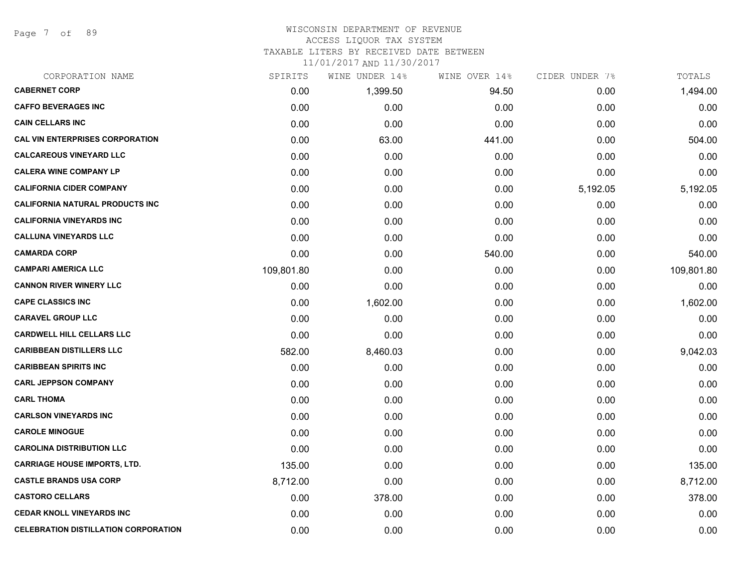# WISCONSIN DEPARTMENT OF REVENUE

ACCESS LIQUOR TAX SYSTEM

TAXABLE LITERS BY RECEIVED DATE BETWEEN

11/01/2017 AND 11/30/2017

| CORPORATION NAME | SPIRITS | WINE UNDER 14% | WINE OVER 14% | CIDER UNDER 7% | TOTALS |
|---|---|---|---|---|---|
| CABERNET CORP | 0.00 | 1,399.50 | 94.50 | 0.00 | 1,494.00 |
| CAFFO BEVERAGES INC | 0.00 | 0.00 | 0.00 | 0.00 | 0.00 |
| CAIN CELLARS INC | 0.00 | 0.00 | 0.00 | 0.00 | 0.00 |
| CAL VIN ENTERPRISES CORPORATION | 0.00 | 63.00 | 441.00 | 0.00 | 504.00 |
| CALCAREOUS VINEYARD LLC | 0.00 | 0.00 | 0.00 | 0.00 | 0.00 |
| CALERA WINE COMPANY LP | 0.00 | 0.00 | 0.00 | 0.00 | 0.00 |
| CALIFORNIA CIDER COMPANY | 0.00 | 0.00 | 0.00 | 5,192.05 | 5,192.05 |
| CALIFORNIA NATURAL PRODUCTS INC | 0.00 | 0.00 | 0.00 | 0.00 | 0.00 |
| CALIFORNIA VINEYARDS INC | 0.00 | 0.00 | 0.00 | 0.00 | 0.00 |
| CALLUNA VINEYARDS LLC | 0.00 | 0.00 | 0.00 | 0.00 | 0.00 |
| CAMARDA CORP | 0.00 | 0.00 | 540.00 | 0.00 | 540.00 |
| CAMPARI AMERICA LLC | 109,801.80 | 0.00 | 0.00 | 0.00 | 109,801.80 |
| CANNON RIVER WINERY LLC | 0.00 | 0.00 | 0.00 | 0.00 | 0.00 |
| CAPE CLASSICS INC | 0.00 | 1,602.00 | 0.00 | 0.00 | 1,602.00 |
| CARAVEL GROUP LLC | 0.00 | 0.00 | 0.00 | 0.00 | 0.00 |
| CARDWELL HILL CELLARS LLC | 0.00 | 0.00 | 0.00 | 0.00 | 0.00 |
| CARIBBEAN DISTILLERS LLC | 582.00 | 8,460.03 | 0.00 | 0.00 | 9,042.03 |
| CARIBBEAN SPIRITS INC | 0.00 | 0.00 | 0.00 | 0.00 | 0.00 |
| CARL JEPPSON COMPANY | 0.00 | 0.00 | 0.00 | 0.00 | 0.00 |
| CARL THOMA | 0.00 | 0.00 | 0.00 | 0.00 | 0.00 |
| CARLSON VINEYARDS INC | 0.00 | 0.00 | 0.00 | 0.00 | 0.00 |
| CAROLE MINOGUE | 0.00 | 0.00 | 0.00 | 0.00 | 0.00 |
| CAROLINA DISTRIBUTION LLC | 0.00 | 0.00 | 0.00 | 0.00 | 0.00 |
| CARRIAGE HOUSE IMPORTS, LTD. | 135.00 | 0.00 | 0.00 | 0.00 | 135.00 |
| CASTLE BRANDS USA CORP | 8,712.00 | 0.00 | 0.00 | 0.00 | 8,712.00 |
| CASTORO CELLARS | 0.00 | 378.00 | 0.00 | 0.00 | 378.00 |
| CEDAR KNOLL VINEYARDS INC | 0.00 | 0.00 | 0.00 | 0.00 | 0.00 |
| CELEBRATION DISTILLATION CORPORATION | 0.00 | 0.00 | 0.00 | 0.00 | 0.00 |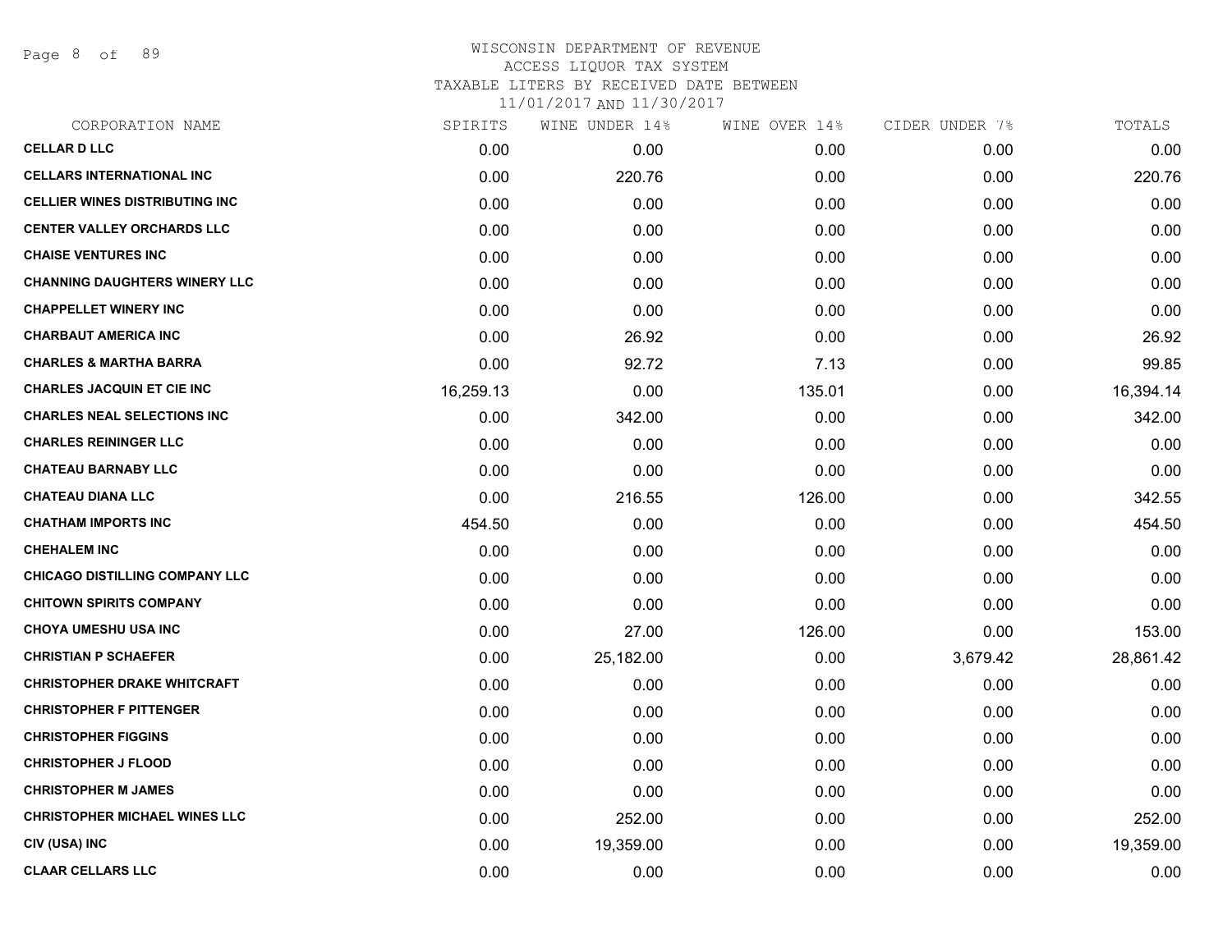# WISCONSIN DEPARTMENT OF REVENUE
## ACCESS LIQUOR TAX SYSTEM
### TAXABLE LITERS BY RECEIVED DATE BETWEEN 11/01/2017 AND 11/30/2017

| CORPORATION NAME | SPIRITS | WINE UNDER 14% | WINE OVER 14% | CIDER UNDER 7% | TOTALS |
|---|---|---|---|---|---|
| CELLAR D LLC | 0.00 | 0.00 | 0.00 | 0.00 | 0.00 |
| CELLARS INTERNATIONAL INC | 0.00 | 220.76 | 0.00 | 0.00 | 220.76 |
| CELLIER WINES DISTRIBUTING INC | 0.00 | 0.00 | 0.00 | 0.00 | 0.00 |
| CENTER VALLEY ORCHARDS LLC | 0.00 | 0.00 | 0.00 | 0.00 | 0.00 |
| CHAISE VENTURES INC | 0.00 | 0.00 | 0.00 | 0.00 | 0.00 |
| CHANNING DAUGHTERS WINERY LLC | 0.00 | 0.00 | 0.00 | 0.00 | 0.00 |
| CHAPPELLET WINERY INC | 0.00 | 0.00 | 0.00 | 0.00 | 0.00 |
| CHARBAUT AMERICA INC | 0.00 | 26.92 | 0.00 | 0.00 | 26.92 |
| CHARLES & MARTHA BARRA | 0.00 | 92.72 | 7.13 | 0.00 | 99.85 |
| CHARLES JACQUIN ET CIE INC | 16,259.13 | 0.00 | 135.01 | 0.00 | 16,394.14 |
| CHARLES NEAL SELECTIONS INC | 0.00 | 342.00 | 0.00 | 0.00 | 342.00 |
| CHARLES REININGER LLC | 0.00 | 0.00 | 0.00 | 0.00 | 0.00 |
| CHATEAU BARNABY LLC | 0.00 | 0.00 | 0.00 | 0.00 | 0.00 |
| CHATEAU DIANA LLC | 0.00 | 216.55 | 126.00 | 0.00 | 342.55 |
| CHATHAM IMPORTS INC | 454.50 | 0.00 | 0.00 | 0.00 | 454.50 |
| CHEHALEM INC | 0.00 | 0.00 | 0.00 | 0.00 | 0.00 |
| CHICAGO DISTILLING COMPANY LLC | 0.00 | 0.00 | 0.00 | 0.00 | 0.00 |
| CHITOWN SPIRITS COMPANY | 0.00 | 0.00 | 0.00 | 0.00 | 0.00 |
| CHOYA UMESHU USA INC | 0.00 | 27.00 | 126.00 | 0.00 | 153.00 |
| CHRISTIAN P SCHAEFER | 0.00 | 25,182.00 | 0.00 | 3,679.42 | 28,861.42 |
| CHRISTOPHER DRAKE WHITCRAFT | 0.00 | 0.00 | 0.00 | 0.00 | 0.00 |
| CHRISTOPHER F PITTENGER | 0.00 | 0.00 | 0.00 | 0.00 | 0.00 |
| CHRISTOPHER FIGGINS | 0.00 | 0.00 | 0.00 | 0.00 | 0.00 |
| CHRISTOPHER J FLOOD | 0.00 | 0.00 | 0.00 | 0.00 | 0.00 |
| CHRISTOPHER M JAMES | 0.00 | 0.00 | 0.00 | 0.00 | 0.00 |
| CHRISTOPHER MICHAEL WINES LLC | 0.00 | 252.00 | 0.00 | 0.00 | 252.00 |
| CIV (USA) INC | 0.00 | 19,359.00 | 0.00 | 0.00 | 19,359.00 |
| CLAAR CELLARS LLC | 0.00 | 0.00 | 0.00 | 0.00 | 0.00 |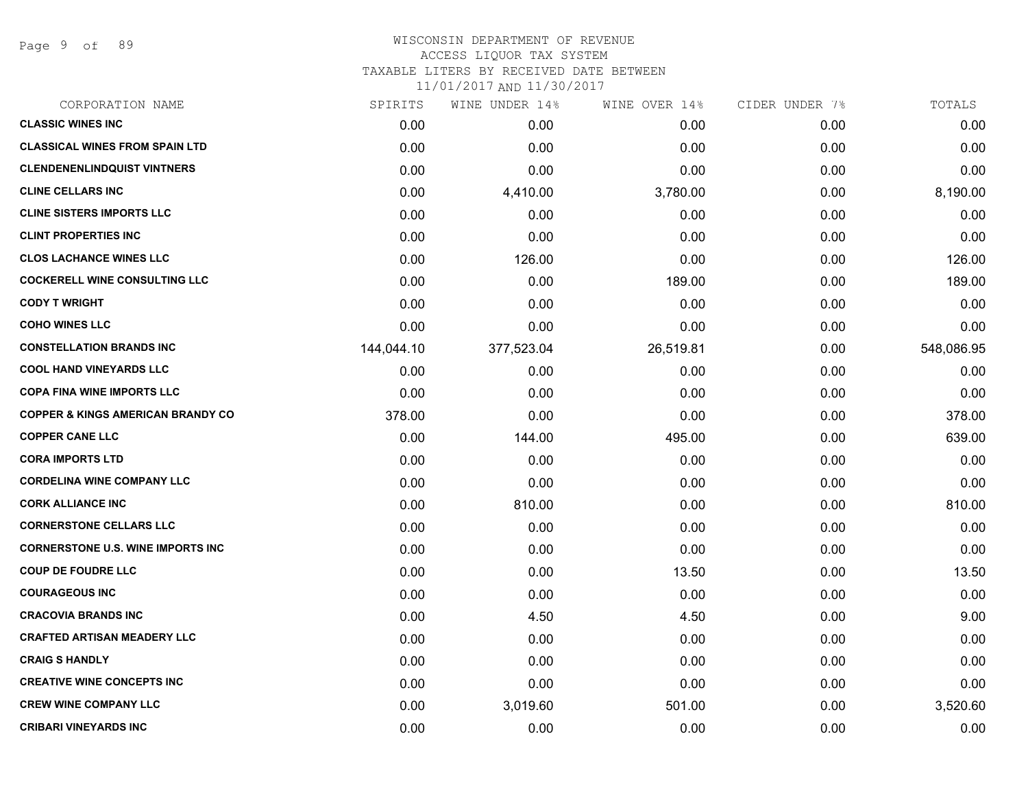WISCONSIN DEPARTMENT OF REVENUE
ACCESS LIQUOR TAX SYSTEM
TAXABLE LITERS BY RECEIVED DATE BETWEEN
11/01/2017 AND 11/30/2017

| CORPORATION NAME | SPIRITS | WINE UNDER 14% | WINE OVER 14% | CIDER UNDER 7% | TOTALS |
|---|---|---|---|---|---|
| CLASSIC WINES INC | 0.00 | 0.00 | 0.00 | 0.00 | 0.00 |
| CLASSICAL WINES FROM SPAIN LTD | 0.00 | 0.00 | 0.00 | 0.00 | 0.00 |
| CLENDENENLINDQUIST VINTNERS | 0.00 | 0.00 | 0.00 | 0.00 | 0.00 |
| CLINE CELLARS INC | 0.00 | 4,410.00 | 3,780.00 | 0.00 | 8,190.00 |
| CLINE SISTERS IMPORTS LLC | 0.00 | 0.00 | 0.00 | 0.00 | 0.00 |
| CLINT PROPERTIES INC | 0.00 | 0.00 | 0.00 | 0.00 | 0.00 |
| CLOS LACHANCE WINES LLC | 0.00 | 126.00 | 0.00 | 0.00 | 126.00 |
| COCKERELL WINE CONSULTING LLC | 0.00 | 0.00 | 189.00 | 0.00 | 189.00 |
| CODY T WRIGHT | 0.00 | 0.00 | 0.00 | 0.00 | 0.00 |
| COHO WINES LLC | 0.00 | 0.00 | 0.00 | 0.00 | 0.00 |
| CONSTELLATION BRANDS INC | 144,044.10 | 377,523.04 | 26,519.81 | 0.00 | 548,086.95 |
| COOL HAND VINEYARDS LLC | 0.00 | 0.00 | 0.00 | 0.00 | 0.00 |
| COPA FINA WINE IMPORTS LLC | 0.00 | 0.00 | 0.00 | 0.00 | 0.00 |
| COPPER & KINGS AMERICAN BRANDY CO | 378.00 | 0.00 | 0.00 | 0.00 | 378.00 |
| COPPER CANE LLC | 0.00 | 144.00 | 495.00 | 0.00 | 639.00 |
| CORA IMPORTS LTD | 0.00 | 0.00 | 0.00 | 0.00 | 0.00 |
| CORDELINA WINE COMPANY LLC | 0.00 | 0.00 | 0.00 | 0.00 | 0.00 |
| CORK ALLIANCE INC | 0.00 | 810.00 | 0.00 | 0.00 | 810.00 |
| CORNERSTONE CELLARS LLC | 0.00 | 0.00 | 0.00 | 0.00 | 0.00 |
| CORNERSTONE U.S. WINE IMPORTS INC | 0.00 | 0.00 | 0.00 | 0.00 | 0.00 |
| COUP DE FOUDRE LLC | 0.00 | 0.00 | 13.50 | 0.00 | 13.50 |
| COURAGEOUS INC | 0.00 | 0.00 | 0.00 | 0.00 | 0.00 |
| CRACOVIA BRANDS INC | 0.00 | 4.50 | 4.50 | 0.00 | 9.00 |
| CRAFTED ARTISAN MEADERY LLC | 0.00 | 0.00 | 0.00 | 0.00 | 0.00 |
| CRAIG S HANDLY | 0.00 | 0.00 | 0.00 | 0.00 | 0.00 |
| CREATIVE WINE CONCEPTS INC | 0.00 | 0.00 | 0.00 | 0.00 | 0.00 |
| CREW WINE COMPANY LLC | 0.00 | 3,019.60 | 501.00 | 0.00 | 3,520.60 |
| CRIBARI VINEYARDS INC | 0.00 | 0.00 | 0.00 | 0.00 | 0.00 |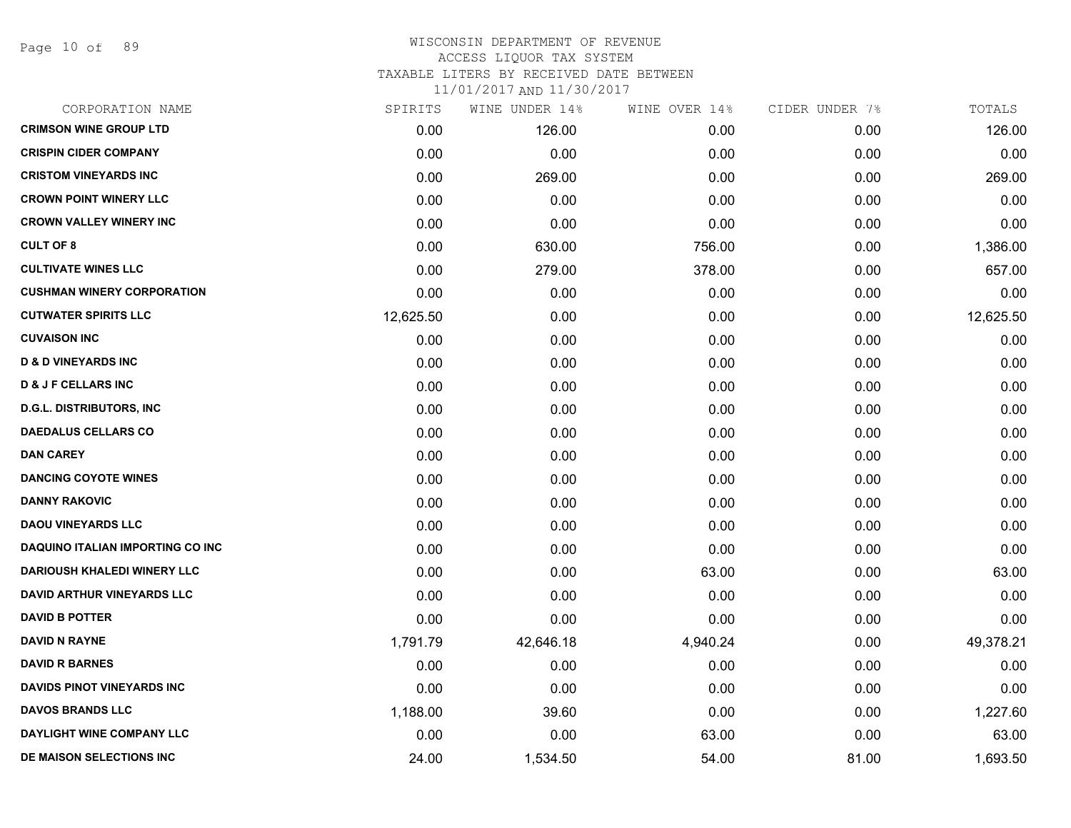WISCONSIN DEPARTMENT OF REVENUE
ACCESS LIQUOR TAX SYSTEM
TAXABLE LITERS BY RECEIVED DATE BETWEEN
11/01/2017 AND 11/30/2017

| CORPORATION NAME | SPIRITS | WINE UNDER 14% | WINE OVER 14% | CIDER UNDER 7% | TOTALS |
|---|---|---|---|---|---|
| CRIMSON WINE GROUP LTD | 0.00 | 126.00 | 0.00 | 0.00 | 126.00 |
| CRISPIN CIDER COMPANY | 0.00 | 0.00 | 0.00 | 0.00 | 0.00 |
| CRISTOM VINEYARDS INC | 0.00 | 269.00 | 0.00 | 0.00 | 269.00 |
| CROWN POINT WINERY LLC | 0.00 | 0.00 | 0.00 | 0.00 | 0.00 |
| CROWN VALLEY WINERY INC | 0.00 | 0.00 | 0.00 | 0.00 | 0.00 |
| CULT OF 8 | 0.00 | 630.00 | 756.00 | 0.00 | 1,386.00 |
| CULTIVATE WINES LLC | 0.00 | 279.00 | 378.00 | 0.00 | 657.00 |
| CUSHMAN WINERY CORPORATION | 0.00 | 0.00 | 0.00 | 0.00 | 0.00 |
| CUTWATER SPIRITS LLC | 12,625.50 | 0.00 | 0.00 | 0.00 | 12,625.50 |
| CUVAISON INC | 0.00 | 0.00 | 0.00 | 0.00 | 0.00 |
| D & D VINEYARDS INC | 0.00 | 0.00 | 0.00 | 0.00 | 0.00 |
| D & J F CELLARS INC | 0.00 | 0.00 | 0.00 | 0.00 | 0.00 |
| D.G.L. DISTRIBUTORS, INC | 0.00 | 0.00 | 0.00 | 0.00 | 0.00 |
| DAEDALUS CELLARS CO | 0.00 | 0.00 | 0.00 | 0.00 | 0.00 |
| DAN CAREY | 0.00 | 0.00 | 0.00 | 0.00 | 0.00 |
| DANCING COYOTE WINES | 0.00 | 0.00 | 0.00 | 0.00 | 0.00 |
| DANNY RAKOVIC | 0.00 | 0.00 | 0.00 | 0.00 | 0.00 |
| DAOU VINEYARDS LLC | 0.00 | 0.00 | 0.00 | 0.00 | 0.00 |
| DAQUINO ITALIAN IMPORTING CO INC | 0.00 | 0.00 | 0.00 | 0.00 | 0.00 |
| DARIOUSH KHALEDI WINERY LLC | 0.00 | 0.00 | 63.00 | 0.00 | 63.00 |
| DAVID ARTHUR VINEYARDS LLC | 0.00 | 0.00 | 0.00 | 0.00 | 0.00 |
| DAVID B POTTER | 0.00 | 0.00 | 0.00 | 0.00 | 0.00 |
| DAVID N RAYNE | 1,791.79 | 42,646.18 | 4,940.24 | 0.00 | 49,378.21 |
| DAVID R BARNES | 0.00 | 0.00 | 0.00 | 0.00 | 0.00 |
| DAVIDS PINOT VINEYARDS INC | 0.00 | 0.00 | 0.00 | 0.00 | 0.00 |
| DAVOS BRANDS LLC | 1,188.00 | 39.60 | 0.00 | 0.00 | 1,227.60 |
| DAYLIGHT WINE COMPANY LLC | 0.00 | 0.00 | 63.00 | 0.00 | 63.00 |
| DE MAISON SELECTIONS INC | 24.00 | 1,534.50 | 54.00 | 81.00 | 1,693.50 |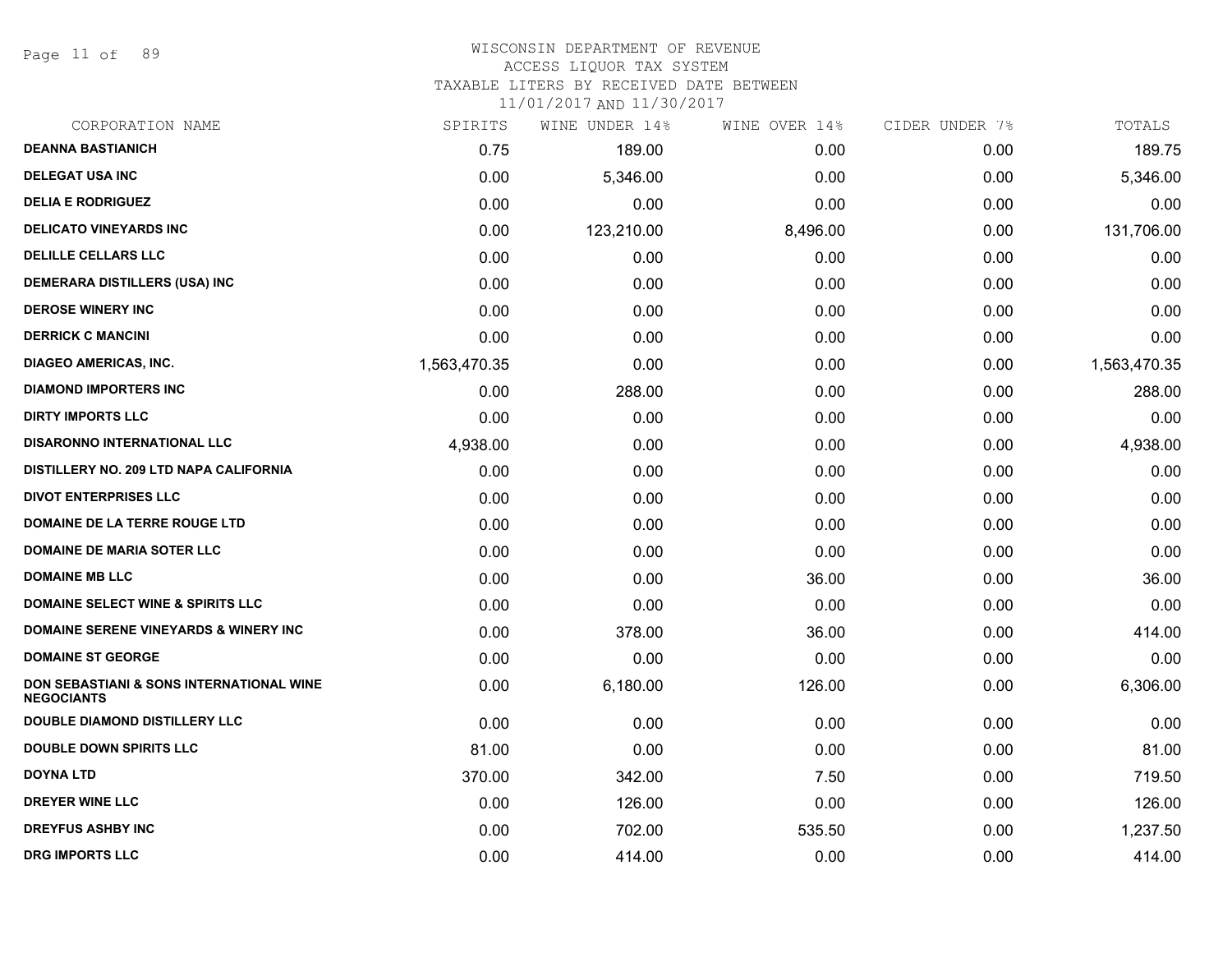WISCONSIN DEPARTMENT OF REVENUE
ACCESS LIQUOR TAX SYSTEM
TAXABLE LITERS BY RECEIVED DATE BETWEEN
11/01/2017 AND 11/30/2017

| CORPORATION NAME | SPIRITS | WINE UNDER 14% | WINE OVER 14% | CIDER UNDER 7% | TOTALS |
|---|---|---|---|---|---|
| DEANNA BASTIANICH | 0.75 | 189.00 | 0.00 | 0.00 | 189.75 |
| DELEGAT USA INC | 0.00 | 5,346.00 | 0.00 | 0.00 | 5,346.00 |
| DELIA E RODRIGUEZ | 0.00 | 0.00 | 0.00 | 0.00 | 0.00 |
| DELICATO VINEYARDS INC | 0.00 | 123,210.00 | 8,496.00 | 0.00 | 131,706.00 |
| DELILLE CELLARS LLC | 0.00 | 0.00 | 0.00 | 0.00 | 0.00 |
| DEMERARA DISTILLERS (USA) INC | 0.00 | 0.00 | 0.00 | 0.00 | 0.00 |
| DEROSE WINERY INC | 0.00 | 0.00 | 0.00 | 0.00 | 0.00 |
| DERRICK C MANCINI | 0.00 | 0.00 | 0.00 | 0.00 | 0.00 |
| DIAGEO AMERICAS, INC. | 1,563,470.35 | 0.00 | 0.00 | 0.00 | 1,563,470.35 |
| DIAMOND IMPORTERS INC | 0.00 | 288.00 | 0.00 | 0.00 | 288.00 |
| DIRTY IMPORTS LLC | 0.00 | 0.00 | 0.00 | 0.00 | 0.00 |
| DISARONNO INTERNATIONAL LLC | 4,938.00 | 0.00 | 0.00 | 0.00 | 4,938.00 |
| DISTILLERY NO. 209 LTD NAPA CALIFORNIA | 0.00 | 0.00 | 0.00 | 0.00 | 0.00 |
| DIVOT ENTERPRISES LLC | 0.00 | 0.00 | 0.00 | 0.00 | 0.00 |
| DOMAINE DE LA TERRE ROUGE LTD | 0.00 | 0.00 | 0.00 | 0.00 | 0.00 |
| DOMAINE DE MARIA SOTER LLC | 0.00 | 0.00 | 0.00 | 0.00 | 0.00 |
| DOMAINE MB LLC | 0.00 | 0.00 | 36.00 | 0.00 | 36.00 |
| DOMAINE SELECT WINE & SPIRITS LLC | 0.00 | 0.00 | 0.00 | 0.00 | 0.00 |
| DOMAINE SERENE VINEYARDS & WINERY INC | 0.00 | 378.00 | 36.00 | 0.00 | 414.00 |
| DOMAINE ST GEORGE | 0.00 | 0.00 | 0.00 | 0.00 | 0.00 |
| DON SEBASTIANI & SONS INTERNATIONAL WINE NEGOCIANTS | 0.00 | 6,180.00 | 126.00 | 0.00 | 6,306.00 |
| DOUBLE DIAMOND DISTILLERY LLC | 0.00 | 0.00 | 0.00 | 0.00 | 0.00 |
| DOUBLE DOWN SPIRITS LLC | 81.00 | 0.00 | 0.00 | 0.00 | 81.00 |
| DOYNA LTD | 370.00 | 342.00 | 7.50 | 0.00 | 719.50 |
| DREYER WINE LLC | 0.00 | 126.00 | 0.00 | 0.00 | 126.00 |
| DREYFUS ASHBY INC | 0.00 | 702.00 | 535.50 | 0.00 | 1,237.50 |
| DRG IMPORTS LLC | 0.00 | 414.00 | 0.00 | 0.00 | 414.00 |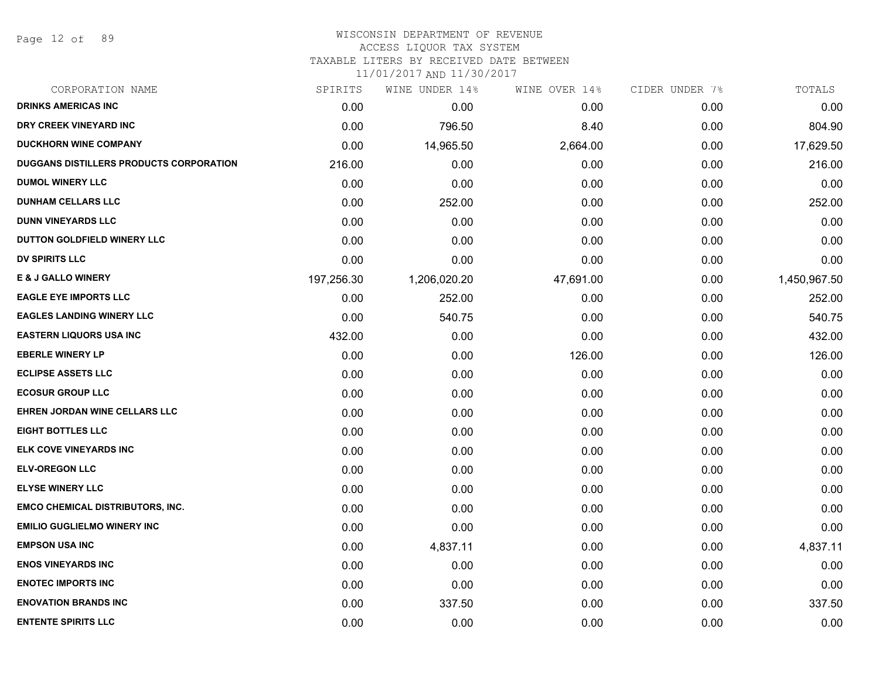# WISCONSIN DEPARTMENT OF REVENUE
ACCESS LIQUOR TAX SYSTEM
TAXABLE LITERS BY RECEIVED DATE BETWEEN
11/01/2017 AND 11/30/2017

| CORPORATION NAME | SPIRITS | WINE UNDER 14% | WINE OVER 14% | CIDER UNDER 7% | TOTALS |
|---|---|---|---|---|---|
| DRINKS AMERICAS INC | 0.00 | 0.00 | 0.00 | 0.00 | 0.00 |
| DRY CREEK VINEYARD INC | 0.00 | 796.50 | 8.40 | 0.00 | 804.90 |
| DUCKHORN WINE COMPANY | 0.00 | 14,965.50 | 2,664.00 | 0.00 | 17,629.50 |
| DUGGANS DISTILLERS PRODUCTS CORPORATION | 216.00 | 0.00 | 0.00 | 0.00 | 216.00 |
| DUMOL WINERY LLC | 0.00 | 0.00 | 0.00 | 0.00 | 0.00 |
| DUNHAM CELLARS LLC | 0.00 | 252.00 | 0.00 | 0.00 | 252.00 |
| DUNN VINEYARDS LLC | 0.00 | 0.00 | 0.00 | 0.00 | 0.00 |
| DUTTON GOLDFIELD WINERY LLC | 0.00 | 0.00 | 0.00 | 0.00 | 0.00 |
| DV SPIRITS LLC | 0.00 | 0.00 | 0.00 | 0.00 | 0.00 |
| E & J GALLO WINERY | 197,256.30 | 1,206,020.20 | 47,691.00 | 0.00 | 1,450,967.50 |
| EAGLE EYE IMPORTS LLC | 0.00 | 252.00 | 0.00 | 0.00 | 252.00 |
| EAGLES LANDING WINERY LLC | 0.00 | 540.75 | 0.00 | 0.00 | 540.75 |
| EASTERN LIQUORS USA INC | 432.00 | 0.00 | 0.00 | 0.00 | 432.00 |
| EBERLE WINERY LP | 0.00 | 0.00 | 126.00 | 0.00 | 126.00 |
| ECLIPSE ASSETS LLC | 0.00 | 0.00 | 0.00 | 0.00 | 0.00 |
| ECOSUR GROUP LLC | 0.00 | 0.00 | 0.00 | 0.00 | 0.00 |
| EHREN JORDAN WINE CELLARS LLC | 0.00 | 0.00 | 0.00 | 0.00 | 0.00 |
| EIGHT BOTTLES LLC | 0.00 | 0.00 | 0.00 | 0.00 | 0.00 |
| ELK COVE VINEYARDS INC | 0.00 | 0.00 | 0.00 | 0.00 | 0.00 |
| ELV-OREGON LLC | 0.00 | 0.00 | 0.00 | 0.00 | 0.00 |
| ELYSE WINERY LLC | 0.00 | 0.00 | 0.00 | 0.00 | 0.00 |
| EMCO CHEMICAL DISTRIBUTORS, INC. | 0.00 | 0.00 | 0.00 | 0.00 | 0.00 |
| EMILIO GUGLIELMO WINERY INC | 0.00 | 0.00 | 0.00 | 0.00 | 0.00 |
| EMPSON USA INC | 0.00 | 4,837.11 | 0.00 | 0.00 | 4,837.11 |
| ENOS VINEYARDS INC | 0.00 | 0.00 | 0.00 | 0.00 | 0.00 |
| ENOTEC IMPORTS INC | 0.00 | 0.00 | 0.00 | 0.00 | 0.00 |
| ENOVATION BRANDS INC | 0.00 | 337.50 | 0.00 | 0.00 | 337.50 |
| ENTENTE SPIRITS LLC | 0.00 | 0.00 | 0.00 | 0.00 | 0.00 |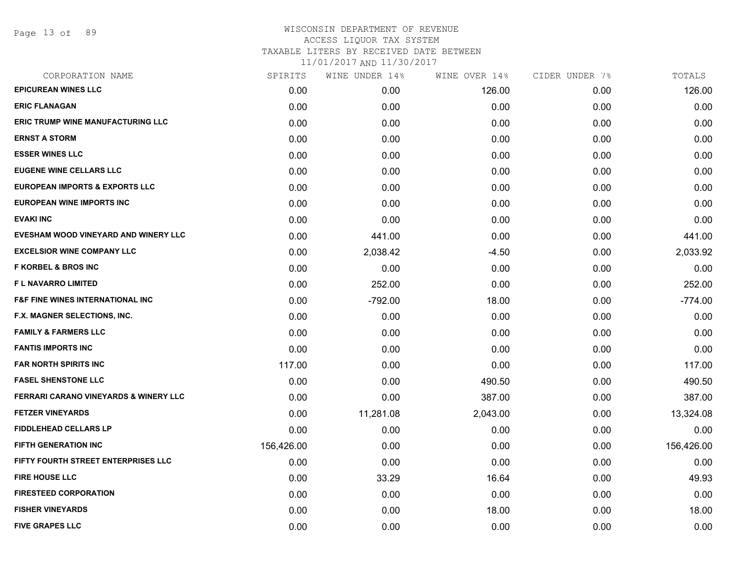# WISCONSIN DEPARTMENT OF REVENUE
## ACCESS LIQUOR TAX SYSTEM
### TAXABLE LITERS BY RECEIVED DATE BETWEEN 11/01/2017 AND 11/30/2017

| CORPORATION NAME | SPIRITS | WINE UNDER 14% | WINE OVER 14% | CIDER UNDER 7% | TOTALS |
|---|---|---|---|---|---|
| EPICUREAN WINES LLC | 0.00 | 0.00 | 126.00 | 0.00 | 126.00 |
| ERIC FLANAGAN | 0.00 | 0.00 | 0.00 | 0.00 | 0.00 |
| ERIC TRUMP WINE MANUFACTURING LLC | 0.00 | 0.00 | 0.00 | 0.00 | 0.00 |
| ERNST A STORM | 0.00 | 0.00 | 0.00 | 0.00 | 0.00 |
| ESSER WINES LLC | 0.00 | 0.00 | 0.00 | 0.00 | 0.00 |
| EUGENE WINE CELLARS LLC | 0.00 | 0.00 | 0.00 | 0.00 | 0.00 |
| EUROPEAN IMPORTS & EXPORTS LLC | 0.00 | 0.00 | 0.00 | 0.00 | 0.00 |
| EUROPEAN WINE IMPORTS INC | 0.00 | 0.00 | 0.00 | 0.00 | 0.00 |
| EVAKI INC | 0.00 | 0.00 | 0.00 | 0.00 | 0.00 |
| EVESHAM WOOD VINEYARD AND WINERY LLC | 0.00 | 441.00 | 0.00 | 0.00 | 441.00 |
| EXCELSIOR WINE COMPANY LLC | 0.00 | 2,038.42 | -4.50 | 0.00 | 2,033.92 |
| F KORBEL & BROS INC | 0.00 | 0.00 | 0.00 | 0.00 | 0.00 |
| F L NAVARRO LIMITED | 0.00 | 252.00 | 0.00 | 0.00 | 252.00 |
| F&F FINE WINES INTERNATIONAL INC | 0.00 | -792.00 | 18.00 | 0.00 | -774.00 |
| F.X. MAGNER SELECTIONS, INC. | 0.00 | 0.00 | 0.00 | 0.00 | 0.00 |
| FAMILY & FARMERS LLC | 0.00 | 0.00 | 0.00 | 0.00 | 0.00 |
| FANTIS IMPORTS INC | 0.00 | 0.00 | 0.00 | 0.00 | 0.00 |
| FAR NORTH SPIRITS INC | 117.00 | 0.00 | 0.00 | 0.00 | 117.00 |
| FASEL SHENSTONE LLC | 0.00 | 0.00 | 490.50 | 0.00 | 490.50 |
| FERRARI CARANO VINEYARDS & WINERY LLC | 0.00 | 0.00 | 387.00 | 0.00 | 387.00 |
| FETZER VINEYARDS | 0.00 | 11,281.08 | 2,043.00 | 0.00 | 13,324.08 |
| FIDDLEHEAD CELLARS LP | 0.00 | 0.00 | 0.00 | 0.00 | 0.00 |
| FIFTH GENERATION INC | 156,426.00 | 0.00 | 0.00 | 0.00 | 156,426.00 |
| FIFTY FOURTH STREET ENTERPRISES LLC | 0.00 | 0.00 | 0.00 | 0.00 | 0.00 |
| FIRE HOUSE LLC | 0.00 | 33.29 | 16.64 | 0.00 | 49.93 |
| FIRESTEED CORPORATION | 0.00 | 0.00 | 0.00 | 0.00 | 0.00 |
| FISHER VINEYARDS | 0.00 | 0.00 | 18.00 | 0.00 | 18.00 |
| FIVE GRAPES LLC | 0.00 | 0.00 | 0.00 | 0.00 | 0.00 |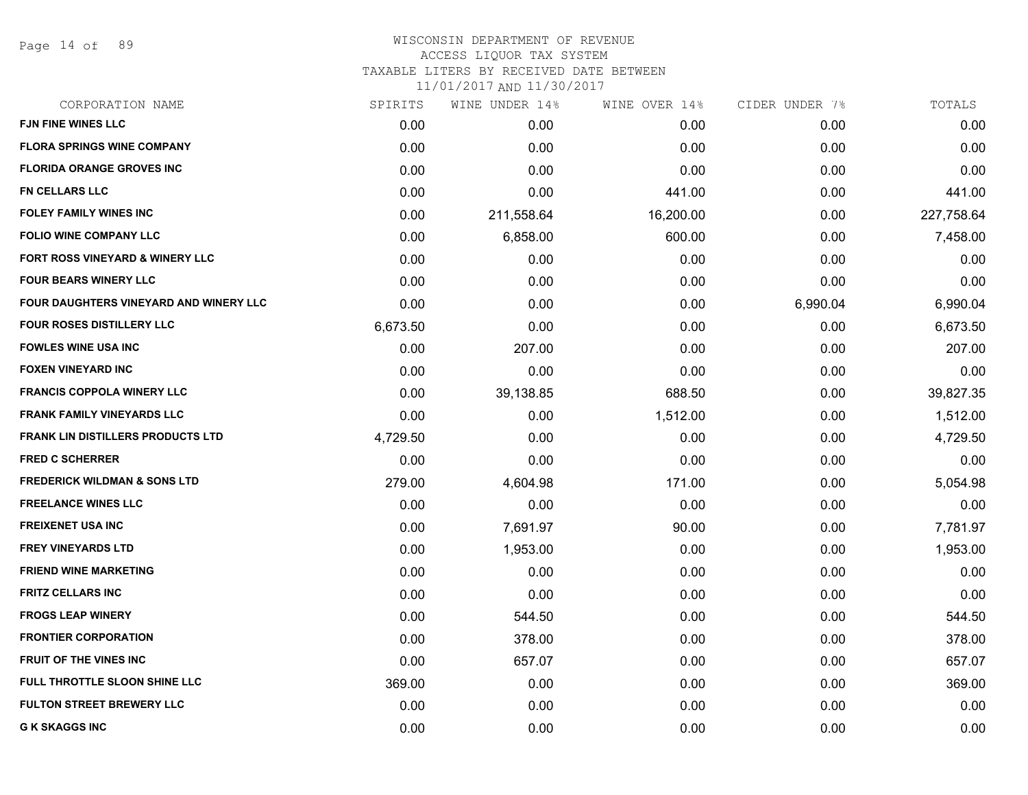WISCONSIN DEPARTMENT OF REVENUE
ACCESS LIQUOR TAX SYSTEM
TAXABLE LITERS BY RECEIVED DATE BETWEEN
11/01/2017 AND 11/30/2017

| CORPORATION NAME | SPIRITS | WINE UNDER 14% | WINE OVER 14% | CIDER UNDER 7% | TOTALS |
|---|---|---|---|---|---|
| FJN FINE WINES LLC | 0.00 | 0.00 | 0.00 | 0.00 | 0.00 |
| FLORA SPRINGS WINE COMPANY | 0.00 | 0.00 | 0.00 | 0.00 | 0.00 |
| FLORIDA ORANGE GROVES INC | 0.00 | 0.00 | 0.00 | 0.00 | 0.00 |
| FN CELLARS LLC | 0.00 | 0.00 | 441.00 | 0.00 | 441.00 |
| FOLEY FAMILY WINES INC | 0.00 | 211,558.64 | 16,200.00 | 0.00 | 227,758.64 |
| FOLIO WINE COMPANY LLC | 0.00 | 6,858.00 | 600.00 | 0.00 | 7,458.00 |
| FORT ROSS VINEYARD & WINERY LLC | 0.00 | 0.00 | 0.00 | 0.00 | 0.00 |
| FOUR BEARS WINERY LLC | 0.00 | 0.00 | 0.00 | 0.00 | 0.00 |
| FOUR DAUGHTERS VINEYARD AND WINERY LLC | 0.00 | 0.00 | 0.00 | 6,990.04 | 6,990.04 |
| FOUR ROSES DISTILLERY LLC | 6,673.50 | 0.00 | 0.00 | 0.00 | 6,673.50 |
| FOWLES WINE USA INC | 0.00 | 207.00 | 0.00 | 0.00 | 207.00 |
| FOXEN VINEYARD INC | 0.00 | 0.00 | 0.00 | 0.00 | 0.00 |
| FRANCIS COPPOLA WINERY LLC | 0.00 | 39,138.85 | 688.50 | 0.00 | 39,827.35 |
| FRANK FAMILY VINEYARDS LLC | 0.00 | 0.00 | 1,512.00 | 0.00 | 1,512.00 |
| FRANK LIN DISTILLERS PRODUCTS LTD | 4,729.50 | 0.00 | 0.00 | 0.00 | 4,729.50 |
| FRED C SCHERRER | 0.00 | 0.00 | 0.00 | 0.00 | 0.00 |
| FREDERICK WILDMAN & SONS LTD | 279.00 | 4,604.98 | 171.00 | 0.00 | 5,054.98 |
| FREELANCE WINES LLC | 0.00 | 0.00 | 0.00 | 0.00 | 0.00 |
| FREIXENET USA INC | 0.00 | 7,691.97 | 90.00 | 0.00 | 7,781.97 |
| FREY VINEYARDS LTD | 0.00 | 1,953.00 | 0.00 | 0.00 | 1,953.00 |
| FRIEND WINE MARKETING | 0.00 | 0.00 | 0.00 | 0.00 | 0.00 |
| FRITZ CELLARS INC | 0.00 | 0.00 | 0.00 | 0.00 | 0.00 |
| FROGS LEAP WINERY | 0.00 | 544.50 | 0.00 | 0.00 | 544.50 |
| FRONTIER CORPORATION | 0.00 | 378.00 | 0.00 | 0.00 | 378.00 |
| FRUIT OF THE VINES INC | 0.00 | 657.07 | 0.00 | 0.00 | 657.07 |
| FULL THROTTLE SLOON SHINE LLC | 369.00 | 0.00 | 0.00 | 0.00 | 369.00 |
| FULTON STREET BREWERY LLC | 0.00 | 0.00 | 0.00 | 0.00 | 0.00 |
| G K SKAGGS INC | 0.00 | 0.00 | 0.00 | 0.00 | 0.00 |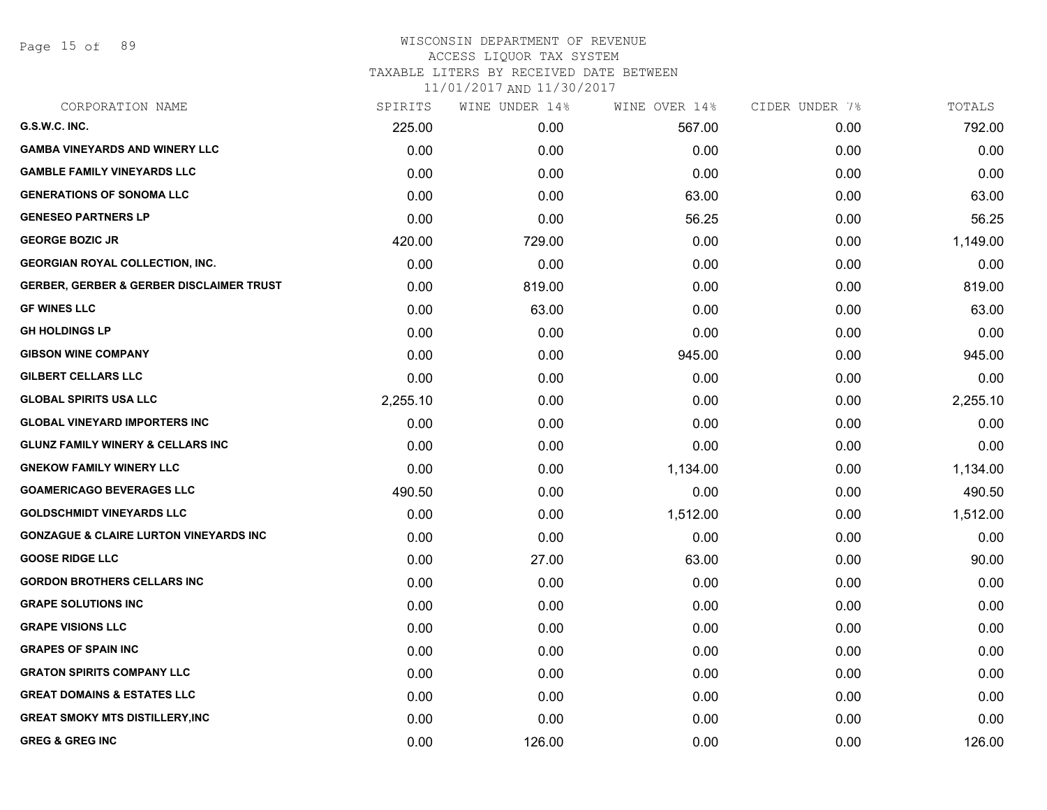# WISCONSIN DEPARTMENT OF REVENUE
## ACCESS LIQUOR TAX SYSTEM
### TAXABLE LITERS BY RECEIVED DATE BETWEEN 11/01/2017 AND 11/30/2017

| CORPORATION NAME | SPIRITS | WINE UNDER 14% | WINE OVER 14% | CIDER UNDER 7% | TOTALS |
|---|---|---|---|---|---|
| G.S.W.C. INC. | 225.00 | 0.00 | 567.00 | 0.00 | 792.00 |
| GAMBA VINEYARDS AND WINERY LLC | 0.00 | 0.00 | 0.00 | 0.00 | 0.00 |
| GAMBLE FAMILY VINEYARDS LLC | 0.00 | 0.00 | 0.00 | 0.00 | 0.00 |
| GENERATIONS OF SONOMA LLC | 0.00 | 0.00 | 63.00 | 0.00 | 63.00 |
| GENESEO PARTNERS LP | 0.00 | 0.00 | 56.25 | 0.00 | 56.25 |
| GEORGE BOZIC JR | 420.00 | 729.00 | 0.00 | 0.00 | 1,149.00 |
| GEORGIAN ROYAL COLLECTION, INC. | 0.00 | 0.00 | 0.00 | 0.00 | 0.00 |
| GERBER, GERBER & GERBER DISCLAIMER TRUST | 0.00 | 819.00 | 0.00 | 0.00 | 819.00 |
| GF WINES LLC | 0.00 | 63.00 | 0.00 | 0.00 | 63.00 |
| GH HOLDINGS LP | 0.00 | 0.00 | 0.00 | 0.00 | 0.00 |
| GIBSON WINE COMPANY | 0.00 | 0.00 | 945.00 | 0.00 | 945.00 |
| GILBERT CELLARS LLC | 0.00 | 0.00 | 0.00 | 0.00 | 0.00 |
| GLOBAL SPIRITS USA LLC | 2,255.10 | 0.00 | 0.00 | 0.00 | 2,255.10 |
| GLOBAL VINEYARD IMPORTERS INC | 0.00 | 0.00 | 0.00 | 0.00 | 0.00 |
| GLUNZ FAMILY WINERY & CELLARS INC | 0.00 | 0.00 | 0.00 | 0.00 | 0.00 |
| GNEKOW FAMILY WINERY LLC | 0.00 | 0.00 | 1,134.00 | 0.00 | 1,134.00 |
| GOAMERICAGO BEVERAGES LLC | 490.50 | 0.00 | 0.00 | 0.00 | 490.50 |
| GOLDSCHMIDT VINEYARDS LLC | 0.00 | 0.00 | 1,512.00 | 0.00 | 1,512.00 |
| GONZAGUE & CLAIRE LURTON VINEYARDS INC | 0.00 | 0.00 | 0.00 | 0.00 | 0.00 |
| GOOSE RIDGE LLC | 0.00 | 27.00 | 63.00 | 0.00 | 90.00 |
| GORDON BROTHERS CELLARS INC | 0.00 | 0.00 | 0.00 | 0.00 | 0.00 |
| GRAPE SOLUTIONS INC | 0.00 | 0.00 | 0.00 | 0.00 | 0.00 |
| GRAPE VISIONS LLC | 0.00 | 0.00 | 0.00 | 0.00 | 0.00 |
| GRAPES OF SPAIN INC | 0.00 | 0.00 | 0.00 | 0.00 | 0.00 |
| GRATON SPIRITS COMPANY LLC | 0.00 | 0.00 | 0.00 | 0.00 | 0.00 |
| GREAT DOMAINS & ESTATES LLC | 0.00 | 0.00 | 0.00 | 0.00 | 0.00 |
| GREAT SMOKY MTS DISTILLERY,INC | 0.00 | 0.00 | 0.00 | 0.00 | 0.00 |
| GREG & GREG INC | 0.00 | 126.00 | 0.00 | 0.00 | 126.00 |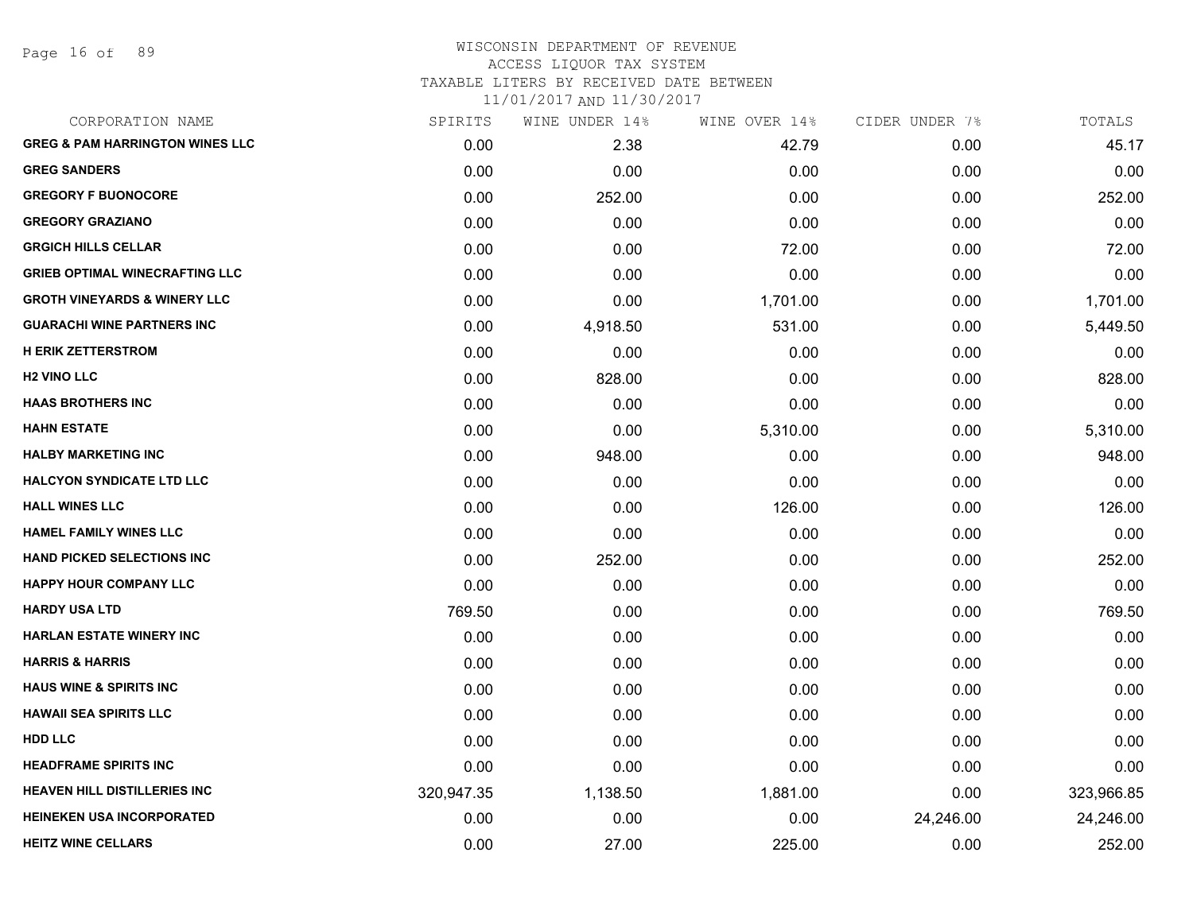WISCONSIN DEPARTMENT OF REVENUE
ACCESS LIQUOR TAX SYSTEM
TAXABLE LITERS BY RECEIVED DATE BETWEEN
11/01/2017 AND 11/30/2017

| CORPORATION NAME | SPIRITS | WINE UNDER 14% | WINE OVER 14% | CIDER UNDER 7% | TOTALS |
|---|---|---|---|---|---|
| GREG & PAM HARRINGTON WINES LLC | 0.00 | 2.38 | 42.79 | 0.00 | 45.17 |
| GREG SANDERS | 0.00 | 0.00 | 0.00 | 0.00 | 0.00 |
| GREGORY F BUONOCORE | 0.00 | 252.00 | 0.00 | 0.00 | 252.00 |
| GREGORY GRAZIANO | 0.00 | 0.00 | 0.00 | 0.00 | 0.00 |
| GRGICH HILLS CELLAR | 0.00 | 0.00 | 72.00 | 0.00 | 72.00 |
| GRIEB OPTIMAL WINECRAFTING LLC | 0.00 | 0.00 | 0.00 | 0.00 | 0.00 |
| GROTH VINEYARDS & WINERY LLC | 0.00 | 0.00 | 1,701.00 | 0.00 | 1,701.00 |
| GUARACHI WINE PARTNERS INC | 0.00 | 4,918.50 | 531.00 | 0.00 | 5,449.50 |
| H ERIK ZETTERSTROM | 0.00 | 0.00 | 0.00 | 0.00 | 0.00 |
| H2 VINO LLC | 0.00 | 828.00 | 0.00 | 0.00 | 828.00 |
| HAAS BROTHERS INC | 0.00 | 0.00 | 0.00 | 0.00 | 0.00 |
| HAHN ESTATE | 0.00 | 0.00 | 5,310.00 | 0.00 | 5,310.00 |
| HALBY MARKETING INC | 0.00 | 948.00 | 0.00 | 0.00 | 948.00 |
| HALCYON SYNDICATE LTD LLC | 0.00 | 0.00 | 0.00 | 0.00 | 0.00 |
| HALL WINES LLC | 0.00 | 0.00 | 126.00 | 0.00 | 126.00 |
| HAMEL FAMILY WINES LLC | 0.00 | 0.00 | 0.00 | 0.00 | 0.00 |
| HAND PICKED SELECTIONS INC | 0.00 | 252.00 | 0.00 | 0.00 | 252.00 |
| HAPPY HOUR COMPANY LLC | 0.00 | 0.00 | 0.00 | 0.00 | 0.00 |
| HARDY USA LTD | 769.50 | 0.00 | 0.00 | 0.00 | 769.50 |
| HARLAN ESTATE WINERY INC | 0.00 | 0.00 | 0.00 | 0.00 | 0.00 |
| HARRIS & HARRIS | 0.00 | 0.00 | 0.00 | 0.00 | 0.00 |
| HAUS WINE & SPIRITS INC | 0.00 | 0.00 | 0.00 | 0.00 | 0.00 |
| HAWAII SEA SPIRITS LLC | 0.00 | 0.00 | 0.00 | 0.00 | 0.00 |
| HDD LLC | 0.00 | 0.00 | 0.00 | 0.00 | 0.00 |
| HEADFRAME SPIRITS INC | 0.00 | 0.00 | 0.00 | 0.00 | 0.00 |
| HEAVEN HILL DISTILLERIES INC | 320,947.35 | 1,138.50 | 1,881.00 | 0.00 | 323,966.85 |
| HEINEKEN USA INCORPORATED | 0.00 | 0.00 | 0.00 | 24,246.00 | 24,246.00 |
| HEITZ WINE CELLARS | 0.00 | 27.00 | 225.00 | 0.00 | 252.00 |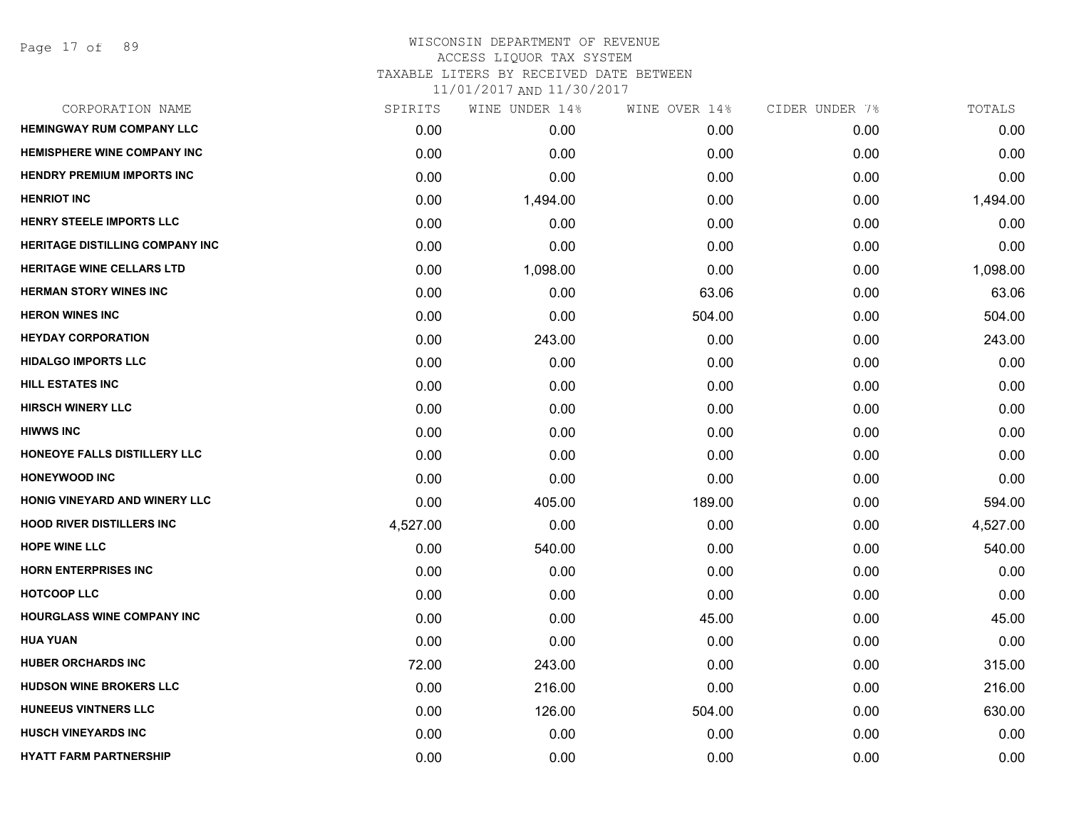# WISCONSIN DEPARTMENT OF REVENUE
ACCESS LIQUOR TAX SYSTEM
TAXABLE LITERS BY RECEIVED DATE BETWEEN
11/01/2017 AND 11/30/2017

| CORPORATION NAME | SPIRITS | WINE UNDER 14% | WINE OVER 14% | CIDER UNDER 7% | TOTALS |
|---|---|---|---|---|---|
| HEMINGWAY RUM COMPANY LLC | 0.00 | 0.00 | 0.00 | 0.00 | 0.00 |
| HEMISPHERE WINE COMPANY INC | 0.00 | 0.00 | 0.00 | 0.00 | 0.00 |
| HENDRY PREMIUM IMPORTS INC | 0.00 | 0.00 | 0.00 | 0.00 | 0.00 |
| HENRIOT INC | 0.00 | 1,494.00 | 0.00 | 0.00 | 1,494.00 |
| HENRY STEELE IMPORTS LLC | 0.00 | 0.00 | 0.00 | 0.00 | 0.00 |
| HERITAGE DISTILLING COMPANY INC | 0.00 | 0.00 | 0.00 | 0.00 | 0.00 |
| HERITAGE WINE CELLARS LTD | 0.00 | 1,098.00 | 0.00 | 0.00 | 1,098.00 |
| HERMAN STORY WINES INC | 0.00 | 0.00 | 63.06 | 0.00 | 63.06 |
| HERON WINES INC | 0.00 | 0.00 | 504.00 | 0.00 | 504.00 |
| HEYDAY CORPORATION | 0.00 | 243.00 | 0.00 | 0.00 | 243.00 |
| HIDALGO IMPORTS LLC | 0.00 | 0.00 | 0.00 | 0.00 | 0.00 |
| HILL ESTATES INC | 0.00 | 0.00 | 0.00 | 0.00 | 0.00 |
| HIRSCH WINERY LLC | 0.00 | 0.00 | 0.00 | 0.00 | 0.00 |
| HIWWS INC | 0.00 | 0.00 | 0.00 | 0.00 | 0.00 |
| HONEOYE FALLS DISTILLERY LLC | 0.00 | 0.00 | 0.00 | 0.00 | 0.00 |
| HONEYWOOD INC | 0.00 | 0.00 | 0.00 | 0.00 | 0.00 |
| HONIG VINEYARD AND WINERY LLC | 0.00 | 405.00 | 189.00 | 0.00 | 594.00 |
| HOOD RIVER DISTILLERS INC | 4,527.00 | 0.00 | 0.00 | 0.00 | 4,527.00 |
| HOPE WINE LLC | 0.00 | 540.00 | 0.00 | 0.00 | 540.00 |
| HORN ENTERPRISES INC | 0.00 | 0.00 | 0.00 | 0.00 | 0.00 |
| HOTCOOP LLC | 0.00 | 0.00 | 0.00 | 0.00 | 0.00 |
| HOURGLASS WINE COMPANY INC | 0.00 | 0.00 | 45.00 | 0.00 | 45.00 |
| HUA YUAN | 0.00 | 0.00 | 0.00 | 0.00 | 0.00 |
| HUBER ORCHARDS INC | 72.00 | 243.00 | 0.00 | 0.00 | 315.00 |
| HUDSON WINE BROKERS LLC | 0.00 | 216.00 | 0.00 | 0.00 | 216.00 |
| HUNEEUS VINTNERS LLC | 0.00 | 126.00 | 504.00 | 0.00 | 630.00 |
| HUSCH VINEYARDS INC | 0.00 | 0.00 | 0.00 | 0.00 | 0.00 |
| HYATT FARM PARTNERSHIP | 0.00 | 0.00 | 0.00 | 0.00 | 0.00 |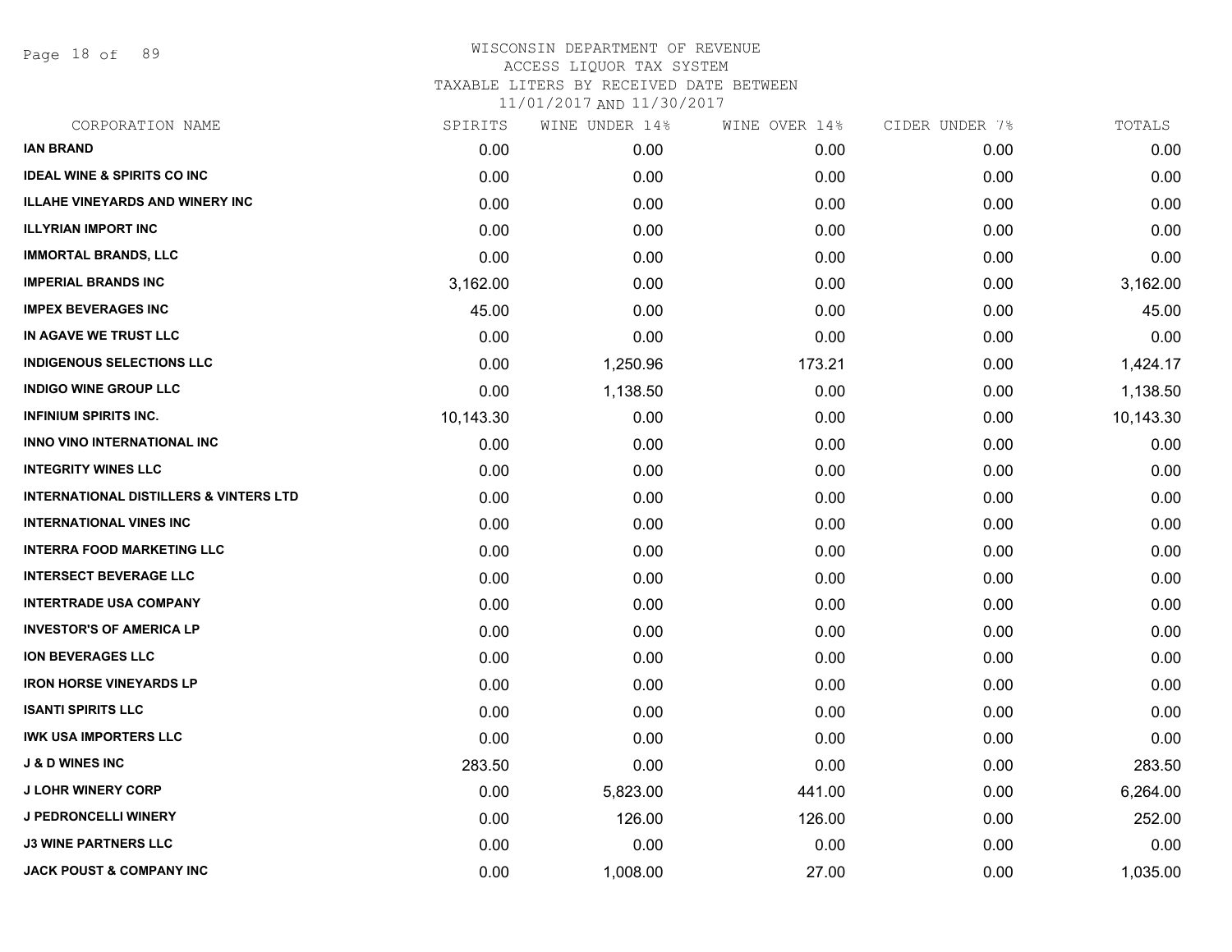# WISCONSIN DEPARTMENT OF REVENUE
ACCESS LIQUOR TAX SYSTEM
TAXABLE LITERS BY RECEIVED DATE BETWEEN
11/01/2017 AND 11/30/2017

| CORPORATION NAME | SPIRITS | WINE UNDER 14% | WINE OVER 14% | CIDER UNDER 7% | TOTALS |
|---|---|---|---|---|---|
| IAN BRAND | 0.00 | 0.00 | 0.00 | 0.00 | 0.00 |
| IDEAL WINE & SPIRITS CO INC | 0.00 | 0.00 | 0.00 | 0.00 | 0.00 |
| ILLAHE VINEYARDS AND WINERY INC | 0.00 | 0.00 | 0.00 | 0.00 | 0.00 |
| ILLYRIAN IMPORT INC | 0.00 | 0.00 | 0.00 | 0.00 | 0.00 |
| IMMORTAL BRANDS, LLC | 0.00 | 0.00 | 0.00 | 0.00 | 0.00 |
| IMPERIAL BRANDS INC | 3,162.00 | 0.00 | 0.00 | 0.00 | 3,162.00 |
| IMPEX BEVERAGES INC | 45.00 | 0.00 | 0.00 | 0.00 | 45.00 |
| IN AGAVE WE TRUST LLC | 0.00 | 0.00 | 0.00 | 0.00 | 0.00 |
| INDIGENOUS SELECTIONS LLC | 0.00 | 1,250.96 | 173.21 | 0.00 | 1,424.17 |
| INDIGO WINE GROUP LLC | 0.00 | 1,138.50 | 0.00 | 0.00 | 1,138.50 |
| INFINIUM SPIRITS INC. | 10,143.30 | 0.00 | 0.00 | 0.00 | 10,143.30 |
| INNO VINO INTERNATIONAL INC | 0.00 | 0.00 | 0.00 | 0.00 | 0.00 |
| INTEGRITY WINES LLC | 0.00 | 0.00 | 0.00 | 0.00 | 0.00 |
| INTERNATIONAL DISTILLERS & VINTERS LTD | 0.00 | 0.00 | 0.00 | 0.00 | 0.00 |
| INTERNATIONAL VINES INC | 0.00 | 0.00 | 0.00 | 0.00 | 0.00 |
| INTERRA FOOD MARKETING LLC | 0.00 | 0.00 | 0.00 | 0.00 | 0.00 |
| INTERSECT BEVERAGE LLC | 0.00 | 0.00 | 0.00 | 0.00 | 0.00 |
| INTERTRADE USA COMPANY | 0.00 | 0.00 | 0.00 | 0.00 | 0.00 |
| INVESTOR'S OF AMERICA LP | 0.00 | 0.00 | 0.00 | 0.00 | 0.00 |
| ION BEVERAGES LLC | 0.00 | 0.00 | 0.00 | 0.00 | 0.00 |
| IRON HORSE VINEYARDS LP | 0.00 | 0.00 | 0.00 | 0.00 | 0.00 |
| ISANTI SPIRITS LLC | 0.00 | 0.00 | 0.00 | 0.00 | 0.00 |
| IWK USA IMPORTERS LLC | 0.00 | 0.00 | 0.00 | 0.00 | 0.00 |
| J & D WINES INC | 283.50 | 0.00 | 0.00 | 0.00 | 283.50 |
| J LOHR WINERY CORP | 0.00 | 5,823.00 | 441.00 | 0.00 | 6,264.00 |
| J PEDRONCELLI WINERY | 0.00 | 126.00 | 126.00 | 0.00 | 252.00 |
| J3 WINE PARTNERS LLC | 0.00 | 0.00 | 0.00 | 0.00 | 0.00 |
| JACK POUST & COMPANY INC | 0.00 | 1,008.00 | 27.00 | 0.00 | 1,035.00 |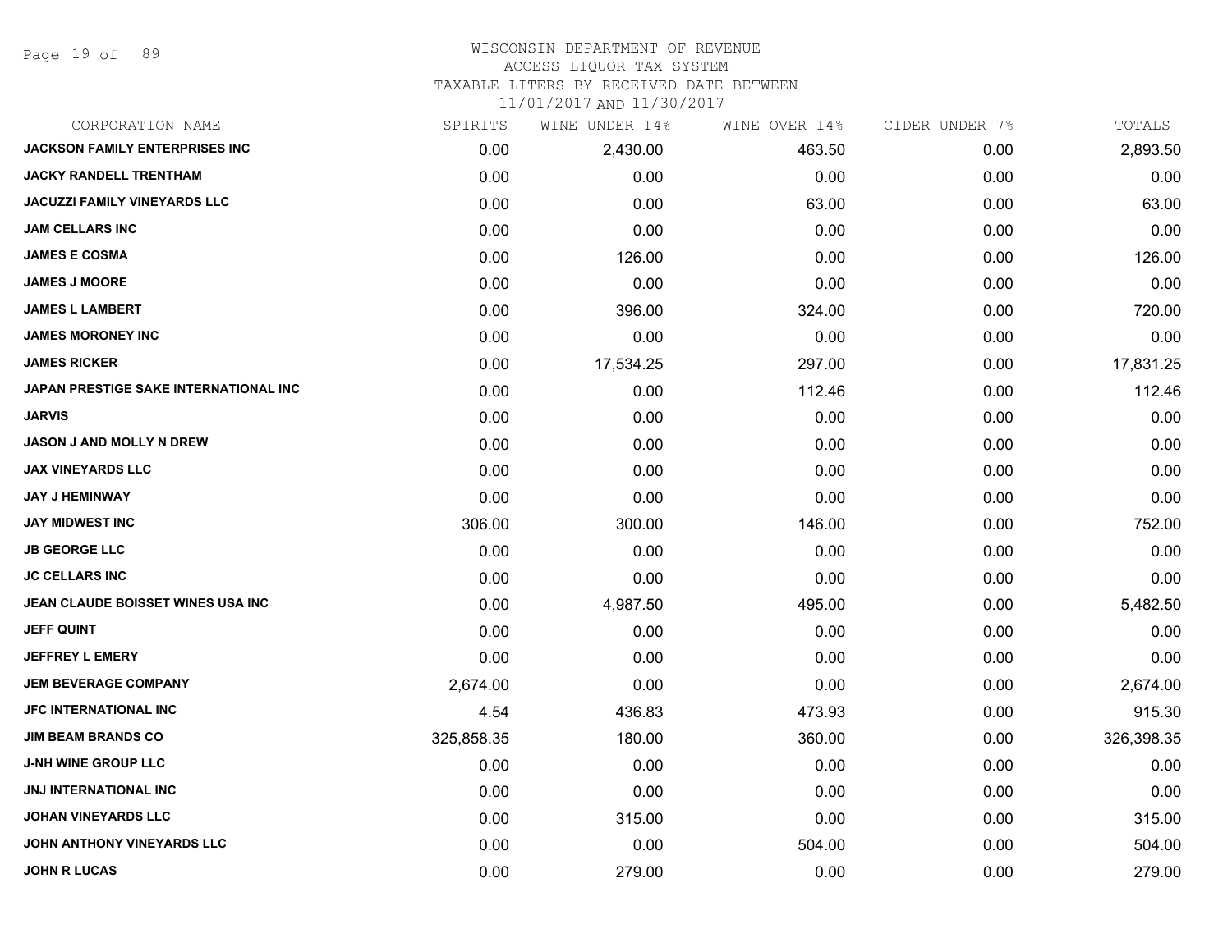# WISCONSIN DEPARTMENT OF REVENUE
## ACCESS LIQUOR TAX SYSTEM
### TAXABLE LITERS BY RECEIVED DATE BETWEEN 11/01/2017 AND 11/30/2017

| CORPORATION NAME | SPIRITS | WINE UNDER 14% | WINE OVER 14% | CIDER UNDER 7% | TOTALS |
|---|---|---|---|---|---|
| JACKSON FAMILY ENTERPRISES INC | 0.00 | 2,430.00 | 463.50 | 0.00 | 2,893.50 |
| JACKY RANDELL TRENTHAM | 0.00 | 0.00 | 0.00 | 0.00 | 0.00 |
| JACUZZI FAMILY VINEYARDS LLC | 0.00 | 0.00 | 63.00 | 0.00 | 63.00 |
| JAM CELLARS INC | 0.00 | 0.00 | 0.00 | 0.00 | 0.00 |
| JAMES E COSMA | 0.00 | 126.00 | 0.00 | 0.00 | 126.00 |
| JAMES J MOORE | 0.00 | 0.00 | 0.00 | 0.00 | 0.00 |
| JAMES L LAMBERT | 0.00 | 396.00 | 324.00 | 0.00 | 720.00 |
| JAMES MORONEY INC | 0.00 | 0.00 | 0.00 | 0.00 | 0.00 |
| JAMES RICKER | 0.00 | 17,534.25 | 297.00 | 0.00 | 17,831.25 |
| JAPAN PRESTIGE SAKE INTERNATIONAL INC | 0.00 | 0.00 | 112.46 | 0.00 | 112.46 |
| JARVIS | 0.00 | 0.00 | 0.00 | 0.00 | 0.00 |
| JASON J AND MOLLY N DREW | 0.00 | 0.00 | 0.00 | 0.00 | 0.00 |
| JAX VINEYARDS LLC | 0.00 | 0.00 | 0.00 | 0.00 | 0.00 |
| JAY J HEMINWAY | 0.00 | 0.00 | 0.00 | 0.00 | 0.00 |
| JAY MIDWEST INC | 306.00 | 300.00 | 146.00 | 0.00 | 752.00 |
| JB GEORGE LLC | 0.00 | 0.00 | 0.00 | 0.00 | 0.00 |
| JC CELLARS INC | 0.00 | 0.00 | 0.00 | 0.00 | 0.00 |
| JEAN CLAUDE BOISSET WINES USA INC | 0.00 | 4,987.50 | 495.00 | 0.00 | 5,482.50 |
| JEFF QUINT | 0.00 | 0.00 | 0.00 | 0.00 | 0.00 |
| JEFFREY L EMERY | 0.00 | 0.00 | 0.00 | 0.00 | 0.00 |
| JEM BEVERAGE COMPANY | 2,674.00 | 0.00 | 0.00 | 0.00 | 2,674.00 |
| JFC INTERNATIONAL INC | 4.54 | 436.83 | 473.93 | 0.00 | 915.30 |
| JIM BEAM BRANDS CO | 325,858.35 | 180.00 | 360.00 | 0.00 | 326,398.35 |
| J-NH WINE GROUP LLC | 0.00 | 0.00 | 0.00 | 0.00 | 0.00 |
| JNJ INTERNATIONAL INC | 0.00 | 0.00 | 0.00 | 0.00 | 0.00 |
| JOHAN VINEYARDS LLC | 0.00 | 315.00 | 0.00 | 0.00 | 315.00 |
| JOHN ANTHONY VINEYARDS LLC | 0.00 | 0.00 | 504.00 | 0.00 | 504.00 |
| JOHN R LUCAS | 0.00 | 279.00 | 0.00 | 0.00 | 279.00 |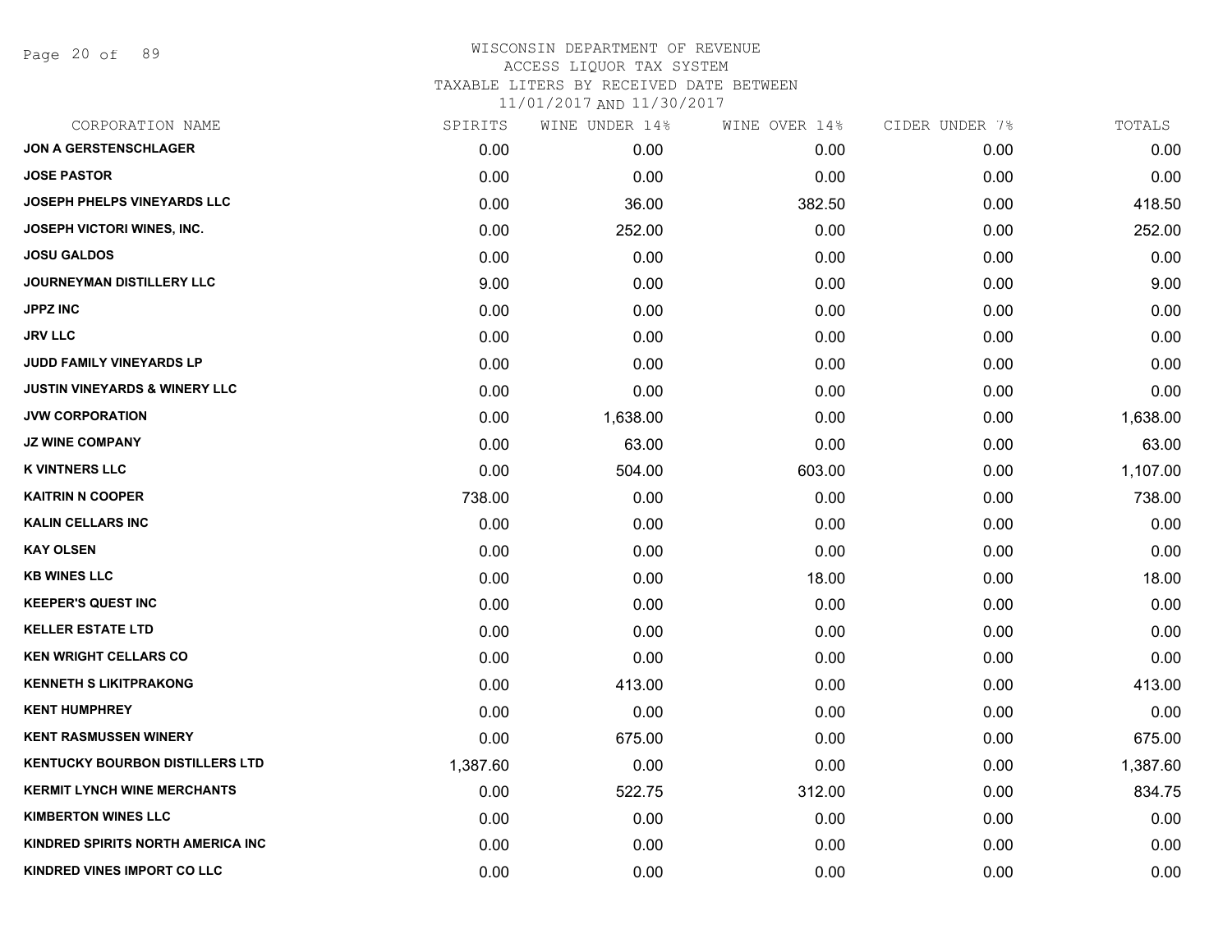WISCONSIN DEPARTMENT OF REVENUE
ACCESS LIQUOR TAX SYSTEM
TAXABLE LITERS BY RECEIVED DATE BETWEEN
11/01/2017 AND 11/30/2017

| CORPORATION NAME | SPIRITS | WINE UNDER 14% | WINE OVER 14% | CIDER UNDER 7% | TOTALS |
|---|---|---|---|---|---|
| JON A GERSTENSCHLAGER | 0.00 | 0.00 | 0.00 | 0.00 | 0.00 |
| JOSE PASTOR | 0.00 | 0.00 | 0.00 | 0.00 | 0.00 |
| JOSEPH PHELPS VINEYARDS LLC | 0.00 | 36.00 | 382.50 | 0.00 | 418.50 |
| JOSEPH VICTORI WINES, INC. | 0.00 | 252.00 | 0.00 | 0.00 | 252.00 |
| JOSU GALDOS | 0.00 | 0.00 | 0.00 | 0.00 | 0.00 |
| JOURNEYMAN DISTILLERY LLC | 9.00 | 0.00 | 0.00 | 0.00 | 9.00 |
| JPPZ INC | 0.00 | 0.00 | 0.00 | 0.00 | 0.00 |
| JRV LLC | 0.00 | 0.00 | 0.00 | 0.00 | 0.00 |
| JUDD FAMILY VINEYARDS LP | 0.00 | 0.00 | 0.00 | 0.00 | 0.00 |
| JUSTIN VINEYARDS & WINERY LLC | 0.00 | 0.00 | 0.00 | 0.00 | 0.00 |
| JVW CORPORATION | 0.00 | 1,638.00 | 0.00 | 0.00 | 1,638.00 |
| JZ WINE COMPANY | 0.00 | 63.00 | 0.00 | 0.00 | 63.00 |
| K VINTNERS LLC | 0.00 | 504.00 | 603.00 | 0.00 | 1,107.00 |
| KAITRIN N COOPER | 738.00 | 0.00 | 0.00 | 0.00 | 738.00 |
| KALIN CELLARS INC | 0.00 | 0.00 | 0.00 | 0.00 | 0.00 |
| KAY OLSEN | 0.00 | 0.00 | 0.00 | 0.00 | 0.00 |
| KB WINES LLC | 0.00 | 0.00 | 18.00 | 0.00 | 18.00 |
| KEEPER'S QUEST INC | 0.00 | 0.00 | 0.00 | 0.00 | 0.00 |
| KELLER ESTATE LTD | 0.00 | 0.00 | 0.00 | 0.00 | 0.00 |
| KEN WRIGHT CELLARS CO | 0.00 | 0.00 | 0.00 | 0.00 | 0.00 |
| KENNETH S LIKITPRAKONG | 0.00 | 413.00 | 0.00 | 0.00 | 413.00 |
| KENT HUMPHREY | 0.00 | 0.00 | 0.00 | 0.00 | 0.00 |
| KENT RASMUSSEN WINERY | 0.00 | 675.00 | 0.00 | 0.00 | 675.00 |
| KENTUCKY BOURBON DISTILLERS LTD | 1,387.60 | 0.00 | 0.00 | 0.00 | 1,387.60 |
| KERMIT LYNCH WINE MERCHANTS | 0.00 | 522.75 | 312.00 | 0.00 | 834.75 |
| KIMBERTON WINES LLC | 0.00 | 0.00 | 0.00 | 0.00 | 0.00 |
| KINDRED SPIRITS NORTH AMERICA INC | 0.00 | 0.00 | 0.00 | 0.00 | 0.00 |
| KINDRED VINES IMPORT CO LLC | 0.00 | 0.00 | 0.00 | 0.00 | 0.00 |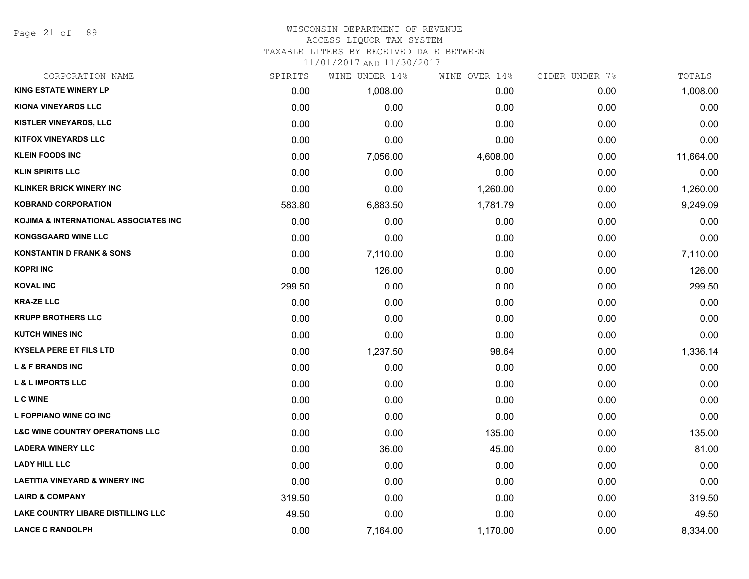# WISCONSIN DEPARTMENT OF REVENUE
## ACCESS LIQUOR TAX SYSTEM
### TAXABLE LITERS BY RECEIVED DATE BETWEEN 11/01/2017 AND 11/30/2017

| CORPORATION NAME | SPIRITS | WINE UNDER 14% | WINE OVER 14% | CIDER UNDER 7% | TOTALS |
|---|---|---|---|---|---|
| KING ESTATE WINERY LP | 0.00 | 1,008.00 | 0.00 | 0.00 | 1,008.00 |
| KIONA VINEYARDS LLC | 0.00 | 0.00 | 0.00 | 0.00 | 0.00 |
| KISTLER VINEYARDS, LLC | 0.00 | 0.00 | 0.00 | 0.00 | 0.00 |
| KITFOX VINEYARDS LLC | 0.00 | 0.00 | 0.00 | 0.00 | 0.00 |
| KLEIN FOODS INC | 0.00 | 7,056.00 | 4,608.00 | 0.00 | 11,664.00 |
| KLIN SPIRITS LLC | 0.00 | 0.00 | 0.00 | 0.00 | 0.00 |
| KLINKER BRICK WINERY INC | 0.00 | 0.00 | 1,260.00 | 0.00 | 1,260.00 |
| KOBRAND CORPORATION | 583.80 | 6,883.50 | 1,781.79 | 0.00 | 9,249.09 |
| KOJIMA & INTERNATIONAL ASSOCIATES INC | 0.00 | 0.00 | 0.00 | 0.00 | 0.00 |
| KONGSGAARD WINE LLC | 0.00 | 0.00 | 0.00 | 0.00 | 0.00 |
| KONSTANTIN D FRANK & SONS | 0.00 | 7,110.00 | 0.00 | 0.00 | 7,110.00 |
| KOPRI INC | 0.00 | 126.00 | 0.00 | 0.00 | 126.00 |
| KOVAL INC | 299.50 | 0.00 | 0.00 | 0.00 | 299.50 |
| KRA-ZE LLC | 0.00 | 0.00 | 0.00 | 0.00 | 0.00 |
| KRUPP BROTHERS LLC | 0.00 | 0.00 | 0.00 | 0.00 | 0.00 |
| KUTCH WINES INC | 0.00 | 0.00 | 0.00 | 0.00 | 0.00 |
| KYSELA PERE ET FILS LTD | 0.00 | 1,237.50 | 98.64 | 0.00 | 1,336.14 |
| L & F BRANDS INC | 0.00 | 0.00 | 0.00 | 0.00 | 0.00 |
| L & L IMPORTS LLC | 0.00 | 0.00 | 0.00 | 0.00 | 0.00 |
| L C WINE | 0.00 | 0.00 | 0.00 | 0.00 | 0.00 |
| L FOPPIANO WINE CO INC | 0.00 | 0.00 | 0.00 | 0.00 | 0.00 |
| L&C WINE COUNTRY OPERATIONS LLC | 0.00 | 0.00 | 135.00 | 0.00 | 135.00 |
| LADERA WINERY LLC | 0.00 | 36.00 | 45.00 | 0.00 | 81.00 |
| LADY HILL LLC | 0.00 | 0.00 | 0.00 | 0.00 | 0.00 |
| LAETITIA VINEYARD & WINERY INC | 0.00 | 0.00 | 0.00 | 0.00 | 0.00 |
| LAIRD & COMPANY | 319.50 | 0.00 | 0.00 | 0.00 | 319.50 |
| LAKE COUNTRY LIBARE DISTILLING LLC | 49.50 | 0.00 | 0.00 | 0.00 | 49.50 |
| LANCE C RANDOLPH | 0.00 | 7,164.00 | 1,170.00 | 0.00 | 8,334.00 |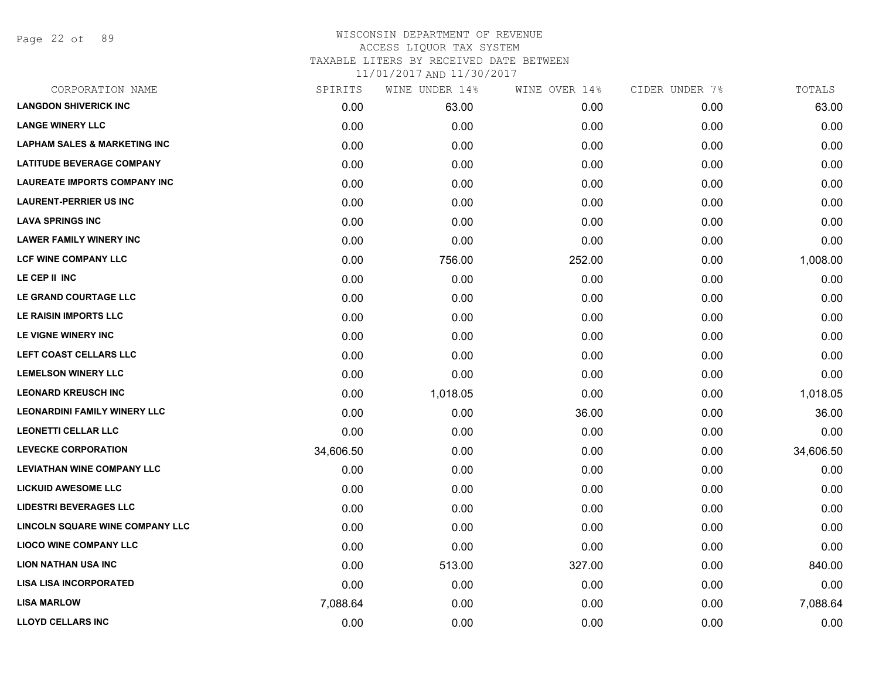WISCONSIN DEPARTMENT OF REVENUE
ACCESS LIQUOR TAX SYSTEM
TAXABLE LITERS BY RECEIVED DATE BETWEEN
11/01/2017 AND 11/30/2017

| CORPORATION NAME | SPIRITS | WINE UNDER 14% | WINE OVER 14% | CIDER UNDER 7% | TOTALS |
|---|---|---|---|---|---|
| **LANGDON SHIVERICK INC** | 0.00 | 63.00 | 0.00 | 0.00 | 63.00 |
| **LANGE WINERY LLC** | 0.00 | 0.00 | 0.00 | 0.00 | 0.00 |
| **LAPHAM SALES & MARKETING INC** | 0.00 | 0.00 | 0.00 | 0.00 | 0.00 |
| **LATITUDE BEVERAGE COMPANY** | 0.00 | 0.00 | 0.00 | 0.00 | 0.00 |
| **LAUREATE IMPORTS COMPANY INC** | 0.00 | 0.00 | 0.00 | 0.00 | 0.00 |
| **LAURENT-PERRIER US INC** | 0.00 | 0.00 | 0.00 | 0.00 | 0.00 |
| **LAVA SPRINGS INC** | 0.00 | 0.00 | 0.00 | 0.00 | 0.00 |
| **LAWER FAMILY WINERY INC** | 0.00 | 0.00 | 0.00 | 0.00 | 0.00 |
| **LCF WINE COMPANY LLC** | 0.00 | 756.00 | 252.00 | 0.00 | 1,008.00 |
| **LE CEP II INC** | 0.00 | 0.00 | 0.00 | 0.00 | 0.00 |
| **LE GRAND COURTAGE LLC** | 0.00 | 0.00 | 0.00 | 0.00 | 0.00 |
| **LE RAISIN IMPORTS LLC** | 0.00 | 0.00 | 0.00 | 0.00 | 0.00 |
| **LE VIGNE WINERY INC** | 0.00 | 0.00 | 0.00 | 0.00 | 0.00 |
| **LEFT COAST CELLARS LLC** | 0.00 | 0.00 | 0.00 | 0.00 | 0.00 |
| **LEMELSON WINERY LLC** | 0.00 | 0.00 | 0.00 | 0.00 | 0.00 |
| **LEONARD KREUSCH INC** | 0.00 | 1,018.05 | 0.00 | 0.00 | 1,018.05 |
| **LEONARDINI FAMILY WINERY LLC** | 0.00 | 0.00 | 36.00 | 0.00 | 36.00 |
| **LEONETTI CELLAR LLC** | 0.00 | 0.00 | 0.00 | 0.00 | 0.00 |
| **LEVECKE CORPORATION** | 34,606.50 | 0.00 | 0.00 | 0.00 | 34,606.50 |
| **LEVIATHAN WINE COMPANY LLC** | 0.00 | 0.00 | 0.00 | 0.00 | 0.00 |
| **LICKUID AWESOME LLC** | 0.00 | 0.00 | 0.00 | 0.00 | 0.00 |
| **LIDESTRI BEVERAGES LLC** | 0.00 | 0.00 | 0.00 | 0.00 | 0.00 |
| **LINCOLN SQUARE WINE COMPANY LLC** | 0.00 | 0.00 | 0.00 | 0.00 | 0.00 |
| **LIOCO WINE COMPANY LLC** | 0.00 | 0.00 | 0.00 | 0.00 | 0.00 |
| **LION NATHAN USA INC** | 0.00 | 513.00 | 327.00 | 0.00 | 840.00 |
| **LISA LISA INCORPORATED** | 0.00 | 0.00 | 0.00 | 0.00 | 0.00 |
| **LISA MARLOW** | 7,088.64 | 0.00 | 0.00 | 0.00 | 7,088.64 |
| **LLOYD CELLARS INC** | 0.00 | 0.00 | 0.00 | 0.00 | 0.00 |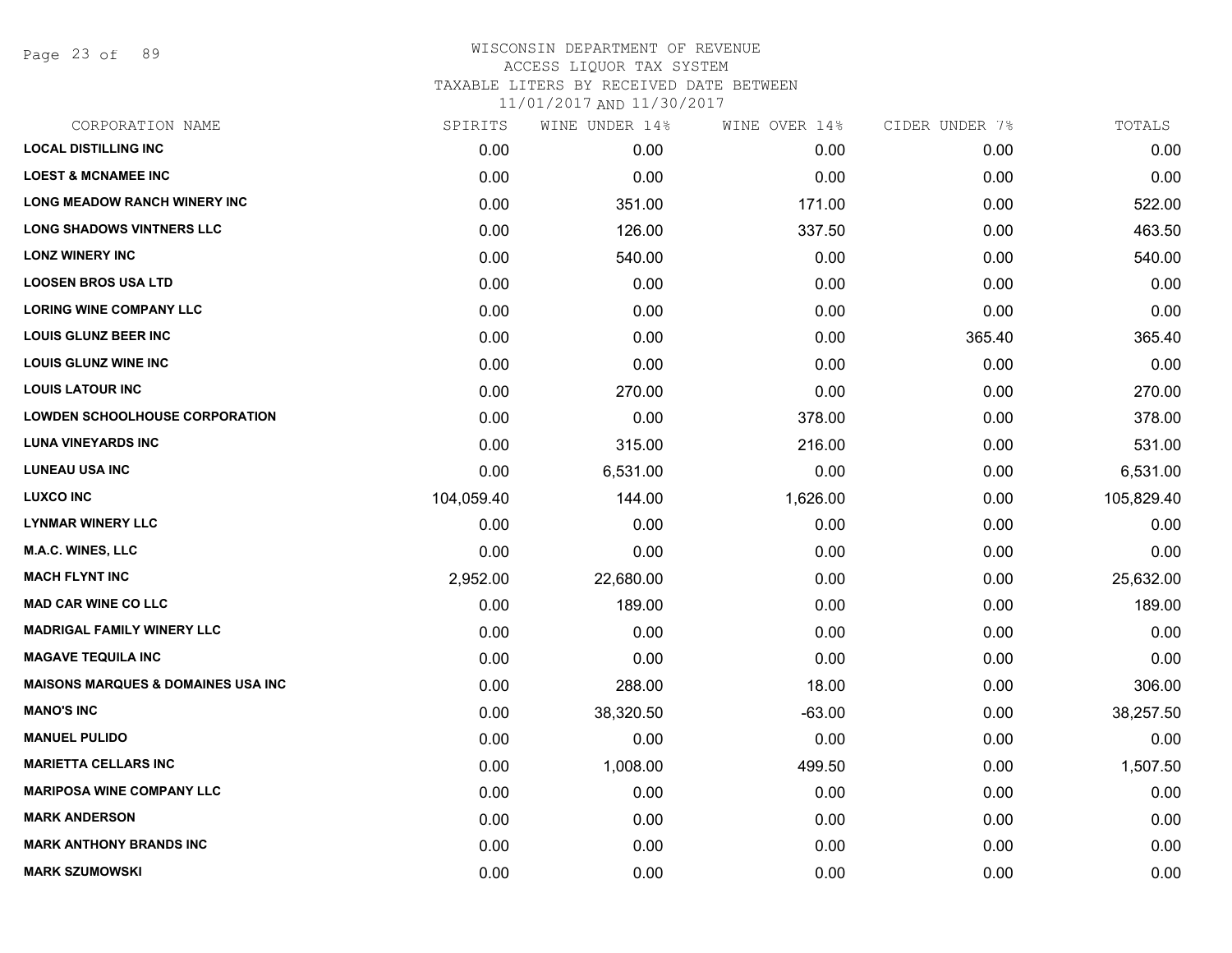WISCONSIN DEPARTMENT OF REVENUE
ACCESS LIQUOR TAX SYSTEM
TAXABLE LITERS BY RECEIVED DATE BETWEEN
11/01/2017 AND 11/30/2017

| CORPORATION NAME | SPIRITS | WINE UNDER 14% | WINE OVER 14% | CIDER UNDER 7% | TOTALS |
|---|---|---|---|---|---|
| **LOCAL DISTILLING INC** | 0.00 | 0.00 | 0.00 | 0.00 | 0.00 |
| **LOEST & MCNAMEE INC** | 0.00 | 0.00 | 0.00 | 0.00 | 0.00 |
| **LONG MEADOW RANCH WINERY INC** | 0.00 | 351.00 | 171.00 | 0.00 | 522.00 |
| **LONG SHADOWS VINTNERS LLC** | 0.00 | 126.00 | 337.50 | 0.00 | 463.50 |
| **LONZ WINERY INC** | 0.00 | 540.00 | 0.00 | 0.00 | 540.00 |
| **LOOSEN BROS USA LTD** | 0.00 | 0.00 | 0.00 | 0.00 | 0.00 |
| **LORING WINE COMPANY LLC** | 0.00 | 0.00 | 0.00 | 0.00 | 0.00 |
| **LOUIS GLUNZ BEER INC** | 0.00 | 0.00 | 0.00 | 365.40 | 365.40 |
| **LOUIS GLUNZ WINE INC** | 0.00 | 0.00 | 0.00 | 0.00 | 0.00 |
| **LOUIS LATOUR INC** | 0.00 | 270.00 | 0.00 | 0.00 | 270.00 |
| **LOWDEN SCHOOLHOUSE CORPORATION** | 0.00 | 0.00 | 378.00 | 0.00 | 378.00 |
| **LUNA VINEYARDS INC** | 0.00 | 315.00 | 216.00 | 0.00 | 531.00 |
| **LUNEAU USA INC** | 0.00 | 6,531.00 | 0.00 | 0.00 | 6,531.00 |
| **LUXCO INC** | 104,059.40 | 144.00 | 1,626.00 | 0.00 | 105,829.40 |
| **LYNMAR WINERY LLC** | 0.00 | 0.00 | 0.00 | 0.00 | 0.00 |
| **M.A.C. WINES, LLC** | 0.00 | 0.00 | 0.00 | 0.00 | 0.00 |
| **MACH FLYNT INC** | 2,952.00 | 22,680.00 | 0.00 | 0.00 | 25,632.00 |
| **MAD CAR WINE CO LLC** | 0.00 | 189.00 | 0.00 | 0.00 | 189.00 |
| **MADRIGAL FAMILY WINERY LLC** | 0.00 | 0.00 | 0.00 | 0.00 | 0.00 |
| **MAGAVE TEQUILA INC** | 0.00 | 0.00 | 0.00 | 0.00 | 0.00 |
| **MAISONS MARQUES & DOMAINES USA INC** | 0.00 | 288.00 | 18.00 | 0.00 | 306.00 |
| **MANO'S INC** | 0.00 | 38,320.50 | -63.00 | 0.00 | 38,257.50 |
| **MANUEL PULIDO** | 0.00 | 0.00 | 0.00 | 0.00 | 0.00 |
| **MARIETTA CELLARS INC** | 0.00 | 1,008.00 | 499.50 | 0.00 | 1,507.50 |
| **MARIPOSA WINE COMPANY LLC** | 0.00 | 0.00 | 0.00 | 0.00 | 0.00 |
| **MARK ANDERSON** | 0.00 | 0.00 | 0.00 | 0.00 | 0.00 |
| **MARK ANTHONY BRANDS INC** | 0.00 | 0.00 | 0.00 | 0.00 | 0.00 |
| **MARK SZUMOWSKI** | 0.00 | 0.00 | 0.00 | 0.00 | 0.00 |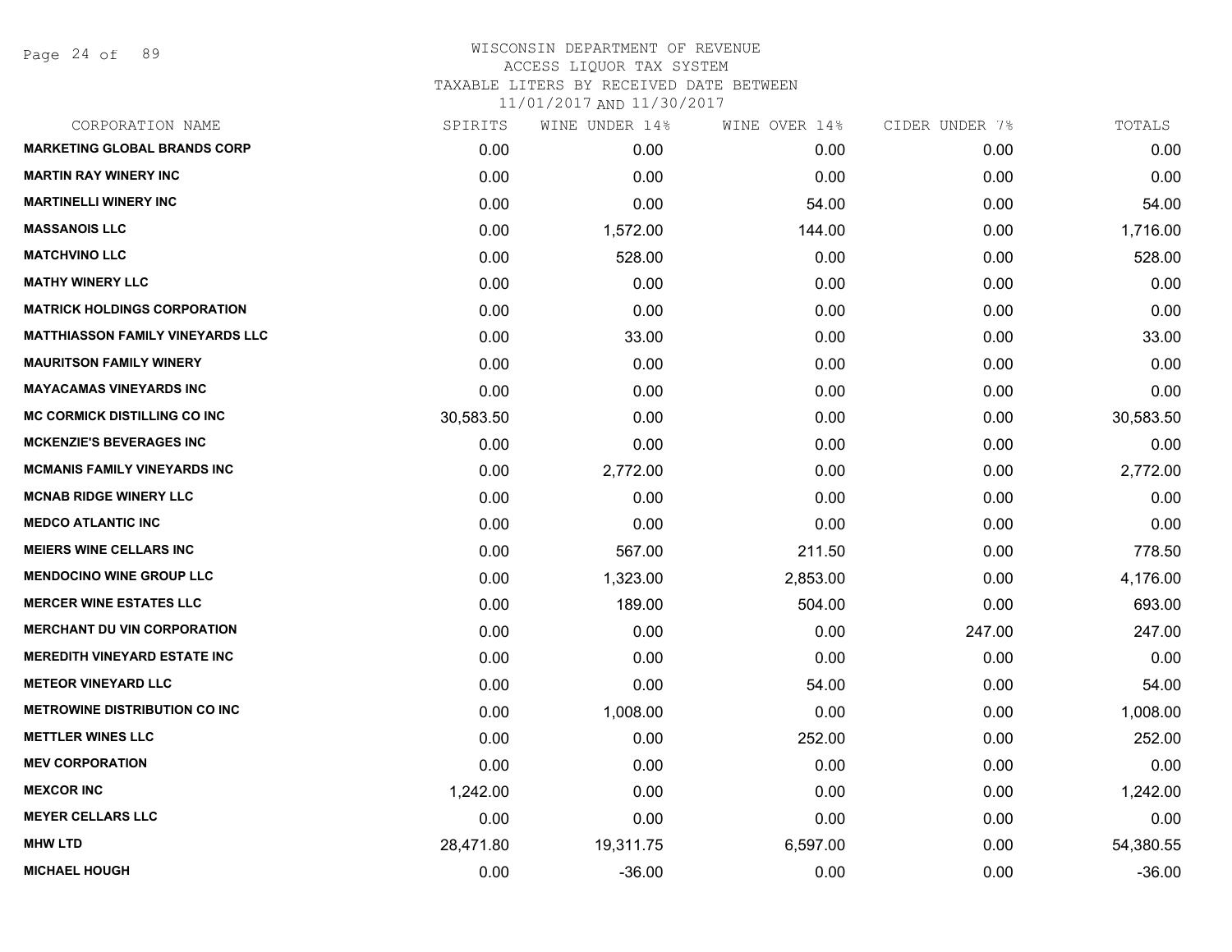WISCONSIN DEPARTMENT OF REVENUE
ACCESS LIQUOR TAX SYSTEM
TAXABLE LITERS BY RECEIVED DATE BETWEEN
11/01/2017 AND 11/30/2017

| CORPORATION NAME | SPIRITS | WINE UNDER 14% | WINE OVER 14% | CIDER UNDER 7% | TOTALS |
|---|---|---|---|---|---|
| MARKETING GLOBAL BRANDS CORP | 0.00 | 0.00 | 0.00 | 0.00 | 0.00 |
| MARTIN RAY WINERY INC | 0.00 | 0.00 | 0.00 | 0.00 | 0.00 |
| MARTINELLI WINERY INC | 0.00 | 0.00 | 54.00 | 0.00 | 54.00 |
| MASSANOIS LLC | 0.00 | 1,572.00 | 144.00 | 0.00 | 1,716.00 |
| MATCHVINO LLC | 0.00 | 528.00 | 0.00 | 0.00 | 528.00 |
| MATHY WINERY LLC | 0.00 | 0.00 | 0.00 | 0.00 | 0.00 |
| MATRICK HOLDINGS CORPORATION | 0.00 | 0.00 | 0.00 | 0.00 | 0.00 |
| MATTHIASSON FAMILY VINEYARDS LLC | 0.00 | 33.00 | 0.00 | 0.00 | 33.00 |
| MAURITSON FAMILY WINERY | 0.00 | 0.00 | 0.00 | 0.00 | 0.00 |
| MAYACAMAS VINEYARDS INC | 0.00 | 0.00 | 0.00 | 0.00 | 0.00 |
| MC CORMICK DISTILLING CO INC | 30,583.50 | 0.00 | 0.00 | 0.00 | 30,583.50 |
| MCKENZIE'S BEVERAGES INC | 0.00 | 0.00 | 0.00 | 0.00 | 0.00 |
| MCMANIS FAMILY VINEYARDS INC | 0.00 | 2,772.00 | 0.00 | 0.00 | 2,772.00 |
| MCNAB RIDGE WINERY LLC | 0.00 | 0.00 | 0.00 | 0.00 | 0.00 |
| MEDCO ATLANTIC INC | 0.00 | 0.00 | 0.00 | 0.00 | 0.00 |
| MEIERS WINE CELLARS INC | 0.00 | 567.00 | 211.50 | 0.00 | 778.50 |
| MENDOCINO WINE GROUP LLC | 0.00 | 1,323.00 | 2,853.00 | 0.00 | 4,176.00 |
| MERCER WINE ESTATES LLC | 0.00 | 189.00 | 504.00 | 0.00 | 693.00 |
| MERCHANT DU VIN CORPORATION | 0.00 | 0.00 | 0.00 | 247.00 | 247.00 |
| MEREDITH VINEYARD ESTATE INC | 0.00 | 0.00 | 0.00 | 0.00 | 0.00 |
| METEOR VINEYARD LLC | 0.00 | 0.00 | 54.00 | 0.00 | 54.00 |
| METROWINE DISTRIBUTION CO INC | 0.00 | 1,008.00 | 0.00 | 0.00 | 1,008.00 |
| METTLER WINES LLC | 0.00 | 0.00 | 252.00 | 0.00 | 252.00 |
| MEV CORPORATION | 0.00 | 0.00 | 0.00 | 0.00 | 0.00 |
| MEXCOR INC | 1,242.00 | 0.00 | 0.00 | 0.00 | 1,242.00 |
| MEYER CELLARS LLC | 0.00 | 0.00 | 0.00 | 0.00 | 0.00 |
| MHW LTD | 28,471.80 | 19,311.75 | 6,597.00 | 0.00 | 54,380.55 |
| MICHAEL HOUGH | 0.00 | -36.00 | 0.00 | 0.00 | -36.00 |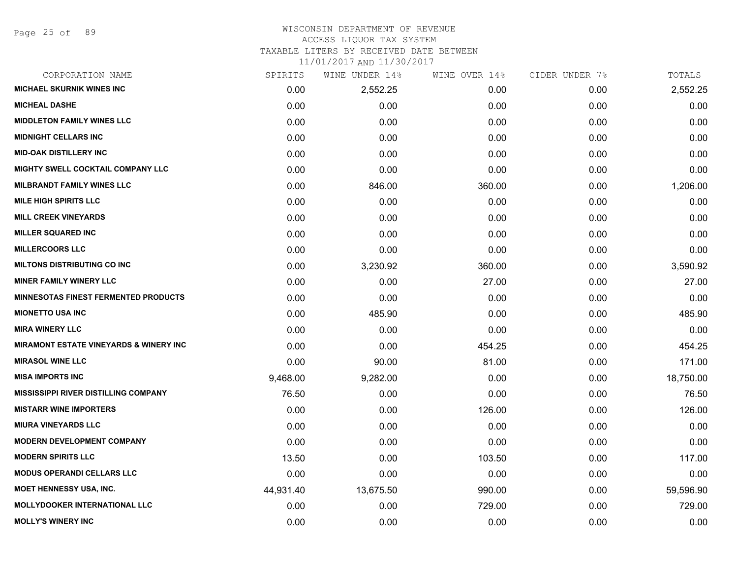WISCONSIN DEPARTMENT OF REVENUE
ACCESS LIQUOR TAX SYSTEM
TAXABLE LITERS BY RECEIVED DATE BETWEEN
11/01/2017 AND 11/30/2017

| CORPORATION NAME | SPIRITS | WINE UNDER 14% | WINE OVER 14% | CIDER UNDER 7% | TOTALS |
|---|---|---|---|---|---|
| MICHAEL SKURNIK WINES INC | 0.00 | 2,552.25 | 0.00 | 0.00 | 2,552.25 |
| MICHEAL DASHE | 0.00 | 0.00 | 0.00 | 0.00 | 0.00 |
| MIDDLETON FAMILY WINES LLC | 0.00 | 0.00 | 0.00 | 0.00 | 0.00 |
| MIDNIGHT CELLARS INC | 0.00 | 0.00 | 0.00 | 0.00 | 0.00 |
| MID-OAK DISTILLERY INC | 0.00 | 0.00 | 0.00 | 0.00 | 0.00 |
| MIGHTY SWELL COCKTAIL COMPANY LLC | 0.00 | 0.00 | 0.00 | 0.00 | 0.00 |
| MILBRANDT FAMILY WINES LLC | 0.00 | 846.00 | 360.00 | 0.00 | 1,206.00 |
| MILE HIGH SPIRITS LLC | 0.00 | 0.00 | 0.00 | 0.00 | 0.00 |
| MILL CREEK VINEYARDS | 0.00 | 0.00 | 0.00 | 0.00 | 0.00 |
| MILLER SQUARED INC | 0.00 | 0.00 | 0.00 | 0.00 | 0.00 |
| MILLERCOORS LLC | 0.00 | 0.00 | 0.00 | 0.00 | 0.00 |
| MILTONS DISTRIBUTING CO INC | 0.00 | 3,230.92 | 360.00 | 0.00 | 3,590.92 |
| MINER FAMILY WINERY LLC | 0.00 | 0.00 | 27.00 | 0.00 | 27.00 |
| MINNESOTAS FINEST FERMENTED PRODUCTS | 0.00 | 0.00 | 0.00 | 0.00 | 0.00 |
| MIONETTO USA INC | 0.00 | 485.90 | 0.00 | 0.00 | 485.90 |
| MIRA WINERY LLC | 0.00 | 0.00 | 0.00 | 0.00 | 0.00 |
| MIRAMONT ESTATE VINEYARDS & WINERY INC | 0.00 | 0.00 | 454.25 | 0.00 | 454.25 |
| MIRASOL WINE LLC | 0.00 | 90.00 | 81.00 | 0.00 | 171.00 |
| MISA IMPORTS INC | 9,468.00 | 9,282.00 | 0.00 | 0.00 | 18,750.00 |
| MISSISSIPPI RIVER DISTILLING COMPANY | 76.50 | 0.00 | 0.00 | 0.00 | 76.50 |
| MISTARR WINE IMPORTERS | 0.00 | 0.00 | 126.00 | 0.00 | 126.00 |
| MIURA VINEYARDS LLC | 0.00 | 0.00 | 0.00 | 0.00 | 0.00 |
| MODERN DEVELOPMENT COMPANY | 0.00 | 0.00 | 0.00 | 0.00 | 0.00 |
| MODERN SPIRITS LLC | 13.50 | 0.00 | 103.50 | 0.00 | 117.00 |
| MODUS OPERANDI CELLARS LLC | 0.00 | 0.00 | 0.00 | 0.00 | 0.00 |
| MOET HENNESSY USA, INC. | 44,931.40 | 13,675.50 | 990.00 | 0.00 | 59,596.90 |
| MOLLYDOOKER INTERNATIONAL LLC | 0.00 | 0.00 | 729.00 | 0.00 | 729.00 |
| MOLLY'S WINERY INC | 0.00 | 0.00 | 0.00 | 0.00 | 0.00 |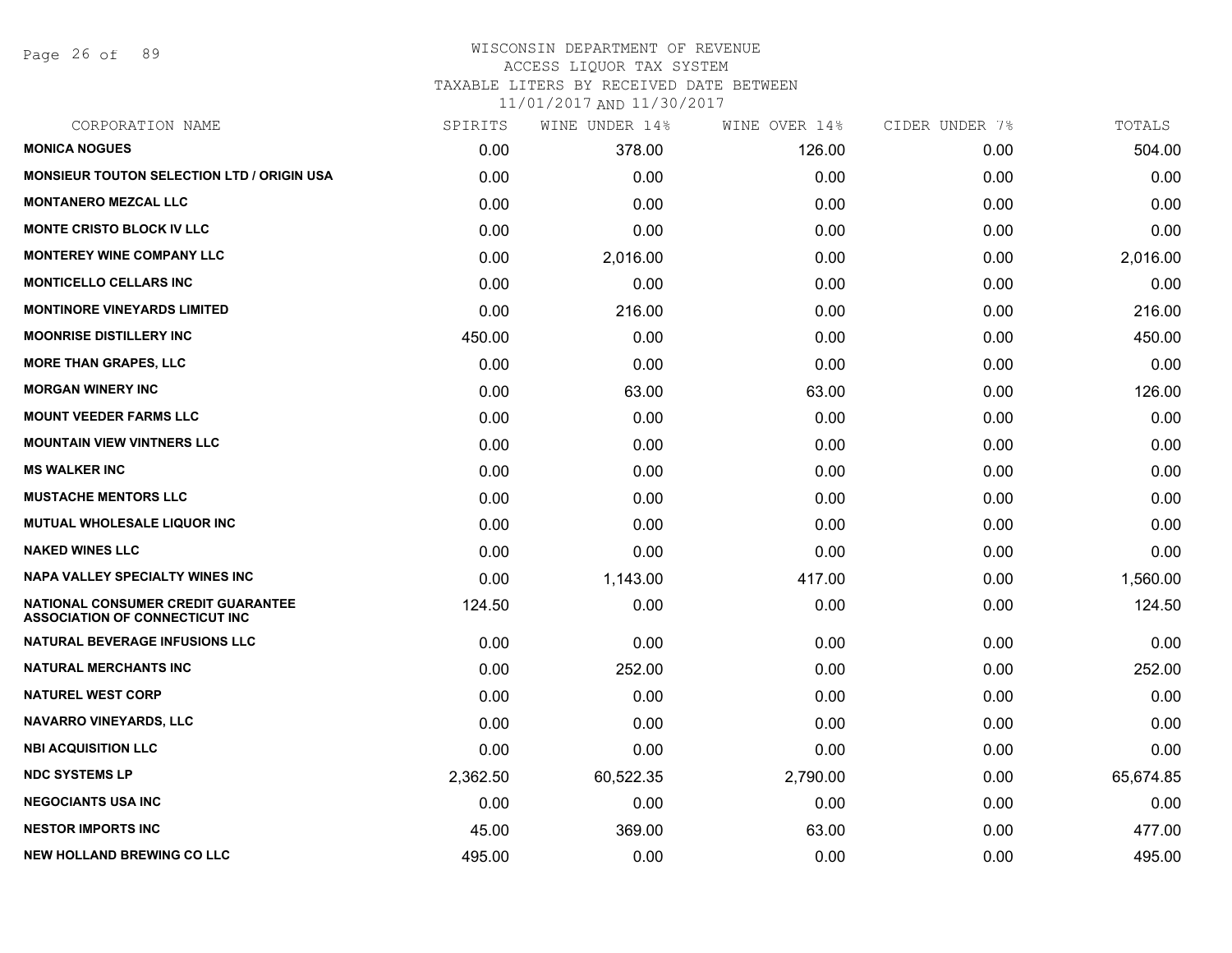WISCONSIN DEPARTMENT OF REVENUE
ACCESS LIQUOR TAX SYSTEM
TAXABLE LITERS BY RECEIVED DATE BETWEEN
11/01/2017 AND 11/30/2017

| CORPORATION NAME | SPIRITS | WINE UNDER 14% | WINE OVER 14% | CIDER UNDER 7% | TOTALS |
|---|---|---|---|---|---|
| **MONICA NOGUES** | 0.00 | 378.00 | 126.00 | 0.00 | 504.00 |
| **MONSIEUR TOUTON SELECTION LTD / ORIGIN USA** | 0.00 | 0.00 | 0.00 | 0.00 | 0.00 |
| **MONTANERO MEZCAL LLC** | 0.00 | 0.00 | 0.00 | 0.00 | 0.00 |
| **MONTE CRISTO BLOCK IV LLC** | 0.00 | 0.00 | 0.00 | 0.00 | 0.00 |
| **MONTEREY WINE COMPANY LLC** | 0.00 | 2,016.00 | 0.00 | 0.00 | 2,016.00 |
| **MONTICELLO CELLARS INC** | 0.00 | 0.00 | 0.00 | 0.00 | 0.00 |
| **MONTINORE VINEYARDS LIMITED** | 0.00 | 216.00 | 0.00 | 0.00 | 216.00 |
| **MOONRISE DISTILLERY INC** | 450.00 | 0.00 | 0.00 | 0.00 | 450.00 |
| **MORE THAN GRAPES, LLC** | 0.00 | 0.00 | 0.00 | 0.00 | 0.00 |
| **MORGAN WINERY INC** | 0.00 | 63.00 | 63.00 | 0.00 | 126.00 |
| **MOUNT VEEDER FARMS LLC** | 0.00 | 0.00 | 0.00 | 0.00 | 0.00 |
| **MOUNTAIN VIEW VINTNERS LLC** | 0.00 | 0.00 | 0.00 | 0.00 | 0.00 |
| **MS WALKER INC** | 0.00 | 0.00 | 0.00 | 0.00 | 0.00 |
| **MUSTACHE MENTORS LLC** | 0.00 | 0.00 | 0.00 | 0.00 | 0.00 |
| **MUTUAL WHOLESALE LIQUOR INC** | 0.00 | 0.00 | 0.00 | 0.00 | 0.00 |
| **NAKED WINES LLC** | 0.00 | 0.00 | 0.00 | 0.00 | 0.00 |
| **NAPA VALLEY SPECIALTY WINES INC** | 0.00 | 1,143.00 | 417.00 | 0.00 | 1,560.00 |
| **NATIONAL CONSUMER CREDIT GUARANTEE ASSOCIATION OF CONNECTICUT INC** | 124.50 | 0.00 | 0.00 | 0.00 | 124.50 |
| **NATURAL BEVERAGE INFUSIONS LLC** | 0.00 | 0.00 | 0.00 | 0.00 | 0.00 |
| **NATURAL MERCHANTS INC** | 0.00 | 252.00 | 0.00 | 0.00 | 252.00 |
| **NATUREL WEST CORP** | 0.00 | 0.00 | 0.00 | 0.00 | 0.00 |
| **NAVARRO VINEYARDS, LLC** | 0.00 | 0.00 | 0.00 | 0.00 | 0.00 |
| **NBI ACQUISITION LLC** | 0.00 | 0.00 | 0.00 | 0.00 | 0.00 |
| **NDC SYSTEMS LP** | 2,362.50 | 60,522.35 | 2,790.00 | 0.00 | 65,674.85 |
| **NEGOCIANTS USA INC** | 0.00 | 0.00 | 0.00 | 0.00 | 0.00 |
| **NESTOR IMPORTS INC** | 45.00 | 369.00 | 63.00 | 0.00 | 477.00 |
| **NEW HOLLAND BREWING CO LLC** | 495.00 | 0.00 | 0.00 | 0.00 | 495.00 |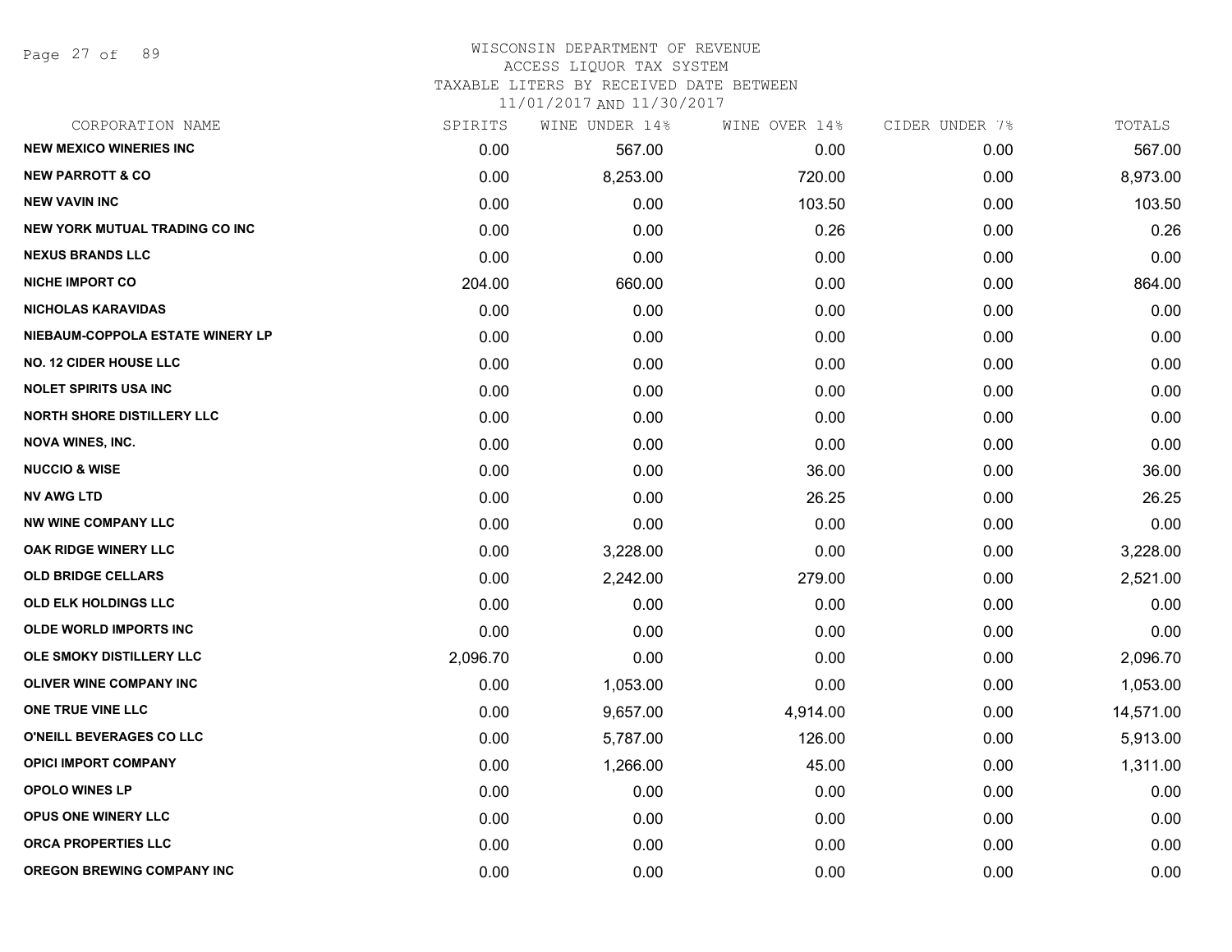# WISCONSIN DEPARTMENT OF REVENUE
## ACCESS LIQUOR TAX SYSTEM
### TAXABLE LITERS BY RECEIVED DATE BETWEEN 11/01/2017 AND 11/30/2017

| CORPORATION NAME | SPIRITS | WINE UNDER 14% | WINE OVER 14% | CIDER UNDER 7% | TOTALS |
|---|---|---|---|---|---|
| NEW MEXICO WINERIES INC | 0.00 | 567.00 | 0.00 | 0.00 | 567.00 |
| NEW PARROTT & CO | 0.00 | 8,253.00 | 720.00 | 0.00 | 8,973.00 |
| NEW VAVIN INC | 0.00 | 0.00 | 103.50 | 0.00 | 103.50 |
| NEW YORK MUTUAL TRADING CO INC | 0.00 | 0.00 | 0.26 | 0.00 | 0.26 |
| NEXUS BRANDS LLC | 0.00 | 0.00 | 0.00 | 0.00 | 0.00 |
| NICHE IMPORT CO | 204.00 | 660.00 | 0.00 | 0.00 | 864.00 |
| NICHOLAS KARAVIDAS | 0.00 | 0.00 | 0.00 | 0.00 | 0.00 |
| NIEBAUM-COPPOLA ESTATE WINERY LP | 0.00 | 0.00 | 0.00 | 0.00 | 0.00 |
| NO. 12 CIDER HOUSE LLC | 0.00 | 0.00 | 0.00 | 0.00 | 0.00 |
| NOLET SPIRITS USA INC | 0.00 | 0.00 | 0.00 | 0.00 | 0.00 |
| NORTH SHORE DISTILLERY LLC | 0.00 | 0.00 | 0.00 | 0.00 | 0.00 |
| NOVA WINES, INC. | 0.00 | 0.00 | 0.00 | 0.00 | 0.00 |
| NUCCIO & WISE | 0.00 | 0.00 | 36.00 | 0.00 | 36.00 |
| NV AWG LTD | 0.00 | 0.00 | 26.25 | 0.00 | 26.25 |
| NW WINE COMPANY LLC | 0.00 | 0.00 | 0.00 | 0.00 | 0.00 |
| OAK RIDGE WINERY LLC | 0.00 | 3,228.00 | 0.00 | 0.00 | 3,228.00 |
| OLD BRIDGE CELLARS | 0.00 | 2,242.00 | 279.00 | 0.00 | 2,521.00 |
| OLD ELK HOLDINGS LLC | 0.00 | 0.00 | 0.00 | 0.00 | 0.00 |
| OLDE WORLD IMPORTS INC | 0.00 | 0.00 | 0.00 | 0.00 | 0.00 |
| OLE SMOKY DISTILLERY LLC | 2,096.70 | 0.00 | 0.00 | 0.00 | 2,096.70 |
| OLIVER WINE COMPANY INC | 0.00 | 1,053.00 | 0.00 | 0.00 | 1,053.00 |
| ONE TRUE VINE LLC | 0.00 | 9,657.00 | 4,914.00 | 0.00 | 14,571.00 |
| O'NEILL BEVERAGES CO LLC | 0.00 | 5,787.00 | 126.00 | 0.00 | 5,913.00 |
| OPICI IMPORT COMPANY | 0.00 | 1,266.00 | 45.00 | 0.00 | 1,311.00 |
| OPOLO WINES LP | 0.00 | 0.00 | 0.00 | 0.00 | 0.00 |
| OPUS ONE WINERY LLC | 0.00 | 0.00 | 0.00 | 0.00 | 0.00 |
| ORCA PROPERTIES LLC | 0.00 | 0.00 | 0.00 | 0.00 | 0.00 |
| OREGON BREWING COMPANY INC | 0.00 | 0.00 | 0.00 | 0.00 | 0.00 |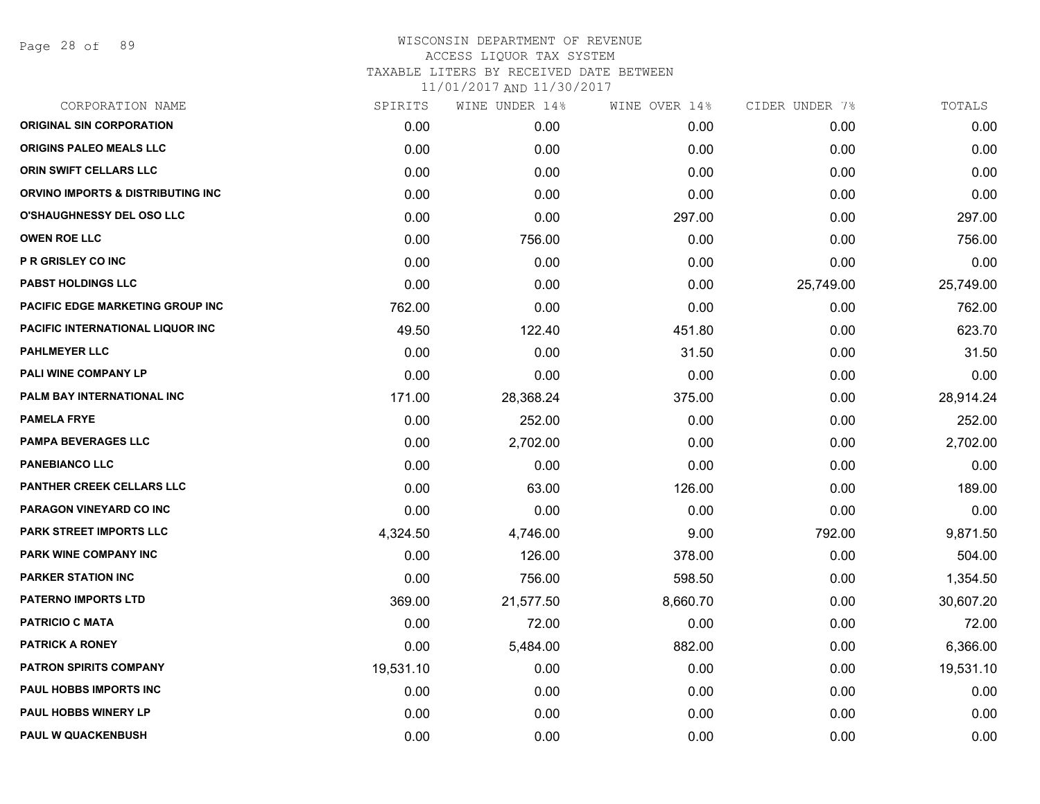# WISCONSIN DEPARTMENT OF REVENUE
ACCESS LIQUOR TAX SYSTEM
TAXABLE LITERS BY RECEIVED DATE BETWEEN
11/01/2017 AND 11/30/2017

| CORPORATION NAME | SPIRITS | WINE UNDER 14% | WINE OVER 14% | CIDER UNDER 7% | TOTALS |
|---|---|---|---|---|---|
| ORIGINAL SIN CORPORATION | 0.00 | 0.00 | 0.00 | 0.00 | 0.00 |
| ORIGINS PALEO MEALS LLC | 0.00 | 0.00 | 0.00 | 0.00 | 0.00 |
| ORIN SWIFT CELLARS LLC | 0.00 | 0.00 | 0.00 | 0.00 | 0.00 |
| ORVINO IMPORTS & DISTRIBUTING INC | 0.00 | 0.00 | 0.00 | 0.00 | 0.00 |
| O'SHAUGHNESSY DEL OSO LLC | 0.00 | 0.00 | 297.00 | 0.00 | 297.00 |
| OWEN ROE LLC | 0.00 | 756.00 | 0.00 | 0.00 | 756.00 |
| P R GRISLEY CO INC | 0.00 | 0.00 | 0.00 | 0.00 | 0.00 |
| PABST HOLDINGS LLC | 0.00 | 0.00 | 0.00 | 25,749.00 | 25,749.00 |
| PACIFIC EDGE MARKETING GROUP INC | 762.00 | 0.00 | 0.00 | 0.00 | 762.00 |
| PACIFIC INTERNATIONAL LIQUOR INC | 49.50 | 122.40 | 451.80 | 0.00 | 623.70 |
| PAHLMEYER LLC | 0.00 | 0.00 | 31.50 | 0.00 | 31.50 |
| PALI WINE COMPANY LP | 0.00 | 0.00 | 0.00 | 0.00 | 0.00 |
| PALM BAY INTERNATIONAL INC | 171.00 | 28,368.24 | 375.00 | 0.00 | 28,914.24 |
| PAMELA FRYE | 0.00 | 252.00 | 0.00 | 0.00 | 252.00 |
| PAMPA BEVERAGES LLC | 0.00 | 2,702.00 | 0.00 | 0.00 | 2,702.00 |
| PANEBIANCO LLC | 0.00 | 0.00 | 0.00 | 0.00 | 0.00 |
| PANTHER CREEK CELLARS LLC | 0.00 | 63.00 | 126.00 | 0.00 | 189.00 |
| PARAGON VINEYARD CO INC | 0.00 | 0.00 | 0.00 | 0.00 | 0.00 |
| PARK STREET IMPORTS LLC | 4,324.50 | 4,746.00 | 9.00 | 792.00 | 9,871.50 |
| PARK WINE COMPANY INC | 0.00 | 126.00 | 378.00 | 0.00 | 504.00 |
| PARKER STATION INC | 0.00 | 756.00 | 598.50 | 0.00 | 1,354.50 |
| PATERNO IMPORTS LTD | 369.00 | 21,577.50 | 8,660.70 | 0.00 | 30,607.20 |
| PATRICIO C MATA | 0.00 | 72.00 | 0.00 | 0.00 | 72.00 |
| PATRICK A RONEY | 0.00 | 5,484.00 | 882.00 | 0.00 | 6,366.00 |
| PATRON SPIRITS COMPANY | 19,531.10 | 0.00 | 0.00 | 0.00 | 19,531.10 |
| PAUL HOBBS IMPORTS INC | 0.00 | 0.00 | 0.00 | 0.00 | 0.00 |
| PAUL HOBBS WINERY LP | 0.00 | 0.00 | 0.00 | 0.00 | 0.00 |
| PAUL W QUACKENBUSH | 0.00 | 0.00 | 0.00 | 0.00 | 0.00 |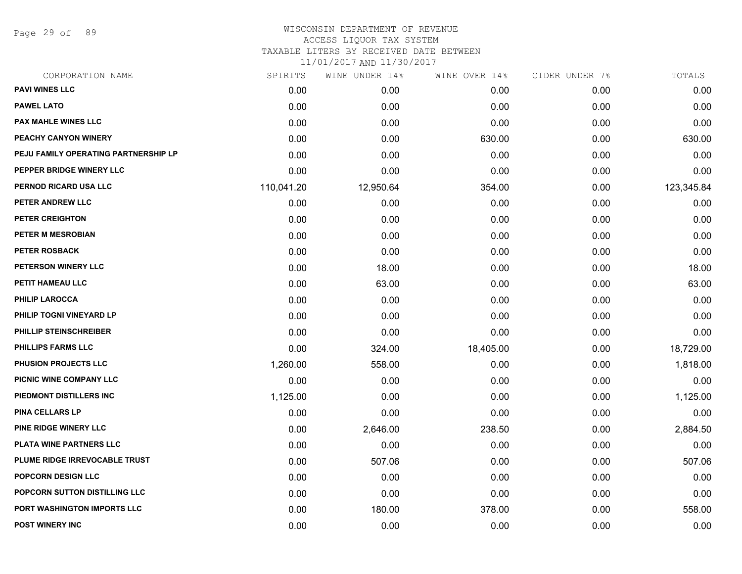WISCONSIN DEPARTMENT OF REVENUE
ACCESS LIQUOR TAX SYSTEM
TAXABLE LITERS BY RECEIVED DATE BETWEEN
11/01/2017 AND 11/30/2017

| CORPORATION NAME | SPIRITS | WINE UNDER 14% | WINE OVER 14% | CIDER UNDER 7% | TOTALS |
|---|---|---|---|---|---|
| PAVI WINES LLC | 0.00 | 0.00 | 0.00 | 0.00 | 0.00 |
| PAWEL LATO | 0.00 | 0.00 | 0.00 | 0.00 | 0.00 |
| PAX MAHLE WINES LLC | 0.00 | 0.00 | 0.00 | 0.00 | 0.00 |
| PEACHY CANYON WINERY | 0.00 | 0.00 | 630.00 | 0.00 | 630.00 |
| PEJU FAMILY OPERATING PARTNERSHIP LP | 0.00 | 0.00 | 0.00 | 0.00 | 0.00 |
| PEPPER BRIDGE WINERY LLC | 0.00 | 0.00 | 0.00 | 0.00 | 0.00 |
| PERNOD RICARD USA LLC | 110,041.20 | 12,950.64 | 354.00 | 0.00 | 123,345.84 |
| PETER ANDREW LLC | 0.00 | 0.00 | 0.00 | 0.00 | 0.00 |
| PETER CREIGHTON | 0.00 | 0.00 | 0.00 | 0.00 | 0.00 |
| PETER M MESROBIAN | 0.00 | 0.00 | 0.00 | 0.00 | 0.00 |
| PETER ROSBACK | 0.00 | 0.00 | 0.00 | 0.00 | 0.00 |
| PETERSON WINERY LLC | 0.00 | 18.00 | 0.00 | 0.00 | 18.00 |
| PETIT HAMEAU LLC | 0.00 | 63.00 | 0.00 | 0.00 | 63.00 |
| PHILIP LAROCCA | 0.00 | 0.00 | 0.00 | 0.00 | 0.00 |
| PHILIP TOGNI VINEYARD LP | 0.00 | 0.00 | 0.00 | 0.00 | 0.00 |
| PHILLIP STEINSCHREIBER | 0.00 | 0.00 | 0.00 | 0.00 | 0.00 |
| PHILLIPS FARMS LLC | 0.00 | 324.00 | 18,405.00 | 0.00 | 18,729.00 |
| PHUSION PROJECTS LLC | 1,260.00 | 558.00 | 0.00 | 0.00 | 1,818.00 |
| PICNIC WINE COMPANY LLC | 0.00 | 0.00 | 0.00 | 0.00 | 0.00 |
| PIEDMONT DISTILLERS INC | 1,125.00 | 0.00 | 0.00 | 0.00 | 1,125.00 |
| PINA CELLARS LP | 0.00 | 0.00 | 0.00 | 0.00 | 0.00 |
| PINE RIDGE WINERY LLC | 0.00 | 2,646.00 | 238.50 | 0.00 | 2,884.50 |
| PLATA WINE PARTNERS LLC | 0.00 | 0.00 | 0.00 | 0.00 | 0.00 |
| PLUME RIDGE IRREVOCABLE TRUST | 0.00 | 507.06 | 0.00 | 0.00 | 507.06 |
| POPCORN DESIGN LLC | 0.00 | 0.00 | 0.00 | 0.00 | 0.00 |
| POPCORN SUTTON DISTILLING LLC | 0.00 | 0.00 | 0.00 | 0.00 | 0.00 |
| PORT WASHINGTON IMPORTS LLC | 0.00 | 180.00 | 378.00 | 0.00 | 558.00 |
| POST WINERY INC | 0.00 | 0.00 | 0.00 | 0.00 | 0.00 |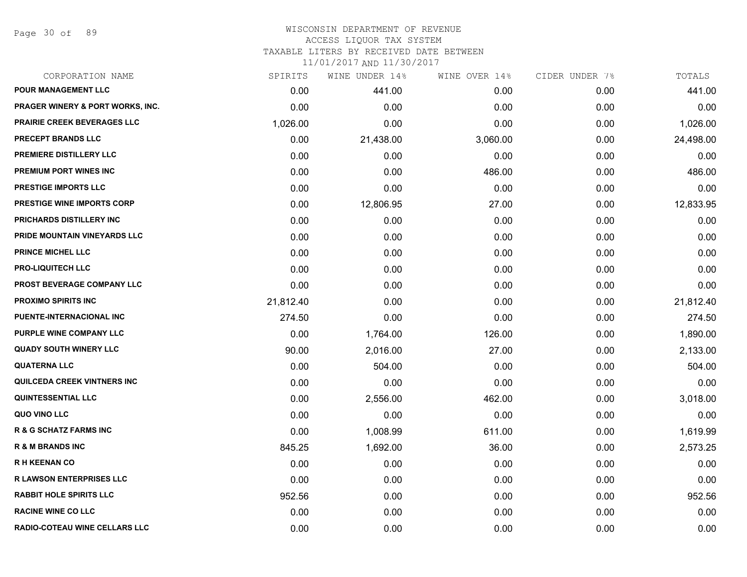WISCONSIN DEPARTMENT OF REVENUE
ACCESS LIQUOR TAX SYSTEM
TAXABLE LITERS BY RECEIVED DATE BETWEEN
11/01/2017 AND 11/30/2017

| CORPORATION NAME | SPIRITS | WINE UNDER 14% | WINE OVER 14% | CIDER UNDER 7% | TOTALS |
|---|---|---|---|---|---|
| POUR MANAGEMENT LLC | 0.00 | 441.00 | 0.00 | 0.00 | 441.00 |
| PRAGER WINERY & PORT WORKS, INC. | 0.00 | 0.00 | 0.00 | 0.00 | 0.00 |
| PRAIRIE CREEK BEVERAGES LLC | 1,026.00 | 0.00 | 0.00 | 0.00 | 1,026.00 |
| PRECEPT BRANDS LLC | 0.00 | 21,438.00 | 3,060.00 | 0.00 | 24,498.00 |
| PREMIERE DISTILLERY LLC | 0.00 | 0.00 | 0.00 | 0.00 | 0.00 |
| PREMIUM PORT WINES INC | 0.00 | 0.00 | 486.00 | 0.00 | 486.00 |
| PRESTIGE IMPORTS LLC | 0.00 | 0.00 | 0.00 | 0.00 | 0.00 |
| PRESTIGE WINE IMPORTS CORP | 0.00 | 12,806.95 | 27.00 | 0.00 | 12,833.95 |
| PRICHARDS DISTILLERY INC | 0.00 | 0.00 | 0.00 | 0.00 | 0.00 |
| PRIDE MOUNTAIN VINEYARDS LLC | 0.00 | 0.00 | 0.00 | 0.00 | 0.00 |
| PRINCE MICHEL LLC | 0.00 | 0.00 | 0.00 | 0.00 | 0.00 |
| PRO-LIQUITECH LLC | 0.00 | 0.00 | 0.00 | 0.00 | 0.00 |
| PROST BEVERAGE COMPANY LLC | 0.00 | 0.00 | 0.00 | 0.00 | 0.00 |
| PROXIMO SPIRITS INC | 21,812.40 | 0.00 | 0.00 | 0.00 | 21,812.40 |
| PUENTE-INTERNACIONAL INC | 274.50 | 0.00 | 0.00 | 0.00 | 274.50 |
| PURPLE WINE COMPANY LLC | 0.00 | 1,764.00 | 126.00 | 0.00 | 1,890.00 |
| QUADY SOUTH WINERY LLC | 90.00 | 2,016.00 | 27.00 | 0.00 | 2,133.00 |
| QUATERNA LLC | 0.00 | 504.00 | 0.00 | 0.00 | 504.00 |
| QUILCEDA CREEK VINTNERS INC | 0.00 | 0.00 | 0.00 | 0.00 | 0.00 |
| QUINTESSENTIAL LLC | 0.00 | 2,556.00 | 462.00 | 0.00 | 3,018.00 |
| QUO VINO LLC | 0.00 | 0.00 | 0.00 | 0.00 | 0.00 |
| R & G SCHATZ FARMS INC | 0.00 | 1,008.99 | 611.00 | 0.00 | 1,619.99 |
| R & M BRANDS INC | 845.25 | 1,692.00 | 36.00 | 0.00 | 2,573.25 |
| R H KEENAN CO | 0.00 | 0.00 | 0.00 | 0.00 | 0.00 |
| R LAWSON ENTERPRISES LLC | 0.00 | 0.00 | 0.00 | 0.00 | 0.00 |
| RABBIT HOLE SPIRITS LLC | 952.56 | 0.00 | 0.00 | 0.00 | 952.56 |
| RACINE WINE CO LLC | 0.00 | 0.00 | 0.00 | 0.00 | 0.00 |
| RADIO-COTEAU WINE CELLARS LLC | 0.00 | 0.00 | 0.00 | 0.00 | 0.00 |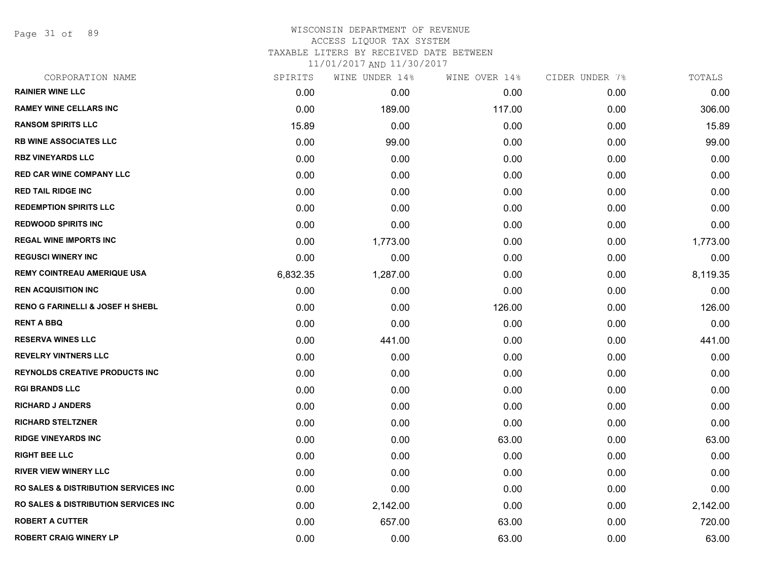WISCONSIN DEPARTMENT OF REVENUE
ACCESS LIQUOR TAX SYSTEM
TAXABLE LITERS BY RECEIVED DATE BETWEEN
11/01/2017 AND 11/30/2017

| CORPORATION NAME | SPIRITS | WINE UNDER 14% | WINE OVER 14% | CIDER UNDER 7% | TOTALS |
|---|---|---|---|---|---|
| RAINIER WINE LLC | 0.00 | 0.00 | 0.00 | 0.00 | 0.00 |
| RAMEY WINE CELLARS INC | 0.00 | 189.00 | 117.00 | 0.00 | 306.00 |
| RANSOM SPIRITS LLC | 15.89 | 0.00 | 0.00 | 0.00 | 15.89 |
| RB WINE ASSOCIATES LLC | 0.00 | 99.00 | 0.00 | 0.00 | 99.00 |
| RBZ VINEYARDS LLC | 0.00 | 0.00 | 0.00 | 0.00 | 0.00 |
| RED CAR WINE COMPANY LLC | 0.00 | 0.00 | 0.00 | 0.00 | 0.00 |
| RED TAIL RIDGE INC | 0.00 | 0.00 | 0.00 | 0.00 | 0.00 |
| REDEMPTION SPIRITS LLC | 0.00 | 0.00 | 0.00 | 0.00 | 0.00 |
| REDWOOD SPIRITS INC | 0.00 | 0.00 | 0.00 | 0.00 | 0.00 |
| REGAL WINE IMPORTS INC | 0.00 | 1,773.00 | 0.00 | 0.00 | 1,773.00 |
| REGUSCI WINERY INC | 0.00 | 0.00 | 0.00 | 0.00 | 0.00 |
| REMY COINTREAU AMERIQUE USA | 6,832.35 | 1,287.00 | 0.00 | 0.00 | 8,119.35 |
| REN ACQUISITION INC | 0.00 | 0.00 | 0.00 | 0.00 | 0.00 |
| RENO G FARINELLI & JOSEF H SHEBL | 0.00 | 0.00 | 126.00 | 0.00 | 126.00 |
| RENT A BBQ | 0.00 | 0.00 | 0.00 | 0.00 | 0.00 |
| RESERVA WINES LLC | 0.00 | 441.00 | 0.00 | 0.00 | 441.00 |
| REVELRY VINTNERS LLC | 0.00 | 0.00 | 0.00 | 0.00 | 0.00 |
| REYNOLDS CREATIVE PRODUCTS INC | 0.00 | 0.00 | 0.00 | 0.00 | 0.00 |
| RGI BRANDS LLC | 0.00 | 0.00 | 0.00 | 0.00 | 0.00 |
| RICHARD J ANDERS | 0.00 | 0.00 | 0.00 | 0.00 | 0.00 |
| RICHARD STELTZNER | 0.00 | 0.00 | 0.00 | 0.00 | 0.00 |
| RIDGE VINEYARDS INC | 0.00 | 0.00 | 63.00 | 0.00 | 63.00 |
| RIGHT BEE LLC | 0.00 | 0.00 | 0.00 | 0.00 | 0.00 |
| RIVER VIEW WINERY LLC | 0.00 | 0.00 | 0.00 | 0.00 | 0.00 |
| RO SALES & DISTRIBUTION SERVICES INC | 0.00 | 0.00 | 0.00 | 0.00 | 0.00 |
| RO SALES & DISTRIBUTION SERVICES INC | 0.00 | 2,142.00 | 0.00 | 0.00 | 2,142.00 |
| ROBERT A CUTTER | 0.00 | 657.00 | 63.00 | 0.00 | 720.00 |
| ROBERT CRAIG WINERY LP | 0.00 | 0.00 | 63.00 | 0.00 | 63.00 |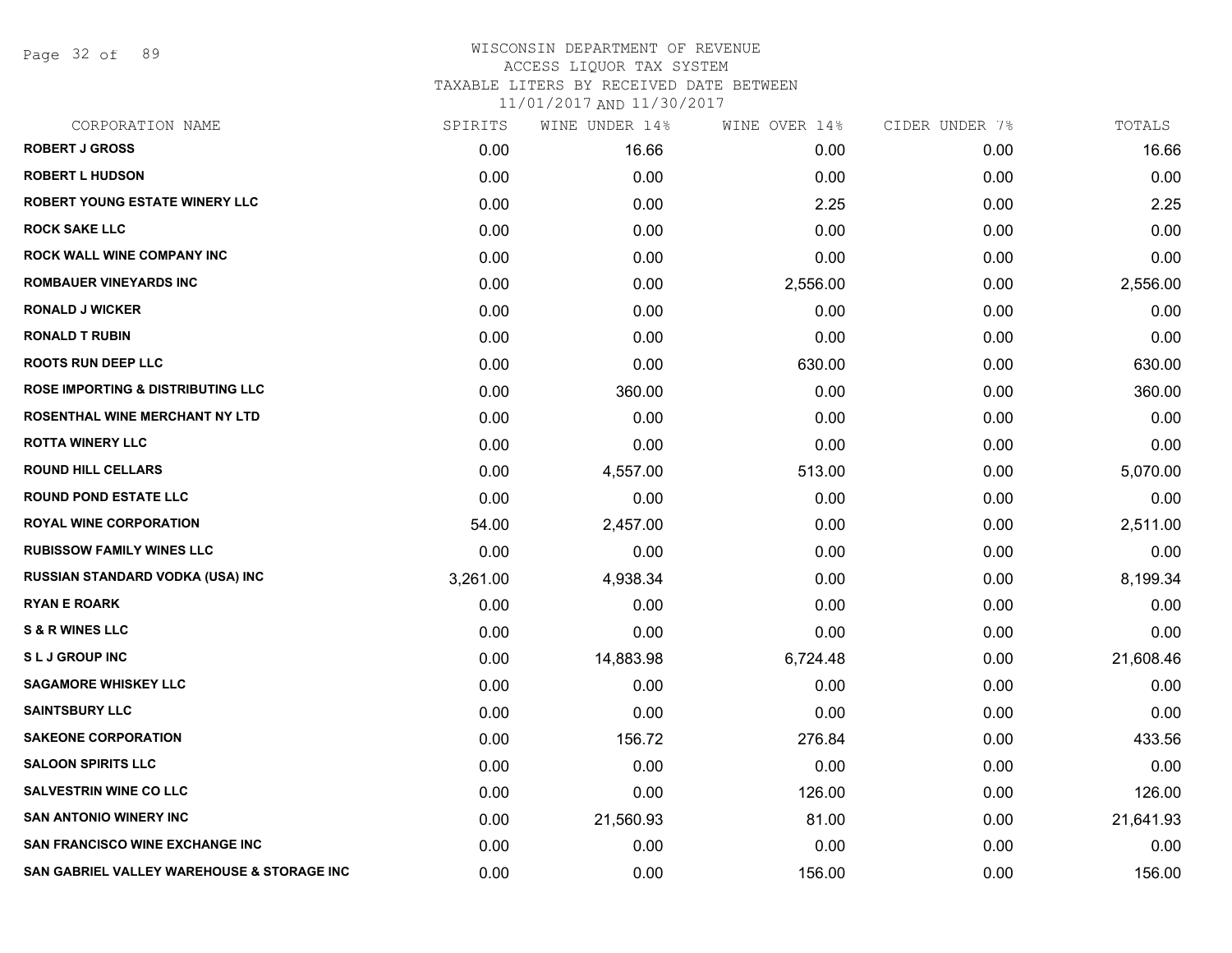WISCONSIN DEPARTMENT OF REVENUE
ACCESS LIQUOR TAX SYSTEM
TAXABLE LITERS BY RECEIVED DATE BETWEEN
11/01/2017 AND 11/30/2017

| CORPORATION NAME | SPIRITS | WINE UNDER 14% | WINE OVER 14% | CIDER UNDER 7% | TOTALS |
|---|---|---|---|---|---|
| ROBERT J GROSS | 0.00 | 16.66 | 0.00 | 0.00 | 16.66 |
| ROBERT L HUDSON | 0.00 | 0.00 | 0.00 | 0.00 | 0.00 |
| ROBERT YOUNG ESTATE WINERY LLC | 0.00 | 0.00 | 2.25 | 0.00 | 2.25 |
| ROCK SAKE LLC | 0.00 | 0.00 | 0.00 | 0.00 | 0.00 |
| ROCK WALL WINE COMPANY INC | 0.00 | 0.00 | 0.00 | 0.00 | 0.00 |
| ROMBAUER VINEYARDS INC | 0.00 | 0.00 | 2,556.00 | 0.00 | 2,556.00 |
| RONALD J WICKER | 0.00 | 0.00 | 0.00 | 0.00 | 0.00 |
| RONALD T RUBIN | 0.00 | 0.00 | 0.00 | 0.00 | 0.00 |
| ROOTS RUN DEEP LLC | 0.00 | 0.00 | 630.00 | 0.00 | 630.00 |
| ROSE IMPORTING & DISTRIBUTING LLC | 0.00 | 360.00 | 0.00 | 0.00 | 360.00 |
| ROSENTHAL WINE MERCHANT NY LTD | 0.00 | 0.00 | 0.00 | 0.00 | 0.00 |
| ROTTA WINERY LLC | 0.00 | 0.00 | 0.00 | 0.00 | 0.00 |
| ROUND HILL CELLARS | 0.00 | 4,557.00 | 513.00 | 0.00 | 5,070.00 |
| ROUND POND ESTATE LLC | 0.00 | 0.00 | 0.00 | 0.00 | 0.00 |
| ROYAL WINE CORPORATION | 54.00 | 2,457.00 | 0.00 | 0.00 | 2,511.00 |
| RUBISSOW FAMILY WINES LLC | 0.00 | 0.00 | 0.00 | 0.00 | 0.00 |
| RUSSIAN STANDARD VODKA (USA) INC | 3,261.00 | 4,938.34 | 0.00 | 0.00 | 8,199.34 |
| RYAN E ROARK | 0.00 | 0.00 | 0.00 | 0.00 | 0.00 |
| S & R WINES LLC | 0.00 | 0.00 | 0.00 | 0.00 | 0.00 |
| S L J GROUP INC | 0.00 | 14,883.98 | 6,724.48 | 0.00 | 21,608.46 |
| SAGAMORE WHISKEY LLC | 0.00 | 0.00 | 0.00 | 0.00 | 0.00 |
| SAINTSBURY LLC | 0.00 | 0.00 | 0.00 | 0.00 | 0.00 |
| SAKEONE CORPORATION | 0.00 | 156.72 | 276.84 | 0.00 | 433.56 |
| SALOON SPIRITS LLC | 0.00 | 0.00 | 0.00 | 0.00 | 0.00 |
| SALVESTRIN WINE CO LLC | 0.00 | 0.00 | 126.00 | 0.00 | 126.00 |
| SAN ANTONIO WINERY INC | 0.00 | 21,560.93 | 81.00 | 0.00 | 21,641.93 |
| SAN FRANCISCO WINE EXCHANGE INC | 0.00 | 0.00 | 0.00 | 0.00 | 0.00 |
| SAN GABRIEL VALLEY WAREHOUSE & STORAGE INC | 0.00 | 0.00 | 156.00 | 0.00 | 156.00 |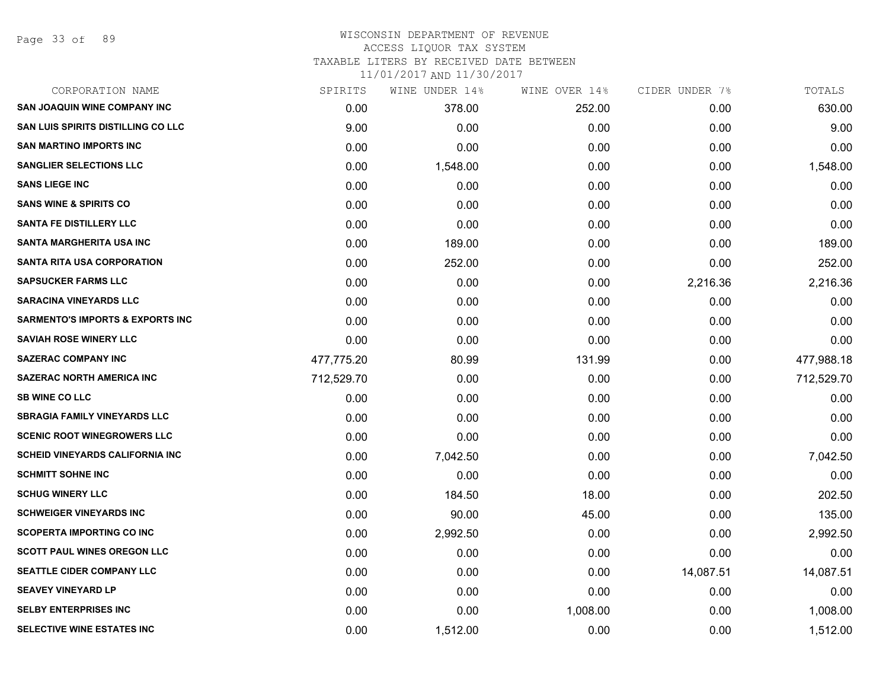# WISCONSIN DEPARTMENT OF REVENUE
## ACCESS LIQUOR TAX SYSTEM
### TAXABLE LITERS BY RECEIVED DATE BETWEEN 11/01/2017 AND 11/30/2017

| CORPORATION NAME | SPIRITS | WINE UNDER 14% | WINE OVER 14% | CIDER UNDER 7% | TOTALS |
|---|---|---|---|---|---|
| SAN JOAQUIN WINE COMPANY INC | 0.00 | 378.00 | 252.00 | 0.00 | 630.00 |
| SAN LUIS SPIRITS DISTILLING CO LLC | 9.00 | 0.00 | 0.00 | 0.00 | 9.00 |
| SAN MARTINO IMPORTS INC | 0.00 | 0.00 | 0.00 | 0.00 | 0.00 |
| SANGLIER SELECTIONS LLC | 0.00 | 1,548.00 | 0.00 | 0.00 | 1,548.00 |
| SANS LIEGE INC | 0.00 | 0.00 | 0.00 | 0.00 | 0.00 |
| SANS WINE & SPIRITS CO | 0.00 | 0.00 | 0.00 | 0.00 | 0.00 |
| SANTA FE DISTILLERY LLC | 0.00 | 0.00 | 0.00 | 0.00 | 0.00 |
| SANTA MARGHERITA USA INC | 0.00 | 189.00 | 0.00 | 0.00 | 189.00 |
| SANTA RITA USA CORPORATION | 0.00 | 252.00 | 0.00 | 0.00 | 252.00 |
| SAPSUCKER FARMS LLC | 0.00 | 0.00 | 0.00 | 2,216.36 | 2,216.36 |
| SARACINA VINEYARDS LLC | 0.00 | 0.00 | 0.00 | 0.00 | 0.00 |
| SARMENTO'S IMPORTS & EXPORTS INC | 0.00 | 0.00 | 0.00 | 0.00 | 0.00 |
| SAVIAH ROSE WINERY LLC | 0.00 | 0.00 | 0.00 | 0.00 | 0.00 |
| SAZERAC COMPANY INC | 477,775.20 | 80.99 | 131.99 | 0.00 | 477,988.18 |
| SAZERAC NORTH AMERICA INC | 712,529.70 | 0.00 | 0.00 | 0.00 | 712,529.70 |
| SB WINE CO LLC | 0.00 | 0.00 | 0.00 | 0.00 | 0.00 |
| SBRAGIA FAMILY VINEYARDS LLC | 0.00 | 0.00 | 0.00 | 0.00 | 0.00 |
| SCENIC ROOT WINEGROWERS LLC | 0.00 | 0.00 | 0.00 | 0.00 | 0.00 |
| SCHEID VINEYARDS CALIFORNIA INC | 0.00 | 7,042.50 | 0.00 | 0.00 | 7,042.50 |
| SCHMITT SOHNE INC | 0.00 | 0.00 | 0.00 | 0.00 | 0.00 |
| SCHUG WINERY LLC | 0.00 | 184.50 | 18.00 | 0.00 | 202.50 |
| SCHWEIGER VINEYARDS INC | 0.00 | 90.00 | 45.00 | 0.00 | 135.00 |
| SCOPERTA IMPORTING CO INC | 0.00 | 2,992.50 | 0.00 | 0.00 | 2,992.50 |
| SCOTT PAUL WINES OREGON LLC | 0.00 | 0.00 | 0.00 | 0.00 | 0.00 |
| SEATTLE CIDER COMPANY LLC | 0.00 | 0.00 | 0.00 | 14,087.51 | 14,087.51 |
| SEAVEY VINEYARD LP | 0.00 | 0.00 | 0.00 | 0.00 | 0.00 |
| SELBY ENTERPRISES INC | 0.00 | 0.00 | 1,008.00 | 0.00 | 1,008.00 |
| SELECTIVE WINE ESTATES INC | 0.00 | 1,512.00 | 0.00 | 0.00 | 1,512.00 |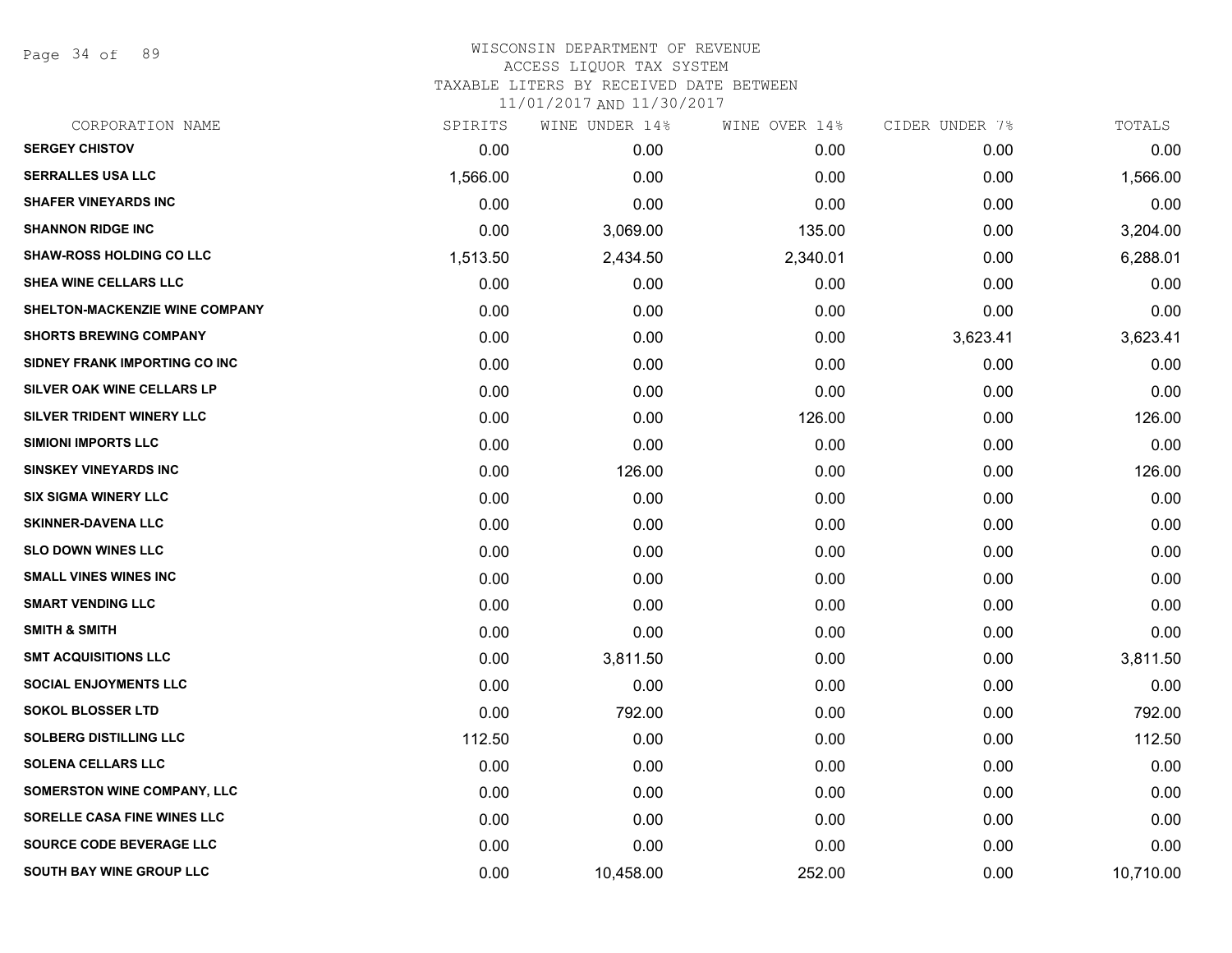WISCONSIN DEPARTMENT OF REVENUE
ACCESS LIQUOR TAX SYSTEM
TAXABLE LITERS BY RECEIVED DATE BETWEEN
11/01/2017 AND 11/30/2017

| CORPORATION NAME | SPIRITS | WINE UNDER 14% | WINE OVER 14% | CIDER UNDER 7% | TOTALS |
|---|---|---|---|---|---|
| SERGEY CHISTOV | 0.00 | 0.00 | 0.00 | 0.00 | 0.00 |
| SERRALLES USA LLC | 1,566.00 | 0.00 | 0.00 | 0.00 | 1,566.00 |
| SHAFER VINEYARDS INC | 0.00 | 0.00 | 0.00 | 0.00 | 0.00 |
| SHANNON RIDGE INC | 0.00 | 3,069.00 | 135.00 | 0.00 | 3,204.00 |
| SHAW-ROSS HOLDING CO LLC | 1,513.50 | 2,434.50 | 2,340.01 | 0.00 | 6,288.01 |
| SHEA WINE CELLARS LLC | 0.00 | 0.00 | 0.00 | 0.00 | 0.00 |
| SHELTON-MACKENZIE WINE COMPANY | 0.00 | 0.00 | 0.00 | 0.00 | 0.00 |
| SHORTS BREWING COMPANY | 0.00 | 0.00 | 0.00 | 3,623.41 | 3,623.41 |
| SIDNEY FRANK IMPORTING CO INC | 0.00 | 0.00 | 0.00 | 0.00 | 0.00 |
| SILVER OAK WINE CELLARS LP | 0.00 | 0.00 | 0.00 | 0.00 | 0.00 |
| SILVER TRIDENT WINERY LLC | 0.00 | 0.00 | 126.00 | 0.00 | 126.00 |
| SIMIONI IMPORTS LLC | 0.00 | 0.00 | 0.00 | 0.00 | 0.00 |
| SINSKEY VINEYARDS INC | 0.00 | 126.00 | 0.00 | 0.00 | 126.00 |
| SIX SIGMA WINERY LLC | 0.00 | 0.00 | 0.00 | 0.00 | 0.00 |
| SKINNER-DAVENA LLC | 0.00 | 0.00 | 0.00 | 0.00 | 0.00 |
| SLO DOWN WINES LLC | 0.00 | 0.00 | 0.00 | 0.00 | 0.00 |
| SMALL VINES WINES INC | 0.00 | 0.00 | 0.00 | 0.00 | 0.00 |
| SMART VENDING LLC | 0.00 | 0.00 | 0.00 | 0.00 | 0.00 |
| SMITH & SMITH | 0.00 | 0.00 | 0.00 | 0.00 | 0.00 |
| SMT ACQUISITIONS LLC | 0.00 | 3,811.50 | 0.00 | 0.00 | 3,811.50 |
| SOCIAL ENJOYMENTS LLC | 0.00 | 0.00 | 0.00 | 0.00 | 0.00 |
| SOKOL BLOSSER LTD | 0.00 | 792.00 | 0.00 | 0.00 | 792.00 |
| SOLBERG DISTILLING LLC | 112.50 | 0.00 | 0.00 | 0.00 | 112.50 |
| SOLENA CELLARS LLC | 0.00 | 0.00 | 0.00 | 0.00 | 0.00 |
| SOMERSTON WINE COMPANY, LLC | 0.00 | 0.00 | 0.00 | 0.00 | 0.00 |
| SORELLE CASA FINE WINES LLC | 0.00 | 0.00 | 0.00 | 0.00 | 0.00 |
| SOURCE CODE BEVERAGE LLC | 0.00 | 0.00 | 0.00 | 0.00 | 0.00 |
| SOUTH BAY WINE GROUP LLC | 0.00 | 10,458.00 | 252.00 | 0.00 | 10,710.00 |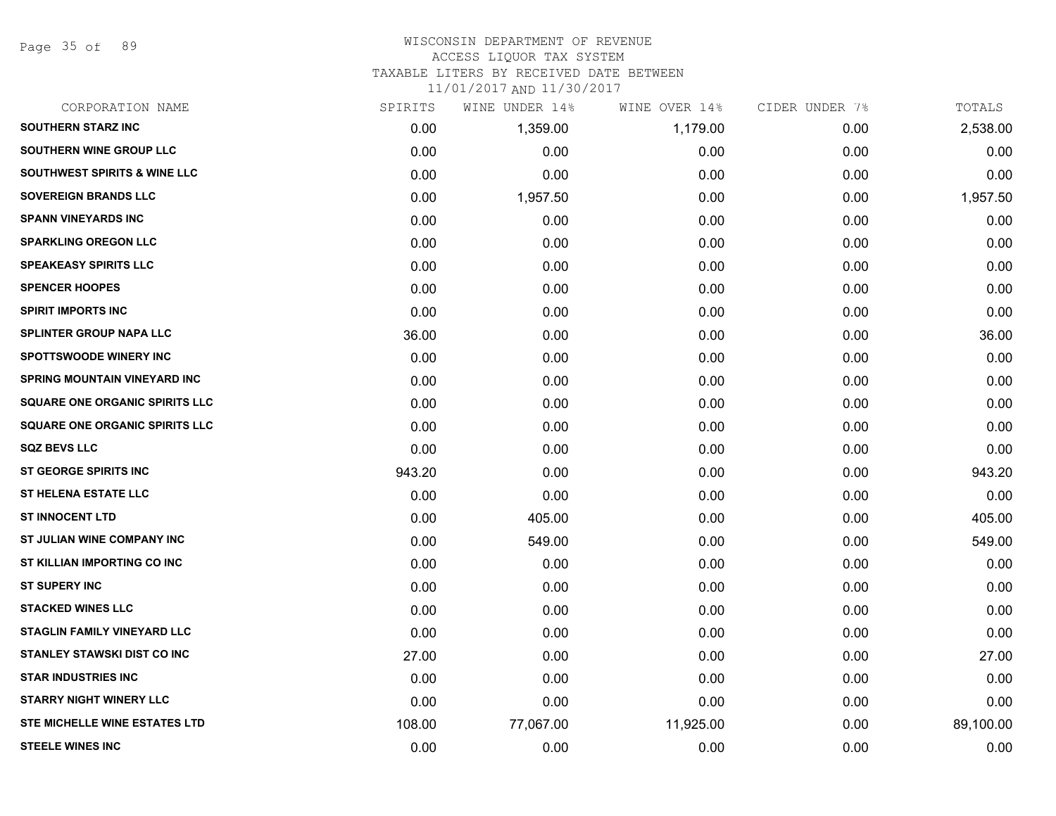# WISCONSIN DEPARTMENT OF REVENUE

ACCESS LIQUOR TAX SYSTEM

TAXABLE LITERS BY RECEIVED DATE BETWEEN

11/01/2017 AND 11/30/2017

| CORPORATION NAME | SPIRITS | WINE UNDER 14% | WINE OVER 14% | CIDER UNDER 7% | TOTALS |
|---|---|---|---|---|---|
| SOUTHERN STARZ INC | 0.00 | 1,359.00 | 1,179.00 | 0.00 | 2,538.00 |
| SOUTHERN WINE GROUP LLC | 0.00 | 0.00 | 0.00 | 0.00 | 0.00 |
| SOUTHWEST SPIRITS & WINE LLC | 0.00 | 0.00 | 0.00 | 0.00 | 0.00 |
| SOVEREIGN BRANDS LLC | 0.00 | 1,957.50 | 0.00 | 0.00 | 1,957.50 |
| SPANN VINEYARDS INC | 0.00 | 0.00 | 0.00 | 0.00 | 0.00 |
| SPARKLING OREGON LLC | 0.00 | 0.00 | 0.00 | 0.00 | 0.00 |
| SPEAKEASY SPIRITS LLC | 0.00 | 0.00 | 0.00 | 0.00 | 0.00 |
| SPENCER HOOPES | 0.00 | 0.00 | 0.00 | 0.00 | 0.00 |
| SPIRIT IMPORTS INC | 0.00 | 0.00 | 0.00 | 0.00 | 0.00 |
| SPLINTER GROUP NAPA LLC | 36.00 | 0.00 | 0.00 | 0.00 | 36.00 |
| SPOTTSWOODE WINERY INC | 0.00 | 0.00 | 0.00 | 0.00 | 0.00 |
| SPRING MOUNTAIN VINEYARD INC | 0.00 | 0.00 | 0.00 | 0.00 | 0.00 |
| SQUARE ONE ORGANIC SPIRITS LLC | 0.00 | 0.00 | 0.00 | 0.00 | 0.00 |
| SQUARE ONE ORGANIC SPIRITS LLC | 0.00 | 0.00 | 0.00 | 0.00 | 0.00 |
| SQZ BEVS LLC | 0.00 | 0.00 | 0.00 | 0.00 | 0.00 |
| ST GEORGE SPIRITS INC | 943.20 | 0.00 | 0.00 | 0.00 | 943.20 |
| ST HELENA ESTATE LLC | 0.00 | 0.00 | 0.00 | 0.00 | 0.00 |
| ST INNOCENT LTD | 0.00 | 405.00 | 0.00 | 0.00 | 405.00 |
| ST JULIAN WINE COMPANY INC | 0.00 | 549.00 | 0.00 | 0.00 | 549.00 |
| ST KILLIAN IMPORTING CO INC | 0.00 | 0.00 | 0.00 | 0.00 | 0.00 |
| ST SUPERY INC | 0.00 | 0.00 | 0.00 | 0.00 | 0.00 |
| STACKED WINES LLC | 0.00 | 0.00 | 0.00 | 0.00 | 0.00 |
| STAGLIN FAMILY VINEYARD LLC | 0.00 | 0.00 | 0.00 | 0.00 | 0.00 |
| STANLEY STAWSKI DIST CO INC | 27.00 | 0.00 | 0.00 | 0.00 | 27.00 |
| STAR INDUSTRIES INC | 0.00 | 0.00 | 0.00 | 0.00 | 0.00 |
| STARRY NIGHT WINERY LLC | 0.00 | 0.00 | 0.00 | 0.00 | 0.00 |
| STE MICHELLE WINE ESTATES LTD | 108.00 | 77,067.00 | 11,925.00 | 0.00 | 89,100.00 |
| STEELE WINES INC | 0.00 | 0.00 | 0.00 | 0.00 | 0.00 |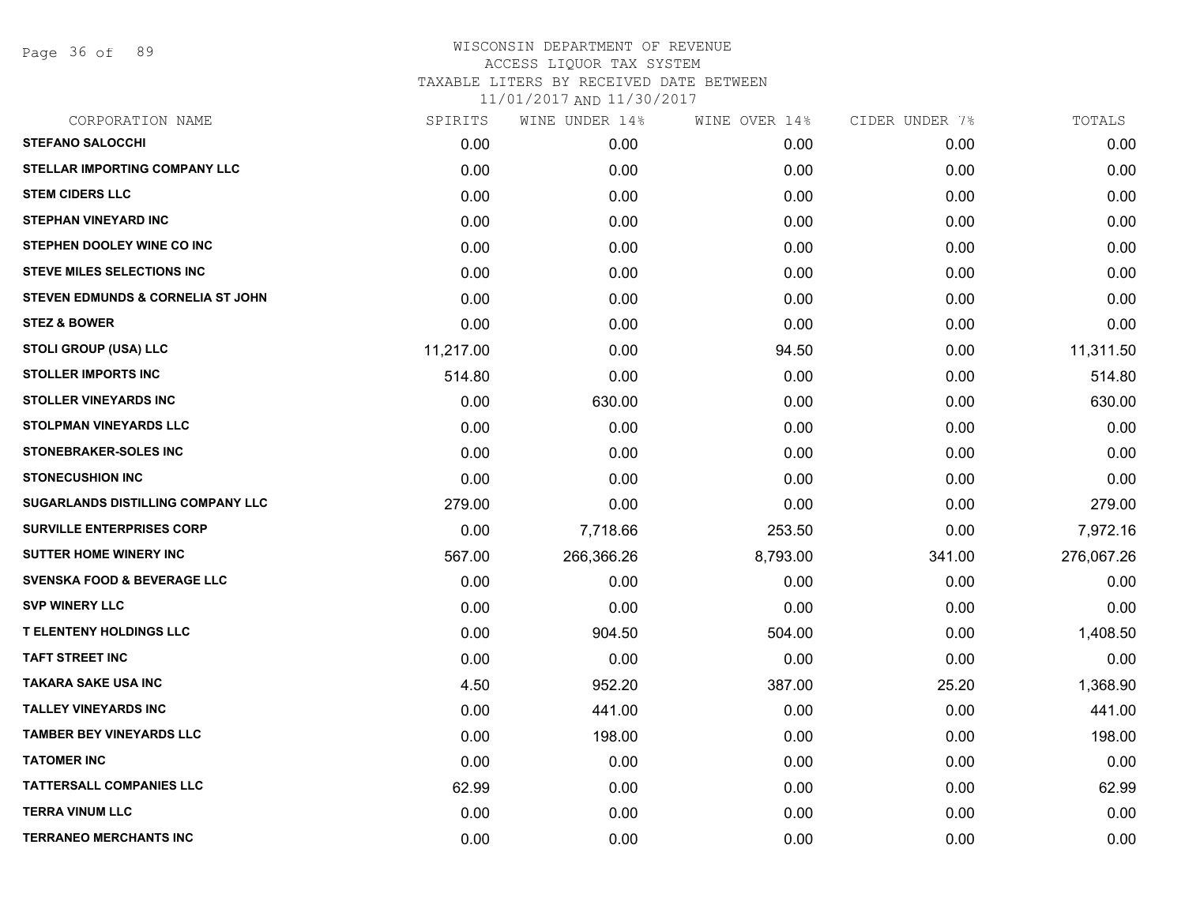WISCONSIN DEPARTMENT OF REVENUE
ACCESS LIQUOR TAX SYSTEM
TAXABLE LITERS BY RECEIVED DATE BETWEEN
11/01/2017 AND 11/30/2017

| CORPORATION NAME | SPIRITS | WINE UNDER 14% | WINE OVER 14% | CIDER UNDER 7% | TOTALS |
|---|---|---|---|---|---|
| STEFANO SALOCCHI | 0.00 | 0.00 | 0.00 | 0.00 | 0.00 |
| STELLAR IMPORTING COMPANY LLC | 0.00 | 0.00 | 0.00 | 0.00 | 0.00 |
| STEM CIDERS LLC | 0.00 | 0.00 | 0.00 | 0.00 | 0.00 |
| STEPHAN VINEYARD INC | 0.00 | 0.00 | 0.00 | 0.00 | 0.00 |
| STEPHEN DOOLEY WINE CO INC | 0.00 | 0.00 | 0.00 | 0.00 | 0.00 |
| STEVE MILES SELECTIONS INC | 0.00 | 0.00 | 0.00 | 0.00 | 0.00 |
| STEVEN EDMUNDS & CORNELIA ST JOHN | 0.00 | 0.00 | 0.00 | 0.00 | 0.00 |
| STEZ & BOWER | 0.00 | 0.00 | 0.00 | 0.00 | 0.00 |
| STOLI GROUP (USA) LLC | 11,217.00 | 0.00 | 94.50 | 0.00 | 11,311.50 |
| STOLLER IMPORTS INC | 514.80 | 0.00 | 0.00 | 0.00 | 514.80 |
| STOLLER VINEYARDS INC | 0.00 | 630.00 | 0.00 | 0.00 | 630.00 |
| STOLPMAN VINEYARDS LLC | 0.00 | 0.00 | 0.00 | 0.00 | 0.00 |
| STONEBRAKER-SOLES INC | 0.00 | 0.00 | 0.00 | 0.00 | 0.00 |
| STONECUSHION INC | 0.00 | 0.00 | 0.00 | 0.00 | 0.00 |
| SUGARLANDS DISTILLING COMPANY LLC | 279.00 | 0.00 | 0.00 | 0.00 | 279.00 |
| SURVILLE ENTERPRISES CORP | 0.00 | 7,718.66 | 253.50 | 0.00 | 7,972.16 |
| SUTTER HOME WINERY INC | 567.00 | 266,366.26 | 8,793.00 | 341.00 | 276,067.26 |
| SVENSKA FOOD & BEVERAGE LLC | 0.00 | 0.00 | 0.00 | 0.00 | 0.00 |
| SVP WINERY LLC | 0.00 | 0.00 | 0.00 | 0.00 | 0.00 |
| T ELENTENY HOLDINGS LLC | 0.00 | 904.50 | 504.00 | 0.00 | 1,408.50 |
| TAFT STREET INC | 0.00 | 0.00 | 0.00 | 0.00 | 0.00 |
| TAKARA SAKE USA INC | 4.50 | 952.20 | 387.00 | 25.20 | 1,368.90 |
| TALLEY VINEYARDS INC | 0.00 | 441.00 | 0.00 | 0.00 | 441.00 |
| TAMBER BEY VINEYARDS LLC | 0.00 | 198.00 | 0.00 | 0.00 | 198.00 |
| TATOMER INC | 0.00 | 0.00 | 0.00 | 0.00 | 0.00 |
| TATTERSALL COMPANIES LLC | 62.99 | 0.00 | 0.00 | 0.00 | 62.99 |
| TERRA VINUM LLC | 0.00 | 0.00 | 0.00 | 0.00 | 0.00 |
| TERRANEO MERCHANTS INC | 0.00 | 0.00 | 0.00 | 0.00 | 0.00 |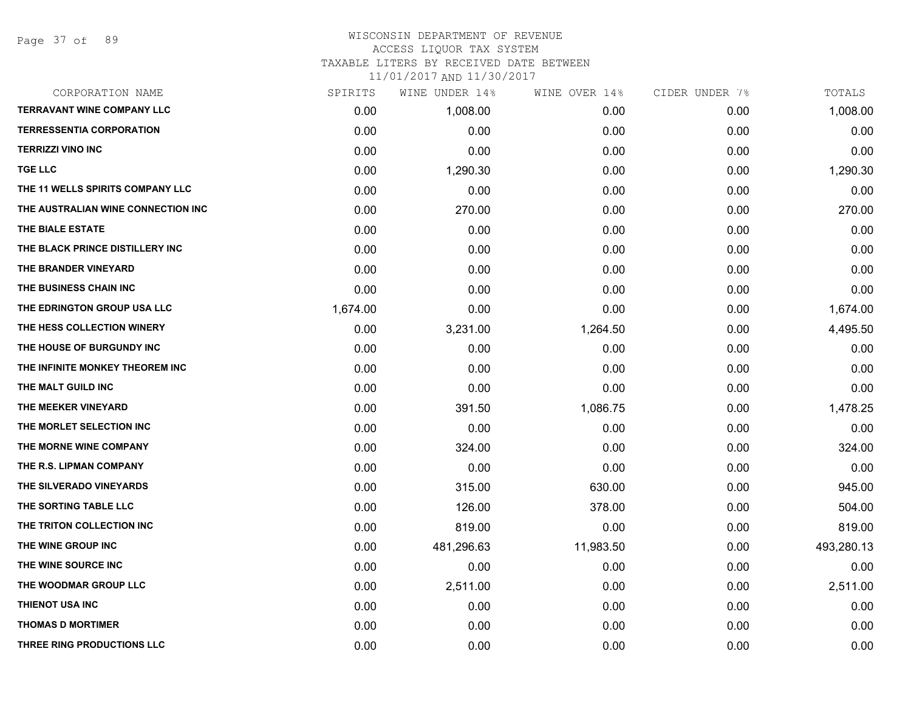WISCONSIN DEPARTMENT OF REVENUE
ACCESS LIQUOR TAX SYSTEM
TAXABLE LITERS BY RECEIVED DATE BETWEEN
11/01/2017 AND 11/30/2017

| CORPORATION NAME | SPIRITS | WINE UNDER 14% | WINE OVER 14% | CIDER UNDER 7% | TOTALS |
|---|---|---|---|---|---|
| TERRAVANT WINE COMPANY LLC | 0.00 | 1,008.00 | 0.00 | 0.00 | 1,008.00 |
| TERRESSENTIA CORPORATION | 0.00 | 0.00 | 0.00 | 0.00 | 0.00 |
| TERRIZZI VINO INC | 0.00 | 0.00 | 0.00 | 0.00 | 0.00 |
| TGE LLC | 0.00 | 1,290.30 | 0.00 | 0.00 | 1,290.30 |
| THE 11 WELLS SPIRITS COMPANY LLC | 0.00 | 0.00 | 0.00 | 0.00 | 0.00 |
| THE AUSTRALIAN WINE CONNECTION INC | 0.00 | 270.00 | 0.00 | 0.00 | 270.00 |
| THE BIALE ESTATE | 0.00 | 0.00 | 0.00 | 0.00 | 0.00 |
| THE BLACK PRINCE DISTILLERY INC | 0.00 | 0.00 | 0.00 | 0.00 | 0.00 |
| THE BRANDER VINEYARD | 0.00 | 0.00 | 0.00 | 0.00 | 0.00 |
| THE BUSINESS CHAIN INC | 0.00 | 0.00 | 0.00 | 0.00 | 0.00 |
| THE EDRINGTON GROUP USA LLC | 1,674.00 | 0.00 | 0.00 | 0.00 | 1,674.00 |
| THE HESS COLLECTION WINERY | 0.00 | 3,231.00 | 1,264.50 | 0.00 | 4,495.50 |
| THE HOUSE OF BURGUNDY INC | 0.00 | 0.00 | 0.00 | 0.00 | 0.00 |
| THE INFINITE MONKEY THEOREM INC | 0.00 | 0.00 | 0.00 | 0.00 | 0.00 |
| THE MALT GUILD INC | 0.00 | 0.00 | 0.00 | 0.00 | 0.00 |
| THE MEEKER VINEYARD | 0.00 | 391.50 | 1,086.75 | 0.00 | 1,478.25 |
| THE MORLET SELECTION INC | 0.00 | 0.00 | 0.00 | 0.00 | 0.00 |
| THE MORNE WINE COMPANY | 0.00 | 324.00 | 0.00 | 0.00 | 324.00 |
| THE R.S. LIPMAN COMPANY | 0.00 | 0.00 | 0.00 | 0.00 | 0.00 |
| THE SILVERADO VINEYARDS | 0.00 | 315.00 | 630.00 | 0.00 | 945.00 |
| THE SORTING TABLE LLC | 0.00 | 126.00 | 378.00 | 0.00 | 504.00 |
| THE TRITON COLLECTION INC | 0.00 | 819.00 | 0.00 | 0.00 | 819.00 |
| THE WINE GROUP INC | 0.00 | 481,296.63 | 11,983.50 | 0.00 | 493,280.13 |
| THE WINE SOURCE INC | 0.00 | 0.00 | 0.00 | 0.00 | 0.00 |
| THE WOODMAR GROUP LLC | 0.00 | 2,511.00 | 0.00 | 0.00 | 2,511.00 |
| THIENOT USA INC | 0.00 | 0.00 | 0.00 | 0.00 | 0.00 |
| THOMAS D MORTIMER | 0.00 | 0.00 | 0.00 | 0.00 | 0.00 |
| THREE RING PRODUCTIONS LLC | 0.00 | 0.00 | 0.00 | 0.00 | 0.00 |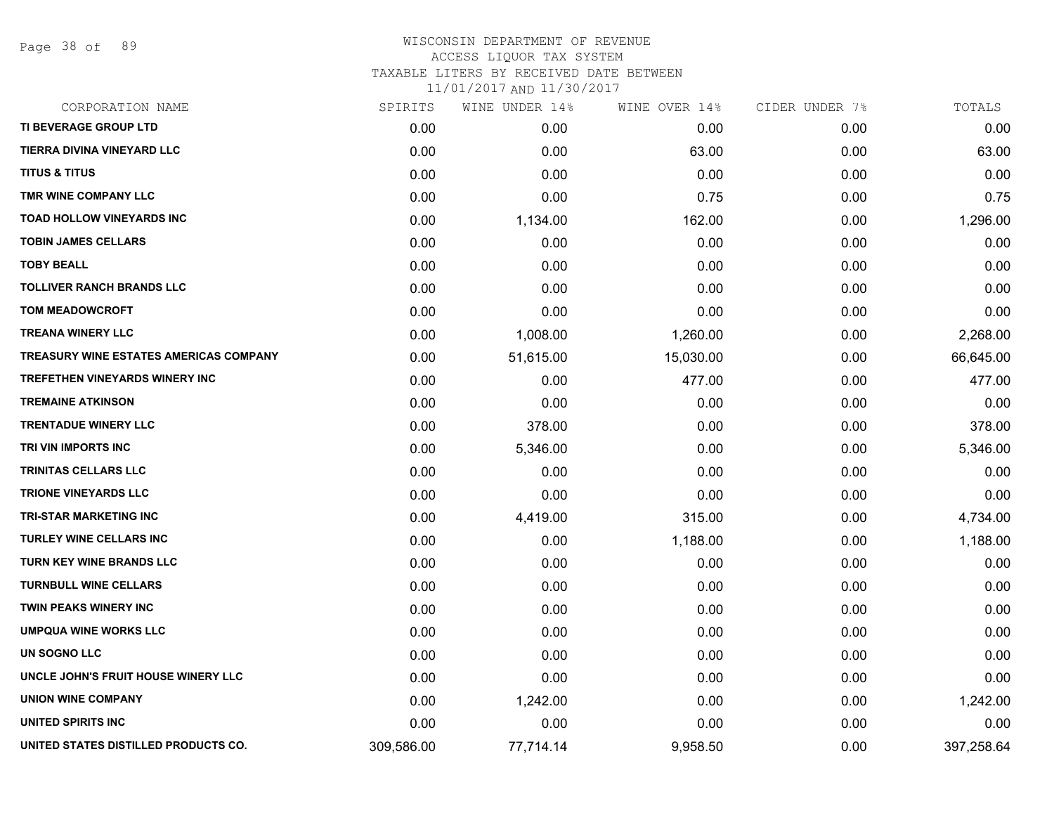# WISCONSIN DEPARTMENT OF REVENUE
## ACCESS LIQUOR TAX SYSTEM
### TAXABLE LITERS BY RECEIVED DATE BETWEEN 11/01/2017 AND 11/30/2017

| CORPORATION NAME | SPIRITS | WINE UNDER 14% | WINE OVER 14% | CIDER UNDER 7% | TOTALS |
|---|---|---|---|---|---|
| TI BEVERAGE GROUP LTD | 0.00 | 0.00 | 0.00 | 0.00 | 0.00 |
| TIERRA DIVINA VINEYARD LLC | 0.00 | 0.00 | 63.00 | 0.00 | 63.00 |
| TITUS & TITUS | 0.00 | 0.00 | 0.00 | 0.00 | 0.00 |
| TMR WINE COMPANY LLC | 0.00 | 0.00 | 0.75 | 0.00 | 0.75 |
| TOAD HOLLOW VINEYARDS INC | 0.00 | 1,134.00 | 162.00 | 0.00 | 1,296.00 |
| TOBIN JAMES CELLARS | 0.00 | 0.00 | 0.00 | 0.00 | 0.00 |
| TOBY BEALL | 0.00 | 0.00 | 0.00 | 0.00 | 0.00 |
| TOLLIVER RANCH BRANDS LLC | 0.00 | 0.00 | 0.00 | 0.00 | 0.00 |
| TOM MEADOWCROFT | 0.00 | 0.00 | 0.00 | 0.00 | 0.00 |
| TREANA WINERY LLC | 0.00 | 1,008.00 | 1,260.00 | 0.00 | 2,268.00 |
| TREASURY WINE ESTATES AMERICAS COMPANY | 0.00 | 51,615.00 | 15,030.00 | 0.00 | 66,645.00 |
| TREFETHEN VINEYARDS WINERY INC | 0.00 | 0.00 | 477.00 | 0.00 | 477.00 |
| TREMAINE ATKINSON | 0.00 | 0.00 | 0.00 | 0.00 | 0.00 |
| TRENTADUE WINERY LLC | 0.00 | 378.00 | 0.00 | 0.00 | 378.00 |
| TRI VIN IMPORTS INC | 0.00 | 5,346.00 | 0.00 | 0.00 | 5,346.00 |
| TRINITAS CELLARS LLC | 0.00 | 0.00 | 0.00 | 0.00 | 0.00 |
| TRIONE VINEYARDS LLC | 0.00 | 0.00 | 0.00 | 0.00 | 0.00 |
| TRI-STAR MARKETING INC | 0.00 | 4,419.00 | 315.00 | 0.00 | 4,734.00 |
| TURLEY WINE CELLARS INC | 0.00 | 0.00 | 1,188.00 | 0.00 | 1,188.00 |
| TURN KEY WINE BRANDS LLC | 0.00 | 0.00 | 0.00 | 0.00 | 0.00 |
| TURNBULL WINE CELLARS | 0.00 | 0.00 | 0.00 | 0.00 | 0.00 |
| TWIN PEAKS WINERY INC | 0.00 | 0.00 | 0.00 | 0.00 | 0.00 |
| UMPQUA WINE WORKS LLC | 0.00 | 0.00 | 0.00 | 0.00 | 0.00 |
| UN SOGNO LLC | 0.00 | 0.00 | 0.00 | 0.00 | 0.00 |
| UNCLE JOHN'S FRUIT HOUSE WINERY LLC | 0.00 | 0.00 | 0.00 | 0.00 | 0.00 |
| UNION WINE COMPANY | 0.00 | 1,242.00 | 0.00 | 0.00 | 1,242.00 |
| UNITED SPIRITS INC | 0.00 | 0.00 | 0.00 | 0.00 | 0.00 |
| UNITED STATES DISTILLED PRODUCTS CO. | 309,586.00 | 77,714.14 | 9,958.50 | 0.00 | 397,258.64 |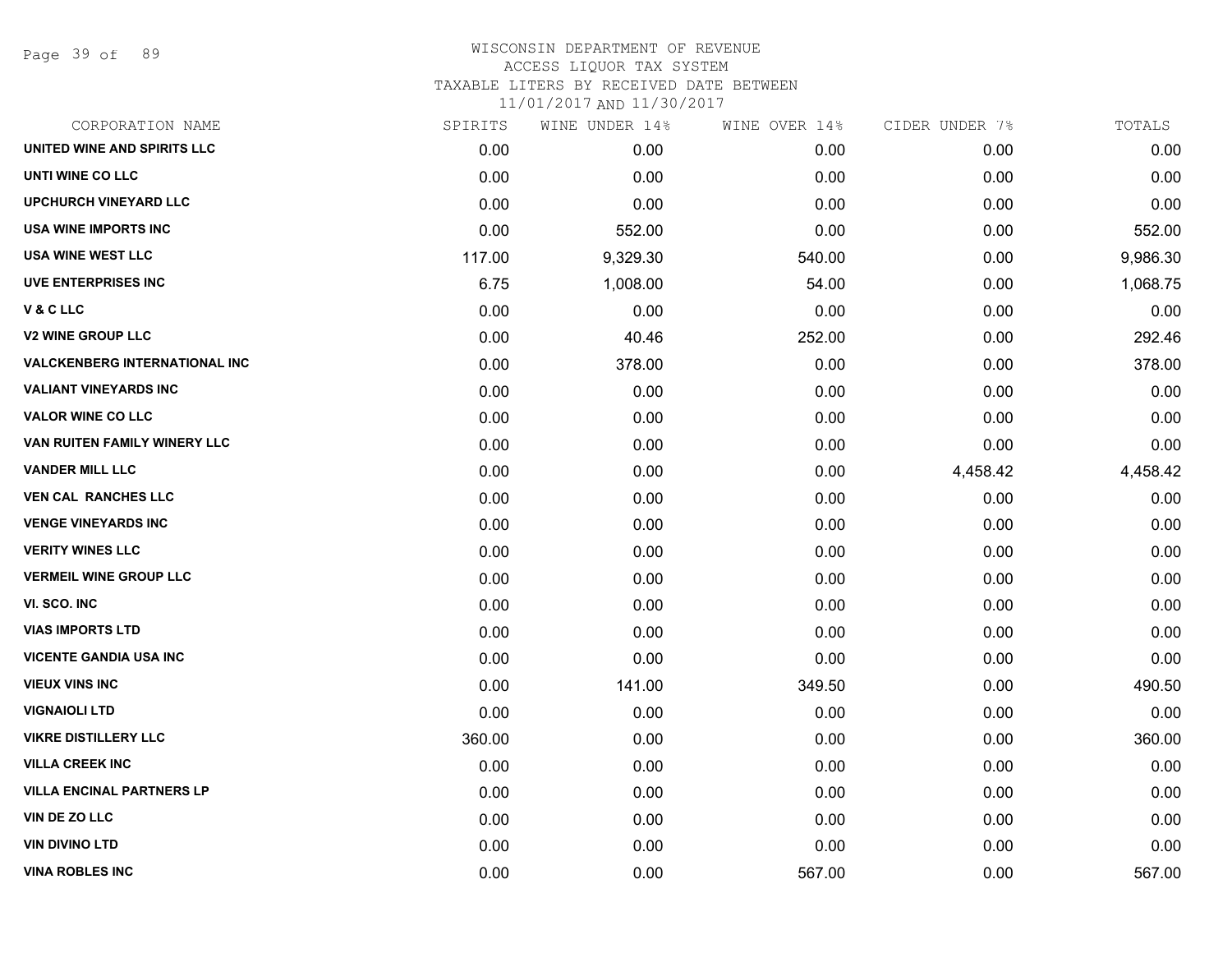WISCONSIN DEPARTMENT OF REVENUE
ACCESS LIQUOR TAX SYSTEM
TAXABLE LITERS BY RECEIVED DATE BETWEEN
11/01/2017 AND 11/30/2017

| CORPORATION NAME | SPIRITS | WINE UNDER 14% | WINE OVER 14% | CIDER UNDER 7% | TOTALS |
|---|---|---|---|---|---|
| UNITED WINE AND SPIRITS LLC | 0.00 | 0.00 | 0.00 | 0.00 | 0.00 |
| UNTI WINE CO LLC | 0.00 | 0.00 | 0.00 | 0.00 | 0.00 |
| UPCHURCH VINEYARD LLC | 0.00 | 0.00 | 0.00 | 0.00 | 0.00 |
| USA WINE IMPORTS INC | 0.00 | 552.00 | 0.00 | 0.00 | 552.00 |
| USA WINE WEST LLC | 117.00 | 9,329.30 | 540.00 | 0.00 | 9,986.30 |
| UVE ENTERPRISES INC | 6.75 | 1,008.00 | 54.00 | 0.00 | 1,068.75 |
| V & C LLC | 0.00 | 0.00 | 0.00 | 0.00 | 0.00 |
| V2 WINE GROUP LLC | 0.00 | 40.46 | 252.00 | 0.00 | 292.46 |
| VALCKENBERG INTERNATIONAL INC | 0.00 | 378.00 | 0.00 | 0.00 | 378.00 |
| VALIANT VINEYARDS INC | 0.00 | 0.00 | 0.00 | 0.00 | 0.00 |
| VALOR WINE CO LLC | 0.00 | 0.00 | 0.00 | 0.00 | 0.00 |
| VAN RUITEN FAMILY WINERY LLC | 0.00 | 0.00 | 0.00 | 0.00 | 0.00 |
| VANDER MILL LLC | 0.00 | 0.00 | 0.00 | 4,458.42 | 4,458.42 |
| VEN CAL RANCHES LLC | 0.00 | 0.00 | 0.00 | 0.00 | 0.00 |
| VENGE VINEYARDS INC | 0.00 | 0.00 | 0.00 | 0.00 | 0.00 |
| VERITY WINES LLC | 0.00 | 0.00 | 0.00 | 0.00 | 0.00 |
| VERMEIL WINE GROUP LLC | 0.00 | 0.00 | 0.00 | 0.00 | 0.00 |
| VI. SCO. INC | 0.00 | 0.00 | 0.00 | 0.00 | 0.00 |
| VIAS IMPORTS LTD | 0.00 | 0.00 | 0.00 | 0.00 | 0.00 |
| VICENTE GANDIA USA INC | 0.00 | 0.00 | 0.00 | 0.00 | 0.00 |
| VIEUX VINS INC | 0.00 | 141.00 | 349.50 | 0.00 | 490.50 |
| VIGNAIOLI LTD | 0.00 | 0.00 | 0.00 | 0.00 | 0.00 |
| VIKRE DISTILLERY LLC | 360.00 | 0.00 | 0.00 | 0.00 | 360.00 |
| VILLA CREEK INC | 0.00 | 0.00 | 0.00 | 0.00 | 0.00 |
| VILLA ENCINAL PARTNERS LP | 0.00 | 0.00 | 0.00 | 0.00 | 0.00 |
| VIN DE ZO LLC | 0.00 | 0.00 | 0.00 | 0.00 | 0.00 |
| VIN DIVINO LTD | 0.00 | 0.00 | 0.00 | 0.00 | 0.00 |
| VINA ROBLES INC | 0.00 | 0.00 | 567.00 | 0.00 | 567.00 |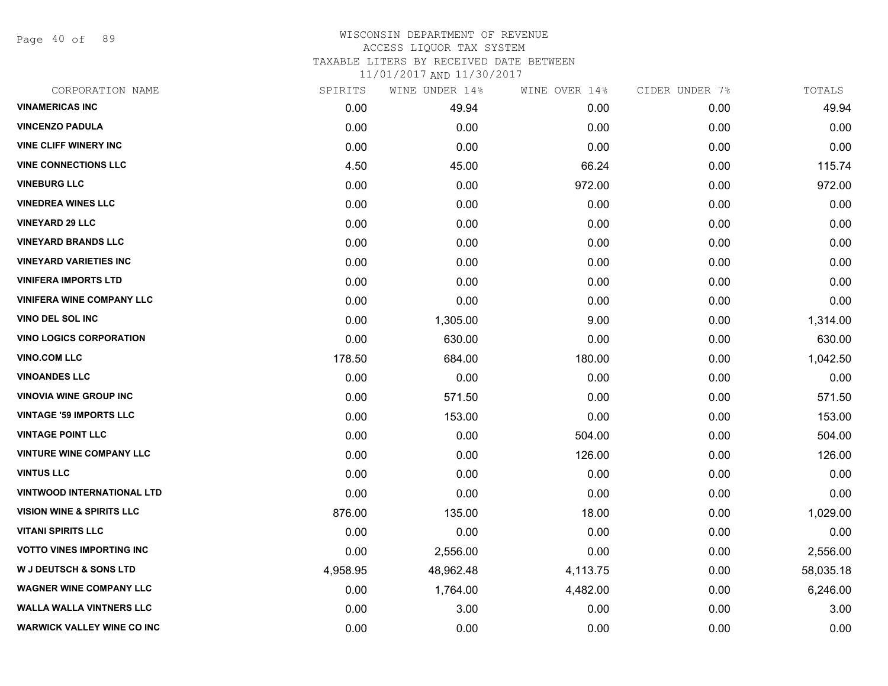# WISCONSIN DEPARTMENT OF REVENUE
ACCESS LIQUOR TAX SYSTEM
TAXABLE LITERS BY RECEIVED DATE BETWEEN
11/01/2017 AND 11/30/2017

| CORPORATION NAME | SPIRITS | WINE UNDER 14% | WINE OVER 14% | CIDER UNDER 7% | TOTALS |
|---|---|---|---|---|---|
| VINAMERICAS INC | 0.00 | 49.94 | 0.00 | 0.00 | 49.94 |
| VINCENZO PADULA | 0.00 | 0.00 | 0.00 | 0.00 | 0.00 |
| VINE CLIFF WINERY INC | 0.00 | 0.00 | 0.00 | 0.00 | 0.00 |
| VINE CONNECTIONS LLC | 4.50 | 45.00 | 66.24 | 0.00 | 115.74 |
| VINEBURG LLC | 0.00 | 0.00 | 972.00 | 0.00 | 972.00 |
| VINEDREA WINES LLC | 0.00 | 0.00 | 0.00 | 0.00 | 0.00 |
| VINEYARD 29 LLC | 0.00 | 0.00 | 0.00 | 0.00 | 0.00 |
| VINEYARD BRANDS LLC | 0.00 | 0.00 | 0.00 | 0.00 | 0.00 |
| VINEYARD VARIETIES INC | 0.00 | 0.00 | 0.00 | 0.00 | 0.00 |
| VINIFERA IMPORTS LTD | 0.00 | 0.00 | 0.00 | 0.00 | 0.00 |
| VINIFERA WINE COMPANY LLC | 0.00 | 0.00 | 0.00 | 0.00 | 0.00 |
| VINO DEL SOL INC | 0.00 | 1,305.00 | 9.00 | 0.00 | 1,314.00 |
| VINO LOGICS CORPORATION | 0.00 | 630.00 | 0.00 | 0.00 | 630.00 |
| VINO.COM LLC | 178.50 | 684.00 | 180.00 | 0.00 | 1,042.50 |
| VINOANDES LLC | 0.00 | 0.00 | 0.00 | 0.00 | 0.00 |
| VINOVIA WINE GROUP INC | 0.00 | 571.50 | 0.00 | 0.00 | 571.50 |
| VINTAGE '59 IMPORTS LLC | 0.00 | 153.00 | 0.00 | 0.00 | 153.00 |
| VINTAGE POINT LLC | 0.00 | 0.00 | 504.00 | 0.00 | 504.00 |
| VINTURE WINE COMPANY LLC | 0.00 | 0.00 | 126.00 | 0.00 | 126.00 |
| VINTUS LLC | 0.00 | 0.00 | 0.00 | 0.00 | 0.00 |
| VINTWOOD INTERNATIONAL LTD | 0.00 | 0.00 | 0.00 | 0.00 | 0.00 |
| VISION WINE & SPIRITS LLC | 876.00 | 135.00 | 18.00 | 0.00 | 1,029.00 |
| VITANI SPIRITS LLC | 0.00 | 0.00 | 0.00 | 0.00 | 0.00 |
| VOTTO VINES IMPORTING INC | 0.00 | 2,556.00 | 0.00 | 0.00 | 2,556.00 |
| W J DEUTSCH & SONS LTD | 4,958.95 | 48,962.48 | 4,113.75 | 0.00 | 58,035.18 |
| WAGNER WINE COMPANY LLC | 0.00 | 1,764.00 | 4,482.00 | 0.00 | 6,246.00 |
| WALLA WALLA VINTNERS LLC | 0.00 | 3.00 | 0.00 | 0.00 | 3.00 |
| WARWICK VALLEY WINE CO INC | 0.00 | 0.00 | 0.00 | 0.00 | 0.00 |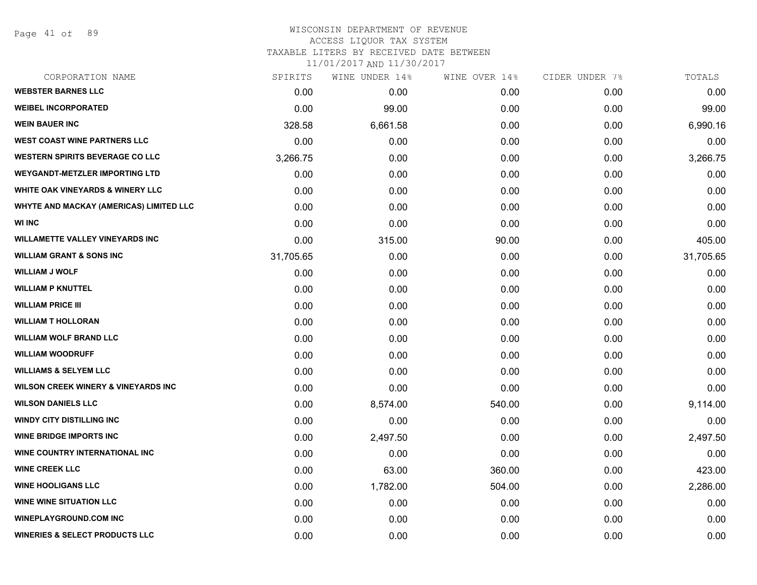# WISCONSIN DEPARTMENT OF REVENUE
## ACCESS LIQUOR TAX SYSTEM
### TAXABLE LITERS BY RECEIVED DATE BETWEEN 11/01/2017 AND 11/30/2017

| CORPORATION NAME | SPIRITS | WINE UNDER 14% | WINE OVER 14% | CIDER UNDER 7% | TOTALS |
|---|---|---|---|---|---|
| WEBSTER BARNES LLC | 0.00 | 0.00 | 0.00 | 0.00 | 0.00 |
| WEIBEL INCORPORATED | 0.00 | 99.00 | 0.00 | 0.00 | 99.00 |
| WEIN BAUER INC | 328.58 | 6,661.58 | 0.00 | 0.00 | 6,990.16 |
| WEST COAST WINE PARTNERS LLC | 0.00 | 0.00 | 0.00 | 0.00 | 0.00 |
| WESTERN SPIRITS BEVERAGE CO LLC | 3,266.75 | 0.00 | 0.00 | 0.00 | 3,266.75 |
| WEYGANDT-METZLER IMPORTING LTD | 0.00 | 0.00 | 0.00 | 0.00 | 0.00 |
| WHITE OAK VINEYARDS & WINERY LLC | 0.00 | 0.00 | 0.00 | 0.00 | 0.00 |
| WHYTE AND MACKAY (AMERICAS) LIMITED LLC | 0.00 | 0.00 | 0.00 | 0.00 | 0.00 |
| WI INC | 0.00 | 0.00 | 0.00 | 0.00 | 0.00 |
| WILLAMETTE VALLEY VINEYARDS INC | 0.00 | 315.00 | 90.00 | 0.00 | 405.00 |
| WILLIAM GRANT & SONS INC | 31,705.65 | 0.00 | 0.00 | 0.00 | 31,705.65 |
| WILLIAM J WOLF | 0.00 | 0.00 | 0.00 | 0.00 | 0.00 |
| WILLIAM P KNUTTEL | 0.00 | 0.00 | 0.00 | 0.00 | 0.00 |
| WILLIAM PRICE III | 0.00 | 0.00 | 0.00 | 0.00 | 0.00 |
| WILLIAM T HOLLORAN | 0.00 | 0.00 | 0.00 | 0.00 | 0.00 |
| WILLIAM WOLF BRAND LLC | 0.00 | 0.00 | 0.00 | 0.00 | 0.00 |
| WILLIAM WOODRUFF | 0.00 | 0.00 | 0.00 | 0.00 | 0.00 |
| WILLIAMS & SELYEM LLC | 0.00 | 0.00 | 0.00 | 0.00 | 0.00 |
| WILSON CREEK WINERY & VINEYARDS INC | 0.00 | 0.00 | 0.00 | 0.00 | 0.00 |
| WILSON DANIELS LLC | 0.00 | 8,574.00 | 540.00 | 0.00 | 9,114.00 |
| WINDY CITY DISTILLING INC | 0.00 | 0.00 | 0.00 | 0.00 | 0.00 |
| WINE BRIDGE IMPORTS INC | 0.00 | 2,497.50 | 0.00 | 0.00 | 2,497.50 |
| WINE COUNTRY INTERNATIONAL INC | 0.00 | 0.00 | 0.00 | 0.00 | 0.00 |
| WINE CREEK LLC | 0.00 | 63.00 | 360.00 | 0.00 | 423.00 |
| WINE HOOLIGANS LLC | 0.00 | 1,782.00 | 504.00 | 0.00 | 2,286.00 |
| WINE WINE SITUATION LLC | 0.00 | 0.00 | 0.00 | 0.00 | 0.00 |
| WINEPLAYGROUND.COM INC | 0.00 | 0.00 | 0.00 | 0.00 | 0.00 |
| WINERIES & SELECT PRODUCTS LLC | 0.00 | 0.00 | 0.00 | 0.00 | 0.00 |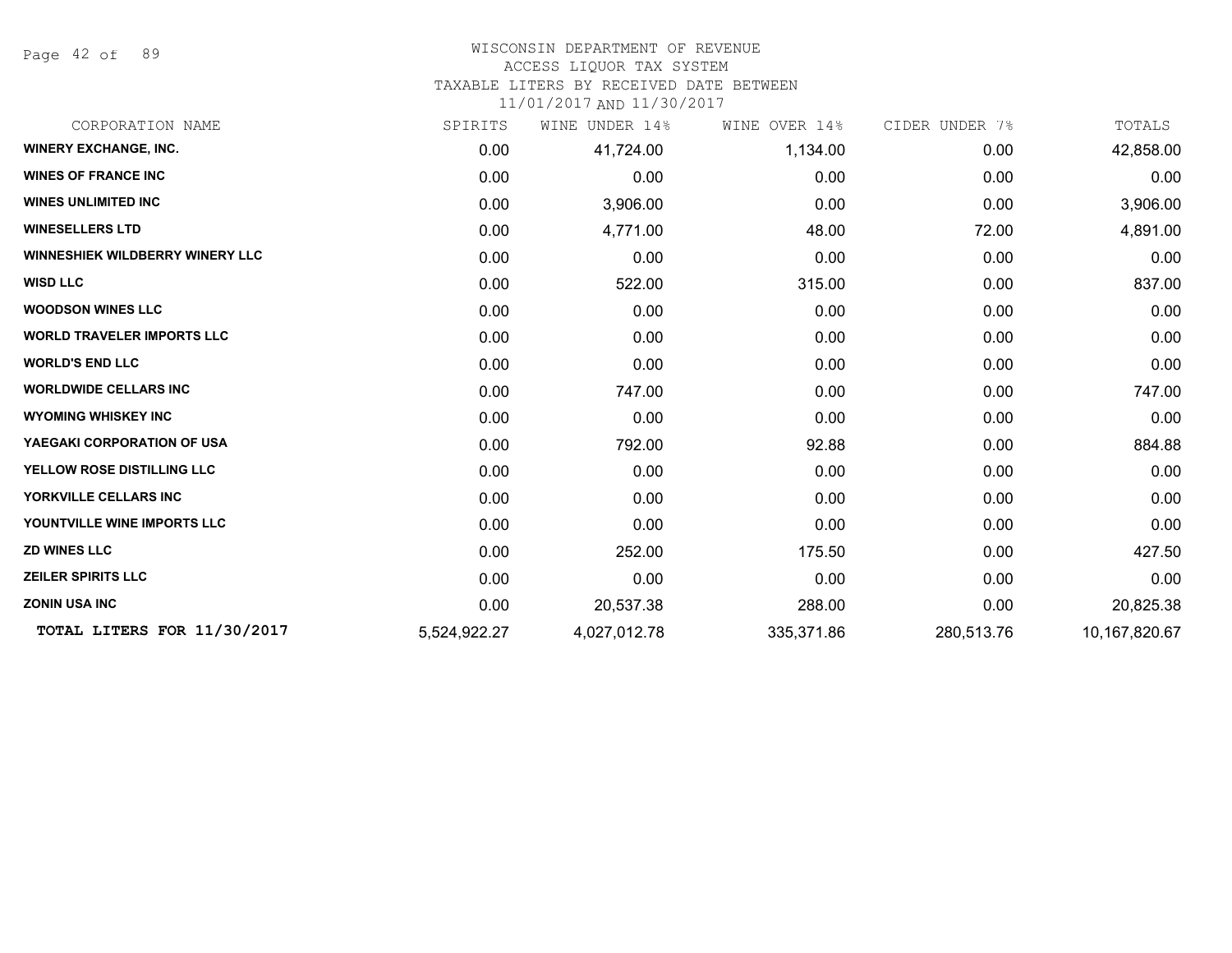WISCONSIN DEPARTMENT OF REVENUE
ACCESS LIQUOR TAX SYSTEM
TAXABLE LITERS BY RECEIVED DATE BETWEEN
11/01/2017 AND 11/30/2017

| CORPORATION NAME | SPIRITS | WINE UNDER 14% | WINE OVER 14% | CIDER UNDER 7% | TOTALS |
|---|---|---|---|---|---|
| **WINERY EXCHANGE, INC.** | 0.00 | 41,724.00 | 1,134.00 | 0.00 | 42,858.00 |
| **WINES OF FRANCE INC** | 0.00 | 0.00 | 0.00 | 0.00 | 0.00 |
| **WINES UNLIMITED INC** | 0.00 | 3,906.00 | 0.00 | 0.00 | 3,906.00 |
| **WINESELLERS LTD** | 0.00 | 4,771.00 | 48.00 | 72.00 | 4,891.00 |
| **WINNESHIEK WILDBERRY WINERY LLC** | 0.00 | 0.00 | 0.00 | 0.00 | 0.00 |
| **WISD LLC** | 0.00 | 522.00 | 315.00 | 0.00 | 837.00 |
| **WOODSON WINES LLC** | 0.00 | 0.00 | 0.00 | 0.00 | 0.00 |
| **WORLD TRAVELER IMPORTS LLC** | 0.00 | 0.00 | 0.00 | 0.00 | 0.00 |
| **WORLD'S END LLC** | 0.00 | 0.00 | 0.00 | 0.00 | 0.00 |
| **WORLDWIDE CELLARS INC** | 0.00 | 747.00 | 0.00 | 0.00 | 747.00 |
| **WYOMING WHISKEY INC** | 0.00 | 0.00 | 0.00 | 0.00 | 0.00 |
| **YAEGAKI CORPORATION OF USA** | 0.00 | 792.00 | 92.88 | 0.00 | 884.88 |
| **YELLOW ROSE DISTILLING LLC** | 0.00 | 0.00 | 0.00 | 0.00 | 0.00 |
| **YORKVILLE CELLARS INC** | 0.00 | 0.00 | 0.00 | 0.00 | 0.00 |
| **YOUNTVILLE WINE IMPORTS LLC** | 0.00 | 0.00 | 0.00 | 0.00 | 0.00 |
| **ZD WINES LLC** | 0.00 | 252.00 | 175.50 | 0.00 | 427.50 |
| **ZEILER SPIRITS LLC** | 0.00 | 0.00 | 0.00 | 0.00 | 0.00 |
| **ZONIN USA INC** | 0.00 | 20,537.38 | 288.00 | 0.00 | 20,825.38 |
| **TOTAL LITERS FOR 11/30/2017** | 5,524,922.27 | 4,027,012.78 | 335,371.86 | 280,513.76 | 10,167,820.67 |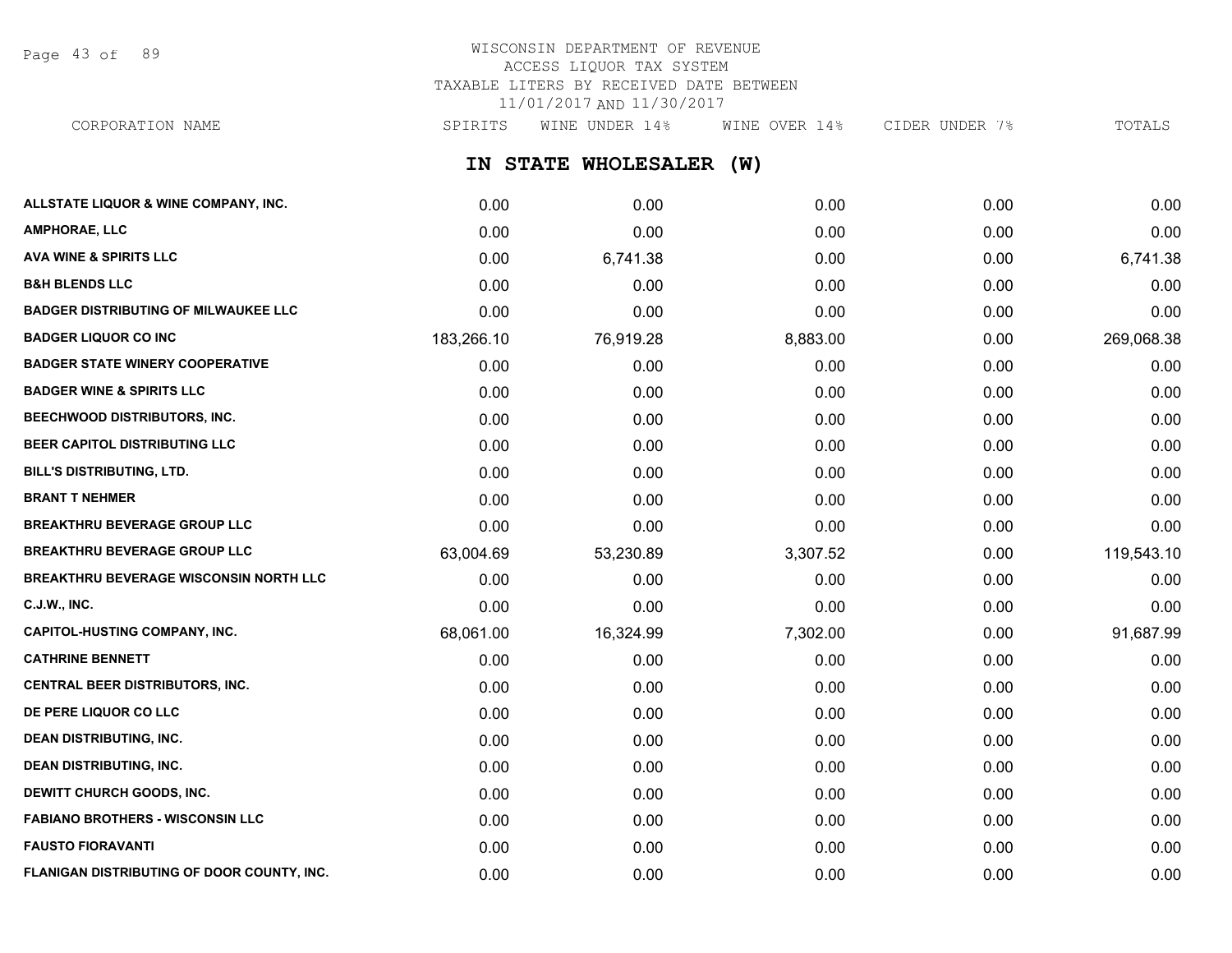# WISCONSIN DEPARTMENT OF REVENUE
## ACCESS LIQUOR TAX SYSTEM
## TAXABLE LITERS BY RECEIVED DATE BETWEEN 11/01/2017 AND 11/30/2017

## IN STATE WHOLESALER (W)

| CORPORATION NAME | SPIRITS | WINE UNDER 14% | WINE OVER 14% | CIDER UNDER 7% | TOTALS |
|---|---|---|---|---|---|
| ALLSTATE LIQUOR & WINE COMPANY, INC. | 0.00 | 0.00 | 0.00 | 0.00 | 0.00 |
| AMPHORAE, LLC | 0.00 | 0.00 | 0.00 | 0.00 | 0.00 |
| AVA WINE & SPIRITS LLC | 0.00 | 6,741.38 | 0.00 | 0.00 | 6,741.38 |
| B&H BLENDS LLC | 0.00 | 0.00 | 0.00 | 0.00 | 0.00 |
| BADGER DISTRIBUTING OF MILWAUKEE LLC | 0.00 | 0.00 | 0.00 | 0.00 | 0.00 |
| BADGER LIQUOR CO INC | 183,266.10 | 76,919.28 | 8,883.00 | 0.00 | 269,068.38 |
| BADGER STATE WINERY COOPERATIVE | 0.00 | 0.00 | 0.00 | 0.00 | 0.00 |
| BADGER WINE & SPIRITS LLC | 0.00 | 0.00 | 0.00 | 0.00 | 0.00 |
| BEECHWOOD DISTRIBUTORS, INC. | 0.00 | 0.00 | 0.00 | 0.00 | 0.00 |
| BEER CAPITOL DISTRIBUTING LLC | 0.00 | 0.00 | 0.00 | 0.00 | 0.00 |
| BILL'S DISTRIBUTING, LTD. | 0.00 | 0.00 | 0.00 | 0.00 | 0.00 |
| BRANT T NEHMER | 0.00 | 0.00 | 0.00 | 0.00 | 0.00 |
| BREAKTHRU BEVERAGE GROUP LLC | 0.00 | 0.00 | 0.00 | 0.00 | 0.00 |
| BREAKTHRU BEVERAGE GROUP LLC | 63,004.69 | 53,230.89 | 3,307.52 | 0.00 | 119,543.10 |
| BREAKTHRU BEVERAGE WISCONSIN NORTH LLC | 0.00 | 0.00 | 0.00 | 0.00 | 0.00 |
| C.J.W., INC. | 0.00 | 0.00 | 0.00 | 0.00 | 0.00 |
| CAPITOL-HUSTING COMPANY, INC. | 68,061.00 | 16,324.99 | 7,302.00 | 0.00 | 91,687.99 |
| CATHRINE BENNETT | 0.00 | 0.00 | 0.00 | 0.00 | 0.00 |
| CENTRAL BEER DISTRIBUTORS, INC. | 0.00 | 0.00 | 0.00 | 0.00 | 0.00 |
| DE PERE LIQUOR CO LLC | 0.00 | 0.00 | 0.00 | 0.00 | 0.00 |
| DEAN DISTRIBUTING, INC. | 0.00 | 0.00 | 0.00 | 0.00 | 0.00 |
| DEAN DISTRIBUTING, INC. | 0.00 | 0.00 | 0.00 | 0.00 | 0.00 |
| DEWITT CHURCH GOODS, INC. | 0.00 | 0.00 | 0.00 | 0.00 | 0.00 |
| FABIANO BROTHERS - WISCONSIN LLC | 0.00 | 0.00 | 0.00 | 0.00 | 0.00 |
| FAUSTO FIORAVANTI | 0.00 | 0.00 | 0.00 | 0.00 | 0.00 |
| FLANIGAN DISTRIBUTING OF DOOR COUNTY, INC. | 0.00 | 0.00 | 0.00 | 0.00 | 0.00 |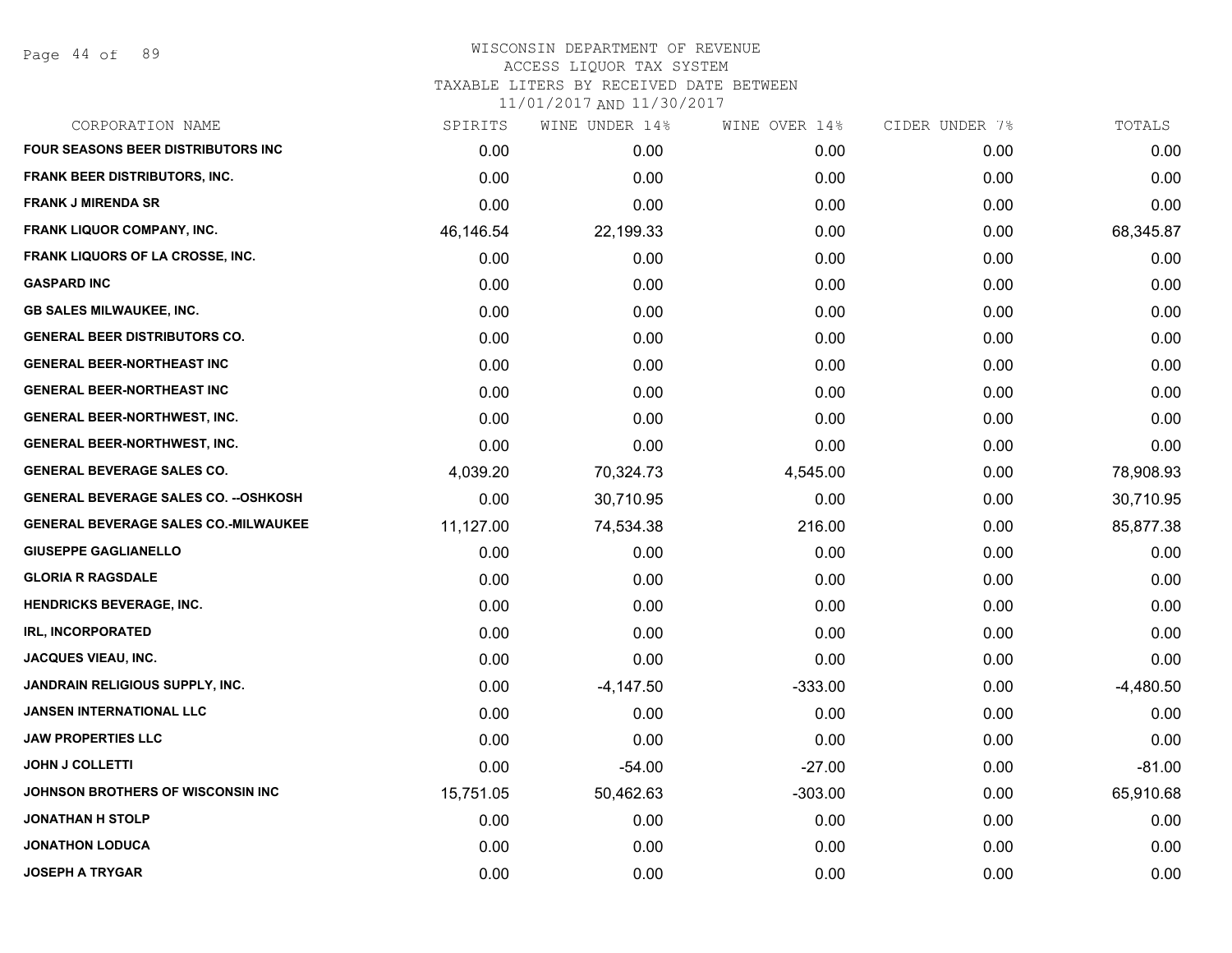# WISCONSIN DEPARTMENT OF REVENUE
ACCESS LIQUOR TAX SYSTEM
TAXABLE LITERS BY RECEIVED DATE BETWEEN
11/01/2017 AND 11/30/2017

| CORPORATION NAME | SPIRITS | WINE UNDER 14% | WINE OVER 14% | CIDER UNDER 7% | TOTALS |
|---|---|---|---|---|---|
| FOUR SEASONS BEER DISTRIBUTORS INC | 0.00 | 0.00 | 0.00 | 0.00 | 0.00 |
| FRANK BEER DISTRIBUTORS, INC. | 0.00 | 0.00 | 0.00 | 0.00 | 0.00 |
| FRANK J MIRENDA SR | 0.00 | 0.00 | 0.00 | 0.00 | 0.00 |
| FRANK LIQUOR COMPANY, INC. | 46,146.54 | 22,199.33 | 0.00 | 0.00 | 68,345.87 |
| FRANK LIQUORS OF LA CROSSE, INC. | 0.00 | 0.00 | 0.00 | 0.00 | 0.00 |
| GASPARD INC | 0.00 | 0.00 | 0.00 | 0.00 | 0.00 |
| GB SALES MILWAUKEE, INC. | 0.00 | 0.00 | 0.00 | 0.00 | 0.00 |
| GENERAL BEER DISTRIBUTORS CO. | 0.00 | 0.00 | 0.00 | 0.00 | 0.00 |
| GENERAL BEER-NORTHEAST INC | 0.00 | 0.00 | 0.00 | 0.00 | 0.00 |
| GENERAL BEER-NORTHEAST INC | 0.00 | 0.00 | 0.00 | 0.00 | 0.00 |
| GENERAL BEER-NORTHWEST, INC. | 0.00 | 0.00 | 0.00 | 0.00 | 0.00 |
| GENERAL BEER-NORTHWEST, INC. | 0.00 | 0.00 | 0.00 | 0.00 | 0.00 |
| GENERAL BEVERAGE SALES CO. | 4,039.20 | 70,324.73 | 4,545.00 | 0.00 | 78,908.93 |
| GENERAL BEVERAGE SALES CO. --OSHKOSH | 0.00 | 30,710.95 | 0.00 | 0.00 | 30,710.95 |
| GENERAL BEVERAGE SALES CO.-MILWAUKEE | 11,127.00 | 74,534.38 | 216.00 | 0.00 | 85,877.38 |
| GIUSEPPE GAGLIANELLO | 0.00 | 0.00 | 0.00 | 0.00 | 0.00 |
| GLORIA R RAGSDALE | 0.00 | 0.00 | 0.00 | 0.00 | 0.00 |
| HENDRICKS BEVERAGE, INC. | 0.00 | 0.00 | 0.00 | 0.00 | 0.00 |
| IRL, INCORPORATED | 0.00 | 0.00 | 0.00 | 0.00 | 0.00 |
| JACQUES VIEAU, INC. | 0.00 | 0.00 | 0.00 | 0.00 | 0.00 |
| JANDRAIN RELIGIOUS SUPPLY, INC. | 0.00 | -4,147.50 | -333.00 | 0.00 | -4,480.50 |
| JANSEN INTERNATIONAL LLC | 0.00 | 0.00 | 0.00 | 0.00 | 0.00 |
| JAW PROPERTIES LLC | 0.00 | 0.00 | 0.00 | 0.00 | 0.00 |
| JOHN J COLLETTI | 0.00 | -54.00 | -27.00 | 0.00 | -81.00 |
| JOHNSON BROTHERS OF WISCONSIN INC | 15,751.05 | 50,462.63 | -303.00 | 0.00 | 65,910.68 |
| JONATHAN H STOLP | 0.00 | 0.00 | 0.00 | 0.00 | 0.00 |
| JONATHON LODUCA | 0.00 | 0.00 | 0.00 | 0.00 | 0.00 |
| JOSEPH A TRYGAR | 0.00 | 0.00 | 0.00 | 0.00 | 0.00 |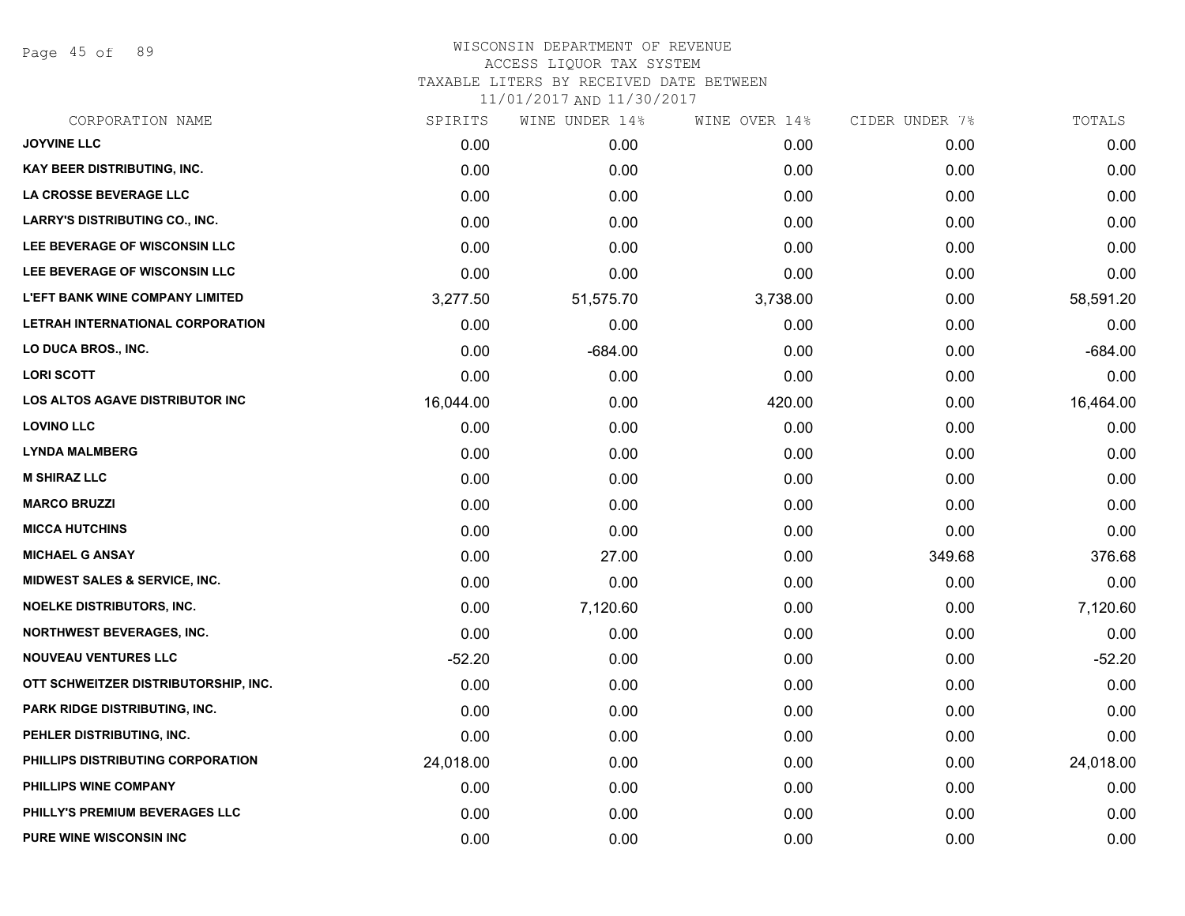# WISCONSIN DEPARTMENT OF REVENUE
## ACCESS LIQUOR TAX SYSTEM
### TAXABLE LITERS BY RECEIVED DATE BETWEEN 11/01/2017 AND 11/30/2017

| CORPORATION NAME | SPIRITS | WINE UNDER 14% | WINE OVER 14% | CIDER UNDER 7% | TOTALS |
|---|---|---|---|---|---|
| JOYVINE LLC | 0.00 | 0.00 | 0.00 | 0.00 | 0.00 |
| KAY BEER DISTRIBUTING, INC. | 0.00 | 0.00 | 0.00 | 0.00 | 0.00 |
| LA CROSSE BEVERAGE LLC | 0.00 | 0.00 | 0.00 | 0.00 | 0.00 |
| LARRY'S DISTRIBUTING CO., INC. | 0.00 | 0.00 | 0.00 | 0.00 | 0.00 |
| LEE BEVERAGE OF WISCONSIN LLC | 0.00 | 0.00 | 0.00 | 0.00 | 0.00 |
| LEE BEVERAGE OF WISCONSIN LLC | 0.00 | 0.00 | 0.00 | 0.00 | 0.00 |
| L'EFT BANK WINE COMPANY LIMITED | 3,277.50 | 51,575.70 | 3,738.00 | 0.00 | 58,591.20 |
| LETRAH INTERNATIONAL CORPORATION | 0.00 | 0.00 | 0.00 | 0.00 | 0.00 |
| LO DUCA BROS., INC. | 0.00 | -684.00 | 0.00 | 0.00 | -684.00 |
| LORI SCOTT | 0.00 | 0.00 | 0.00 | 0.00 | 0.00 |
| LOS ALTOS AGAVE DISTRIBUTOR INC | 16,044.00 | 0.00 | 420.00 | 0.00 | 16,464.00 |
| LOVINO LLC | 0.00 | 0.00 | 0.00 | 0.00 | 0.00 |
| LYNDA MALMBERG | 0.00 | 0.00 | 0.00 | 0.00 | 0.00 |
| M SHIRAZ LLC | 0.00 | 0.00 | 0.00 | 0.00 | 0.00 |
| MARCO BRUZZI | 0.00 | 0.00 | 0.00 | 0.00 | 0.00 |
| MICCA HUTCHINS | 0.00 | 0.00 | 0.00 | 0.00 | 0.00 |
| MICHAEL G ANSAY | 0.00 | 27.00 | 0.00 | 349.68 | 376.68 |
| MIDWEST SALES & SERVICE, INC. | 0.00 | 0.00 | 0.00 | 0.00 | 0.00 |
| NOELKE DISTRIBUTORS, INC. | 0.00 | 7,120.60 | 0.00 | 0.00 | 7,120.60 |
| NORTHWEST BEVERAGES, INC. | 0.00 | 0.00 | 0.00 | 0.00 | 0.00 |
| NOUVEAU VENTURES LLC | -52.20 | 0.00 | 0.00 | 0.00 | -52.20 |
| OTT SCHWEITZER DISTRIBUTORSHIP, INC. | 0.00 | 0.00 | 0.00 | 0.00 | 0.00 |
| PARK RIDGE DISTRIBUTING, INC. | 0.00 | 0.00 | 0.00 | 0.00 | 0.00 |
| PEHLER DISTRIBUTING, INC. | 0.00 | 0.00 | 0.00 | 0.00 | 0.00 |
| PHILLIPS DISTRIBUTING CORPORATION | 24,018.00 | 0.00 | 0.00 | 0.00 | 24,018.00 |
| PHILLIPS WINE COMPANY | 0.00 | 0.00 | 0.00 | 0.00 | 0.00 |
| PHILLY'S PREMIUM BEVERAGES LLC | 0.00 | 0.00 | 0.00 | 0.00 | 0.00 |
| PURE WINE WISCONSIN INC | 0.00 | 0.00 | 0.00 | 0.00 | 0.00 |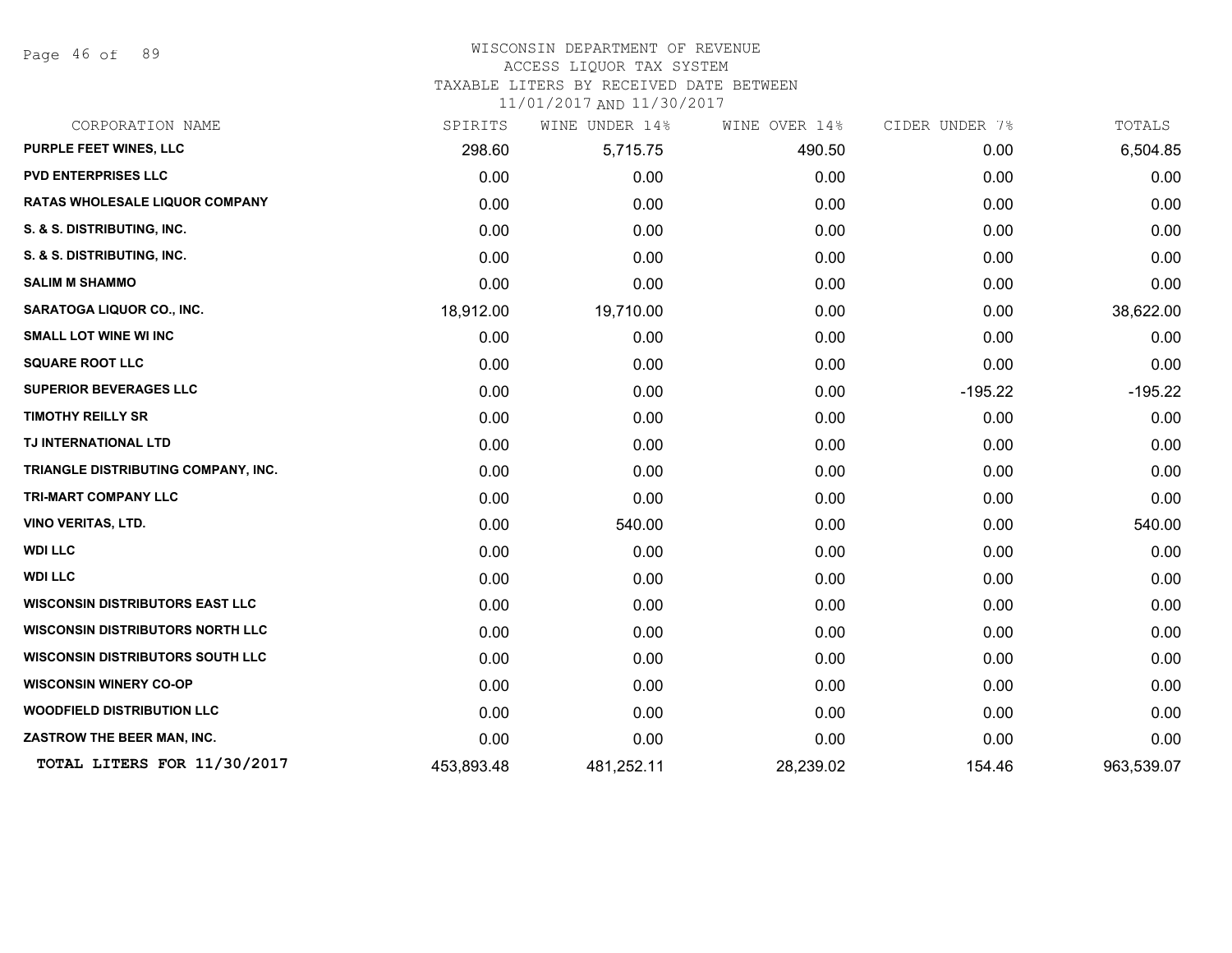WISCONSIN DEPARTMENT OF REVENUE
ACCESS LIQUOR TAX SYSTEM
TAXABLE LITERS BY RECEIVED DATE BETWEEN
11/01/2017 AND 11/30/2017

| CORPORATION NAME | SPIRITS | WINE UNDER 14% | WINE OVER 14% | CIDER UNDER 7% | TOTALS |
|---|---|---|---|---|---|
| **PURPLE FEET WINES, LLC** | 298.60 | 5,715.75 | 490.50 | 0.00 | 6,504.85 |
| **PVD ENTERPRISES LLC** | 0.00 | 0.00 | 0.00 | 0.00 | 0.00 |
| **RATAS WHOLESALE LIQUOR COMPANY** | 0.00 | 0.00 | 0.00 | 0.00 | 0.00 |
| **S. & S. DISTRIBUTING, INC.** | 0.00 | 0.00 | 0.00 | 0.00 | 0.00 |
| **S. & S. DISTRIBUTING, INC.** | 0.00 | 0.00 | 0.00 | 0.00 | 0.00 |
| **SALIM M SHAMMO** | 0.00 | 0.00 | 0.00 | 0.00 | 0.00 |
| **SARATOGA LIQUOR CO., INC.** | 18,912.00 | 19,710.00 | 0.00 | 0.00 | 38,622.00 |
| **SMALL LOT WINE WI INC** | 0.00 | 0.00 | 0.00 | 0.00 | 0.00 |
| **SQUARE ROOT LLC** | 0.00 | 0.00 | 0.00 | 0.00 | 0.00 |
| **SUPERIOR BEVERAGES LLC** | 0.00 | 0.00 | 0.00 | -195.22 | -195.22 |
| **TIMOTHY REILLY SR** | 0.00 | 0.00 | 0.00 | 0.00 | 0.00 |
| **TJ INTERNATIONAL LTD** | 0.00 | 0.00 | 0.00 | 0.00 | 0.00 |
| **TRIANGLE DISTRIBUTING COMPANY, INC.** | 0.00 | 0.00 | 0.00 | 0.00 | 0.00 |
| **TRI-MART COMPANY LLC** | 0.00 | 0.00 | 0.00 | 0.00 | 0.00 |
| **VINO VERITAS, LTD.** | 0.00 | 540.00 | 0.00 | 0.00 | 540.00 |
| **WDI LLC** | 0.00 | 0.00 | 0.00 | 0.00 | 0.00 |
| **WDI LLC** | 0.00 | 0.00 | 0.00 | 0.00 | 0.00 |
| **WISCONSIN DISTRIBUTORS EAST LLC** | 0.00 | 0.00 | 0.00 | 0.00 | 0.00 |
| **WISCONSIN DISTRIBUTORS NORTH LLC** | 0.00 | 0.00 | 0.00 | 0.00 | 0.00 |
| **WISCONSIN DISTRIBUTORS SOUTH LLC** | 0.00 | 0.00 | 0.00 | 0.00 | 0.00 |
| **WISCONSIN WINERY CO-OP** | 0.00 | 0.00 | 0.00 | 0.00 | 0.00 |
| **WOODFIELD DISTRIBUTION LLC** | 0.00 | 0.00 | 0.00 | 0.00 | 0.00 |
| **ZASTROW THE BEER MAN, INC.** | 0.00 | 0.00 | 0.00 | 0.00 | 0.00 |
| **TOTAL LITERS FOR 11/30/2017** | 453,893.48 | 481,252.11 | 28,239.02 | 154.46 | 963,539.07 |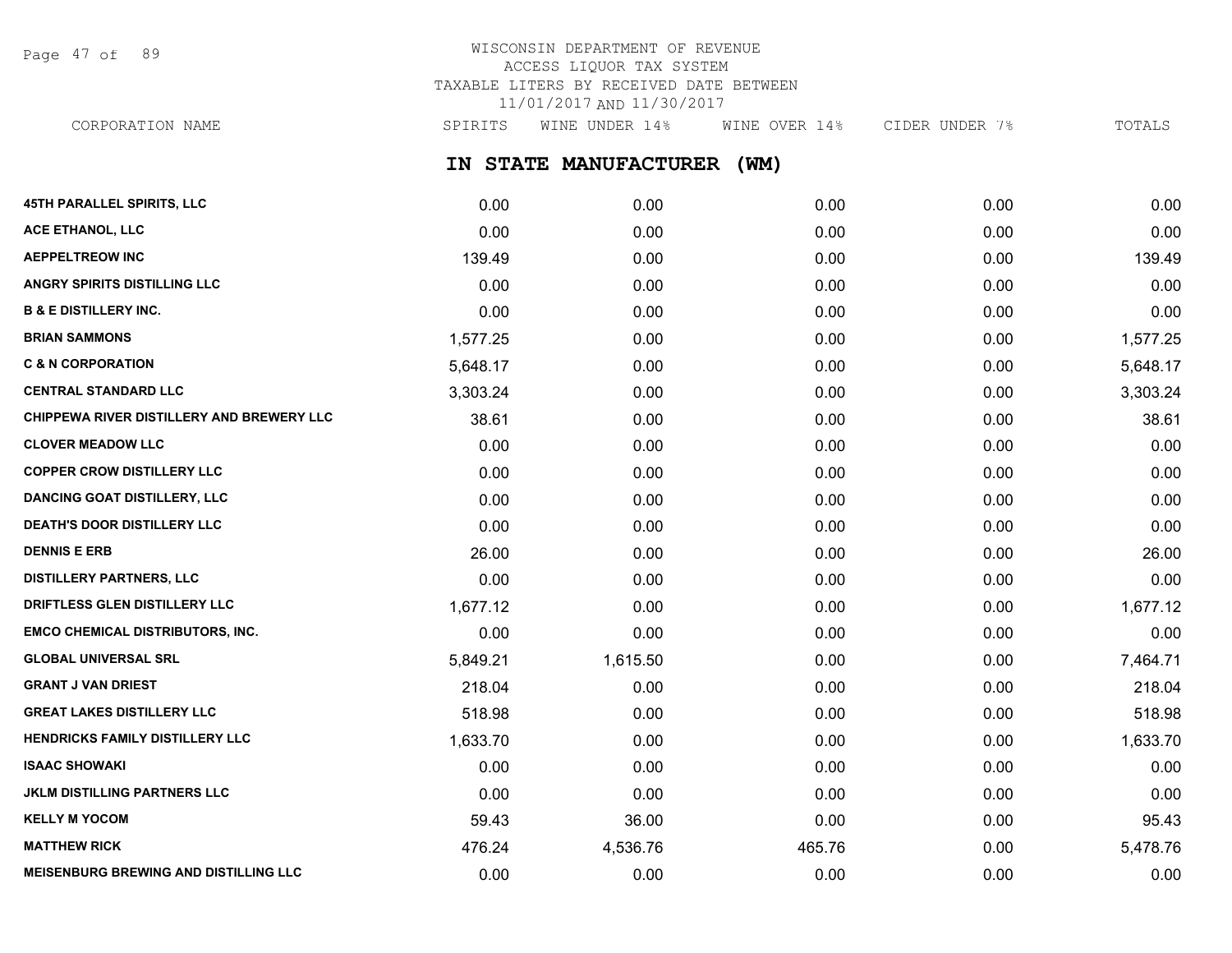WISCONSIN DEPARTMENT OF REVENUE
ACCESS LIQUOR TAX SYSTEM
TAXABLE LITERS BY RECEIVED DATE BETWEEN
11/01/2017 AND 11/30/2017

## IN STATE MANUFACTURER (WM)

| CORPORATION NAME | SPIRITS | WINE UNDER 14% | WINE OVER 14% | CIDER UNDER 7% | TOTALS |
|---|---|---|---|---|---|
| 45TH PARALLEL SPIRITS, LLC | 0.00 | 0.00 | 0.00 | 0.00 | 0.00 |
| ACE ETHANOL, LLC | 0.00 | 0.00 | 0.00 | 0.00 | 0.00 |
| AEPPELTREOW INC | 139.49 | 0.00 | 0.00 | 0.00 | 139.49 |
| ANGRY SPIRITS DISTILLING LLC | 0.00 | 0.00 | 0.00 | 0.00 | 0.00 |
| B & E DISTILLERY INC. | 0.00 | 0.00 | 0.00 | 0.00 | 0.00 |
| BRIAN SAMMONS | 1,577.25 | 0.00 | 0.00 | 0.00 | 1,577.25 |
| C & N CORPORATION | 5,648.17 | 0.00 | 0.00 | 0.00 | 5,648.17 |
| CENTRAL STANDARD LLC | 3,303.24 | 0.00 | 0.00 | 0.00 | 3,303.24 |
| CHIPPEWA RIVER DISTILLERY AND BREWERY LLC | 38.61 | 0.00 | 0.00 | 0.00 | 38.61 |
| CLOVER MEADOW LLC | 0.00 | 0.00 | 0.00 | 0.00 | 0.00 |
| COPPER CROW DISTILLERY LLC | 0.00 | 0.00 | 0.00 | 0.00 | 0.00 |
| DANCING GOAT DISTILLERY, LLC | 0.00 | 0.00 | 0.00 | 0.00 | 0.00 |
| DEATH'S DOOR DISTILLERY LLC | 0.00 | 0.00 | 0.00 | 0.00 | 0.00 |
| DENNIS E ERB | 26.00 | 0.00 | 0.00 | 0.00 | 26.00 |
| DISTILLERY PARTNERS, LLC | 0.00 | 0.00 | 0.00 | 0.00 | 0.00 |
| DRIFTLESS GLEN DISTILLERY LLC | 1,677.12 | 0.00 | 0.00 | 0.00 | 1,677.12 |
| EMCO CHEMICAL DISTRIBUTORS, INC. | 0.00 | 0.00 | 0.00 | 0.00 | 0.00 |
| GLOBAL UNIVERSAL SRL | 5,849.21 | 1,615.50 | 0.00 | 0.00 | 7,464.71 |
| GRANT J VAN DRIEST | 218.04 | 0.00 | 0.00 | 0.00 | 218.04 |
| GREAT LAKES DISTILLERY LLC | 518.98 | 0.00 | 0.00 | 0.00 | 518.98 |
| HENDRICKS FAMILY DISTILLERY LLC | 1,633.70 | 0.00 | 0.00 | 0.00 | 1,633.70 |
| ISAAC SHOWAKI | 0.00 | 0.00 | 0.00 | 0.00 | 0.00 |
| JKLM DISTILLING PARTNERS LLC | 0.00 | 0.00 | 0.00 | 0.00 | 0.00 |
| KELLY M YOCOM | 59.43 | 36.00 | 0.00 | 0.00 | 95.43 |
| MATTHEW RICK | 476.24 | 4,536.76 | 465.76 | 0.00 | 5,478.76 |
| MEISENBURG BREWING AND DISTILLING LLC | 0.00 | 0.00 | 0.00 | 0.00 | 0.00 |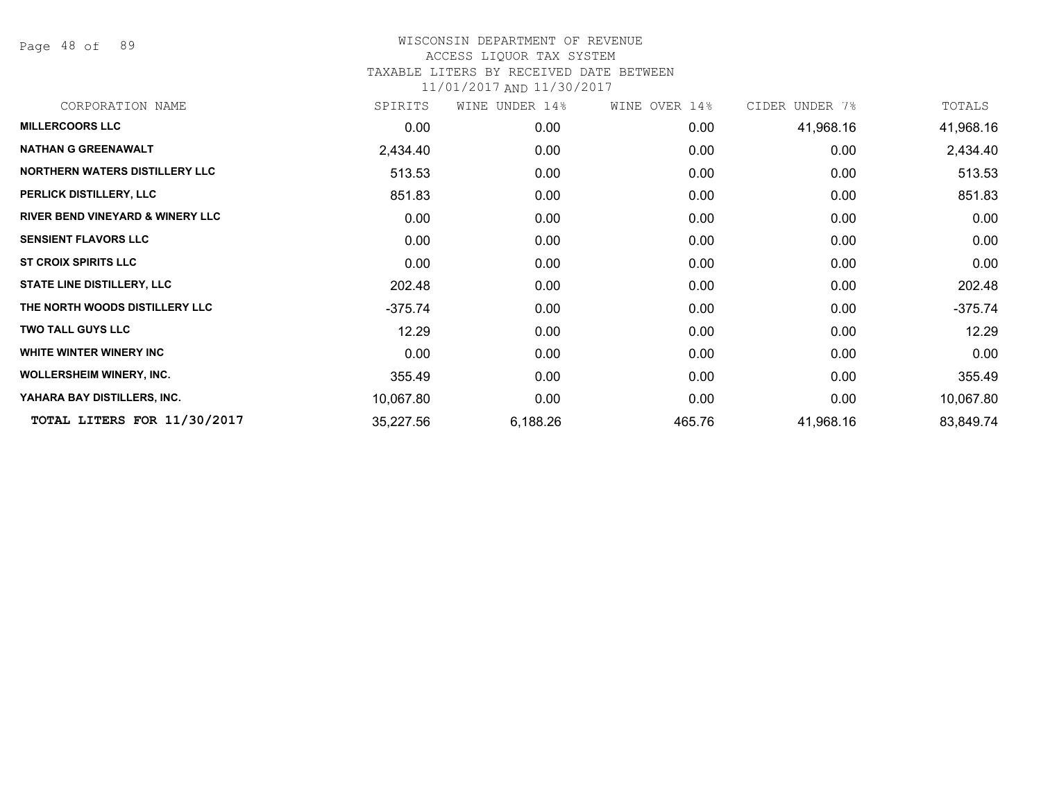WISCONSIN DEPARTMENT OF REVENUE
ACCESS LIQUOR TAX SYSTEM
TAXABLE LITERS BY RECEIVED DATE BETWEEN
11/01/2017 AND 11/30/2017

| CORPORATION NAME | SPIRITS | WINE UNDER 14% | WINE OVER 14% | CIDER UNDER 7% | TOTALS |
|---|---|---|---|---|---|
| MILLERCOORS LLC | 0.00 | 0.00 | 0.00 | 41,968.16 | 41,968.16 |
| NATHAN G GREENAWALT | 2,434.40 | 0.00 | 0.00 | 0.00 | 2,434.40 |
| NORTHERN WATERS DISTILLERY LLC | 513.53 | 0.00 | 0.00 | 0.00 | 513.53 |
| PERLICK DISTILLERY, LLC | 851.83 | 0.00 | 0.00 | 0.00 | 851.83 |
| RIVER BEND VINEYARD & WINERY LLC | 0.00 | 0.00 | 0.00 | 0.00 | 0.00 |
| SENSIENT FLAVORS LLC | 0.00 | 0.00 | 0.00 | 0.00 | 0.00 |
| ST CROIX SPIRITS LLC | 0.00 | 0.00 | 0.00 | 0.00 | 0.00 |
| STATE LINE DISTILLERY, LLC | 202.48 | 0.00 | 0.00 | 0.00 | 202.48 |
| THE NORTH WOODS DISTILLERY LLC | -375.74 | 0.00 | 0.00 | 0.00 | -375.74 |
| TWO TALL GUYS LLC | 12.29 | 0.00 | 0.00 | 0.00 | 12.29 |
| WHITE WINTER WINERY INC | 0.00 | 0.00 | 0.00 | 0.00 | 0.00 |
| WOLLERSHEIM WINERY, INC. | 355.49 | 0.00 | 0.00 | 0.00 | 355.49 |
| YAHARA BAY DISTILLERS, INC. | 10,067.80 | 0.00 | 0.00 | 0.00 | 10,067.80 |
| **TOTAL LITERS FOR 11/30/2017** | 35,227.56 | 6,188.26 | 465.76 | 41,968.16 | 83,849.74 |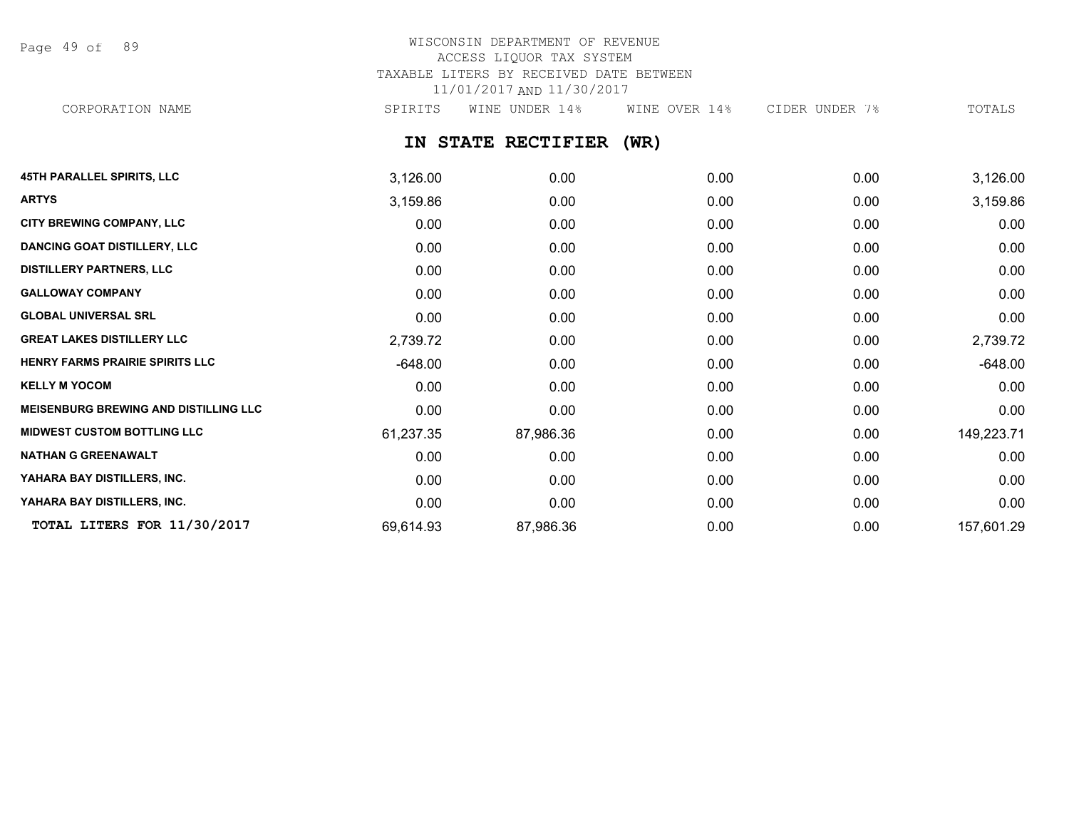WISCONSIN DEPARTMENT OF REVENUE
ACCESS LIQUOR TAX SYSTEM
TAXABLE LITERS BY RECEIVED DATE BETWEEN
11/01/2017 AND 11/30/2017

## IN STATE RECTIFIER (WR)

| CORPORATION NAME | SPIRITS | WINE UNDER 14% | WINE OVER 14% | CIDER UNDER 7% | TOTALS |
|---|---|---|---|---|---|
| **45TH PARALLEL SPIRITS, LLC** | 3,126.00 | 0.00 | 0.00 | 0.00 | 3,126.00 |
| **ARTYS** | 3,159.86 | 0.00 | 0.00 | 0.00 | 3,159.86 |
| **CITY BREWING COMPANY, LLC** | 0.00 | 0.00 | 0.00 | 0.00 | 0.00 |
| **DANCING GOAT DISTILLERY, LLC** | 0.00 | 0.00 | 0.00 | 0.00 | 0.00 |
| **DISTILLERY PARTNERS, LLC** | 0.00 | 0.00 | 0.00 | 0.00 | 0.00 |
| **GALLOWAY COMPANY** | 0.00 | 0.00 | 0.00 | 0.00 | 0.00 |
| **GLOBAL UNIVERSAL SRL** | 0.00 | 0.00 | 0.00 | 0.00 | 0.00 |
| **GREAT LAKES DISTILLERY LLC** | 2,739.72 | 0.00 | 0.00 | 0.00 | 2,739.72 |
| **HENRY FARMS PRAIRIE SPIRITS LLC** | -648.00 | 0.00 | 0.00 | 0.00 | -648.00 |
| **KELLY M YOCOM** | 0.00 | 0.00 | 0.00 | 0.00 | 0.00 |
| **MEISENBURG BREWING AND DISTILLING LLC** | 0.00 | 0.00 | 0.00 | 0.00 | 0.00 |
| **MIDWEST CUSTOM BOTTLING LLC** | 61,237.35 | 87,986.36 | 0.00 | 0.00 | 149,223.71 |
| **NATHAN G GREENAWALT** | 0.00 | 0.00 | 0.00 | 0.00 | 0.00 |
| **YAHARA BAY DISTILLERS, INC.** | 0.00 | 0.00 | 0.00 | 0.00 | 0.00 |
| **YAHARA BAY DISTILLERS, INC.** | 0.00 | 0.00 | 0.00 | 0.00 | 0.00 |
| **TOTAL LITERS FOR 11/30/2017** | 69,614.93 | 87,986.36 | 0.00 | 0.00 | 157,601.29 |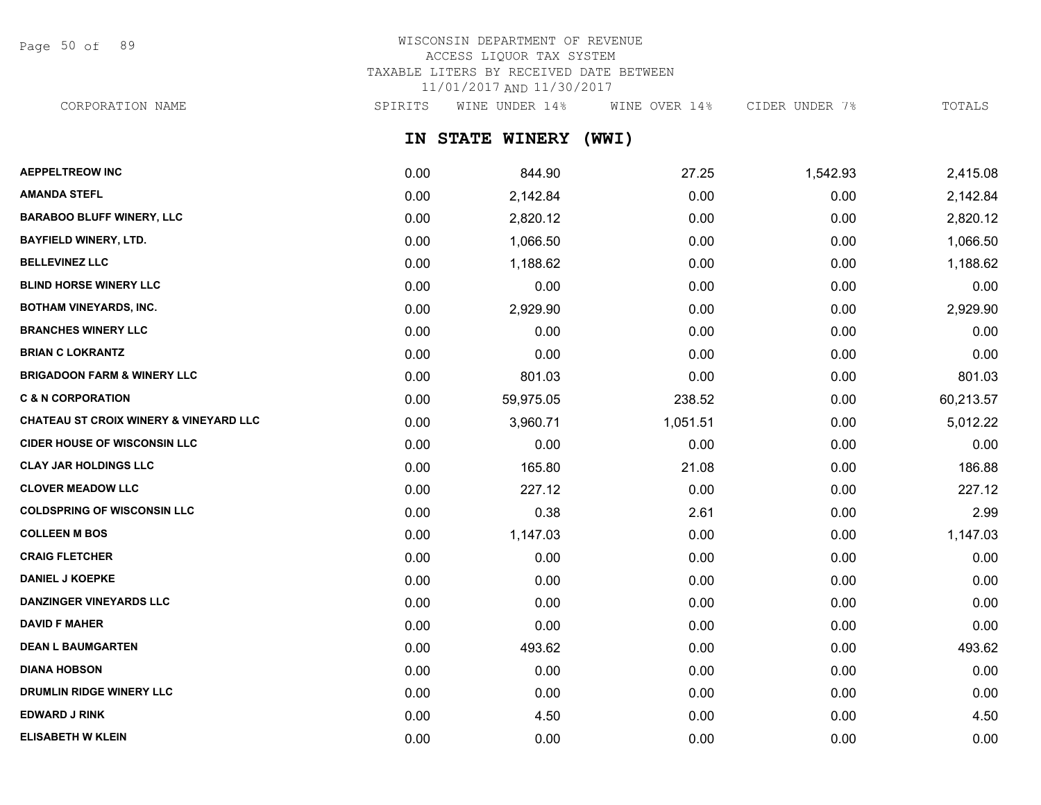WISCONSIN DEPARTMENT OF REVENUE
ACCESS LIQUOR TAX SYSTEM
TAXABLE LITERS BY RECEIVED DATE BETWEEN
11/01/2017 AND 11/30/2017

## IN STATE WINERY (WWI)

| CORPORATION NAME | SPIRITS | WINE UNDER 14% | WINE OVER 14% | CIDER UNDER 7% | TOTALS |
|---|---|---|---|---|---|
| AEPPELTREOW INC | 0.00 | 844.90 | 27.25 | 1,542.93 | 2,415.08 |
| AMANDA STEFL | 0.00 | 2,142.84 | 0.00 | 0.00 | 2,142.84 |
| BARABOO BLUFF WINERY, LLC | 0.00 | 2,820.12 | 0.00 | 0.00 | 2,820.12 |
| BAYFIELD WINERY, LTD. | 0.00 | 1,066.50 | 0.00 | 0.00 | 1,066.50 |
| BELLEVINEZ LLC | 0.00 | 1,188.62 | 0.00 | 0.00 | 1,188.62 |
| BLIND HORSE WINERY LLC | 0.00 | 0.00 | 0.00 | 0.00 | 0.00 |
| BOTHAM VINEYARDS, INC. | 0.00 | 2,929.90 | 0.00 | 0.00 | 2,929.90 |
| BRANCHES WINERY LLC | 0.00 | 0.00 | 0.00 | 0.00 | 0.00 |
| BRIAN C LOKRANTZ | 0.00 | 0.00 | 0.00 | 0.00 | 0.00 |
| BRIGADOON FARM & WINERY LLC | 0.00 | 801.03 | 0.00 | 0.00 | 801.03 |
| C & N CORPORATION | 0.00 | 59,975.05 | 238.52 | 0.00 | 60,213.57 |
| CHATEAU ST CROIX WINERY & VINEYARD LLC | 0.00 | 3,960.71 | 1,051.51 | 0.00 | 5,012.22 |
| CIDER HOUSE OF WISCONSIN LLC | 0.00 | 0.00 | 0.00 | 0.00 | 0.00 |
| CLAY JAR HOLDINGS LLC | 0.00 | 165.80 | 21.08 | 0.00 | 186.88 |
| CLOVER MEADOW LLC | 0.00 | 227.12 | 0.00 | 0.00 | 227.12 |
| COLDSPRING OF WISCONSIN LLC | 0.00 | 0.38 | 2.61 | 0.00 | 2.99 |
| COLLEEN M BOS | 0.00 | 1,147.03 | 0.00 | 0.00 | 1,147.03 |
| CRAIG FLETCHER | 0.00 | 0.00 | 0.00 | 0.00 | 0.00 |
| DANIEL J KOEPKE | 0.00 | 0.00 | 0.00 | 0.00 | 0.00 |
| DANZINGER VINEYARDS LLC | 0.00 | 0.00 | 0.00 | 0.00 | 0.00 |
| DAVID F MAHER | 0.00 | 0.00 | 0.00 | 0.00 | 0.00 |
| DEAN L BAUMGARTEN | 0.00 | 493.62 | 0.00 | 0.00 | 493.62 |
| DIANA HOBSON | 0.00 | 0.00 | 0.00 | 0.00 | 0.00 |
| DRUMLIN RIDGE WINERY LLC | 0.00 | 0.00 | 0.00 | 0.00 | 0.00 |
| EDWARD J RINK | 0.00 | 4.50 | 0.00 | 0.00 | 4.50 |
| ELISABETH W KLEIN | 0.00 | 0.00 | 0.00 | 0.00 | 0.00 |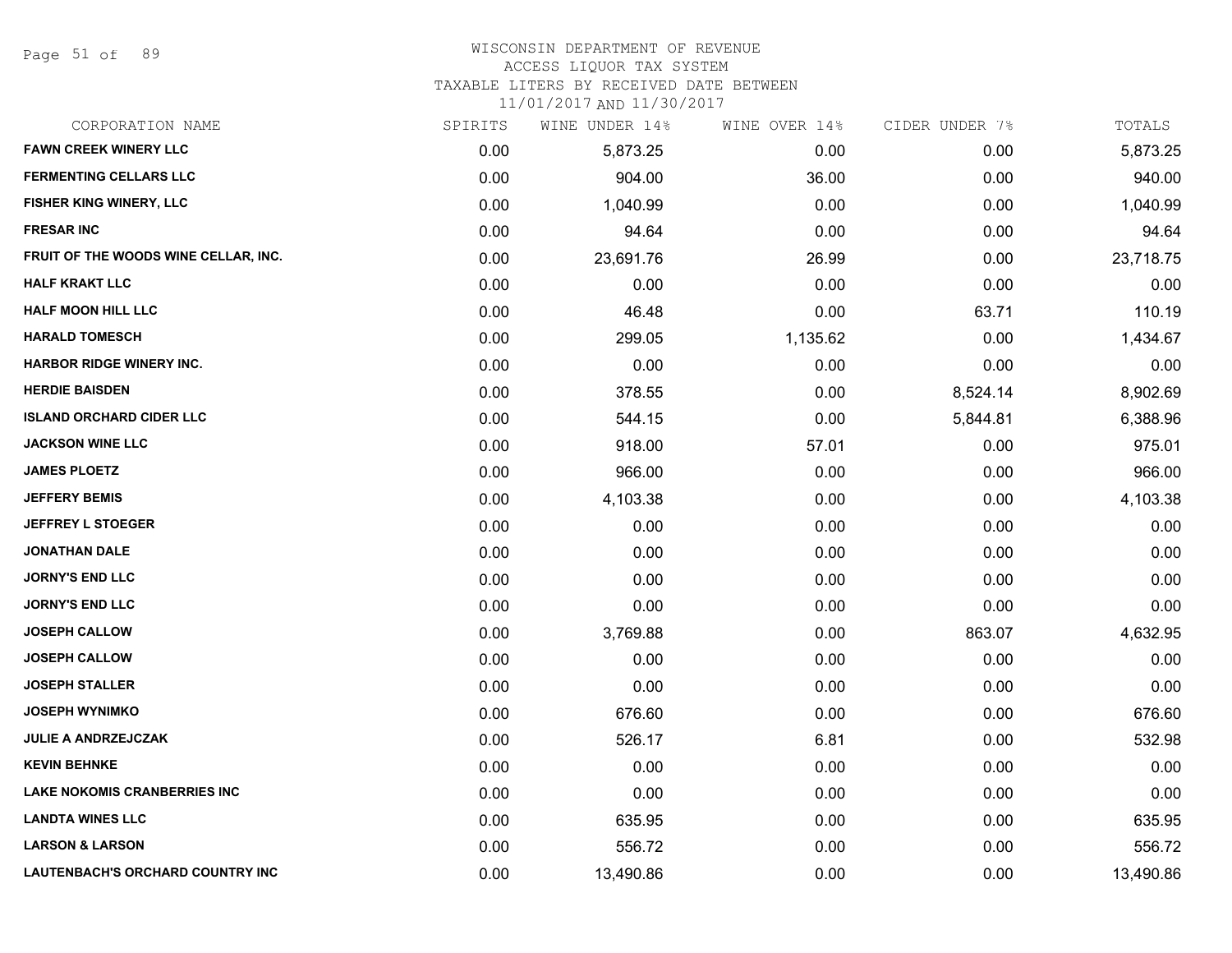# WISCONSIN DEPARTMENT OF REVENUE
## ACCESS LIQUOR TAX SYSTEM
### TAXABLE LITERS BY RECEIVED DATE BETWEEN 11/01/2017 AND 11/30/2017

| CORPORATION NAME | SPIRITS | WINE UNDER 14% | WINE OVER 14% | CIDER UNDER 7% | TOTALS |
|---|---|---|---|---|---|
| FAWN CREEK WINERY LLC | 0.00 | 5,873.25 | 0.00 | 0.00 | 5,873.25 |
| FERMENTING CELLARS LLC | 0.00 | 904.00 | 36.00 | 0.00 | 940.00 |
| FISHER KING WINERY, LLC | 0.00 | 1,040.99 | 0.00 | 0.00 | 1,040.99 |
| FRESAR INC | 0.00 | 94.64 | 0.00 | 0.00 | 94.64 |
| FRUIT OF THE WOODS WINE CELLAR, INC. | 0.00 | 23,691.76 | 26.99 | 0.00 | 23,718.75 |
| HALF KRAKT LLC | 0.00 | 0.00 | 0.00 | 0.00 | 0.00 |
| HALF MOON HILL LLC | 0.00 | 46.48 | 0.00 | 63.71 | 110.19 |
| HARALD TOMESCH | 0.00 | 299.05 | 1,135.62 | 0.00 | 1,434.67 |
| HARBOR RIDGE WINERY INC. | 0.00 | 0.00 | 0.00 | 0.00 | 0.00 |
| HERDIE BAISDEN | 0.00 | 378.55 | 0.00 | 8,524.14 | 8,902.69 |
| ISLAND ORCHARD CIDER LLC | 0.00 | 544.15 | 0.00 | 5,844.81 | 6,388.96 |
| JACKSON WINE LLC | 0.00 | 918.00 | 57.01 | 0.00 | 975.01 |
| JAMES PLOETZ | 0.00 | 966.00 | 0.00 | 0.00 | 966.00 |
| JEFFERY BEMIS | 0.00 | 4,103.38 | 0.00 | 0.00 | 4,103.38 |
| JEFFREY L STOEGER | 0.00 | 0.00 | 0.00 | 0.00 | 0.00 |
| JONATHAN DALE | 0.00 | 0.00 | 0.00 | 0.00 | 0.00 |
| JORNY'S END LLC | 0.00 | 0.00 | 0.00 | 0.00 | 0.00 |
| JORNY'S END LLC | 0.00 | 0.00 | 0.00 | 0.00 | 0.00 |
| JOSEPH CALLOW | 0.00 | 3,769.88 | 0.00 | 863.07 | 4,632.95 |
| JOSEPH CALLOW | 0.00 | 0.00 | 0.00 | 0.00 | 0.00 |
| JOSEPH STALLER | 0.00 | 0.00 | 0.00 | 0.00 | 0.00 |
| JOSEPH WYNIMKO | 0.00 | 676.60 | 0.00 | 0.00 | 676.60 |
| JULIE A ANDRZEJCZAK | 0.00 | 526.17 | 6.81 | 0.00 | 532.98 |
| KEVIN BEHNKE | 0.00 | 0.00 | 0.00 | 0.00 | 0.00 |
| LAKE NOKOMIS CRANBERRIES INC | 0.00 | 0.00 | 0.00 | 0.00 | 0.00 |
| LANDTA WINES LLC | 0.00 | 635.95 | 0.00 | 0.00 | 635.95 |
| LARSON & LARSON | 0.00 | 556.72 | 0.00 | 0.00 | 556.72 |
| LAUTENBACH'S ORCHARD COUNTRY INC | 0.00 | 13,490.86 | 0.00 | 0.00 | 13,490.86 |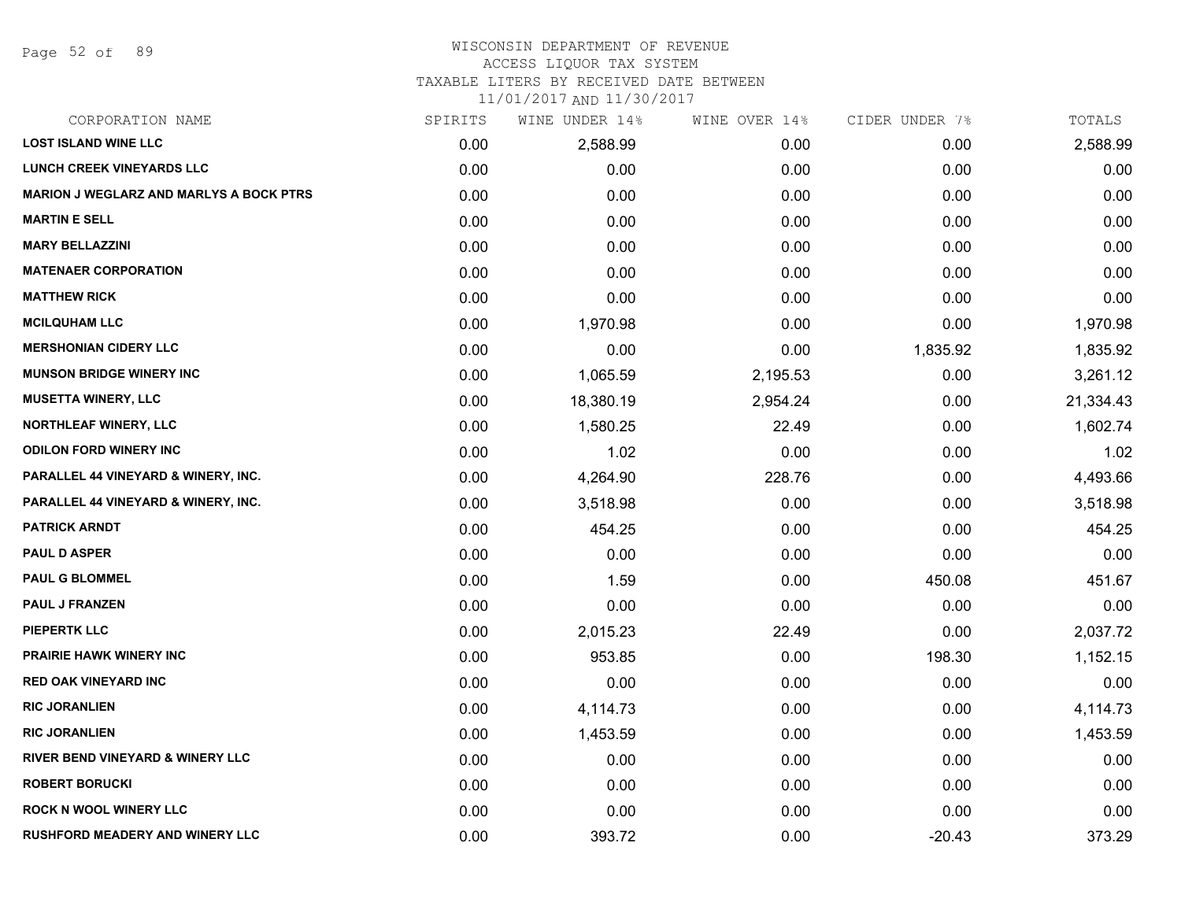WISCONSIN DEPARTMENT OF REVENUE
ACCESS LIQUOR TAX SYSTEM
TAXABLE LITERS BY RECEIVED DATE BETWEEN
11/01/2017 AND 11/30/2017

| CORPORATION NAME | SPIRITS | WINE UNDER 14% | WINE OVER 14% | CIDER UNDER 7% | TOTALS |
|---|---|---|---|---|---|
| LOST ISLAND WINE LLC | 0.00 | 2,588.99 | 0.00 | 0.00 | 2,588.99 |
| LUNCH CREEK VINEYARDS LLC | 0.00 | 0.00 | 0.00 | 0.00 | 0.00 |
| MARION J WEGLARZ AND MARLYS A BOCK PTRS | 0.00 | 0.00 | 0.00 | 0.00 | 0.00 |
| MARTIN E SELL | 0.00 | 0.00 | 0.00 | 0.00 | 0.00 |
| MARY BELLAZZINI | 0.00 | 0.00 | 0.00 | 0.00 | 0.00 |
| MATENAER CORPORATION | 0.00 | 0.00 | 0.00 | 0.00 | 0.00 |
| MATTHEW RICK | 0.00 | 0.00 | 0.00 | 0.00 | 0.00 |
| MCILQUHAM LLC | 0.00 | 1,970.98 | 0.00 | 0.00 | 1,970.98 |
| MERSHONIAN CIDERY LLC | 0.00 | 0.00 | 0.00 | 1,835.92 | 1,835.92 |
| MUNSON BRIDGE WINERY INC | 0.00 | 1,065.59 | 2,195.53 | 0.00 | 3,261.12 |
| MUSETTA WINERY, LLC | 0.00 | 18,380.19 | 2,954.24 | 0.00 | 21,334.43 |
| NORTHLEAF WINERY, LLC | 0.00 | 1,580.25 | 22.49 | 0.00 | 1,602.74 |
| ODILON FORD WINERY INC | 0.00 | 1.02 | 0.00 | 0.00 | 1.02 |
| PARALLEL 44 VINEYARD & WINERY, INC. | 0.00 | 4,264.90 | 228.76 | 0.00 | 4,493.66 |
| PARALLEL 44 VINEYARD & WINERY, INC. | 0.00 | 3,518.98 | 0.00 | 0.00 | 3,518.98 |
| PATRICK ARNDT | 0.00 | 454.25 | 0.00 | 0.00 | 454.25 |
| PAUL D ASPER | 0.00 | 0.00 | 0.00 | 0.00 | 0.00 |
| PAUL G BLOMMEL | 0.00 | 1.59 | 0.00 | 450.08 | 451.67 |
| PAUL J FRANZEN | 0.00 | 0.00 | 0.00 | 0.00 | 0.00 |
| PIEPERTK LLC | 0.00 | 2,015.23 | 22.49 | 0.00 | 2,037.72 |
| PRAIRIE HAWK WINERY INC | 0.00 | 953.85 | 0.00 | 198.30 | 1,152.15 |
| RED OAK VINEYARD INC | 0.00 | 0.00 | 0.00 | 0.00 | 0.00 |
| RIC JORANLIEN | 0.00 | 4,114.73 | 0.00 | 0.00 | 4,114.73 |
| RIC JORANLIEN | 0.00 | 1,453.59 | 0.00 | 0.00 | 1,453.59 |
| RIVER BEND VINEYARD & WINERY LLC | 0.00 | 0.00 | 0.00 | 0.00 | 0.00 |
| ROBERT BORUCKI | 0.00 | 0.00 | 0.00 | 0.00 | 0.00 |
| ROCK N WOOL WINERY LLC | 0.00 | 0.00 | 0.00 | 0.00 | 0.00 |
| RUSHFORD MEADERY AND WINERY LLC | 0.00 | 393.72 | 0.00 | -20.43 | 373.29 |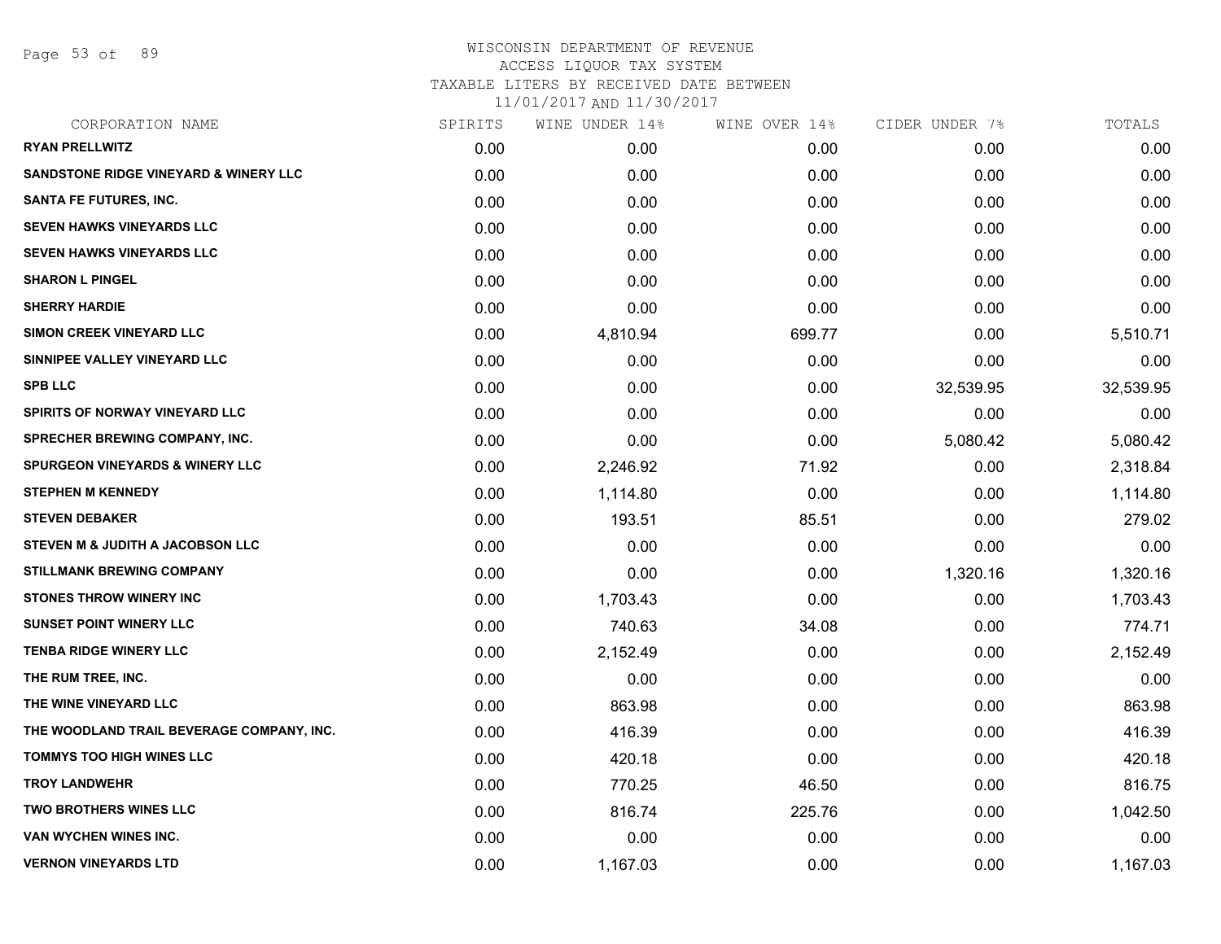WISCONSIN DEPARTMENT OF REVENUE
ACCESS LIQUOR TAX SYSTEM
TAXABLE LITERS BY RECEIVED DATE BETWEEN
11/01/2017 AND 11/30/2017

| CORPORATION NAME | SPIRITS | WINE UNDER 14% | WINE OVER 14% | CIDER UNDER 7% | TOTALS |
|---|---|---|---|---|---|
| RYAN PRELLWITZ | 0.00 | 0.00 | 0.00 | 0.00 | 0.00 |
| SANDSTONE RIDGE VINEYARD & WINERY LLC | 0.00 | 0.00 | 0.00 | 0.00 | 0.00 |
| SANTA FE FUTURES, INC. | 0.00 | 0.00 | 0.00 | 0.00 | 0.00 |
| SEVEN HAWKS VINEYARDS LLC | 0.00 | 0.00 | 0.00 | 0.00 | 0.00 |
| SEVEN HAWKS VINEYARDS LLC | 0.00 | 0.00 | 0.00 | 0.00 | 0.00 |
| SHARON L PINGEL | 0.00 | 0.00 | 0.00 | 0.00 | 0.00 |
| SHERRY HARDIE | 0.00 | 0.00 | 0.00 | 0.00 | 0.00 |
| SIMON CREEK VINEYARD LLC | 0.00 | 4,810.94 | 699.77 | 0.00 | 5,510.71 |
| SINNIPEE VALLEY VINEYARD LLC | 0.00 | 0.00 | 0.00 | 0.00 | 0.00 |
| SPB LLC | 0.00 | 0.00 | 0.00 | 32,539.95 | 32,539.95 |
| SPIRITS OF NORWAY VINEYARD LLC | 0.00 | 0.00 | 0.00 | 0.00 | 0.00 |
| SPRECHER BREWING COMPANY, INC. | 0.00 | 0.00 | 0.00 | 5,080.42 | 5,080.42 |
| SPURGEON VINEYARDS & WINERY LLC | 0.00 | 2,246.92 | 71.92 | 0.00 | 2,318.84 |
| STEPHEN M KENNEDY | 0.00 | 1,114.80 | 0.00 | 0.00 | 1,114.80 |
| STEVEN DEBAKER | 0.00 | 193.51 | 85.51 | 0.00 | 279.02 |
| STEVEN M & JUDITH A JACOBSON LLC | 0.00 | 0.00 | 0.00 | 0.00 | 0.00 |
| STILLMANK BREWING COMPANY | 0.00 | 0.00 | 0.00 | 1,320.16 | 1,320.16 |
| STONES THROW WINERY INC | 0.00 | 1,703.43 | 0.00 | 0.00 | 1,703.43 |
| SUNSET POINT WINERY LLC | 0.00 | 740.63 | 34.08 | 0.00 | 774.71 |
| TENBA RIDGE WINERY LLC | 0.00 | 2,152.49 | 0.00 | 0.00 | 2,152.49 |
| THE RUM TREE, INC. | 0.00 | 0.00 | 0.00 | 0.00 | 0.00 |
| THE WINE VINEYARD LLC | 0.00 | 863.98 | 0.00 | 0.00 | 863.98 |
| THE WOODLAND TRAIL BEVERAGE COMPANY, INC. | 0.00 | 416.39 | 0.00 | 0.00 | 416.39 |
| TOMMYS TOO HIGH WINES LLC | 0.00 | 420.18 | 0.00 | 0.00 | 420.18 |
| TROY LANDWEHR | 0.00 | 770.25 | 46.50 | 0.00 | 816.75 |
| TWO BROTHERS WINES LLC | 0.00 | 816.74 | 225.76 | 0.00 | 1,042.50 |
| VAN WYCHEN WINES INC. | 0.00 | 0.00 | 0.00 | 0.00 | 0.00 |
| VERNON VINEYARDS LTD | 0.00 | 1,167.03 | 0.00 | 0.00 | 1,167.03 |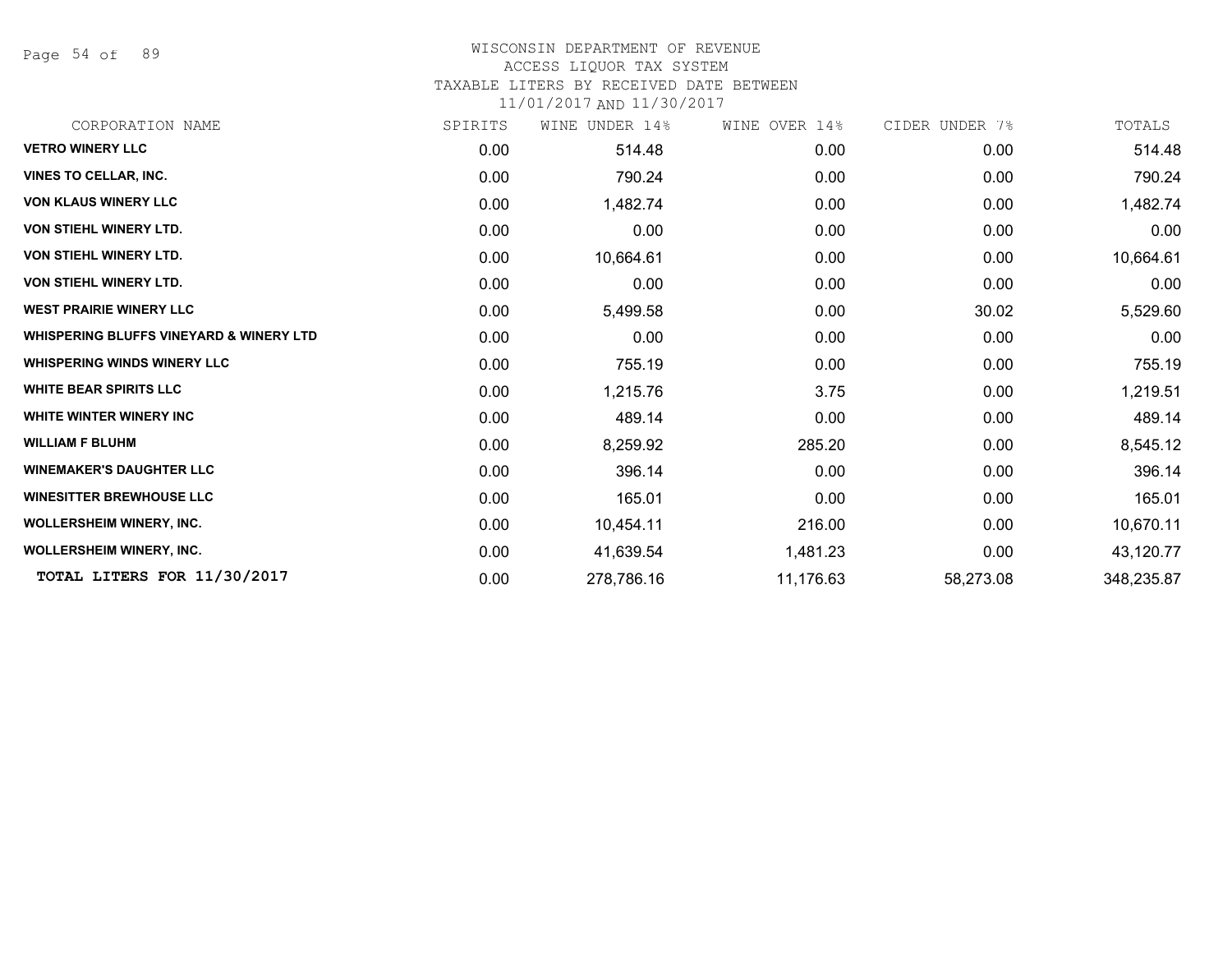WISCONSIN DEPARTMENT OF REVENUE
ACCESS LIQUOR TAX SYSTEM
TAXABLE LITERS BY RECEIVED DATE BETWEEN
11/01/2017 AND 11/30/2017

| CORPORATION NAME | SPIRITS | WINE UNDER 14% | WINE OVER 14% | CIDER UNDER 7% | TOTALS |
|---|---|---|---|---|---|
| **VETRO WINERY LLC** | 0.00 | 514.48 | 0.00 | 0.00 | 514.48 |
| **VINES TO CELLAR, INC.** | 0.00 | 790.24 | 0.00 | 0.00 | 790.24 |
| **VON KLAUS WINERY LLC** | 0.00 | 1,482.74 | 0.00 | 0.00 | 1,482.74 |
| **VON STIEHL WINERY LTD.** | 0.00 | 0.00 | 0.00 | 0.00 | 0.00 |
| **VON STIEHL WINERY LTD.** | 0.00 | 10,664.61 | 0.00 | 0.00 | 10,664.61 |
| **VON STIEHL WINERY LTD.** | 0.00 | 0.00 | 0.00 | 0.00 | 0.00 |
| **WEST PRAIRIE WINERY LLC** | 0.00 | 5,499.58 | 0.00 | 30.02 | 5,529.60 |
| **WHISPERING BLUFFS VINEYARD & WINERY LTD** | 0.00 | 0.00 | 0.00 | 0.00 | 0.00 |
| **WHISPERING WINDS WINERY LLC** | 0.00 | 755.19 | 0.00 | 0.00 | 755.19 |
| **WHITE BEAR SPIRITS LLC** | 0.00 | 1,215.76 | 3.75 | 0.00 | 1,219.51 |
| **WHITE WINTER WINERY INC** | 0.00 | 489.14 | 0.00 | 0.00 | 489.14 |
| **WILLIAM F BLUHM** | 0.00 | 8,259.92 | 285.20 | 0.00 | 8,545.12 |
| **WINEMAKER'S DAUGHTER LLC** | 0.00 | 396.14 | 0.00 | 0.00 | 396.14 |
| **WINESITTER BREWHOUSE LLC** | 0.00 | 165.01 | 0.00 | 0.00 | 165.01 |
| **WOLLERSHEIM WINERY, INC.** | 0.00 | 10,454.11 | 216.00 | 0.00 | 10,670.11 |
| **WOLLERSHEIM WINERY, INC.** | 0.00 | 41,639.54 | 1,481.23 | 0.00 | 43,120.77 |
| **TOTAL LITERS FOR 11/30/2017** | 0.00 | 278,786.16 | 11,176.63 | 58,273.08 | 348,235.87 |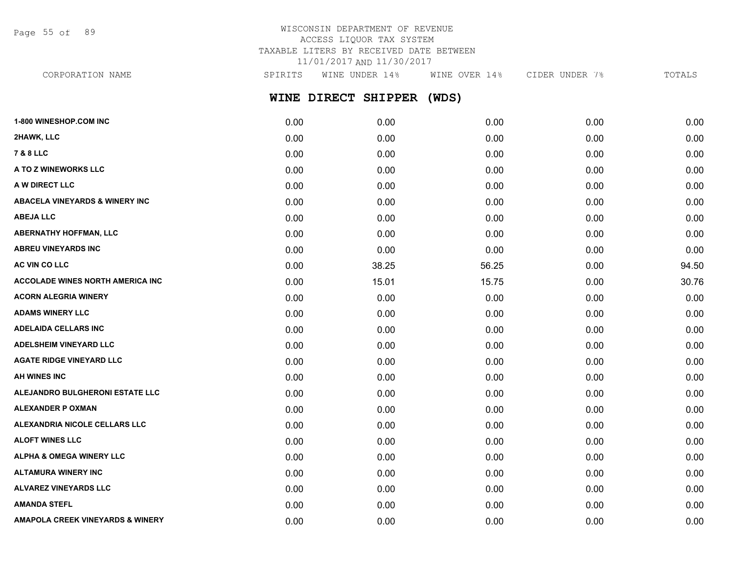WISCONSIN DEPARTMENT OF REVENUE
ACCESS LIQUOR TAX SYSTEM
TAXABLE LITERS BY RECEIVED DATE BETWEEN
11/01/2017 AND 11/30/2017

## WINE DIRECT SHIPPER (WDS)

| CORPORATION NAME | SPIRITS | WINE UNDER 14% | WINE OVER 14% | CIDER UNDER 7% | TOTALS |
|---|---|---|---|---|---|
| 1-800 WINESHOP.COM INC | 0.00 | 0.00 | 0.00 | 0.00 | 0.00 |
| 2HAWK, LLC | 0.00 | 0.00 | 0.00 | 0.00 | 0.00 |
| 7 & 8 LLC | 0.00 | 0.00 | 0.00 | 0.00 | 0.00 |
| A TO Z WINEWORKS LLC | 0.00 | 0.00 | 0.00 | 0.00 | 0.00 |
| A W DIRECT LLC | 0.00 | 0.00 | 0.00 | 0.00 | 0.00 |
| ABACELA VINEYARDS & WINERY INC | 0.00 | 0.00 | 0.00 | 0.00 | 0.00 |
| ABEJA LLC | 0.00 | 0.00 | 0.00 | 0.00 | 0.00 |
| ABERNATHY HOFFMAN, LLC | 0.00 | 0.00 | 0.00 | 0.00 | 0.00 |
| ABREU VINEYARDS INC | 0.00 | 0.00 | 0.00 | 0.00 | 0.00 |
| AC VIN CO LLC | 0.00 | 38.25 | 56.25 | 0.00 | 94.50 |
| ACCOLADE WINES NORTH AMERICA INC | 0.00 | 15.01 | 15.75 | 0.00 | 30.76 |
| ACORN ALEGRIA WINERY | 0.00 | 0.00 | 0.00 | 0.00 | 0.00 |
| ADAMS WINERY LLC | 0.00 | 0.00 | 0.00 | 0.00 | 0.00 |
| ADELAIDA CELLARS INC | 0.00 | 0.00 | 0.00 | 0.00 | 0.00 |
| ADELSHEIM VINEYARD LLC | 0.00 | 0.00 | 0.00 | 0.00 | 0.00 |
| AGATE RIDGE VINEYARD LLC | 0.00 | 0.00 | 0.00 | 0.00 | 0.00 |
| AH WINES INC | 0.00 | 0.00 | 0.00 | 0.00 | 0.00 |
| ALEJANDRO BULGHERONI ESTATE LLC | 0.00 | 0.00 | 0.00 | 0.00 | 0.00 |
| ALEXANDER P OXMAN | 0.00 | 0.00 | 0.00 | 0.00 | 0.00 |
| ALEXANDRIA NICOLE CELLARS LLC | 0.00 | 0.00 | 0.00 | 0.00 | 0.00 |
| ALOFT WINES LLC | 0.00 | 0.00 | 0.00 | 0.00 | 0.00 |
| ALPHA & OMEGA WINERY LLC | 0.00 | 0.00 | 0.00 | 0.00 | 0.00 |
| ALTAMURA WINERY INC | 0.00 | 0.00 | 0.00 | 0.00 | 0.00 |
| ALVAREZ VINEYARDS LLC | 0.00 | 0.00 | 0.00 | 0.00 | 0.00 |
| AMANDA STEFL | 0.00 | 0.00 | 0.00 | 0.00 | 0.00 |
| AMAPOLA CREEK VINEYARDS & WINERY | 0.00 | 0.00 | 0.00 | 0.00 | 0.00 |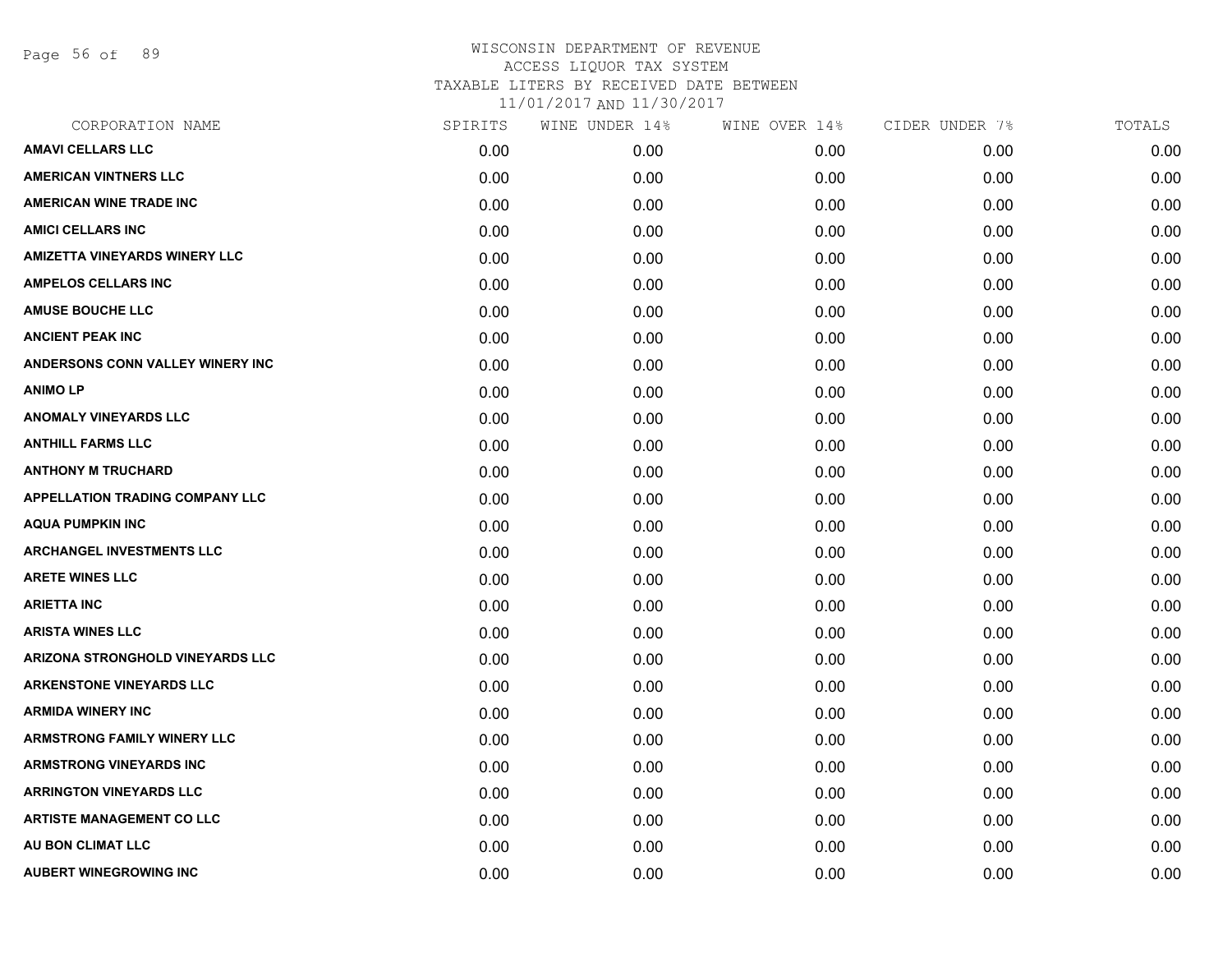WISCONSIN DEPARTMENT OF REVENUE
ACCESS LIQUOR TAX SYSTEM
TAXABLE LITERS BY RECEIVED DATE BETWEEN
11/01/2017 AND 11/30/2017

| CORPORATION NAME | SPIRITS | WINE UNDER 14% | WINE OVER 14% | CIDER UNDER 7% | TOTALS |
|---|---|---|---|---|---|
| AMAVI CELLARS LLC | 0.00 | 0.00 | 0.00 | 0.00 | 0.00 |
| AMERICAN VINTNERS LLC | 0.00 | 0.00 | 0.00 | 0.00 | 0.00 |
| AMERICAN WINE TRADE INC | 0.00 | 0.00 | 0.00 | 0.00 | 0.00 |
| AMICI CELLARS INC | 0.00 | 0.00 | 0.00 | 0.00 | 0.00 |
| AMIZETTA VINEYARDS WINERY LLC | 0.00 | 0.00 | 0.00 | 0.00 | 0.00 |
| AMPELOS CELLARS INC | 0.00 | 0.00 | 0.00 | 0.00 | 0.00 |
| AMUSE BOUCHE LLC | 0.00 | 0.00 | 0.00 | 0.00 | 0.00 |
| ANCIENT PEAK INC | 0.00 | 0.00 | 0.00 | 0.00 | 0.00 |
| ANDERSONS CONN VALLEY WINERY INC | 0.00 | 0.00 | 0.00 | 0.00 | 0.00 |
| ANIMO LP | 0.00 | 0.00 | 0.00 | 0.00 | 0.00 |
| ANOMALY VINEYARDS LLC | 0.00 | 0.00 | 0.00 | 0.00 | 0.00 |
| ANTHILL FARMS LLC | 0.00 | 0.00 | 0.00 | 0.00 | 0.00 |
| ANTHONY M TRUCHARD | 0.00 | 0.00 | 0.00 | 0.00 | 0.00 |
| APPELLATION TRADING COMPANY LLC | 0.00 | 0.00 | 0.00 | 0.00 | 0.00 |
| AQUA PUMPKIN INC | 0.00 | 0.00 | 0.00 | 0.00 | 0.00 |
| ARCHANGEL INVESTMENTS LLC | 0.00 | 0.00 | 0.00 | 0.00 | 0.00 |
| ARETE WINES LLC | 0.00 | 0.00 | 0.00 | 0.00 | 0.00 |
| ARIETTA INC | 0.00 | 0.00 | 0.00 | 0.00 | 0.00 |
| ARISTA WINES LLC | 0.00 | 0.00 | 0.00 | 0.00 | 0.00 |
| ARIZONA STRONGHOLD VINEYARDS LLC | 0.00 | 0.00 | 0.00 | 0.00 | 0.00 |
| ARKENSTONE VINEYARDS LLC | 0.00 | 0.00 | 0.00 | 0.00 | 0.00 |
| ARMIDA WINERY INC | 0.00 | 0.00 | 0.00 | 0.00 | 0.00 |
| ARMSTRONG FAMILY WINERY LLC | 0.00 | 0.00 | 0.00 | 0.00 | 0.00 |
| ARMSTRONG VINEYARDS INC | 0.00 | 0.00 | 0.00 | 0.00 | 0.00 |
| ARRINGTON VINEYARDS LLC | 0.00 | 0.00 | 0.00 | 0.00 | 0.00 |
| ARTISTE MANAGEMENT CO LLC | 0.00 | 0.00 | 0.00 | 0.00 | 0.00 |
| AU BON CLIMAT LLC | 0.00 | 0.00 | 0.00 | 0.00 | 0.00 |
| AUBERT WINEGROWING INC | 0.00 | 0.00 | 0.00 | 0.00 | 0.00 |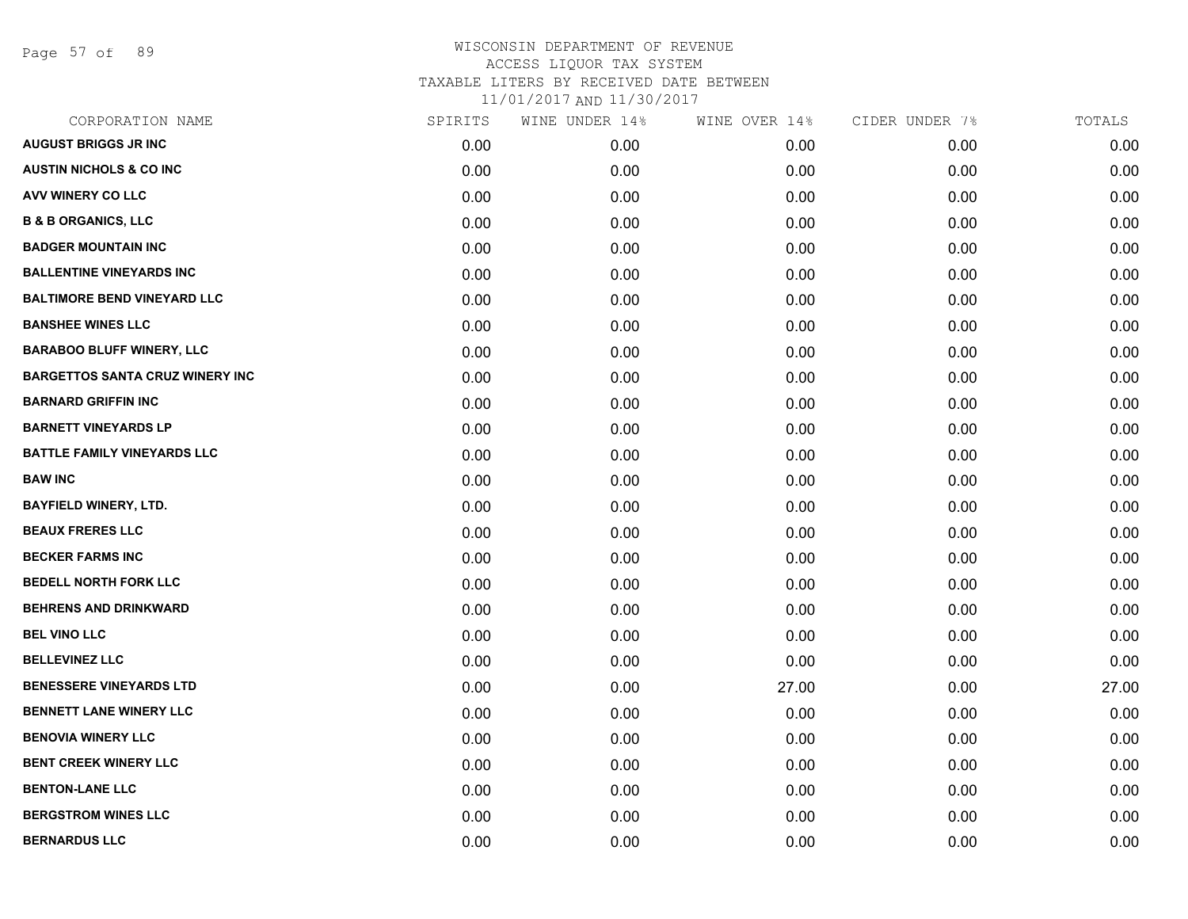WISCONSIN DEPARTMENT OF REVENUE
ACCESS LIQUOR TAX SYSTEM
TAXABLE LITERS BY RECEIVED DATE BETWEEN
11/01/2017 AND 11/30/2017

| CORPORATION NAME | SPIRITS | WINE UNDER 14% | WINE OVER 14% | CIDER UNDER 7% | TOTALS |
|---|---|---|---|---|---|
| AUGUST BRIGGS JR INC | 0.00 | 0.00 | 0.00 | 0.00 | 0.00 |
| AUSTIN NICHOLS & CO INC | 0.00 | 0.00 | 0.00 | 0.00 | 0.00 |
| AVV WINERY CO LLC | 0.00 | 0.00 | 0.00 | 0.00 | 0.00 |
| B & B ORGANICS, LLC | 0.00 | 0.00 | 0.00 | 0.00 | 0.00 |
| BADGER MOUNTAIN INC | 0.00 | 0.00 | 0.00 | 0.00 | 0.00 |
| BALLENTINE VINEYARDS INC | 0.00 | 0.00 | 0.00 | 0.00 | 0.00 |
| BALTIMORE BEND VINEYARD LLC | 0.00 | 0.00 | 0.00 | 0.00 | 0.00 |
| BANSHEE WINES LLC | 0.00 | 0.00 | 0.00 | 0.00 | 0.00 |
| BARABOO BLUFF WINERY, LLC | 0.00 | 0.00 | 0.00 | 0.00 | 0.00 |
| BARGETTOS SANTA CRUZ WINERY INC | 0.00 | 0.00 | 0.00 | 0.00 | 0.00 |
| BARNARD GRIFFIN INC | 0.00 | 0.00 | 0.00 | 0.00 | 0.00 |
| BARNETT VINEYARDS LP | 0.00 | 0.00 | 0.00 | 0.00 | 0.00 |
| BATTLE FAMILY VINEYARDS LLC | 0.00 | 0.00 | 0.00 | 0.00 | 0.00 |
| BAW INC | 0.00 | 0.00 | 0.00 | 0.00 | 0.00 |
| BAYFIELD WINERY, LTD. | 0.00 | 0.00 | 0.00 | 0.00 | 0.00 |
| BEAUX FRERES LLC | 0.00 | 0.00 | 0.00 | 0.00 | 0.00 |
| BECKER FARMS INC | 0.00 | 0.00 | 0.00 | 0.00 | 0.00 |
| BEDELL NORTH FORK LLC | 0.00 | 0.00 | 0.00 | 0.00 | 0.00 |
| BEHRENS AND DRINKWARD | 0.00 | 0.00 | 0.00 | 0.00 | 0.00 |
| BEL VINO LLC | 0.00 | 0.00 | 0.00 | 0.00 | 0.00 |
| BELLEVINEZ LLC | 0.00 | 0.00 | 0.00 | 0.00 | 0.00 |
| BENESSERE VINEYARDS LTD | 0.00 | 0.00 | 27.00 | 0.00 | 27.00 |
| BENNETT LANE WINERY LLC | 0.00 | 0.00 | 0.00 | 0.00 | 0.00 |
| BENOVIA WINERY LLC | 0.00 | 0.00 | 0.00 | 0.00 | 0.00 |
| BENT CREEK WINERY LLC | 0.00 | 0.00 | 0.00 | 0.00 | 0.00 |
| BENTON-LANE LLC | 0.00 | 0.00 | 0.00 | 0.00 | 0.00 |
| BERGSTROM WINES LLC | 0.00 | 0.00 | 0.00 | 0.00 | 0.00 |
| BERNARDUS LLC | 0.00 | 0.00 | 0.00 | 0.00 | 0.00 |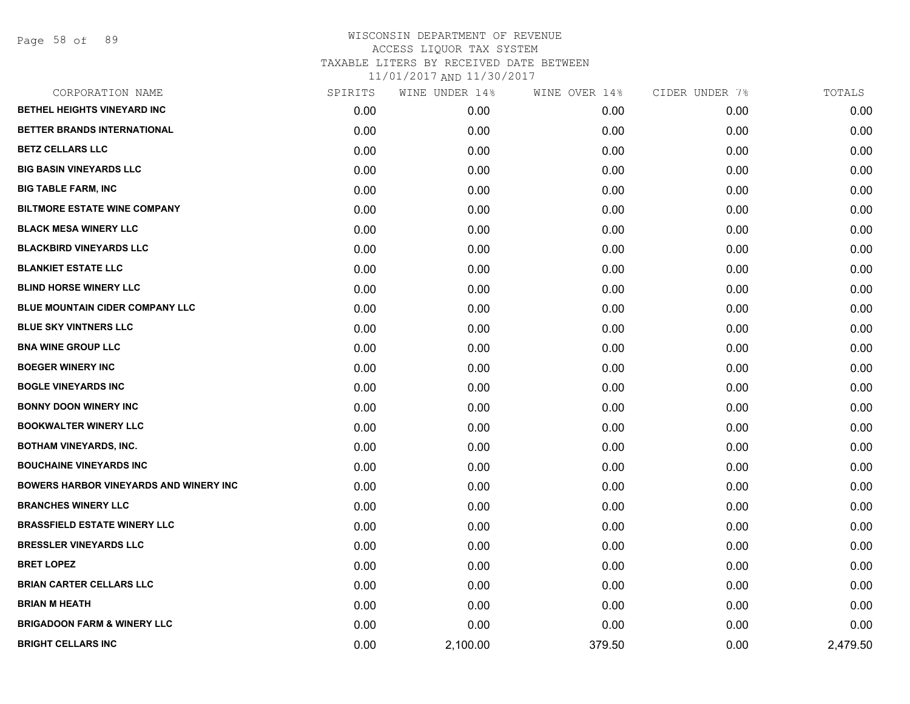WISCONSIN DEPARTMENT OF REVENUE
ACCESS LIQUOR TAX SYSTEM
TAXABLE LITERS BY RECEIVED DATE BETWEEN
11/01/2017 AND 11/30/2017

| CORPORATION NAME | SPIRITS | WINE UNDER 14% | WINE OVER 14% | CIDER UNDER 7% | TOTALS |
|---|---|---|---|---|---|
| BETHEL HEIGHTS VINEYARD INC | 0.00 | 0.00 | 0.00 | 0.00 | 0.00 |
| BETTER BRANDS INTERNATIONAL | 0.00 | 0.00 | 0.00 | 0.00 | 0.00 |
| BETZ CELLARS LLC | 0.00 | 0.00 | 0.00 | 0.00 | 0.00 |
| BIG BASIN VINEYARDS LLC | 0.00 | 0.00 | 0.00 | 0.00 | 0.00 |
| BIG TABLE FARM, INC | 0.00 | 0.00 | 0.00 | 0.00 | 0.00 |
| BILTMORE ESTATE WINE COMPANY | 0.00 | 0.00 | 0.00 | 0.00 | 0.00 |
| BLACK MESA WINERY LLC | 0.00 | 0.00 | 0.00 | 0.00 | 0.00 |
| BLACKBIRD VINEYARDS LLC | 0.00 | 0.00 | 0.00 | 0.00 | 0.00 |
| BLANKIET ESTATE LLC | 0.00 | 0.00 | 0.00 | 0.00 | 0.00 |
| BLIND HORSE WINERY LLC | 0.00 | 0.00 | 0.00 | 0.00 | 0.00 |
| BLUE MOUNTAIN CIDER COMPANY LLC | 0.00 | 0.00 | 0.00 | 0.00 | 0.00 |
| BLUE SKY VINTNERS LLC | 0.00 | 0.00 | 0.00 | 0.00 | 0.00 |
| BNA WINE GROUP LLC | 0.00 | 0.00 | 0.00 | 0.00 | 0.00 |
| BOEGER WINERY INC | 0.00 | 0.00 | 0.00 | 0.00 | 0.00 |
| BOGLE VINEYARDS INC | 0.00 | 0.00 | 0.00 | 0.00 | 0.00 |
| BONNY DOON WINERY INC | 0.00 | 0.00 | 0.00 | 0.00 | 0.00 |
| BOOKWALTER WINERY LLC | 0.00 | 0.00 | 0.00 | 0.00 | 0.00 |
| BOTHAM VINEYARDS, INC. | 0.00 | 0.00 | 0.00 | 0.00 | 0.00 |
| BOUCHAINE VINEYARDS INC | 0.00 | 0.00 | 0.00 | 0.00 | 0.00 |
| BOWERS HARBOR VINEYARDS AND WINERY INC | 0.00 | 0.00 | 0.00 | 0.00 | 0.00 |
| BRANCHES WINERY LLC | 0.00 | 0.00 | 0.00 | 0.00 | 0.00 |
| BRASSFIELD ESTATE WINERY LLC | 0.00 | 0.00 | 0.00 | 0.00 | 0.00 |
| BRESSLER VINEYARDS LLC | 0.00 | 0.00 | 0.00 | 0.00 | 0.00 |
| BRET LOPEZ | 0.00 | 0.00 | 0.00 | 0.00 | 0.00 |
| BRIAN CARTER CELLARS LLC | 0.00 | 0.00 | 0.00 | 0.00 | 0.00 |
| BRIAN M HEATH | 0.00 | 0.00 | 0.00 | 0.00 | 0.00 |
| BRIGADOON FARM & WINERY LLC | 0.00 | 0.00 | 0.00 | 0.00 | 0.00 |
| BRIGHT CELLARS INC | 0.00 | 2,100.00 | 379.50 | 0.00 | 2,479.50 |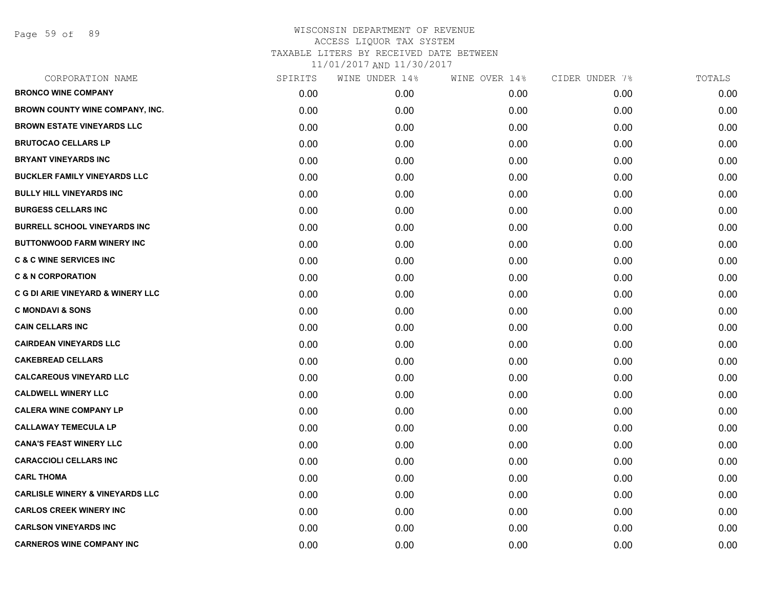WISCONSIN DEPARTMENT OF REVENUE
ACCESS LIQUOR TAX SYSTEM
TAXABLE LITERS BY RECEIVED DATE BETWEEN
11/01/2017 AND 11/30/2017

| CORPORATION NAME | SPIRITS | WINE UNDER 14% | WINE OVER 14% | CIDER UNDER 7% | TOTALS |
|---|---|---|---|---|---|
| **BRONCO WINE COMPANY** | 0.00 | 0.00 | 0.00 | 0.00 | 0.00 |
| **BROWN COUNTY WINE COMPANY, INC.** | 0.00 | 0.00 | 0.00 | 0.00 | 0.00 |
| **BROWN ESTATE VINEYARDS LLC** | 0.00 | 0.00 | 0.00 | 0.00 | 0.00 |
| **BRUTOCAO CELLARS LP** | 0.00 | 0.00 | 0.00 | 0.00 | 0.00 |
| **BRYANT VINEYARDS INC** | 0.00 | 0.00 | 0.00 | 0.00 | 0.00 |
| **BUCKLER FAMILY VINEYARDS LLC** | 0.00 | 0.00 | 0.00 | 0.00 | 0.00 |
| **BULLY HILL VINEYARDS INC** | 0.00 | 0.00 | 0.00 | 0.00 | 0.00 |
| **BURGESS CELLARS INC** | 0.00 | 0.00 | 0.00 | 0.00 | 0.00 |
| **BURRELL SCHOOL VINEYARDS INC** | 0.00 | 0.00 | 0.00 | 0.00 | 0.00 |
| **BUTTONWOOD FARM WINERY INC** | 0.00 | 0.00 | 0.00 | 0.00 | 0.00 |
| **C & C WINE SERVICES INC** | 0.00 | 0.00 | 0.00 | 0.00 | 0.00 |
| **C & N CORPORATION** | 0.00 | 0.00 | 0.00 | 0.00 | 0.00 |
| **C G DI ARIE VINEYARD & WINERY LLC** | 0.00 | 0.00 | 0.00 | 0.00 | 0.00 |
| **C MONDAVI & SONS** | 0.00 | 0.00 | 0.00 | 0.00 | 0.00 |
| **CAIN CELLARS INC** | 0.00 | 0.00 | 0.00 | 0.00 | 0.00 |
| **CAIRDEAN VINEYARDS LLC** | 0.00 | 0.00 | 0.00 | 0.00 | 0.00 |
| **CAKEBREAD CELLARS** | 0.00 | 0.00 | 0.00 | 0.00 | 0.00 |
| **CALCAREOUS VINEYARD LLC** | 0.00 | 0.00 | 0.00 | 0.00 | 0.00 |
| **CALDWELL WINERY LLC** | 0.00 | 0.00 | 0.00 | 0.00 | 0.00 |
| **CALERA WINE COMPANY LP** | 0.00 | 0.00 | 0.00 | 0.00 | 0.00 |
| **CALLAWAY TEMECULA LP** | 0.00 | 0.00 | 0.00 | 0.00 | 0.00 |
| **CANA'S FEAST WINERY LLC** | 0.00 | 0.00 | 0.00 | 0.00 | 0.00 |
| **CARACCIOLI CELLARS INC** | 0.00 | 0.00 | 0.00 | 0.00 | 0.00 |
| **CARL THOMA** | 0.00 | 0.00 | 0.00 | 0.00 | 0.00 |
| **CARLISLE WINERY & VINEYARDS LLC** | 0.00 | 0.00 | 0.00 | 0.00 | 0.00 |
| **CARLOS CREEK WINERY INC** | 0.00 | 0.00 | 0.00 | 0.00 | 0.00 |
| **CARLSON VINEYARDS INC** | 0.00 | 0.00 | 0.00 | 0.00 | 0.00 |
| **CARNEROS WINE COMPANY INC** | 0.00 | 0.00 | 0.00 | 0.00 | 0.00 |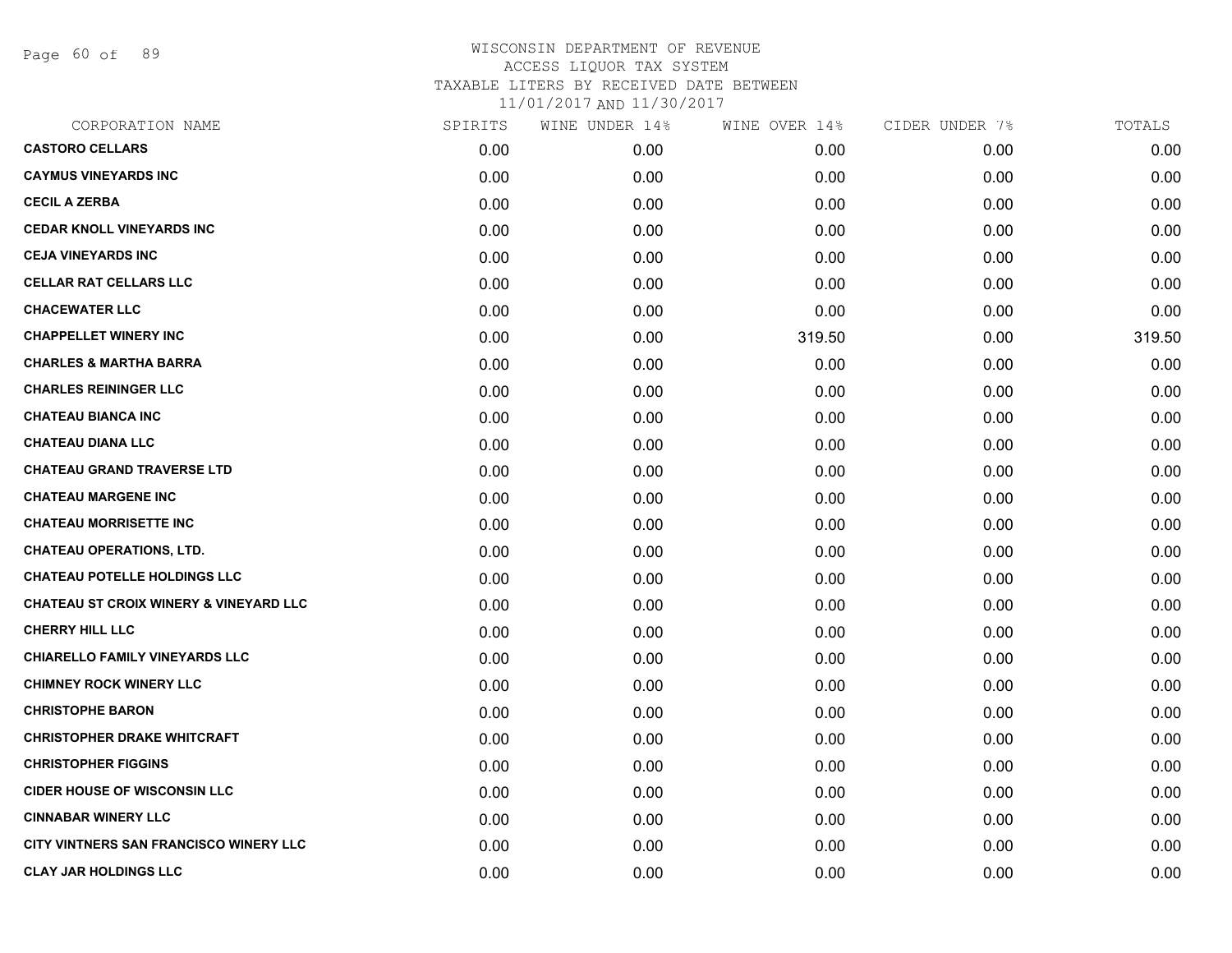WISCONSIN DEPARTMENT OF REVENUE
ACCESS LIQUOR TAX SYSTEM
TAXABLE LITERS BY RECEIVED DATE BETWEEN
11/01/2017 AND 11/30/2017

| CORPORATION NAME | SPIRITS | WINE UNDER 14% | WINE OVER 14% | CIDER UNDER 7% | TOTALS |
|---|---|---|---|---|---|
| **CASTORO CELLARS** | 0.00 | 0.00 | 0.00 | 0.00 | 0.00 |
| **CAYMUS VINEYARDS INC** | 0.00 | 0.00 | 0.00 | 0.00 | 0.00 |
| **CECIL A ZERBA** | 0.00 | 0.00 | 0.00 | 0.00 | 0.00 |
| **CEDAR KNOLL VINEYARDS INC** | 0.00 | 0.00 | 0.00 | 0.00 | 0.00 |
| **CEJA VINEYARDS INC** | 0.00 | 0.00 | 0.00 | 0.00 | 0.00 |
| **CELLAR RAT CELLARS LLC** | 0.00 | 0.00 | 0.00 | 0.00 | 0.00 |
| **CHACEWATER LLC** | 0.00 | 0.00 | 0.00 | 0.00 | 0.00 |
| **CHAPPELLET WINERY INC** | 0.00 | 0.00 | 319.50 | 0.00 | 319.50 |
| **CHARLES & MARTHA BARRA** | 0.00 | 0.00 | 0.00 | 0.00 | 0.00 |
| **CHARLES REININGER LLC** | 0.00 | 0.00 | 0.00 | 0.00 | 0.00 |
| **CHATEAU BIANCA INC** | 0.00 | 0.00 | 0.00 | 0.00 | 0.00 |
| **CHATEAU DIANA LLC** | 0.00 | 0.00 | 0.00 | 0.00 | 0.00 |
| **CHATEAU GRAND TRAVERSE LTD** | 0.00 | 0.00 | 0.00 | 0.00 | 0.00 |
| **CHATEAU MARGENE INC** | 0.00 | 0.00 | 0.00 | 0.00 | 0.00 |
| **CHATEAU MORRISETTE INC** | 0.00 | 0.00 | 0.00 | 0.00 | 0.00 |
| **CHATEAU OPERATIONS, LTD.** | 0.00 | 0.00 | 0.00 | 0.00 | 0.00 |
| **CHATEAU POTELLE HOLDINGS LLC** | 0.00 | 0.00 | 0.00 | 0.00 | 0.00 |
| **CHATEAU ST CROIX WINERY & VINEYARD LLC** | 0.00 | 0.00 | 0.00 | 0.00 | 0.00 |
| **CHERRY HILL LLC** | 0.00 | 0.00 | 0.00 | 0.00 | 0.00 |
| **CHIARELLO FAMILY VINEYARDS LLC** | 0.00 | 0.00 | 0.00 | 0.00 | 0.00 |
| **CHIMNEY ROCK WINERY LLC** | 0.00 | 0.00 | 0.00 | 0.00 | 0.00 |
| **CHRISTOPHE BARON** | 0.00 | 0.00 | 0.00 | 0.00 | 0.00 |
| **CHRISTOPHER DRAKE WHITCRAFT** | 0.00 | 0.00 | 0.00 | 0.00 | 0.00 |
| **CHRISTOPHER FIGGINS** | 0.00 | 0.00 | 0.00 | 0.00 | 0.00 |
| **CIDER HOUSE OF WISCONSIN LLC** | 0.00 | 0.00 | 0.00 | 0.00 | 0.00 |
| **CINNABAR WINERY LLC** | 0.00 | 0.00 | 0.00 | 0.00 | 0.00 |
| **CITY VINTNERS SAN FRANCISCO WINERY LLC** | 0.00 | 0.00 | 0.00 | 0.00 | 0.00 |
| **CLAY JAR HOLDINGS LLC** | 0.00 | 0.00 | 0.00 | 0.00 | 0.00 |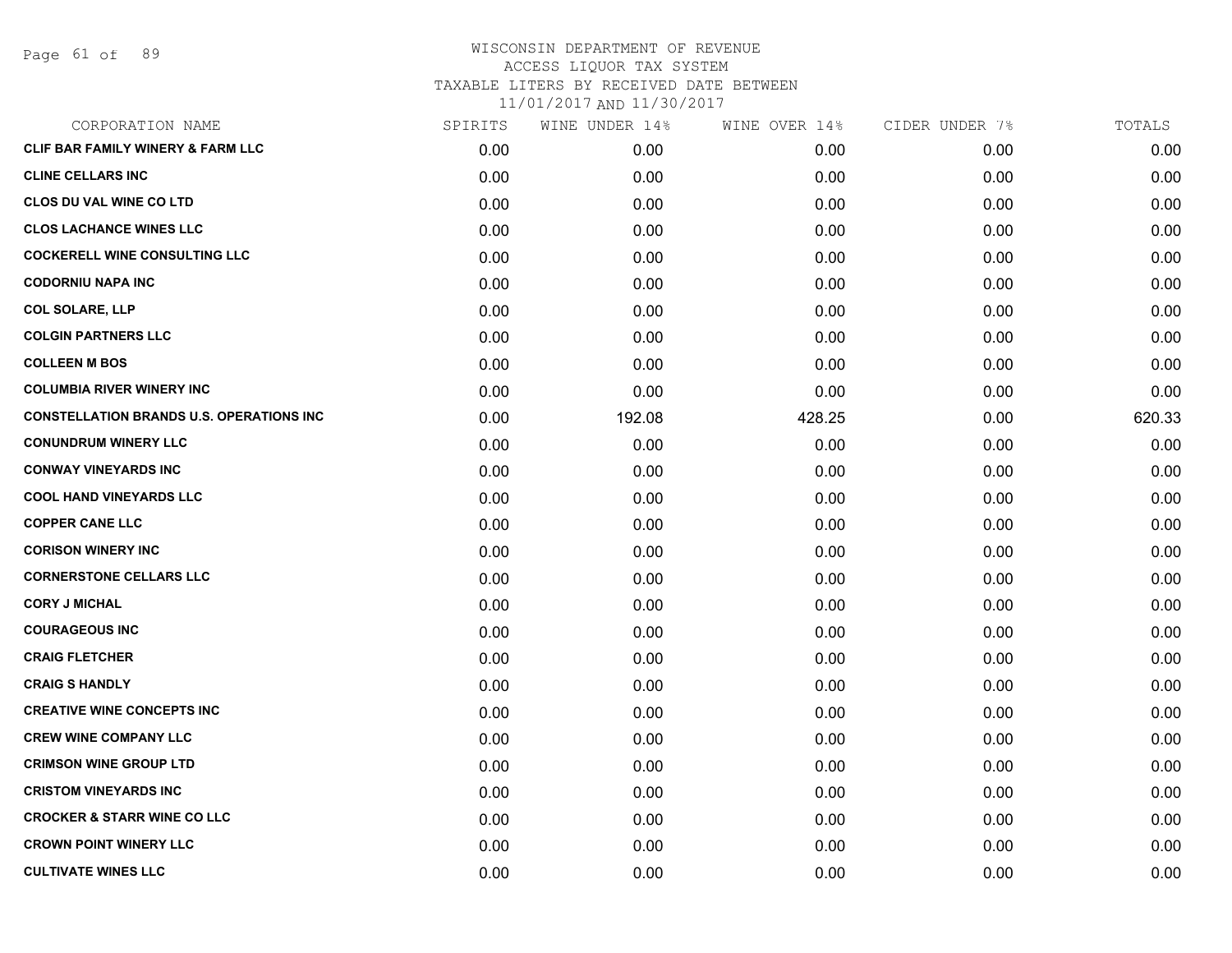# WISCONSIN DEPARTMENT OF REVENUE
ACCESS LIQUOR TAX SYSTEM
TAXABLE LITERS BY RECEIVED DATE BETWEEN
11/01/2017 AND 11/30/2017

| CORPORATION NAME | SPIRITS | WINE UNDER 14% | WINE OVER 14% | CIDER UNDER 7% | TOTALS |
|---|---|---|---|---|---|
| CLIF BAR FAMILY WINERY & FARM LLC | 0.00 | 0.00 | 0.00 | 0.00 | 0.00 |
| CLINE CELLARS INC | 0.00 | 0.00 | 0.00 | 0.00 | 0.00 |
| CLOS DU VAL WINE CO LTD | 0.00 | 0.00 | 0.00 | 0.00 | 0.00 |
| CLOS LACHANCE WINES LLC | 0.00 | 0.00 | 0.00 | 0.00 | 0.00 |
| COCKERELL WINE CONSULTING LLC | 0.00 | 0.00 | 0.00 | 0.00 | 0.00 |
| CODORNIU NAPA INC | 0.00 | 0.00 | 0.00 | 0.00 | 0.00 |
| COL SOLARE, LLP | 0.00 | 0.00 | 0.00 | 0.00 | 0.00 |
| COLGIN PARTNERS LLC | 0.00 | 0.00 | 0.00 | 0.00 | 0.00 |
| COLLEEN M BOS | 0.00 | 0.00 | 0.00 | 0.00 | 0.00 |
| COLUMBIA RIVER WINERY INC | 0.00 | 0.00 | 0.00 | 0.00 | 0.00 |
| CONSTELLATION BRANDS U.S. OPERATIONS INC | 0.00 | 192.08 | 428.25 | 0.00 | 620.33 |
| CONUNDRUM WINERY LLC | 0.00 | 0.00 | 0.00 | 0.00 | 0.00 |
| CONWAY VINEYARDS INC | 0.00 | 0.00 | 0.00 | 0.00 | 0.00 |
| COOL HAND VINEYARDS LLC | 0.00 | 0.00 | 0.00 | 0.00 | 0.00 |
| COPPER CANE LLC | 0.00 | 0.00 | 0.00 | 0.00 | 0.00 |
| CORISON WINERY INC | 0.00 | 0.00 | 0.00 | 0.00 | 0.00 |
| CORNERSTONE CELLARS LLC | 0.00 | 0.00 | 0.00 | 0.00 | 0.00 |
| CORY J MICHAL | 0.00 | 0.00 | 0.00 | 0.00 | 0.00 |
| COURAGEOUS INC | 0.00 | 0.00 | 0.00 | 0.00 | 0.00 |
| CRAIG FLETCHER | 0.00 | 0.00 | 0.00 | 0.00 | 0.00 |
| CRAIG S HANDLY | 0.00 | 0.00 | 0.00 | 0.00 | 0.00 |
| CREATIVE WINE CONCEPTS INC | 0.00 | 0.00 | 0.00 | 0.00 | 0.00 |
| CREW WINE COMPANY LLC | 0.00 | 0.00 | 0.00 | 0.00 | 0.00 |
| CRIMSON WINE GROUP LTD | 0.00 | 0.00 | 0.00 | 0.00 | 0.00 |
| CRISTOM VINEYARDS INC | 0.00 | 0.00 | 0.00 | 0.00 | 0.00 |
| CROCKER & STARR WINE CO LLC | 0.00 | 0.00 | 0.00 | 0.00 | 0.00 |
| CROWN POINT WINERY LLC | 0.00 | 0.00 | 0.00 | 0.00 | 0.00 |
| CULTIVATE WINES LLC | 0.00 | 0.00 | 0.00 | 0.00 | 0.00 |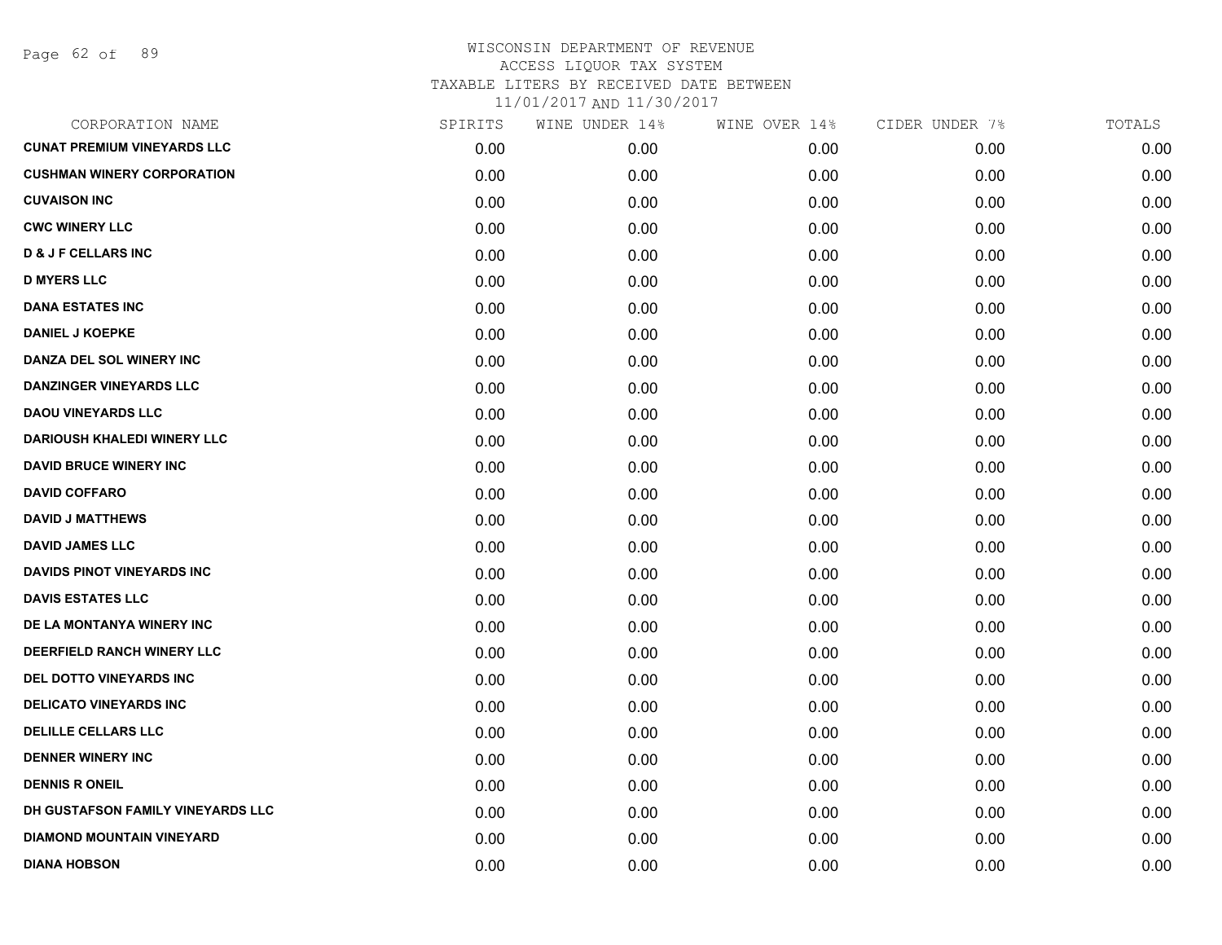WISCONSIN DEPARTMENT OF REVENUE
ACCESS LIQUOR TAX SYSTEM
TAXABLE LITERS BY RECEIVED DATE BETWEEN
11/01/2017 AND 11/30/2017

| CORPORATION NAME | SPIRITS | WINE UNDER 14% | WINE OVER 14% | CIDER UNDER 7% | TOTALS |
|---|---|---|---|---|---|
| CUNAT PREMIUM VINEYARDS LLC | 0.00 | 0.00 | 0.00 | 0.00 | 0.00 |
| CUSHMAN WINERY CORPORATION | 0.00 | 0.00 | 0.00 | 0.00 | 0.00 |
| CUVAISON INC | 0.00 | 0.00 | 0.00 | 0.00 | 0.00 |
| CWC WINERY LLC | 0.00 | 0.00 | 0.00 | 0.00 | 0.00 |
| D & J F CELLARS INC | 0.00 | 0.00 | 0.00 | 0.00 | 0.00 |
| D MYERS LLC | 0.00 | 0.00 | 0.00 | 0.00 | 0.00 |
| DANA ESTATES INC | 0.00 | 0.00 | 0.00 | 0.00 | 0.00 |
| DANIEL J KOEPKE | 0.00 | 0.00 | 0.00 | 0.00 | 0.00 |
| DANZA DEL SOL WINERY INC | 0.00 | 0.00 | 0.00 | 0.00 | 0.00 |
| DANZINGER VINEYARDS LLC | 0.00 | 0.00 | 0.00 | 0.00 | 0.00 |
| DAOU VINEYARDS LLC | 0.00 | 0.00 | 0.00 | 0.00 | 0.00 |
| DARIOUSH KHALEDI WINERY LLC | 0.00 | 0.00 | 0.00 | 0.00 | 0.00 |
| DAVID BRUCE WINERY INC | 0.00 | 0.00 | 0.00 | 0.00 | 0.00 |
| DAVID COFFARO | 0.00 | 0.00 | 0.00 | 0.00 | 0.00 |
| DAVID J MATTHEWS | 0.00 | 0.00 | 0.00 | 0.00 | 0.00 |
| DAVID JAMES LLC | 0.00 | 0.00 | 0.00 | 0.00 | 0.00 |
| DAVIDS PINOT VINEYARDS INC | 0.00 | 0.00 | 0.00 | 0.00 | 0.00 |
| DAVIS ESTATES LLC | 0.00 | 0.00 | 0.00 | 0.00 | 0.00 |
| DE LA MONTANYA WINERY INC | 0.00 | 0.00 | 0.00 | 0.00 | 0.00 |
| DEERFIELD RANCH WINERY LLC | 0.00 | 0.00 | 0.00 | 0.00 | 0.00 |
| DEL DOTTO VINEYARDS INC | 0.00 | 0.00 | 0.00 | 0.00 | 0.00 |
| DELICATO VINEYARDS INC | 0.00 | 0.00 | 0.00 | 0.00 | 0.00 |
| DELILLE CELLARS LLC | 0.00 | 0.00 | 0.00 | 0.00 | 0.00 |
| DENNER WINERY INC | 0.00 | 0.00 | 0.00 | 0.00 | 0.00 |
| DENNIS R ONEIL | 0.00 | 0.00 | 0.00 | 0.00 | 0.00 |
| DH GUSTAFSON FAMILY VINEYARDS LLC | 0.00 | 0.00 | 0.00 | 0.00 | 0.00 |
| DIAMOND MOUNTAIN VINEYARD | 0.00 | 0.00 | 0.00 | 0.00 | 0.00 |
| DIANA HOBSON | 0.00 | 0.00 | 0.00 | 0.00 | 0.00 |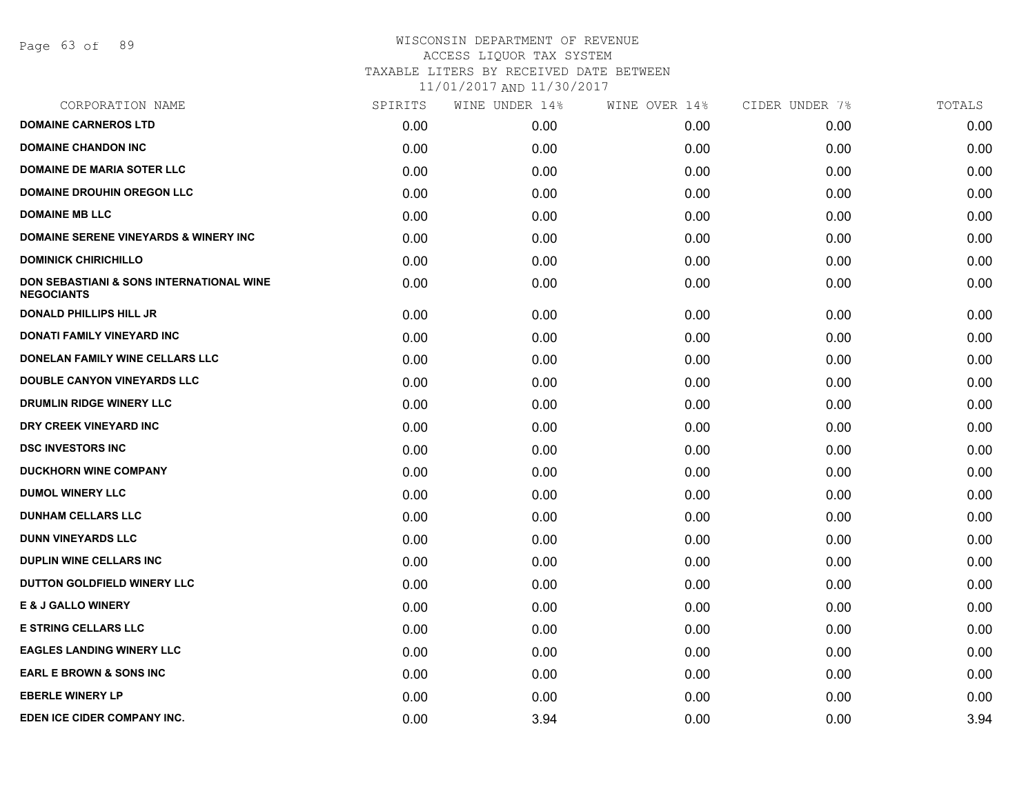# WISCONSIN DEPARTMENT OF REVENUE
ACCESS LIQUOR TAX SYSTEM
TAXABLE LITERS BY RECEIVED DATE BETWEEN
11/01/2017 AND 11/30/2017

| CORPORATION NAME | SPIRITS | WINE UNDER 14% | WINE OVER 14% | CIDER UNDER 7% | TOTALS |
|---|---|---|---|---|---|
| DOMAINE CARNEROS LTD | 0.00 | 0.00 | 0.00 | 0.00 | 0.00 |
| DOMAINE CHANDON INC | 0.00 | 0.00 | 0.00 | 0.00 | 0.00 |
| DOMAINE DE MARIA SOTER LLC | 0.00 | 0.00 | 0.00 | 0.00 | 0.00 |
| DOMAINE DROUHIN OREGON LLC | 0.00 | 0.00 | 0.00 | 0.00 | 0.00 |
| DOMAINE MB LLC | 0.00 | 0.00 | 0.00 | 0.00 | 0.00 |
| DOMAINE SERENE VINEYARDS & WINERY INC | 0.00 | 0.00 | 0.00 | 0.00 | 0.00 |
| DOMINICK CHIRICHILLO | 0.00 | 0.00 | 0.00 | 0.00 | 0.00 |
| DON SEBASTIANI & SONS INTERNATIONAL WINE NEGOCIANTS | 0.00 | 0.00 | 0.00 | 0.00 | 0.00 |
| DONALD PHILLIPS HILL JR | 0.00 | 0.00 | 0.00 | 0.00 | 0.00 |
| DONATI FAMILY VINEYARD INC | 0.00 | 0.00 | 0.00 | 0.00 | 0.00 |
| DONELAN FAMILY WINE CELLARS LLC | 0.00 | 0.00 | 0.00 | 0.00 | 0.00 |
| DOUBLE CANYON VINEYARDS LLC | 0.00 | 0.00 | 0.00 | 0.00 | 0.00 |
| DRUMLIN RIDGE WINERY LLC | 0.00 | 0.00 | 0.00 | 0.00 | 0.00 |
| DRY CREEK VINEYARD INC | 0.00 | 0.00 | 0.00 | 0.00 | 0.00 |
| DSC INVESTORS INC | 0.00 | 0.00 | 0.00 | 0.00 | 0.00 |
| DUCKHORN WINE COMPANY | 0.00 | 0.00 | 0.00 | 0.00 | 0.00 |
| DUMOL WINERY LLC | 0.00 | 0.00 | 0.00 | 0.00 | 0.00 |
| DUNHAM CELLARS LLC | 0.00 | 0.00 | 0.00 | 0.00 | 0.00 |
| DUNN VINEYARDS LLC | 0.00 | 0.00 | 0.00 | 0.00 | 0.00 |
| DUPLIN WINE CELLARS INC | 0.00 | 0.00 | 0.00 | 0.00 | 0.00 |
| DUTTON GOLDFIELD WINERY LLC | 0.00 | 0.00 | 0.00 | 0.00 | 0.00 |
| E & J GALLO WINERY | 0.00 | 0.00 | 0.00 | 0.00 | 0.00 |
| E STRING CELLARS LLC | 0.00 | 0.00 | 0.00 | 0.00 | 0.00 |
| EAGLES LANDING WINERY LLC | 0.00 | 0.00 | 0.00 | 0.00 | 0.00 |
| EARL E BROWN & SONS INC | 0.00 | 0.00 | 0.00 | 0.00 | 0.00 |
| EBERLE WINERY LP | 0.00 | 0.00 | 0.00 | 0.00 | 0.00 |
| EDEN ICE CIDER COMPANY INC. | 0.00 | 3.94 | 0.00 | 0.00 | 3.94 |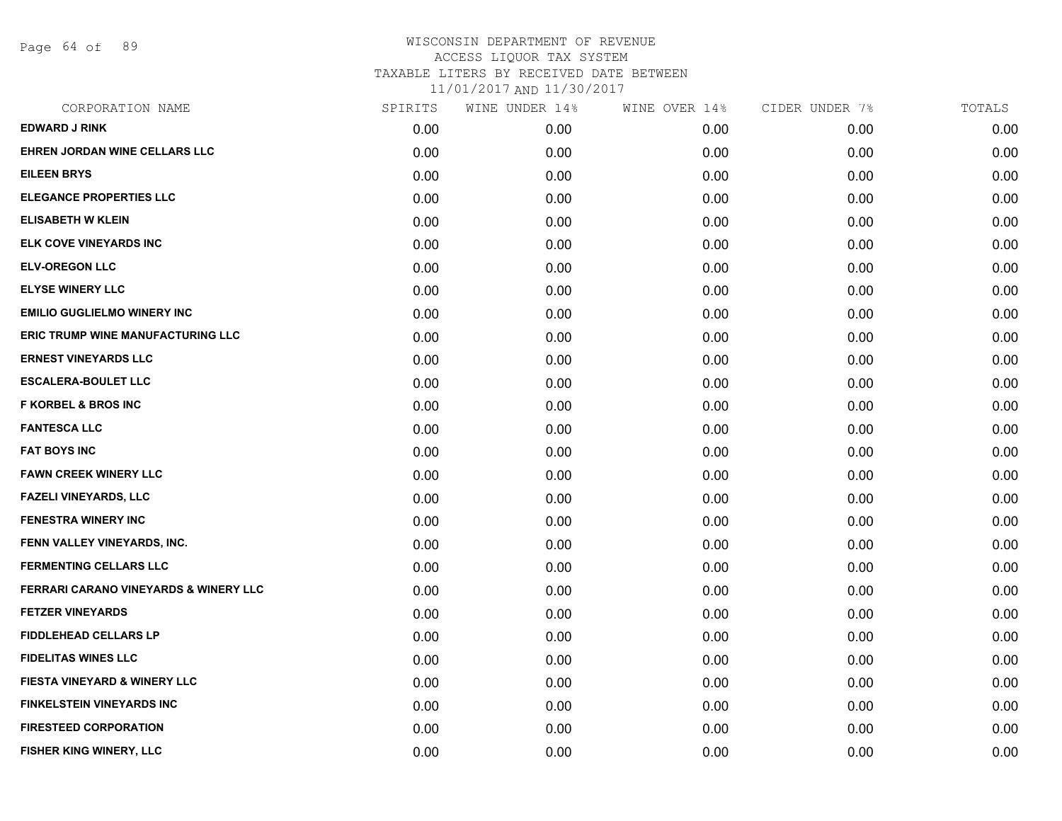WISCONSIN DEPARTMENT OF REVENUE
ACCESS LIQUOR TAX SYSTEM
TAXABLE LITERS BY RECEIVED DATE BETWEEN
11/01/2017 AND 11/30/2017

| CORPORATION NAME | SPIRITS | WINE UNDER 14% | WINE OVER 14% | CIDER UNDER 7% | TOTALS |
|---|---|---|---|---|---|
| EDWARD J RINK | 0.00 | 0.00 | 0.00 | 0.00 | 0.00 |
| EHREN JORDAN WINE CELLARS LLC | 0.00 | 0.00 | 0.00 | 0.00 | 0.00 |
| EILEEN BRYS | 0.00 | 0.00 | 0.00 | 0.00 | 0.00 |
| ELEGANCE PROPERTIES LLC | 0.00 | 0.00 | 0.00 | 0.00 | 0.00 |
| ELISABETH W KLEIN | 0.00 | 0.00 | 0.00 | 0.00 | 0.00 |
| ELK COVE VINEYARDS INC | 0.00 | 0.00 | 0.00 | 0.00 | 0.00 |
| ELV-OREGON LLC | 0.00 | 0.00 | 0.00 | 0.00 | 0.00 |
| ELYSE WINERY LLC | 0.00 | 0.00 | 0.00 | 0.00 | 0.00 |
| EMILIO GUGLIELMO WINERY INC | 0.00 | 0.00 | 0.00 | 0.00 | 0.00 |
| ERIC TRUMP WINE MANUFACTURING LLC | 0.00 | 0.00 | 0.00 | 0.00 | 0.00 |
| ERNEST VINEYARDS LLC | 0.00 | 0.00 | 0.00 | 0.00 | 0.00 |
| ESCALERA-BOULET LLC | 0.00 | 0.00 | 0.00 | 0.00 | 0.00 |
| F KORBEL & BROS INC | 0.00 | 0.00 | 0.00 | 0.00 | 0.00 |
| FANTESCA LLC | 0.00 | 0.00 | 0.00 | 0.00 | 0.00 |
| FAT BOYS INC | 0.00 | 0.00 | 0.00 | 0.00 | 0.00 |
| FAWN CREEK WINERY LLC | 0.00 | 0.00 | 0.00 | 0.00 | 0.00 |
| FAZELI VINEYARDS, LLC | 0.00 | 0.00 | 0.00 | 0.00 | 0.00 |
| FENESTRA WINERY INC | 0.00 | 0.00 | 0.00 | 0.00 | 0.00 |
| FENN VALLEY VINEYARDS, INC. | 0.00 | 0.00 | 0.00 | 0.00 | 0.00 |
| FERMENTING CELLARS LLC | 0.00 | 0.00 | 0.00 | 0.00 | 0.00 |
| FERRARI CARANO VINEYARDS & WINERY LLC | 0.00 | 0.00 | 0.00 | 0.00 | 0.00 |
| FETZER VINEYARDS | 0.00 | 0.00 | 0.00 | 0.00 | 0.00 |
| FIDDLEHEAD CELLARS LP | 0.00 | 0.00 | 0.00 | 0.00 | 0.00 |
| FIDELITAS WINES LLC | 0.00 | 0.00 | 0.00 | 0.00 | 0.00 |
| FIESTA VINEYARD & WINERY LLC | 0.00 | 0.00 | 0.00 | 0.00 | 0.00 |
| FINKELSTEIN VINEYARDS INC | 0.00 | 0.00 | 0.00 | 0.00 | 0.00 |
| FIRESTEED CORPORATION | 0.00 | 0.00 | 0.00 | 0.00 | 0.00 |
| FISHER KING WINERY, LLC | 0.00 | 0.00 | 0.00 | 0.00 | 0.00 |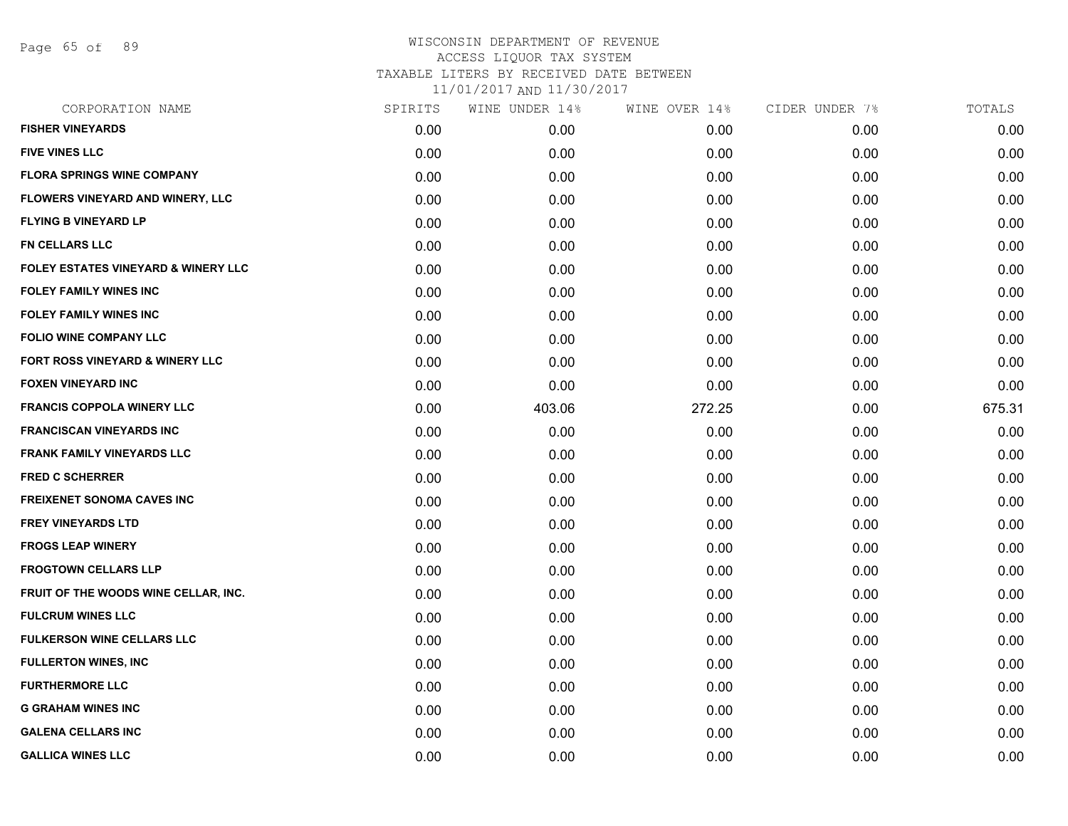# WISCONSIN DEPARTMENT OF REVENUE
## ACCESS LIQUOR TAX SYSTEM
### TAXABLE LITERS BY RECEIVED DATE BETWEEN 11/01/2017 AND 11/30/2017

| CORPORATION NAME | SPIRITS | WINE UNDER 14% | WINE OVER 14% | CIDER UNDER 7% | TOTALS |
|---|---|---|---|---|---|
| FISHER VINEYARDS | 0.00 | 0.00 | 0.00 | 0.00 | 0.00 |
| FIVE VINES LLC | 0.00 | 0.00 | 0.00 | 0.00 | 0.00 |
| FLORA SPRINGS WINE COMPANY | 0.00 | 0.00 | 0.00 | 0.00 | 0.00 |
| FLOWERS VINEYARD AND WINERY, LLC | 0.00 | 0.00 | 0.00 | 0.00 | 0.00 |
| FLYING B VINEYARD LP | 0.00 | 0.00 | 0.00 | 0.00 | 0.00 |
| FN CELLARS LLC | 0.00 | 0.00 | 0.00 | 0.00 | 0.00 |
| FOLEY ESTATES VINEYARD & WINERY LLC | 0.00 | 0.00 | 0.00 | 0.00 | 0.00 |
| FOLEY FAMILY WINES INC | 0.00 | 0.00 | 0.00 | 0.00 | 0.00 |
| FOLEY FAMILY WINES INC | 0.00 | 0.00 | 0.00 | 0.00 | 0.00 |
| FOLIO WINE COMPANY LLC | 0.00 | 0.00 | 0.00 | 0.00 | 0.00 |
| FORT ROSS VINEYARD & WINERY LLC | 0.00 | 0.00 | 0.00 | 0.00 | 0.00 |
| FOXEN VINEYARD INC | 0.00 | 0.00 | 0.00 | 0.00 | 0.00 |
| FRANCIS COPPOLA WINERY LLC | 0.00 | 403.06 | 272.25 | 0.00 | 675.31 |
| FRANCISCAN VINEYARDS INC | 0.00 | 0.00 | 0.00 | 0.00 | 0.00 |
| FRANK FAMILY VINEYARDS LLC | 0.00 | 0.00 | 0.00 | 0.00 | 0.00 |
| FRED C SCHERRER | 0.00 | 0.00 | 0.00 | 0.00 | 0.00 |
| FREIXENET SONOMA CAVES INC | 0.00 | 0.00 | 0.00 | 0.00 | 0.00 |
| FREY VINEYARDS LTD | 0.00 | 0.00 | 0.00 | 0.00 | 0.00 |
| FROGS LEAP WINERY | 0.00 | 0.00 | 0.00 | 0.00 | 0.00 |
| FROGTOWN CELLARS LLP | 0.00 | 0.00 | 0.00 | 0.00 | 0.00 |
| FRUIT OF THE WOODS WINE CELLAR, INC. | 0.00 | 0.00 | 0.00 | 0.00 | 0.00 |
| FULCRUM WINES LLC | 0.00 | 0.00 | 0.00 | 0.00 | 0.00 |
| FULKERSON WINE CELLARS LLC | 0.00 | 0.00 | 0.00 | 0.00 | 0.00 |
| FULLERTON WINES, INC | 0.00 | 0.00 | 0.00 | 0.00 | 0.00 |
| FURTHERMORE LLC | 0.00 | 0.00 | 0.00 | 0.00 | 0.00 |
| G GRAHAM WINES INC | 0.00 | 0.00 | 0.00 | 0.00 | 0.00 |
| GALENA CELLARS INC | 0.00 | 0.00 | 0.00 | 0.00 | 0.00 |
| GALLICA WINES LLC | 0.00 | 0.00 | 0.00 | 0.00 | 0.00 |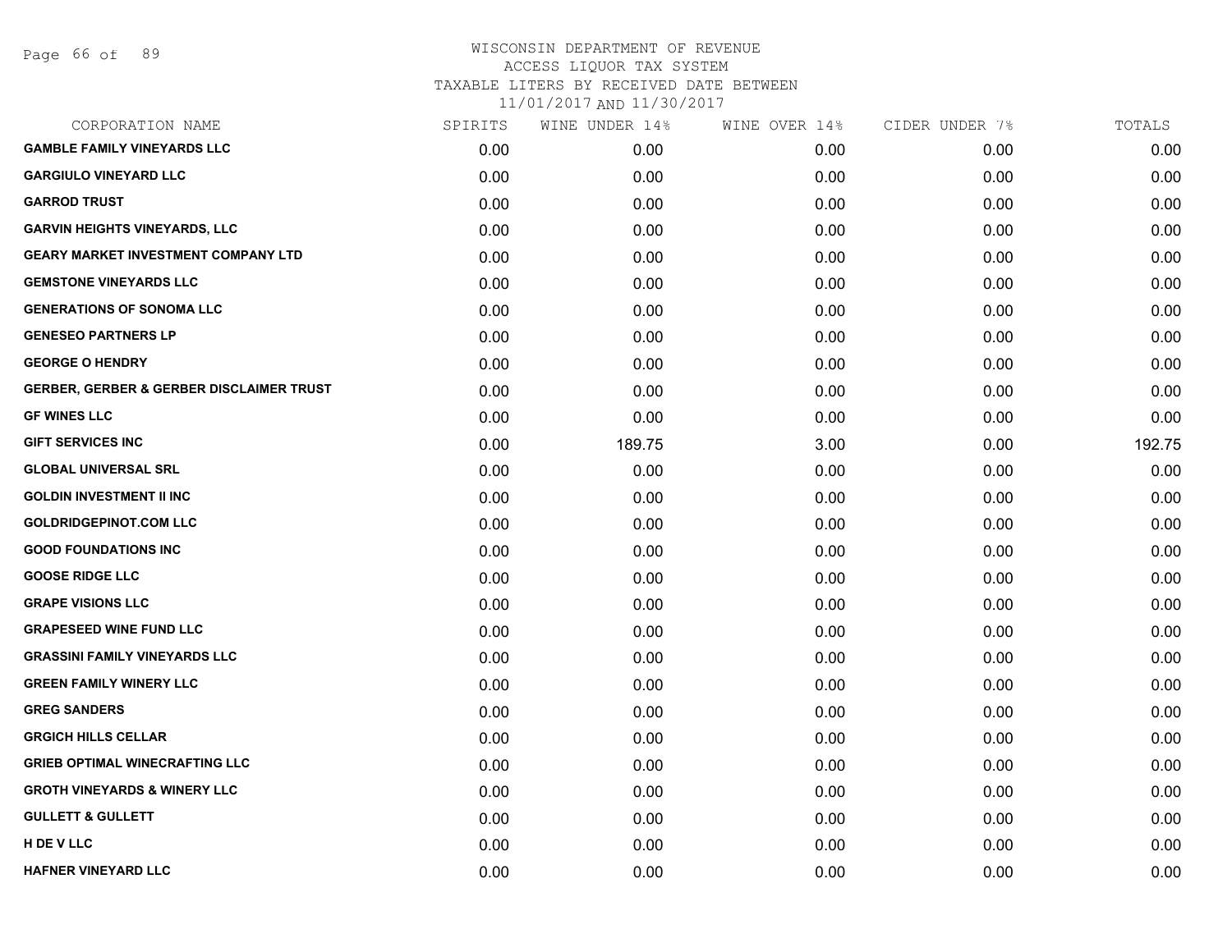WISCONSIN DEPARTMENT OF REVENUE
ACCESS LIQUOR TAX SYSTEM
TAXABLE LITERS BY RECEIVED DATE BETWEEN
11/01/2017 AND 11/30/2017

| CORPORATION NAME | SPIRITS | WINE UNDER 14% | WINE OVER 14% | CIDER UNDER 7% | TOTALS |
|---|---|---|---|---|---|
| GAMBLE FAMILY VINEYARDS LLC | 0.00 | 0.00 | 0.00 | 0.00 | 0.00 |
| GARGIULO VINEYARD LLC | 0.00 | 0.00 | 0.00 | 0.00 | 0.00 |
| GARROD TRUST | 0.00 | 0.00 | 0.00 | 0.00 | 0.00 |
| GARVIN HEIGHTS VINEYARDS, LLC | 0.00 | 0.00 | 0.00 | 0.00 | 0.00 |
| GEARY MARKET INVESTMENT COMPANY LTD | 0.00 | 0.00 | 0.00 | 0.00 | 0.00 |
| GEMSTONE VINEYARDS LLC | 0.00 | 0.00 | 0.00 | 0.00 | 0.00 |
| GENERATIONS OF SONOMA LLC | 0.00 | 0.00 | 0.00 | 0.00 | 0.00 |
| GENESEO PARTNERS LP | 0.00 | 0.00 | 0.00 | 0.00 | 0.00 |
| GEORGE O HENDRY | 0.00 | 0.00 | 0.00 | 0.00 | 0.00 |
| GERBER, GERBER & GERBER DISCLAIMER TRUST | 0.00 | 0.00 | 0.00 | 0.00 | 0.00 |
| GF WINES LLC | 0.00 | 0.00 | 0.00 | 0.00 | 0.00 |
| GIFT SERVICES INC | 0.00 | 189.75 | 3.00 | 0.00 | 192.75 |
| GLOBAL UNIVERSAL SRL | 0.00 | 0.00 | 0.00 | 0.00 | 0.00 |
| GOLDIN INVESTMENT II INC | 0.00 | 0.00 | 0.00 | 0.00 | 0.00 |
| GOLDRIDGEPINOT.COM LLC | 0.00 | 0.00 | 0.00 | 0.00 | 0.00 |
| GOOD FOUNDATIONS INC | 0.00 | 0.00 | 0.00 | 0.00 | 0.00 |
| GOOSE RIDGE LLC | 0.00 | 0.00 | 0.00 | 0.00 | 0.00 |
| GRAPE VISIONS LLC | 0.00 | 0.00 | 0.00 | 0.00 | 0.00 |
| GRAPESEED WINE FUND LLC | 0.00 | 0.00 | 0.00 | 0.00 | 0.00 |
| GRASSINI FAMILY VINEYARDS LLC | 0.00 | 0.00 | 0.00 | 0.00 | 0.00 |
| GREEN FAMILY WINERY LLC | 0.00 | 0.00 | 0.00 | 0.00 | 0.00 |
| GREG SANDERS | 0.00 | 0.00 | 0.00 | 0.00 | 0.00 |
| GRGICH HILLS CELLAR | 0.00 | 0.00 | 0.00 | 0.00 | 0.00 |
| GRIEB OPTIMAL WINECRAFTING LLC | 0.00 | 0.00 | 0.00 | 0.00 | 0.00 |
| GROTH VINEYARDS & WINERY LLC | 0.00 | 0.00 | 0.00 | 0.00 | 0.00 |
| GULLETT & GULLETT | 0.00 | 0.00 | 0.00 | 0.00 | 0.00 |
| H DE V LLC | 0.00 | 0.00 | 0.00 | 0.00 | 0.00 |
| HAFNER VINEYARD LLC | 0.00 | 0.00 | 0.00 | 0.00 | 0.00 |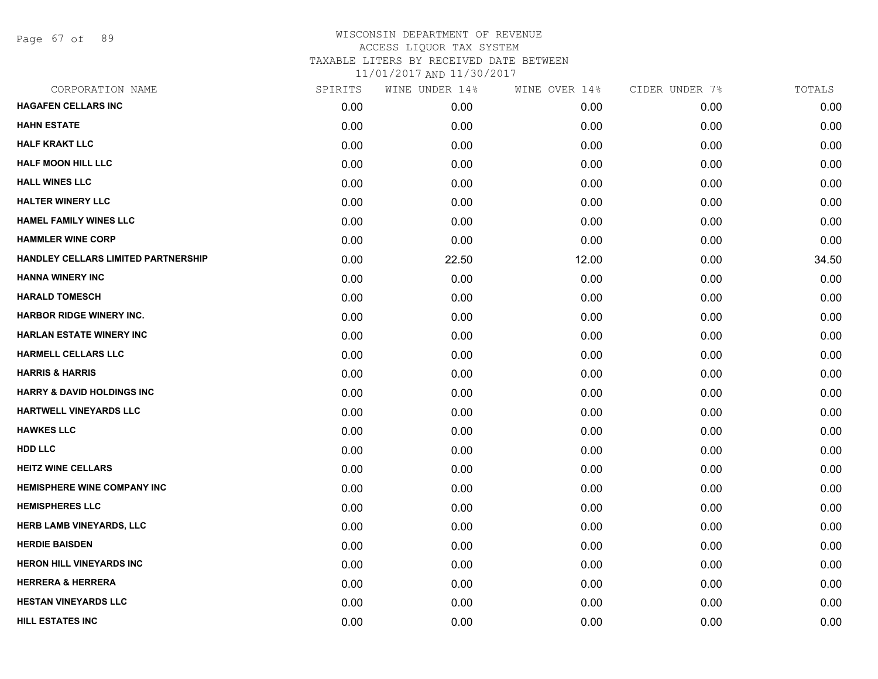# WISCONSIN DEPARTMENT OF REVENUE
## ACCESS LIQUOR TAX SYSTEM
### TAXABLE LITERS BY RECEIVED DATE BETWEEN 11/01/2017 AND 11/30/2017

| CORPORATION NAME | SPIRITS | WINE UNDER 14% | WINE OVER 14% | CIDER UNDER 7% | TOTALS |
|---|---|---|---|---|---|
| HAGAFEN CELLARS INC | 0.00 | 0.00 | 0.00 | 0.00 | 0.00 |
| HAHN ESTATE | 0.00 | 0.00 | 0.00 | 0.00 | 0.00 |
| HALF KRAKT LLC | 0.00 | 0.00 | 0.00 | 0.00 | 0.00 |
| HALF MOON HILL LLC | 0.00 | 0.00 | 0.00 | 0.00 | 0.00 |
| HALL WINES LLC | 0.00 | 0.00 | 0.00 | 0.00 | 0.00 |
| HALTER WINERY LLC | 0.00 | 0.00 | 0.00 | 0.00 | 0.00 |
| HAMEL FAMILY WINES LLC | 0.00 | 0.00 | 0.00 | 0.00 | 0.00 |
| HAMMLER WINE CORP | 0.00 | 0.00 | 0.00 | 0.00 | 0.00 |
| HANDLEY CELLARS LIMITED PARTNERSHIP | 0.00 | 22.50 | 12.00 | 0.00 | 34.50 |
| HANNA WINERY INC | 0.00 | 0.00 | 0.00 | 0.00 | 0.00 |
| HARALD TOMESCH | 0.00 | 0.00 | 0.00 | 0.00 | 0.00 |
| HARBOR RIDGE WINERY INC. | 0.00 | 0.00 | 0.00 | 0.00 | 0.00 |
| HARLAN ESTATE WINERY INC | 0.00 | 0.00 | 0.00 | 0.00 | 0.00 |
| HARMELL CELLARS LLC | 0.00 | 0.00 | 0.00 | 0.00 | 0.00 |
| HARRIS & HARRIS | 0.00 | 0.00 | 0.00 | 0.00 | 0.00 |
| HARRY & DAVID HOLDINGS INC | 0.00 | 0.00 | 0.00 | 0.00 | 0.00 |
| HARTWELL VINEYARDS LLC | 0.00 | 0.00 | 0.00 | 0.00 | 0.00 |
| HAWKES LLC | 0.00 | 0.00 | 0.00 | 0.00 | 0.00 |
| HDD LLC | 0.00 | 0.00 | 0.00 | 0.00 | 0.00 |
| HEITZ WINE CELLARS | 0.00 | 0.00 | 0.00 | 0.00 | 0.00 |
| HEMISPHERE WINE COMPANY INC | 0.00 | 0.00 | 0.00 | 0.00 | 0.00 |
| HEMISPHERES LLC | 0.00 | 0.00 | 0.00 | 0.00 | 0.00 |
| HERB LAMB VINEYARDS, LLC | 0.00 | 0.00 | 0.00 | 0.00 | 0.00 |
| HERDIE BAISDEN | 0.00 | 0.00 | 0.00 | 0.00 | 0.00 |
| HERON HILL VINEYARDS INC | 0.00 | 0.00 | 0.00 | 0.00 | 0.00 |
| HERRERA & HERRERA | 0.00 | 0.00 | 0.00 | 0.00 | 0.00 |
| HESTAN VINEYARDS LLC | 0.00 | 0.00 | 0.00 | 0.00 | 0.00 |
| HILL ESTATES INC | 0.00 | 0.00 | 0.00 | 0.00 | 0.00 |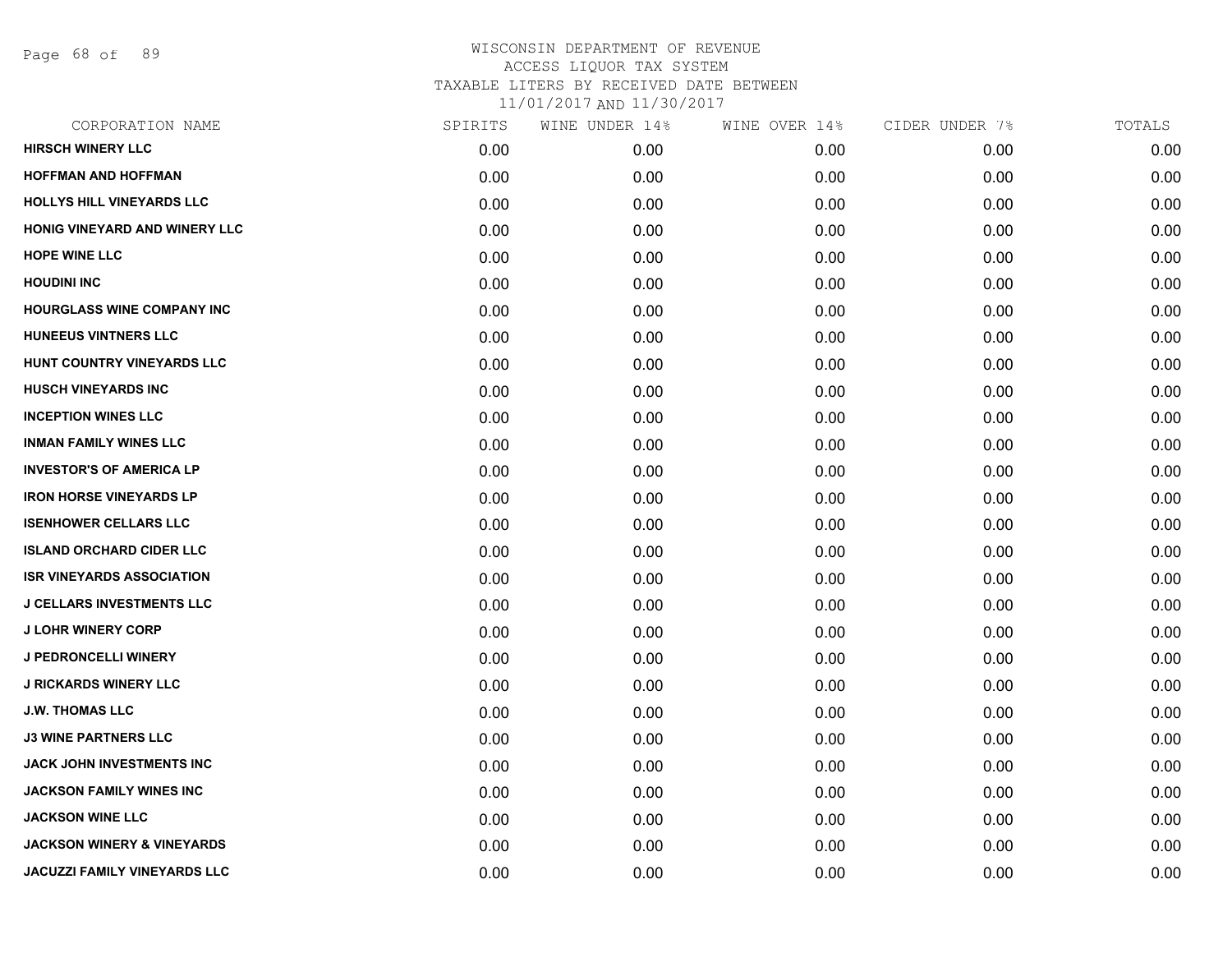WISCONSIN DEPARTMENT OF REVENUE
ACCESS LIQUOR TAX SYSTEM
TAXABLE LITERS BY RECEIVED DATE BETWEEN
11/01/2017 AND 11/30/2017

| CORPORATION NAME | SPIRITS | WINE UNDER 14% | WINE OVER 14% | CIDER UNDER 7% | TOTALS |
|---|---|---|---|---|---|
| HIRSCH WINERY LLC | 0.00 | 0.00 | 0.00 | 0.00 | 0.00 |
| HOFFMAN AND HOFFMAN | 0.00 | 0.00 | 0.00 | 0.00 | 0.00 |
| HOLLYS HILL VINEYARDS LLC | 0.00 | 0.00 | 0.00 | 0.00 | 0.00 |
| HONIG VINEYARD AND WINERY LLC | 0.00 | 0.00 | 0.00 | 0.00 | 0.00 |
| HOPE WINE LLC | 0.00 | 0.00 | 0.00 | 0.00 | 0.00 |
| HOUDINI INC | 0.00 | 0.00 | 0.00 | 0.00 | 0.00 |
| HOURGLASS WINE COMPANY INC | 0.00 | 0.00 | 0.00 | 0.00 | 0.00 |
| HUNEEUS VINTNERS LLC | 0.00 | 0.00 | 0.00 | 0.00 | 0.00 |
| HUNT COUNTRY VINEYARDS LLC | 0.00 | 0.00 | 0.00 | 0.00 | 0.00 |
| HUSCH VINEYARDS INC | 0.00 | 0.00 | 0.00 | 0.00 | 0.00 |
| INCEPTION WINES LLC | 0.00 | 0.00 | 0.00 | 0.00 | 0.00 |
| INMAN FAMILY WINES LLC | 0.00 | 0.00 | 0.00 | 0.00 | 0.00 |
| INVESTOR'S OF AMERICA LP | 0.00 | 0.00 | 0.00 | 0.00 | 0.00 |
| IRON HORSE VINEYARDS LP | 0.00 | 0.00 | 0.00 | 0.00 | 0.00 |
| ISENHOWER CELLARS LLC | 0.00 | 0.00 | 0.00 | 0.00 | 0.00 |
| ISLAND ORCHARD CIDER LLC | 0.00 | 0.00 | 0.00 | 0.00 | 0.00 |
| ISR VINEYARDS ASSOCIATION | 0.00 | 0.00 | 0.00 | 0.00 | 0.00 |
| J CELLARS INVESTMENTS LLC | 0.00 | 0.00 | 0.00 | 0.00 | 0.00 |
| J LOHR WINERY CORP | 0.00 | 0.00 | 0.00 | 0.00 | 0.00 |
| J PEDRONCELLI WINERY | 0.00 | 0.00 | 0.00 | 0.00 | 0.00 |
| J RICKARDS WINERY LLC | 0.00 | 0.00 | 0.00 | 0.00 | 0.00 |
| J.W. THOMAS LLC | 0.00 | 0.00 | 0.00 | 0.00 | 0.00 |
| J3 WINE PARTNERS LLC | 0.00 | 0.00 | 0.00 | 0.00 | 0.00 |
| JACK JOHN INVESTMENTS INC | 0.00 | 0.00 | 0.00 | 0.00 | 0.00 |
| JACKSON FAMILY WINES INC | 0.00 | 0.00 | 0.00 | 0.00 | 0.00 |
| JACKSON WINE LLC | 0.00 | 0.00 | 0.00 | 0.00 | 0.00 |
| JACKSON WINERY & VINEYARDS | 0.00 | 0.00 | 0.00 | 0.00 | 0.00 |
| JACUZZI FAMILY VINEYARDS LLC | 0.00 | 0.00 | 0.00 | 0.00 | 0.00 |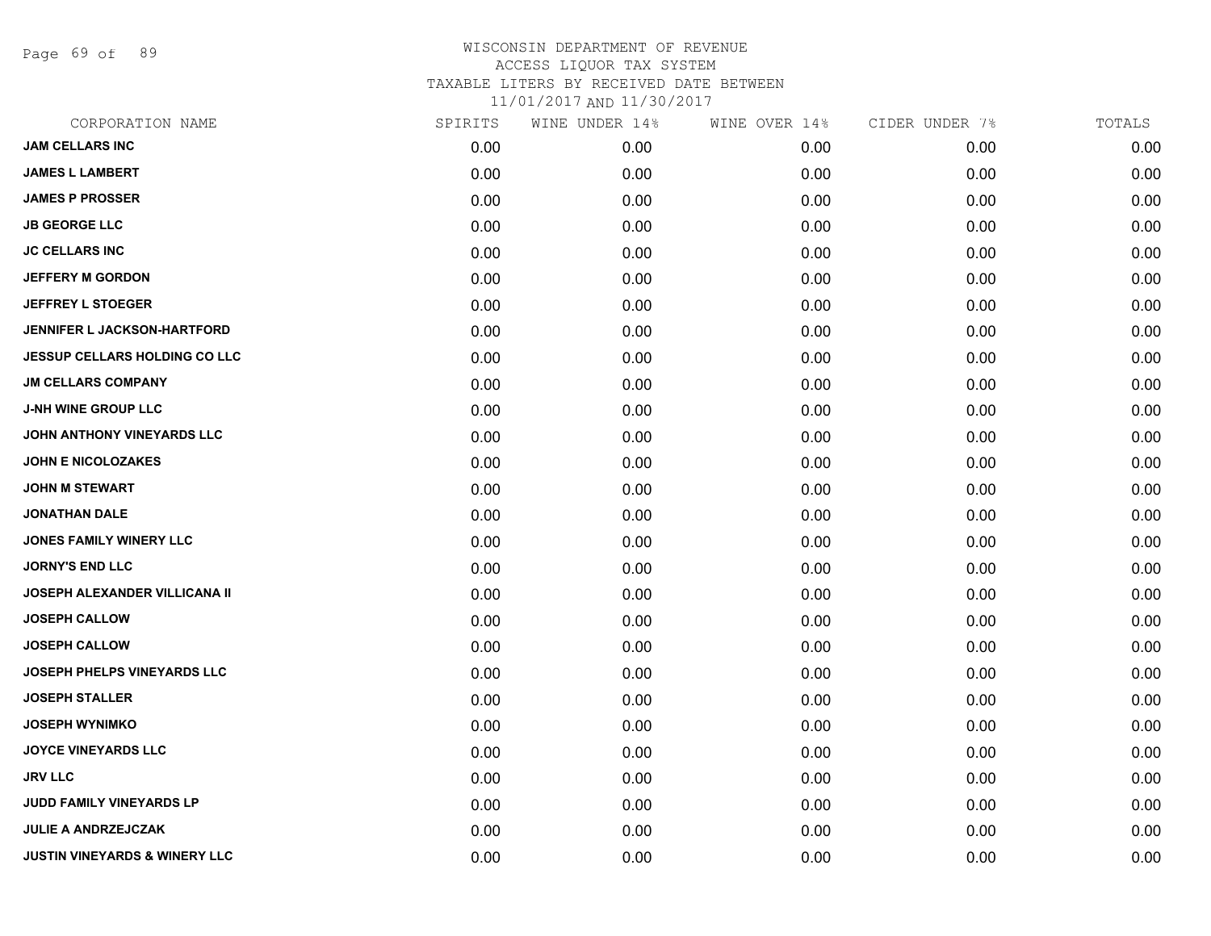# WISCONSIN DEPARTMENT OF REVENUE

ACCESS LIQUOR TAX SYSTEM

TAXABLE LITERS BY RECEIVED DATE BETWEEN

11/01/2017 AND 11/30/2017

| CORPORATION NAME | SPIRITS | WINE UNDER 14% | WINE OVER 14% | CIDER UNDER 7% | TOTALS |
|---|---|---|---|---|---|
| JAM CELLARS INC | 0.00 | 0.00 | 0.00 | 0.00 | 0.00 |
| JAMES L LAMBERT | 0.00 | 0.00 | 0.00 | 0.00 | 0.00 |
| JAMES P PROSSER | 0.00 | 0.00 | 0.00 | 0.00 | 0.00 |
| JB GEORGE LLC | 0.00 | 0.00 | 0.00 | 0.00 | 0.00 |
| JC CELLARS INC | 0.00 | 0.00 | 0.00 | 0.00 | 0.00 |
| JEFFERY M GORDON | 0.00 | 0.00 | 0.00 | 0.00 | 0.00 |
| JEFFREY L STOEGER | 0.00 | 0.00 | 0.00 | 0.00 | 0.00 |
| JENNIFER L JACKSON-HARTFORD | 0.00 | 0.00 | 0.00 | 0.00 | 0.00 |
| JESSUP CELLARS HOLDING CO LLC | 0.00 | 0.00 | 0.00 | 0.00 | 0.00 |
| JM CELLARS COMPANY | 0.00 | 0.00 | 0.00 | 0.00 | 0.00 |
| J-NH WINE GROUP LLC | 0.00 | 0.00 | 0.00 | 0.00 | 0.00 |
| JOHN ANTHONY VINEYARDS LLC | 0.00 | 0.00 | 0.00 | 0.00 | 0.00 |
| JOHN E NICOLOZAKES | 0.00 | 0.00 | 0.00 | 0.00 | 0.00 |
| JOHN M STEWART | 0.00 | 0.00 | 0.00 | 0.00 | 0.00 |
| JONATHAN DALE | 0.00 | 0.00 | 0.00 | 0.00 | 0.00 |
| JONES FAMILY WINERY LLC | 0.00 | 0.00 | 0.00 | 0.00 | 0.00 |
| JORNY'S END LLC | 0.00 | 0.00 | 0.00 | 0.00 | 0.00 |
| JOSEPH ALEXANDER VILLICANA II | 0.00 | 0.00 | 0.00 | 0.00 | 0.00 |
| JOSEPH CALLOW | 0.00 | 0.00 | 0.00 | 0.00 | 0.00 |
| JOSEPH CALLOW | 0.00 | 0.00 | 0.00 | 0.00 | 0.00 |
| JOSEPH PHELPS VINEYARDS LLC | 0.00 | 0.00 | 0.00 | 0.00 | 0.00 |
| JOSEPH STALLER | 0.00 | 0.00 | 0.00 | 0.00 | 0.00 |
| JOSEPH WYNIMKO | 0.00 | 0.00 | 0.00 | 0.00 | 0.00 |
| JOYCE VINEYARDS LLC | 0.00 | 0.00 | 0.00 | 0.00 | 0.00 |
| JRV LLC | 0.00 | 0.00 | 0.00 | 0.00 | 0.00 |
| JUDD FAMILY VINEYARDS LP | 0.00 | 0.00 | 0.00 | 0.00 | 0.00 |
| JULIE A ANDRZEJCZAK | 0.00 | 0.00 | 0.00 | 0.00 | 0.00 |
| JUSTIN VINEYARDS & WINERY LLC | 0.00 | 0.00 | 0.00 | 0.00 | 0.00 |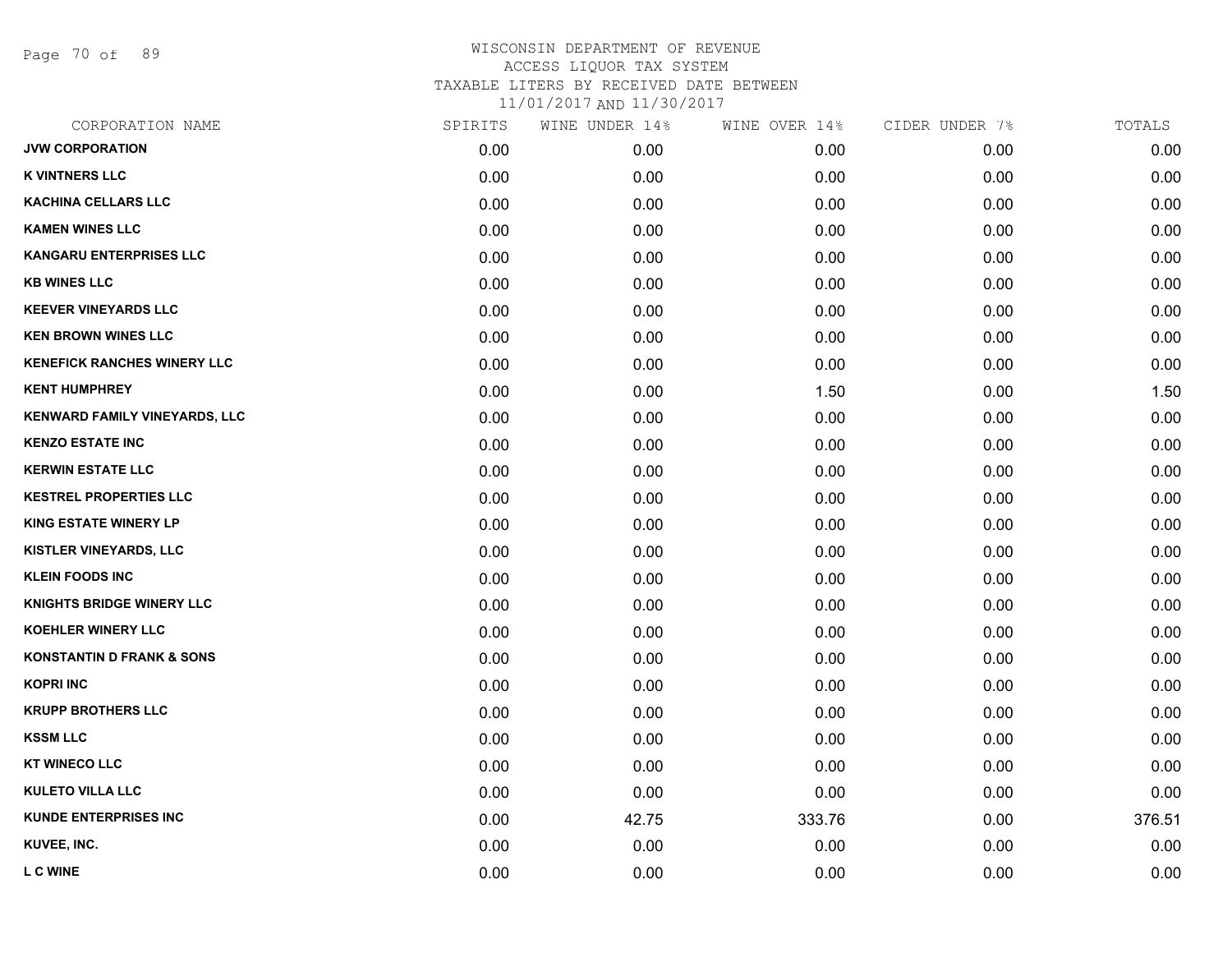# WISCONSIN DEPARTMENT OF REVENUE
## ACCESS LIQUOR TAX SYSTEM
### TAXABLE LITERS BY RECEIVED DATE BETWEEN 11/01/2017 AND 11/30/2017

| CORPORATION NAME | SPIRITS | WINE UNDER 14% | WINE OVER 14% | CIDER UNDER 7% | TOTALS |
|---|---|---|---|---|---|
| JVW CORPORATION | 0.00 | 0.00 | 0.00 | 0.00 | 0.00 |
| K VINTNERS LLC | 0.00 | 0.00 | 0.00 | 0.00 | 0.00 |
| KACHINA CELLARS LLC | 0.00 | 0.00 | 0.00 | 0.00 | 0.00 |
| KAMEN WINES LLC | 0.00 | 0.00 | 0.00 | 0.00 | 0.00 |
| KANGARU ENTERPRISES LLC | 0.00 | 0.00 | 0.00 | 0.00 | 0.00 |
| KB WINES LLC | 0.00 | 0.00 | 0.00 | 0.00 | 0.00 |
| KEEVER VINEYARDS LLC | 0.00 | 0.00 | 0.00 | 0.00 | 0.00 |
| KEN BROWN WINES LLC | 0.00 | 0.00 | 0.00 | 0.00 | 0.00 |
| KENEFICK RANCHES WINERY LLC | 0.00 | 0.00 | 0.00 | 0.00 | 0.00 |
| KENT HUMPHREY | 0.00 | 0.00 | 1.50 | 0.00 | 1.50 |
| KENWARD FAMILY VINEYARDS, LLC | 0.00 | 0.00 | 0.00 | 0.00 | 0.00 |
| KENZO ESTATE INC | 0.00 | 0.00 | 0.00 | 0.00 | 0.00 |
| KERWIN ESTATE LLC | 0.00 | 0.00 | 0.00 | 0.00 | 0.00 |
| KESTREL PROPERTIES LLC | 0.00 | 0.00 | 0.00 | 0.00 | 0.00 |
| KING ESTATE WINERY LP | 0.00 | 0.00 | 0.00 | 0.00 | 0.00 |
| KISTLER VINEYARDS, LLC | 0.00 | 0.00 | 0.00 | 0.00 | 0.00 |
| KLEIN FOODS INC | 0.00 | 0.00 | 0.00 | 0.00 | 0.00 |
| KNIGHTS BRIDGE WINERY LLC | 0.00 | 0.00 | 0.00 | 0.00 | 0.00 |
| KOEHLER WINERY LLC | 0.00 | 0.00 | 0.00 | 0.00 | 0.00 |
| KONSTANTIN D FRANK & SONS | 0.00 | 0.00 | 0.00 | 0.00 | 0.00 |
| KOPRI INC | 0.00 | 0.00 | 0.00 | 0.00 | 0.00 |
| KRUPP BROTHERS LLC | 0.00 | 0.00 | 0.00 | 0.00 | 0.00 |
| KSSM LLC | 0.00 | 0.00 | 0.00 | 0.00 | 0.00 |
| KT WINECO LLC | 0.00 | 0.00 | 0.00 | 0.00 | 0.00 |
| KULETO VILLA LLC | 0.00 | 0.00 | 0.00 | 0.00 | 0.00 |
| KUNDE ENTERPRISES INC | 0.00 | 42.75 | 333.76 | 0.00 | 376.51 |
| KUVEE, INC. | 0.00 | 0.00 | 0.00 | 0.00 | 0.00 |
| L C WINE | 0.00 | 0.00 | 0.00 | 0.00 | 0.00 |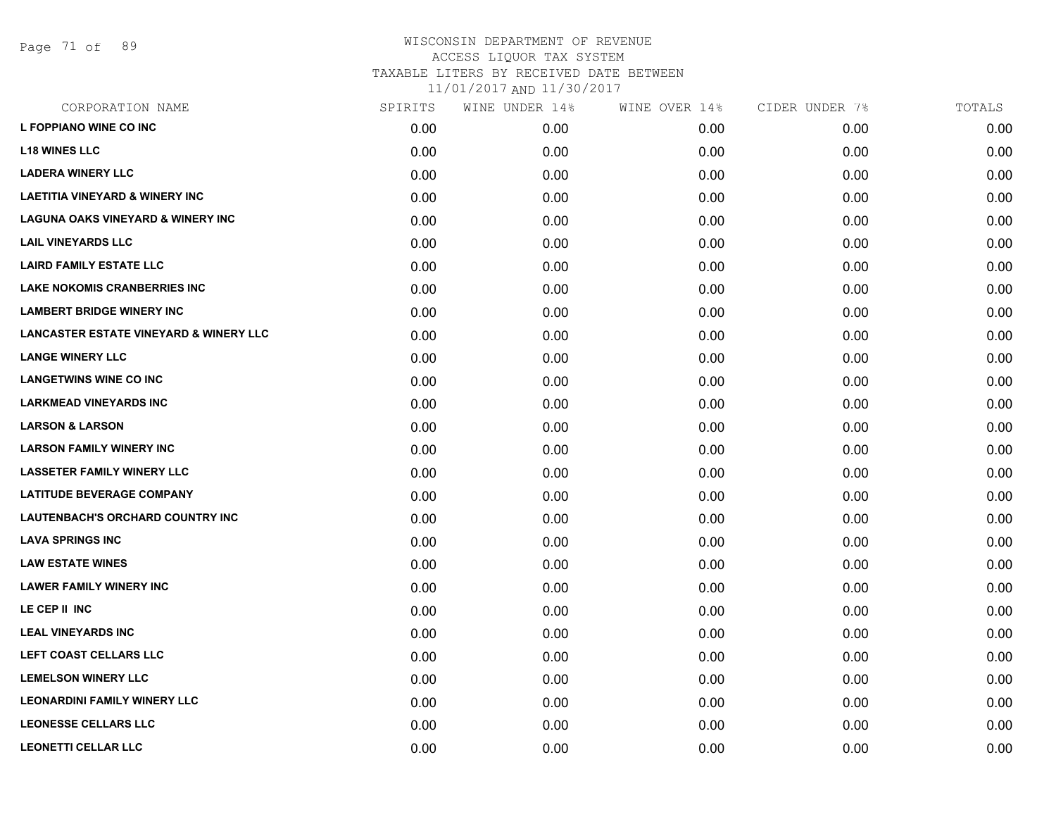WISCONSIN DEPARTMENT OF REVENUE
ACCESS LIQUOR TAX SYSTEM
TAXABLE LITERS BY RECEIVED DATE BETWEEN
11/01/2017 AND 11/30/2017

| CORPORATION NAME | SPIRITS | WINE UNDER 14% | WINE OVER 14% | CIDER UNDER 7% | TOTALS |
|---|---|---|---|---|---|
| **L FOPPIANO WINE CO INC** | 0.00 | 0.00 | 0.00 | 0.00 | 0.00 |
| **L18 WINES LLC** | 0.00 | 0.00 | 0.00 | 0.00 | 0.00 |
| **LADERA WINERY LLC** | 0.00 | 0.00 | 0.00 | 0.00 | 0.00 |
| **LAETITIA VINEYARD & WINERY INC** | 0.00 | 0.00 | 0.00 | 0.00 | 0.00 |
| **LAGUNA OAKS VINEYARD & WINERY INC** | 0.00 | 0.00 | 0.00 | 0.00 | 0.00 |
| **LAIL VINEYARDS LLC** | 0.00 | 0.00 | 0.00 | 0.00 | 0.00 |
| **LAIRD FAMILY ESTATE LLC** | 0.00 | 0.00 | 0.00 | 0.00 | 0.00 |
| **LAKE NOKOMIS CRANBERRIES INC** | 0.00 | 0.00 | 0.00 | 0.00 | 0.00 |
| **LAMBERT BRIDGE WINERY INC** | 0.00 | 0.00 | 0.00 | 0.00 | 0.00 |
| **LANCASTER ESTATE VINEYARD & WINERY LLC** | 0.00 | 0.00 | 0.00 | 0.00 | 0.00 |
| **LANGE WINERY LLC** | 0.00 | 0.00 | 0.00 | 0.00 | 0.00 |
| **LANGETWINS WINE CO INC** | 0.00 | 0.00 | 0.00 | 0.00 | 0.00 |
| **LARKMEAD VINEYARDS INC** | 0.00 | 0.00 | 0.00 | 0.00 | 0.00 |
| **LARSON & LARSON** | 0.00 | 0.00 | 0.00 | 0.00 | 0.00 |
| **LARSON FAMILY WINERY INC** | 0.00 | 0.00 | 0.00 | 0.00 | 0.00 |
| **LASSETER FAMILY WINERY LLC** | 0.00 | 0.00 | 0.00 | 0.00 | 0.00 |
| **LATITUDE BEVERAGE COMPANY** | 0.00 | 0.00 | 0.00 | 0.00 | 0.00 |
| **LAUTENBACH'S ORCHARD COUNTRY INC** | 0.00 | 0.00 | 0.00 | 0.00 | 0.00 |
| **LAVA SPRINGS INC** | 0.00 | 0.00 | 0.00 | 0.00 | 0.00 |
| **LAW ESTATE WINES** | 0.00 | 0.00 | 0.00 | 0.00 | 0.00 |
| **LAWER FAMILY WINERY INC** | 0.00 | 0.00 | 0.00 | 0.00 | 0.00 |
| **LE CEP II INC** | 0.00 | 0.00 | 0.00 | 0.00 | 0.00 |
| **LEAL VINEYARDS INC** | 0.00 | 0.00 | 0.00 | 0.00 | 0.00 |
| **LEFT COAST CELLARS LLC** | 0.00 | 0.00 | 0.00 | 0.00 | 0.00 |
| **LEMELSON WINERY LLC** | 0.00 | 0.00 | 0.00 | 0.00 | 0.00 |
| **LEONARDINI FAMILY WINERY LLC** | 0.00 | 0.00 | 0.00 | 0.00 | 0.00 |
| **LEONESSE CELLARS LLC** | 0.00 | 0.00 | 0.00 | 0.00 | 0.00 |
| **LEONETTI CELLAR LLC** | 0.00 | 0.00 | 0.00 | 0.00 | 0.00 |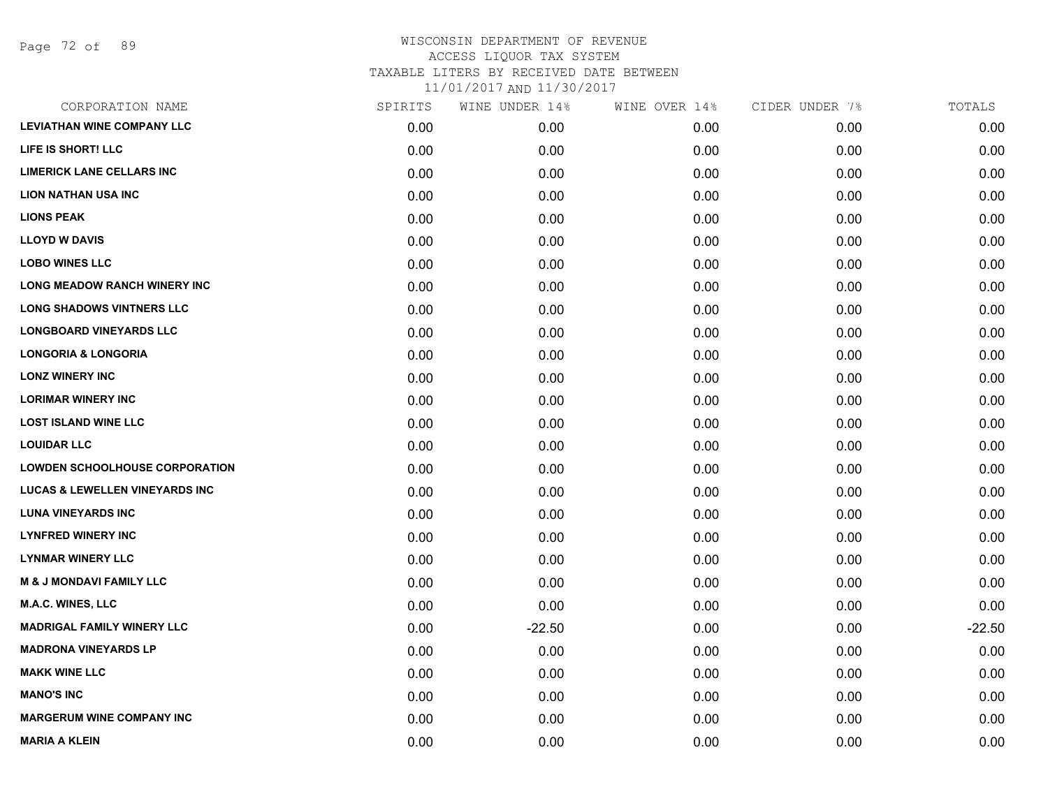# WISCONSIN DEPARTMENT OF REVENUE
ACCESS LIQUOR TAX SYSTEM
TAXABLE LITERS BY RECEIVED DATE BETWEEN
11/01/2017 AND 11/30/2017

| CORPORATION NAME | SPIRITS | WINE UNDER 14% | WINE OVER 14% | CIDER UNDER 7% | TOTALS |
|---|---|---|---|---|---|
| LEVIATHAN WINE COMPANY LLC | 0.00 | 0.00 | 0.00 | 0.00 | 0.00 |
| LIFE IS SHORT! LLC | 0.00 | 0.00 | 0.00 | 0.00 | 0.00 |
| LIMERICK LANE CELLARS INC | 0.00 | 0.00 | 0.00 | 0.00 | 0.00 |
| LION NATHAN USA INC | 0.00 | 0.00 | 0.00 | 0.00 | 0.00 |
| LIONS PEAK | 0.00 | 0.00 | 0.00 | 0.00 | 0.00 |
| LLOYD W DAVIS | 0.00 | 0.00 | 0.00 | 0.00 | 0.00 |
| LOBO WINES LLC | 0.00 | 0.00 | 0.00 | 0.00 | 0.00 |
| LONG MEADOW RANCH WINERY INC | 0.00 | 0.00 | 0.00 | 0.00 | 0.00 |
| LONG SHADOWS VINTNERS LLC | 0.00 | 0.00 | 0.00 | 0.00 | 0.00 |
| LONGBOARD VINEYARDS LLC | 0.00 | 0.00 | 0.00 | 0.00 | 0.00 |
| LONGORIA & LONGORIA | 0.00 | 0.00 | 0.00 | 0.00 | 0.00 |
| LONZ WINERY INC | 0.00 | 0.00 | 0.00 | 0.00 | 0.00 |
| LORIMAR WINERY INC | 0.00 | 0.00 | 0.00 | 0.00 | 0.00 |
| LOST ISLAND WINE LLC | 0.00 | 0.00 | 0.00 | 0.00 | 0.00 |
| LOUIDAR LLC | 0.00 | 0.00 | 0.00 | 0.00 | 0.00 |
| LOWDEN SCHOOLHOUSE CORPORATION | 0.00 | 0.00 | 0.00 | 0.00 | 0.00 |
| LUCAS & LEWELLEN VINEYARDS INC | 0.00 | 0.00 | 0.00 | 0.00 | 0.00 |
| LUNA VINEYARDS INC | 0.00 | 0.00 | 0.00 | 0.00 | 0.00 |
| LYNFRED WINERY INC | 0.00 | 0.00 | 0.00 | 0.00 | 0.00 |
| LYNMAR WINERY LLC | 0.00 | 0.00 | 0.00 | 0.00 | 0.00 |
| M & J MONDAVI FAMILY LLC | 0.00 | 0.00 | 0.00 | 0.00 | 0.00 |
| M.A.C. WINES, LLC | 0.00 | 0.00 | 0.00 | 0.00 | 0.00 |
| MADRIGAL FAMILY WINERY LLC | 0.00 | -22.50 | 0.00 | 0.00 | -22.50 |
| MADRONA VINEYARDS LP | 0.00 | 0.00 | 0.00 | 0.00 | 0.00 |
| MAKK WINE LLC | 0.00 | 0.00 | 0.00 | 0.00 | 0.00 |
| MANO'S INC | 0.00 | 0.00 | 0.00 | 0.00 | 0.00 |
| MARGERUM WINE COMPANY INC | 0.00 | 0.00 | 0.00 | 0.00 | 0.00 |
| MARIA A KLEIN | 0.00 | 0.00 | 0.00 | 0.00 | 0.00 |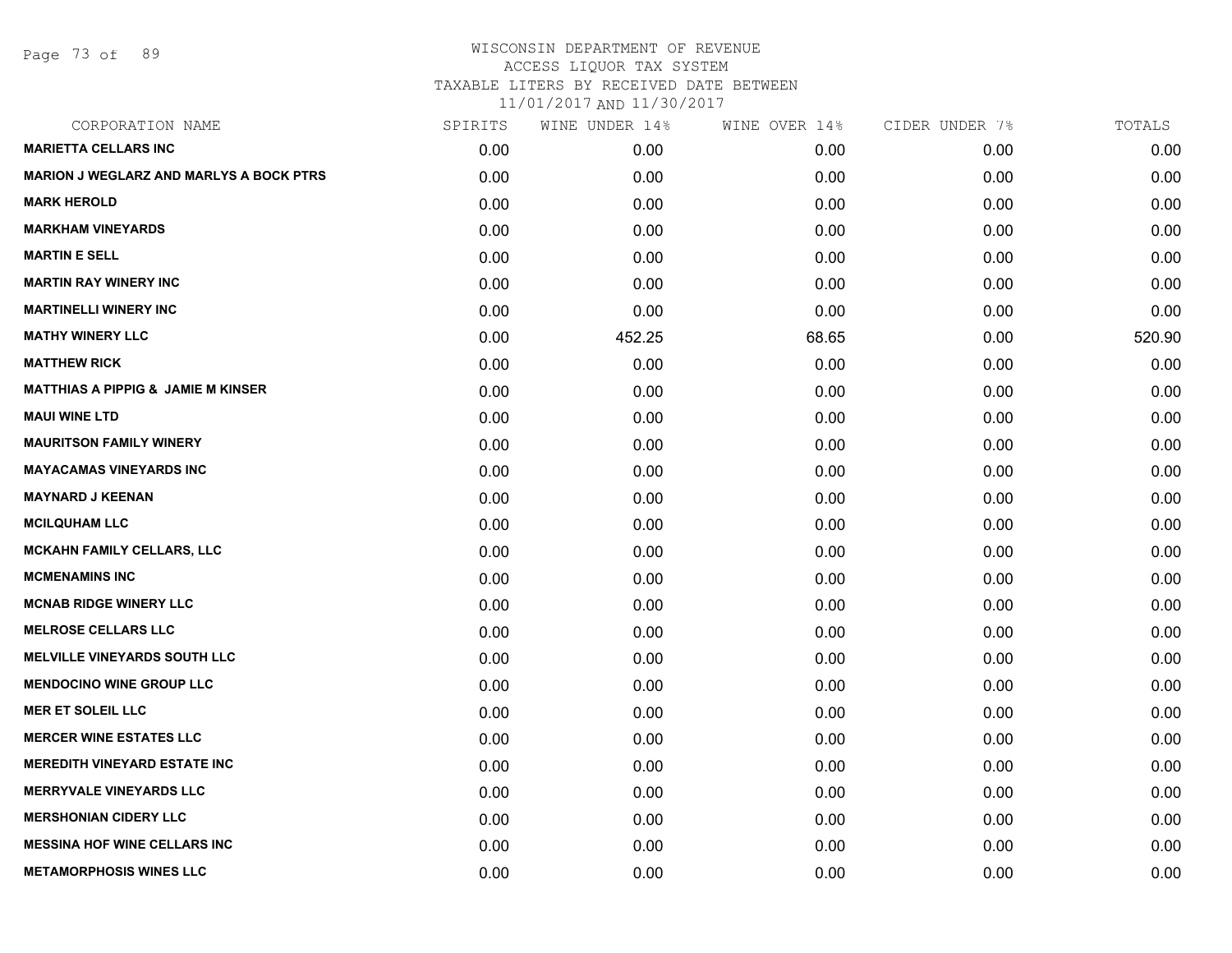WISCONSIN DEPARTMENT OF REVENUE
ACCESS LIQUOR TAX SYSTEM
TAXABLE LITERS BY RECEIVED DATE BETWEEN
11/01/2017 AND 11/30/2017

| CORPORATION NAME | SPIRITS | WINE UNDER 14% | WINE OVER 14% | CIDER UNDER 7% | TOTALS |
|---|---|---|---|---|---|
| MARIETTA CELLARS INC | 0.00 | 0.00 | 0.00 | 0.00 | 0.00 |
| MARION J WEGLARZ AND MARLYS A BOCK PTRS | 0.00 | 0.00 | 0.00 | 0.00 | 0.00 |
| MARK HEROLD | 0.00 | 0.00 | 0.00 | 0.00 | 0.00 |
| MARKHAM VINEYARDS | 0.00 | 0.00 | 0.00 | 0.00 | 0.00 |
| MARTIN E SELL | 0.00 | 0.00 | 0.00 | 0.00 | 0.00 |
| MARTIN RAY WINERY INC | 0.00 | 0.00 | 0.00 | 0.00 | 0.00 |
| MARTINELLI WINERY INC | 0.00 | 0.00 | 0.00 | 0.00 | 0.00 |
| MATHY WINERY LLC | 0.00 | 452.25 | 68.65 | 0.00 | 520.90 |
| MATTHEW RICK | 0.00 | 0.00 | 0.00 | 0.00 | 0.00 |
| MATTHIAS A PIPPIG & JAMIE M KINSER | 0.00 | 0.00 | 0.00 | 0.00 | 0.00 |
| MAUI WINE LTD | 0.00 | 0.00 | 0.00 | 0.00 | 0.00 |
| MAURITSON FAMILY WINERY | 0.00 | 0.00 | 0.00 | 0.00 | 0.00 |
| MAYACAMAS VINEYARDS INC | 0.00 | 0.00 | 0.00 | 0.00 | 0.00 |
| MAYNARD J KEENAN | 0.00 | 0.00 | 0.00 | 0.00 | 0.00 |
| MCILQUHAM LLC | 0.00 | 0.00 | 0.00 | 0.00 | 0.00 |
| MCKAHN FAMILY CELLARS, LLC | 0.00 | 0.00 | 0.00 | 0.00 | 0.00 |
| MCMENAMINS INC | 0.00 | 0.00 | 0.00 | 0.00 | 0.00 |
| MCNAB RIDGE WINERY LLC | 0.00 | 0.00 | 0.00 | 0.00 | 0.00 |
| MELROSE CELLARS LLC | 0.00 | 0.00 | 0.00 | 0.00 | 0.00 |
| MELVILLE VINEYARDS SOUTH LLC | 0.00 | 0.00 | 0.00 | 0.00 | 0.00 |
| MENDOCINO WINE GROUP LLC | 0.00 | 0.00 | 0.00 | 0.00 | 0.00 |
| MER ET SOLEIL LLC | 0.00 | 0.00 | 0.00 | 0.00 | 0.00 |
| MERCER WINE ESTATES LLC | 0.00 | 0.00 | 0.00 | 0.00 | 0.00 |
| MEREDITH VINEYARD ESTATE INC | 0.00 | 0.00 | 0.00 | 0.00 | 0.00 |
| MERRYVALE VINEYARDS LLC | 0.00 | 0.00 | 0.00 | 0.00 | 0.00 |
| MERSHONIAN CIDERY LLC | 0.00 | 0.00 | 0.00 | 0.00 | 0.00 |
| MESSINA HOF WINE CELLARS INC | 0.00 | 0.00 | 0.00 | 0.00 | 0.00 |
| METAMORPHOSIS WINES LLC | 0.00 | 0.00 | 0.00 | 0.00 | 0.00 |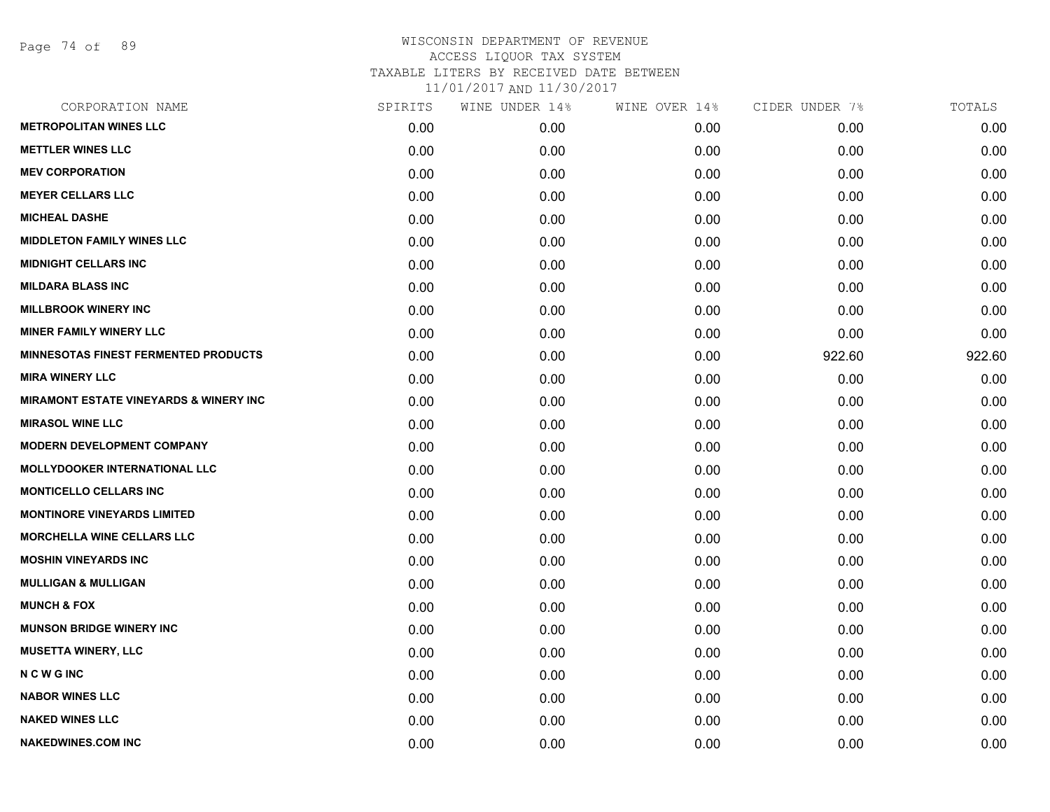WISCONSIN DEPARTMENT OF REVENUE
ACCESS LIQUOR TAX SYSTEM
TAXABLE LITERS BY RECEIVED DATE BETWEEN
11/01/2017 AND 11/30/2017

| CORPORATION NAME | SPIRITS | WINE UNDER 14% | WINE OVER 14% | CIDER UNDER 7% | TOTALS |
|---|---|---|---|---|---|
| METROPOLITAN WINES LLC | 0.00 | 0.00 | 0.00 | 0.00 | 0.00 |
| METTLER WINES LLC | 0.00 | 0.00 | 0.00 | 0.00 | 0.00 |
| MEV CORPORATION | 0.00 | 0.00 | 0.00 | 0.00 | 0.00 |
| MEYER CELLARS LLC | 0.00 | 0.00 | 0.00 | 0.00 | 0.00 |
| MICHEAL DASHE | 0.00 | 0.00 | 0.00 | 0.00 | 0.00 |
| MIDDLETON FAMILY WINES LLC | 0.00 | 0.00 | 0.00 | 0.00 | 0.00 |
| MIDNIGHT CELLARS INC | 0.00 | 0.00 | 0.00 | 0.00 | 0.00 |
| MILDARA BLASS INC | 0.00 | 0.00 | 0.00 | 0.00 | 0.00 |
| MILLBROOK WINERY INC | 0.00 | 0.00 | 0.00 | 0.00 | 0.00 |
| MINER FAMILY WINERY LLC | 0.00 | 0.00 | 0.00 | 0.00 | 0.00 |
| MINNESOTAS FINEST FERMENTED PRODUCTS | 0.00 | 0.00 | 0.00 | 922.60 | 922.60 |
| MIRA WINERY LLC | 0.00 | 0.00 | 0.00 | 0.00 | 0.00 |
| MIRAMONT ESTATE VINEYARDS & WINERY INC | 0.00 | 0.00 | 0.00 | 0.00 | 0.00 |
| MIRASOL WINE LLC | 0.00 | 0.00 | 0.00 | 0.00 | 0.00 |
| MODERN DEVELOPMENT COMPANY | 0.00 | 0.00 | 0.00 | 0.00 | 0.00 |
| MOLLYDOOKER INTERNATIONAL LLC | 0.00 | 0.00 | 0.00 | 0.00 | 0.00 |
| MONTICELLO CELLARS INC | 0.00 | 0.00 | 0.00 | 0.00 | 0.00 |
| MONTINORE VINEYARDS LIMITED | 0.00 | 0.00 | 0.00 | 0.00 | 0.00 |
| MORCHELLA WINE CELLARS LLC | 0.00 | 0.00 | 0.00 | 0.00 | 0.00 |
| MOSHIN VINEYARDS INC | 0.00 | 0.00 | 0.00 | 0.00 | 0.00 |
| MULLIGAN & MULLIGAN | 0.00 | 0.00 | 0.00 | 0.00 | 0.00 |
| MUNCH & FOX | 0.00 | 0.00 | 0.00 | 0.00 | 0.00 |
| MUNSON BRIDGE WINERY INC | 0.00 | 0.00 | 0.00 | 0.00 | 0.00 |
| MUSETTA WINERY, LLC | 0.00 | 0.00 | 0.00 | 0.00 | 0.00 |
| N C W G INC | 0.00 | 0.00 | 0.00 | 0.00 | 0.00 |
| NABOR WINES LLC | 0.00 | 0.00 | 0.00 | 0.00 | 0.00 |
| NAKED WINES LLC | 0.00 | 0.00 | 0.00 | 0.00 | 0.00 |
| NAKEDWINES.COM INC | 0.00 | 0.00 | 0.00 | 0.00 | 0.00 |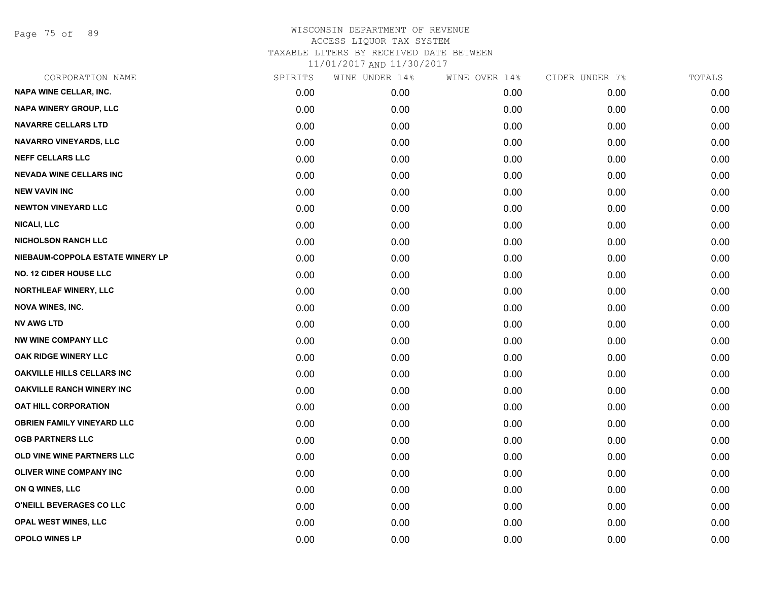WISCONSIN DEPARTMENT OF REVENUE
ACCESS LIQUOR TAX SYSTEM
TAXABLE LITERS BY RECEIVED DATE BETWEEN
11/01/2017 AND 11/30/2017

| CORPORATION NAME | SPIRITS | WINE UNDER 14% | WINE OVER 14% | CIDER UNDER 7% | TOTALS |
|---|---|---|---|---|---|
| NAPA WINE CELLAR, INC. | 0.00 | 0.00 | 0.00 | 0.00 | 0.00 |
| NAPA WINERY GROUP, LLC | 0.00 | 0.00 | 0.00 | 0.00 | 0.00 |
| NAVARRE CELLARS LTD | 0.00 | 0.00 | 0.00 | 0.00 | 0.00 |
| NAVARRO VINEYARDS, LLC | 0.00 | 0.00 | 0.00 | 0.00 | 0.00 |
| NEFF CELLARS LLC | 0.00 | 0.00 | 0.00 | 0.00 | 0.00 |
| NEVADA WINE CELLARS INC | 0.00 | 0.00 | 0.00 | 0.00 | 0.00 |
| NEW VAVIN INC | 0.00 | 0.00 | 0.00 | 0.00 | 0.00 |
| NEWTON VINEYARD LLC | 0.00 | 0.00 | 0.00 | 0.00 | 0.00 |
| NICALI, LLC | 0.00 | 0.00 | 0.00 | 0.00 | 0.00 |
| NICHOLSON RANCH LLC | 0.00 | 0.00 | 0.00 | 0.00 | 0.00 |
| NIEBAUM-COPPOLA ESTATE WINERY LP | 0.00 | 0.00 | 0.00 | 0.00 | 0.00 |
| NO. 12 CIDER HOUSE LLC | 0.00 | 0.00 | 0.00 | 0.00 | 0.00 |
| NORTHLEAF WINERY, LLC | 0.00 | 0.00 | 0.00 | 0.00 | 0.00 |
| NOVA WINES, INC. | 0.00 | 0.00 | 0.00 | 0.00 | 0.00 |
| NV AWG LTD | 0.00 | 0.00 | 0.00 | 0.00 | 0.00 |
| NW WINE COMPANY LLC | 0.00 | 0.00 | 0.00 | 0.00 | 0.00 |
| OAK RIDGE WINERY LLC | 0.00 | 0.00 | 0.00 | 0.00 | 0.00 |
| OAKVILLE HILLS CELLARS INC | 0.00 | 0.00 | 0.00 | 0.00 | 0.00 |
| OAKVILLE RANCH WINERY INC | 0.00 | 0.00 | 0.00 | 0.00 | 0.00 |
| OAT HILL CORPORATION | 0.00 | 0.00 | 0.00 | 0.00 | 0.00 |
| OBRIEN FAMILY VINEYARD LLC | 0.00 | 0.00 | 0.00 | 0.00 | 0.00 |
| OGB PARTNERS LLC | 0.00 | 0.00 | 0.00 | 0.00 | 0.00 |
| OLD VINE WINE PARTNERS LLC | 0.00 | 0.00 | 0.00 | 0.00 | 0.00 |
| OLIVER WINE COMPANY INC | 0.00 | 0.00 | 0.00 | 0.00 | 0.00 |
| ON Q WINES, LLC | 0.00 | 0.00 | 0.00 | 0.00 | 0.00 |
| O'NEILL BEVERAGES CO LLC | 0.00 | 0.00 | 0.00 | 0.00 | 0.00 |
| OPAL WEST WINES, LLC | 0.00 | 0.00 | 0.00 | 0.00 | 0.00 |
| OPOLO WINES LP | 0.00 | 0.00 | 0.00 | 0.00 | 0.00 |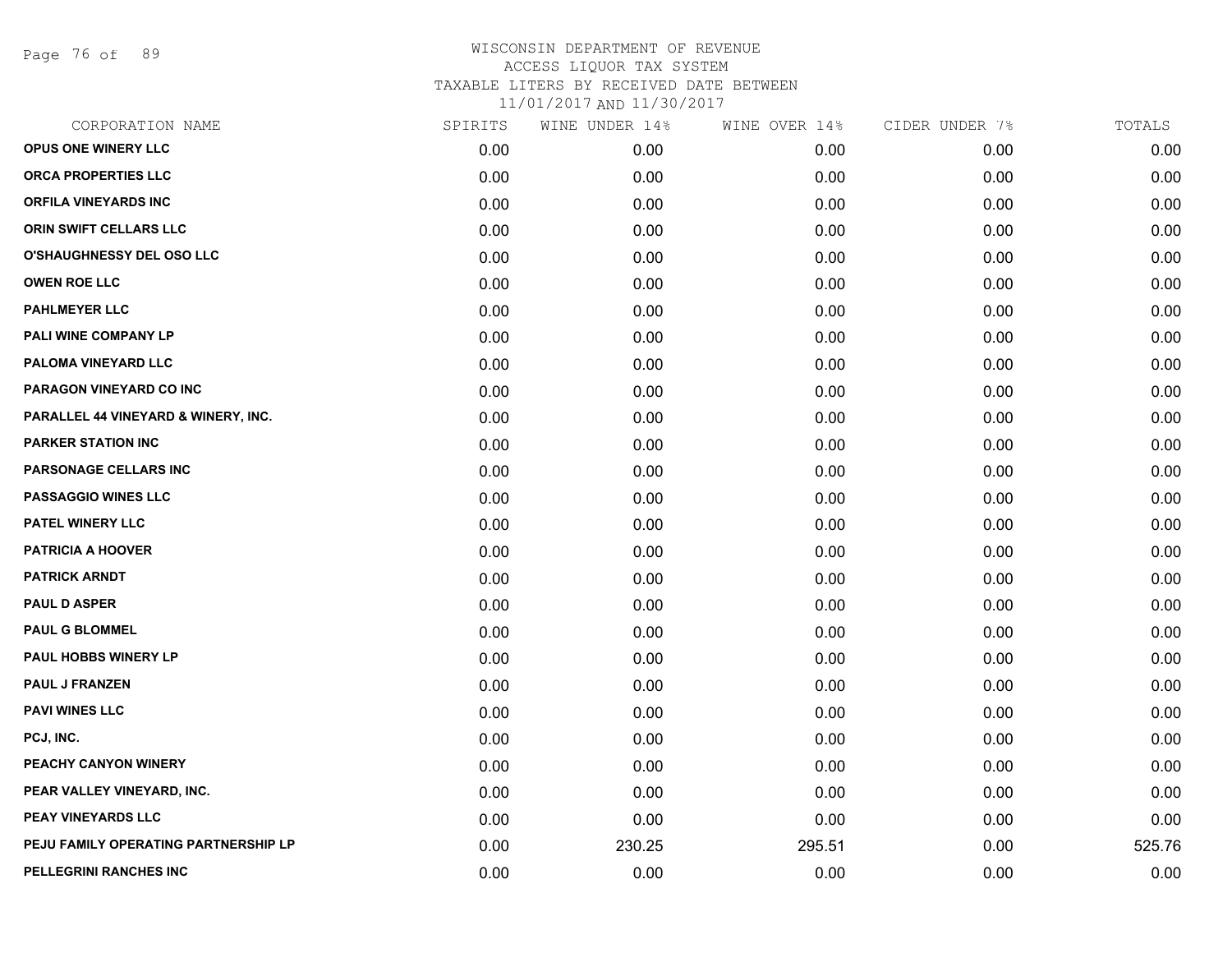# WISCONSIN DEPARTMENT OF REVENUE
## ACCESS LIQUOR TAX SYSTEM
### TAXABLE LITERS BY RECEIVED DATE BETWEEN 11/01/2017 AND 11/30/2017

| CORPORATION NAME | SPIRITS | WINE UNDER 14% | WINE OVER 14% | CIDER UNDER 7% | TOTALS |
|---|---|---|---|---|---|
| OPUS ONE WINERY LLC | 0.00 | 0.00 | 0.00 | 0.00 | 0.00 |
| ORCA PROPERTIES LLC | 0.00 | 0.00 | 0.00 | 0.00 | 0.00 |
| ORFILA VINEYARDS INC | 0.00 | 0.00 | 0.00 | 0.00 | 0.00 |
| ORIN SWIFT CELLARS LLC | 0.00 | 0.00 | 0.00 | 0.00 | 0.00 |
| O'SHAUGHNESSY DEL OSO LLC | 0.00 | 0.00 | 0.00 | 0.00 | 0.00 |
| OWEN ROE LLC | 0.00 | 0.00 | 0.00 | 0.00 | 0.00 |
| PAHLMEYER LLC | 0.00 | 0.00 | 0.00 | 0.00 | 0.00 |
| PALI WINE COMPANY LP | 0.00 | 0.00 | 0.00 | 0.00 | 0.00 |
| PALOMA VINEYARD LLC | 0.00 | 0.00 | 0.00 | 0.00 | 0.00 |
| PARAGON VINEYARD CO INC | 0.00 | 0.00 | 0.00 | 0.00 | 0.00 |
| PARALLEL 44 VINEYARD & WINERY, INC. | 0.00 | 0.00 | 0.00 | 0.00 | 0.00 |
| PARKER STATION INC | 0.00 | 0.00 | 0.00 | 0.00 | 0.00 |
| PARSONAGE CELLARS INC | 0.00 | 0.00 | 0.00 | 0.00 | 0.00 |
| PASSAGGIO WINES LLC | 0.00 | 0.00 | 0.00 | 0.00 | 0.00 |
| PATEL WINERY LLC | 0.00 | 0.00 | 0.00 | 0.00 | 0.00 |
| PATRICIA A HOOVER | 0.00 | 0.00 | 0.00 | 0.00 | 0.00 |
| PATRICK ARNDT | 0.00 | 0.00 | 0.00 | 0.00 | 0.00 |
| PAUL D ASPER | 0.00 | 0.00 | 0.00 | 0.00 | 0.00 |
| PAUL G BLOMMEL | 0.00 | 0.00 | 0.00 | 0.00 | 0.00 |
| PAUL HOBBS WINERY LP | 0.00 | 0.00 | 0.00 | 0.00 | 0.00 |
| PAUL J FRANZEN | 0.00 | 0.00 | 0.00 | 0.00 | 0.00 |
| PAVI WINES LLC | 0.00 | 0.00 | 0.00 | 0.00 | 0.00 |
| PCJ, INC. | 0.00 | 0.00 | 0.00 | 0.00 | 0.00 |
| PEACHY CANYON WINERY | 0.00 | 0.00 | 0.00 | 0.00 | 0.00 |
| PEAR VALLEY VINEYARD, INC. | 0.00 | 0.00 | 0.00 | 0.00 | 0.00 |
| PEAY VINEYARDS LLC | 0.00 | 0.00 | 0.00 | 0.00 | 0.00 |
| PEJU FAMILY OPERATING PARTNERSHIP LP | 0.00 | 230.25 | 295.51 | 0.00 | 525.76 |
| PELLEGRINI RANCHES INC | 0.00 | 0.00 | 0.00 | 0.00 | 0.00 |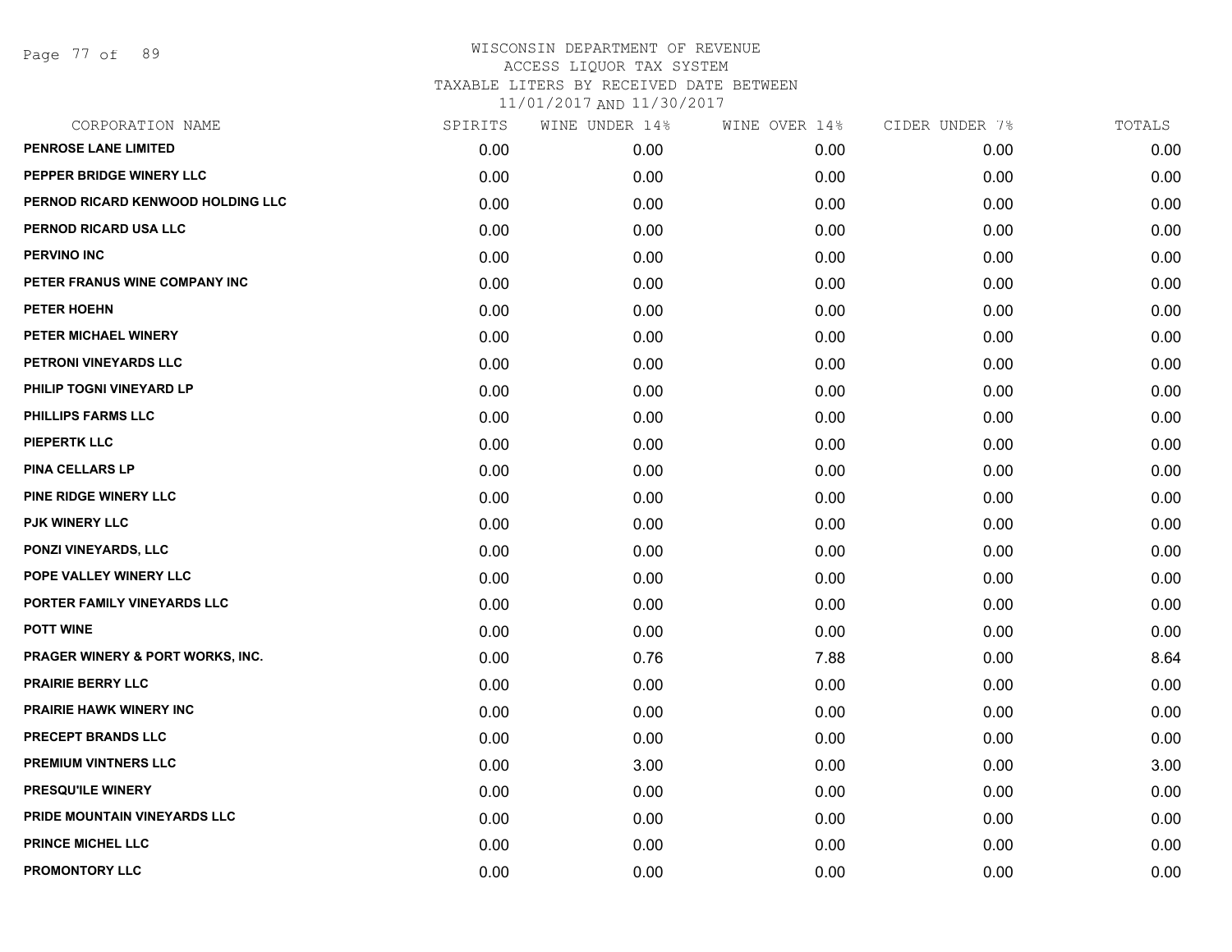WISCONSIN DEPARTMENT OF REVENUE
ACCESS LIQUOR TAX SYSTEM
TAXABLE LITERS BY RECEIVED DATE BETWEEN
11/01/2017 AND 11/30/2017

| CORPORATION NAME | SPIRITS | WINE UNDER 14% | WINE OVER 14% | CIDER UNDER 7% | TOTALS |
|---|---|---|---|---|---|
| PENROSE LANE LIMITED | 0.00 | 0.00 | 0.00 | 0.00 | 0.00 |
| PEPPER BRIDGE WINERY LLC | 0.00 | 0.00 | 0.00 | 0.00 | 0.00 |
| PERNOD RICARD KENWOOD HOLDING LLC | 0.00 | 0.00 | 0.00 | 0.00 | 0.00 |
| PERNOD RICARD USA LLC | 0.00 | 0.00 | 0.00 | 0.00 | 0.00 |
| PERVINO INC | 0.00 | 0.00 | 0.00 | 0.00 | 0.00 |
| PETER FRANUS WINE COMPANY INC | 0.00 | 0.00 | 0.00 | 0.00 | 0.00 |
| PETER HOEHN | 0.00 | 0.00 | 0.00 | 0.00 | 0.00 |
| PETER MICHAEL WINERY | 0.00 | 0.00 | 0.00 | 0.00 | 0.00 |
| PETRONI VINEYARDS LLC | 0.00 | 0.00 | 0.00 | 0.00 | 0.00 |
| PHILIP TOGNI VINEYARD LP | 0.00 | 0.00 | 0.00 | 0.00 | 0.00 |
| PHILLIPS FARMS LLC | 0.00 | 0.00 | 0.00 | 0.00 | 0.00 |
| PIEPERTK LLC | 0.00 | 0.00 | 0.00 | 0.00 | 0.00 |
| PINA CELLARS LP | 0.00 | 0.00 | 0.00 | 0.00 | 0.00 |
| PINE RIDGE WINERY LLC | 0.00 | 0.00 | 0.00 | 0.00 | 0.00 |
| PJK WINERY LLC | 0.00 | 0.00 | 0.00 | 0.00 | 0.00 |
| PONZI VINEYARDS, LLC | 0.00 | 0.00 | 0.00 | 0.00 | 0.00 |
| POPE VALLEY WINERY LLC | 0.00 | 0.00 | 0.00 | 0.00 | 0.00 |
| PORTER FAMILY VINEYARDS LLC | 0.00 | 0.00 | 0.00 | 0.00 | 0.00 |
| POTT WINE | 0.00 | 0.00 | 0.00 | 0.00 | 0.00 |
| PRAGER WINERY & PORT WORKS, INC. | 0.00 | 0.76 | 7.88 | 0.00 | 8.64 |
| PRAIRIE BERRY LLC | 0.00 | 0.00 | 0.00 | 0.00 | 0.00 |
| PRAIRIE HAWK WINERY INC | 0.00 | 0.00 | 0.00 | 0.00 | 0.00 |
| PRECEPT BRANDS LLC | 0.00 | 0.00 | 0.00 | 0.00 | 0.00 |
| PREMIUM VINTNERS LLC | 0.00 | 3.00 | 0.00 | 0.00 | 3.00 |
| PRESQU'ILE WINERY | 0.00 | 0.00 | 0.00 | 0.00 | 0.00 |
| PRIDE MOUNTAIN VINEYARDS LLC | 0.00 | 0.00 | 0.00 | 0.00 | 0.00 |
| PRINCE MICHEL LLC | 0.00 | 0.00 | 0.00 | 0.00 | 0.00 |
| PROMONTORY LLC | 0.00 | 0.00 | 0.00 | 0.00 | 0.00 |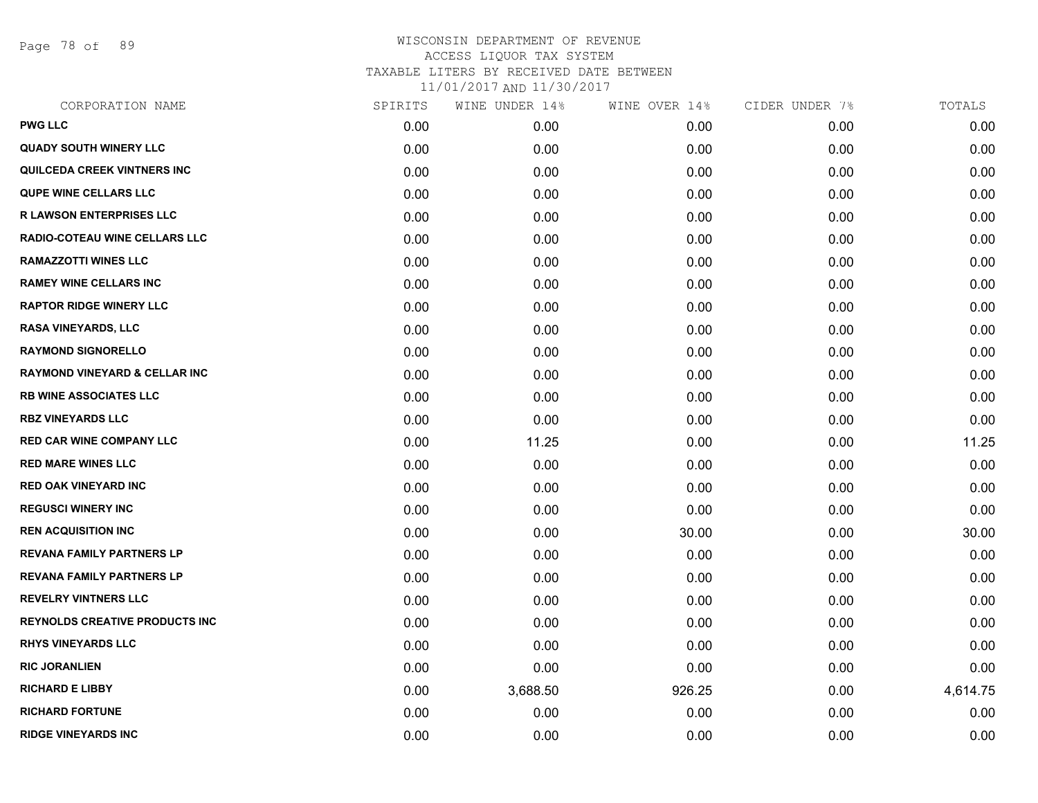# WISCONSIN DEPARTMENT OF REVENUE
ACCESS LIQUOR TAX SYSTEM
TAXABLE LITERS BY RECEIVED DATE BETWEEN
11/01/2017 AND 11/30/2017

| CORPORATION NAME | SPIRITS | WINE UNDER 14% | WINE OVER 14% | CIDER UNDER 7% | TOTALS |
|---|---|---|---|---|---|
| PWG LLC | 0.00 | 0.00 | 0.00 | 0.00 | 0.00 |
| QUADY SOUTH WINERY LLC | 0.00 | 0.00 | 0.00 | 0.00 | 0.00 |
| QUILCEDA CREEK VINTNERS INC | 0.00 | 0.00 | 0.00 | 0.00 | 0.00 |
| QUPE WINE CELLARS LLC | 0.00 | 0.00 | 0.00 | 0.00 | 0.00 |
| R LAWSON ENTERPRISES LLC | 0.00 | 0.00 | 0.00 | 0.00 | 0.00 |
| RADIO-COTEAU WINE CELLARS LLC | 0.00 | 0.00 | 0.00 | 0.00 | 0.00 |
| RAMAZZOTTI WINES LLC | 0.00 | 0.00 | 0.00 | 0.00 | 0.00 |
| RAMEY WINE CELLARS INC | 0.00 | 0.00 | 0.00 | 0.00 | 0.00 |
| RAPTOR RIDGE WINERY LLC | 0.00 | 0.00 | 0.00 | 0.00 | 0.00 |
| RASA VINEYARDS, LLC | 0.00 | 0.00 | 0.00 | 0.00 | 0.00 |
| RAYMOND SIGNORELLO | 0.00 | 0.00 | 0.00 | 0.00 | 0.00 |
| RAYMOND VINEYARD & CELLAR INC | 0.00 | 0.00 | 0.00 | 0.00 | 0.00 |
| RB WINE ASSOCIATES LLC | 0.00 | 0.00 | 0.00 | 0.00 | 0.00 |
| RBZ VINEYARDS LLC | 0.00 | 0.00 | 0.00 | 0.00 | 0.00 |
| RED CAR WINE COMPANY LLC | 0.00 | 11.25 | 0.00 | 0.00 | 11.25 |
| RED MARE WINES LLC | 0.00 | 0.00 | 0.00 | 0.00 | 0.00 |
| RED OAK VINEYARD INC | 0.00 | 0.00 | 0.00 | 0.00 | 0.00 |
| REGUSCI WINERY INC | 0.00 | 0.00 | 0.00 | 0.00 | 0.00 |
| REN ACQUISITION INC | 0.00 | 0.00 | 30.00 | 0.00 | 30.00 |
| REVANA FAMILY PARTNERS LP | 0.00 | 0.00 | 0.00 | 0.00 | 0.00 |
| REVANA FAMILY PARTNERS LP | 0.00 | 0.00 | 0.00 | 0.00 | 0.00 |
| REVELRY VINTNERS LLC | 0.00 | 0.00 | 0.00 | 0.00 | 0.00 |
| REYNOLDS CREATIVE PRODUCTS INC | 0.00 | 0.00 | 0.00 | 0.00 | 0.00 |
| RHYS VINEYARDS LLC | 0.00 | 0.00 | 0.00 | 0.00 | 0.00 |
| RIC JORANLIEN | 0.00 | 0.00 | 0.00 | 0.00 | 0.00 |
| RICHARD E LIBBY | 0.00 | 3,688.50 | 926.25 | 0.00 | 4,614.75 |
| RICHARD FORTUNE | 0.00 | 0.00 | 0.00 | 0.00 | 0.00 |
| RIDGE VINEYARDS INC | 0.00 | 0.00 | 0.00 | 0.00 | 0.00 |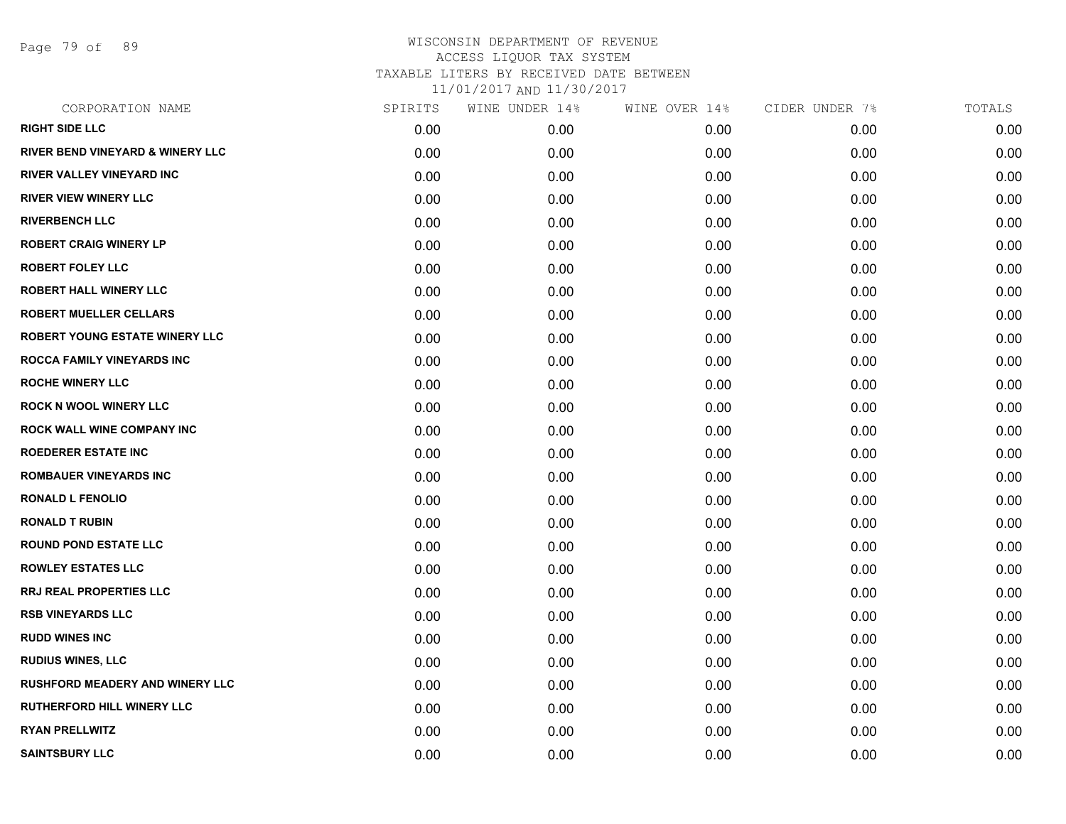# WISCONSIN DEPARTMENT OF REVENUE
## ACCESS LIQUOR TAX SYSTEM
## TAXABLE LITERS BY RECEIVED DATE BETWEEN 11/01/2017 AND 11/30/2017

| CORPORATION NAME | SPIRITS | WINE UNDER 14% | WINE OVER 14% | CIDER UNDER 7% | TOTALS |
|---|---|---|---|---|---|
| RIGHT SIDE LLC | 0.00 | 0.00 | 0.00 | 0.00 | 0.00 |
| RIVER BEND VINEYARD & WINERY LLC | 0.00 | 0.00 | 0.00 | 0.00 | 0.00 |
| RIVER VALLEY VINEYARD INC | 0.00 | 0.00 | 0.00 | 0.00 | 0.00 |
| RIVER VIEW WINERY LLC | 0.00 | 0.00 | 0.00 | 0.00 | 0.00 |
| RIVERBENCH LLC | 0.00 | 0.00 | 0.00 | 0.00 | 0.00 |
| ROBERT CRAIG WINERY LP | 0.00 | 0.00 | 0.00 | 0.00 | 0.00 |
| ROBERT FOLEY LLC | 0.00 | 0.00 | 0.00 | 0.00 | 0.00 |
| ROBERT HALL WINERY LLC | 0.00 | 0.00 | 0.00 | 0.00 | 0.00 |
| ROBERT MUELLER CELLARS | 0.00 | 0.00 | 0.00 | 0.00 | 0.00 |
| ROBERT YOUNG ESTATE WINERY LLC | 0.00 | 0.00 | 0.00 | 0.00 | 0.00 |
| ROCCA FAMILY VINEYARDS INC | 0.00 | 0.00 | 0.00 | 0.00 | 0.00 |
| ROCHE WINERY LLC | 0.00 | 0.00 | 0.00 | 0.00 | 0.00 |
| ROCK N WOOL WINERY LLC | 0.00 | 0.00 | 0.00 | 0.00 | 0.00 |
| ROCK WALL WINE COMPANY INC | 0.00 | 0.00 | 0.00 | 0.00 | 0.00 |
| ROEDERER ESTATE INC | 0.00 | 0.00 | 0.00 | 0.00 | 0.00 |
| ROMBAUER VINEYARDS INC | 0.00 | 0.00 | 0.00 | 0.00 | 0.00 |
| RONALD L FENOLIO | 0.00 | 0.00 | 0.00 | 0.00 | 0.00 |
| RONALD T RUBIN | 0.00 | 0.00 | 0.00 | 0.00 | 0.00 |
| ROUND POND ESTATE LLC | 0.00 | 0.00 | 0.00 | 0.00 | 0.00 |
| ROWLEY ESTATES LLC | 0.00 | 0.00 | 0.00 | 0.00 | 0.00 |
| RRJ REAL PROPERTIES LLC | 0.00 | 0.00 | 0.00 | 0.00 | 0.00 |
| RSB VINEYARDS LLC | 0.00 | 0.00 | 0.00 | 0.00 | 0.00 |
| RUDD WINES INC | 0.00 | 0.00 | 0.00 | 0.00 | 0.00 |
| RUDIUS WINES, LLC | 0.00 | 0.00 | 0.00 | 0.00 | 0.00 |
| RUSHFORD MEADERY AND WINERY LLC | 0.00 | 0.00 | 0.00 | 0.00 | 0.00 |
| RUTHERFORD HILL WINERY LLC | 0.00 | 0.00 | 0.00 | 0.00 | 0.00 |
| RYAN PRELLWITZ | 0.00 | 0.00 | 0.00 | 0.00 | 0.00 |
| SAINTSBURY LLC | 0.00 | 0.00 | 0.00 | 0.00 | 0.00 |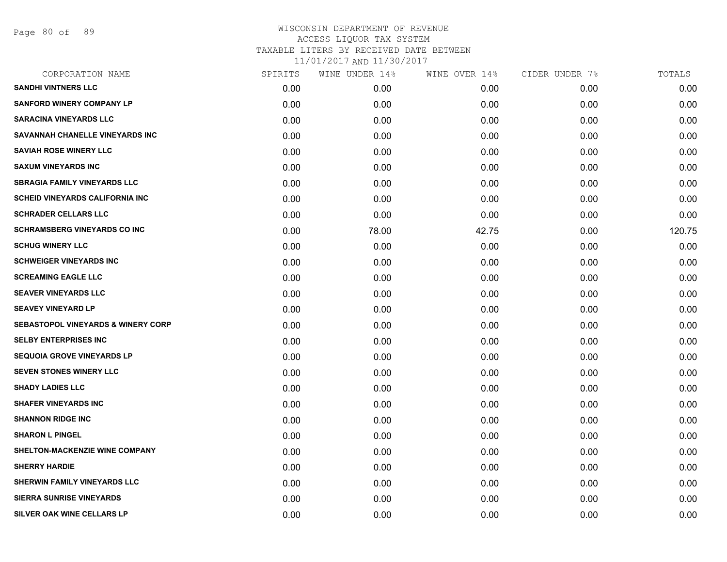# WISCONSIN DEPARTMENT OF REVENUE
ACCESS LIQUOR TAX SYSTEM
TAXABLE LITERS BY RECEIVED DATE BETWEEN
11/01/2017 AND 11/30/2017

| CORPORATION NAME | SPIRITS | WINE UNDER 14% | WINE OVER 14% | CIDER UNDER 7% | TOTALS |
|---|---|---|---|---|---|
| SANDHI VINTNERS LLC | 0.00 | 0.00 | 0.00 | 0.00 | 0.00 |
| SANFORD WINERY COMPANY LP | 0.00 | 0.00 | 0.00 | 0.00 | 0.00 |
| SARACINA VINEYARDS LLC | 0.00 | 0.00 | 0.00 | 0.00 | 0.00 |
| SAVANNAH CHANELLE VINEYARDS INC | 0.00 | 0.00 | 0.00 | 0.00 | 0.00 |
| SAVIAH ROSE WINERY LLC | 0.00 | 0.00 | 0.00 | 0.00 | 0.00 |
| SAXUM VINEYARDS INC | 0.00 | 0.00 | 0.00 | 0.00 | 0.00 |
| SBRAGIA FAMILY VINEYARDS LLC | 0.00 | 0.00 | 0.00 | 0.00 | 0.00 |
| SCHEID VINEYARDS CALIFORNIA INC | 0.00 | 0.00 | 0.00 | 0.00 | 0.00 |
| SCHRADER CELLARS LLC | 0.00 | 0.00 | 0.00 | 0.00 | 0.00 |
| SCHRAMSBERG VINEYARDS CO INC | 0.00 | 78.00 | 42.75 | 0.00 | 120.75 |
| SCHUG WINERY LLC | 0.00 | 0.00 | 0.00 | 0.00 | 0.00 |
| SCHWEIGER VINEYARDS INC | 0.00 | 0.00 | 0.00 | 0.00 | 0.00 |
| SCREAMING EAGLE LLC | 0.00 | 0.00 | 0.00 | 0.00 | 0.00 |
| SEAVER VINEYARDS LLC | 0.00 | 0.00 | 0.00 | 0.00 | 0.00 |
| SEAVEY VINEYARD LP | 0.00 | 0.00 | 0.00 | 0.00 | 0.00 |
| SEBASTOPOL VINEYARDS & WINERY CORP | 0.00 | 0.00 | 0.00 | 0.00 | 0.00 |
| SELBY ENTERPRISES INC | 0.00 | 0.00 | 0.00 | 0.00 | 0.00 |
| SEQUOIA GROVE VINEYARDS LP | 0.00 | 0.00 | 0.00 | 0.00 | 0.00 |
| SEVEN STONES WINERY LLC | 0.00 | 0.00 | 0.00 | 0.00 | 0.00 |
| SHADY LADIES LLC | 0.00 | 0.00 | 0.00 | 0.00 | 0.00 |
| SHAFER VINEYARDS INC | 0.00 | 0.00 | 0.00 | 0.00 | 0.00 |
| SHANNON RIDGE INC | 0.00 | 0.00 | 0.00 | 0.00 | 0.00 |
| SHARON L PINGEL | 0.00 | 0.00 | 0.00 | 0.00 | 0.00 |
| SHELTON-MACKENZIE WINE COMPANY | 0.00 | 0.00 | 0.00 | 0.00 | 0.00 |
| SHERRY HARDIE | 0.00 | 0.00 | 0.00 | 0.00 | 0.00 |
| SHERWIN FAMILY VINEYARDS LLC | 0.00 | 0.00 | 0.00 | 0.00 | 0.00 |
| SIERRA SUNRISE VINEYARDS | 0.00 | 0.00 | 0.00 | 0.00 | 0.00 |
| SILVER OAK WINE CELLARS LP | 0.00 | 0.00 | 0.00 | 0.00 | 0.00 |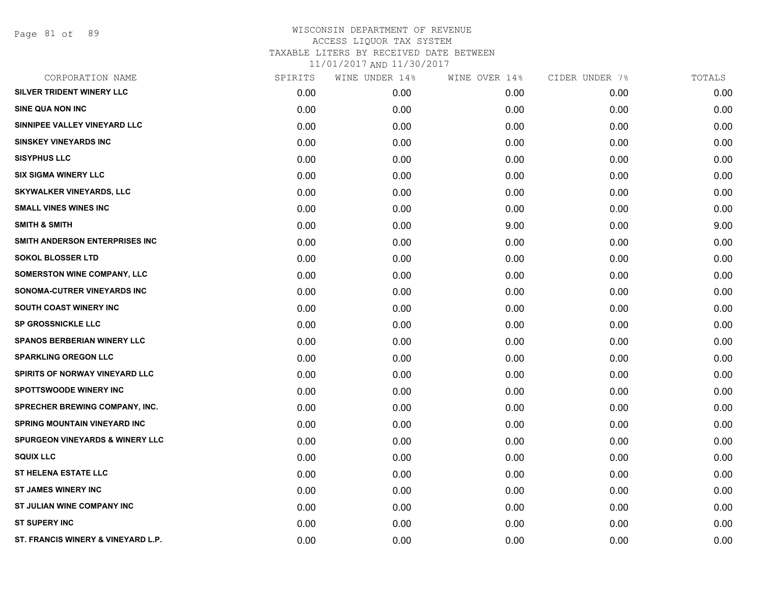WISCONSIN DEPARTMENT OF REVENUE
ACCESS LIQUOR TAX SYSTEM
TAXABLE LITERS BY RECEIVED DATE BETWEEN
11/01/2017 AND 11/30/2017

| CORPORATION NAME | SPIRITS | WINE UNDER 14% | WINE OVER 14% | CIDER UNDER 7% | TOTALS |
|---|---|---|---|---|---|
| SILVER TRIDENT WINERY LLC | 0.00 | 0.00 | 0.00 | 0.00 | 0.00 |
| SINE QUA NON INC | 0.00 | 0.00 | 0.00 | 0.00 | 0.00 |
| SINNIPEE VALLEY VINEYARD LLC | 0.00 | 0.00 | 0.00 | 0.00 | 0.00 |
| SINSKEY VINEYARDS INC | 0.00 | 0.00 | 0.00 | 0.00 | 0.00 |
| SISYPHUS LLC | 0.00 | 0.00 | 0.00 | 0.00 | 0.00 |
| SIX SIGMA WINERY LLC | 0.00 | 0.00 | 0.00 | 0.00 | 0.00 |
| SKYWALKER VINEYARDS, LLC | 0.00 | 0.00 | 0.00 | 0.00 | 0.00 |
| SMALL VINES WINES INC | 0.00 | 0.00 | 0.00 | 0.00 | 0.00 |
| SMITH & SMITH | 0.00 | 0.00 | 9.00 | 0.00 | 9.00 |
| SMITH ANDERSON ENTERPRISES INC | 0.00 | 0.00 | 0.00 | 0.00 | 0.00 |
| SOKOL BLOSSER LTD | 0.00 | 0.00 | 0.00 | 0.00 | 0.00 |
| SOMERSTON WINE COMPANY, LLC | 0.00 | 0.00 | 0.00 | 0.00 | 0.00 |
| SONOMA-CUTRER VINEYARDS INC | 0.00 | 0.00 | 0.00 | 0.00 | 0.00 |
| SOUTH COAST WINERY INC | 0.00 | 0.00 | 0.00 | 0.00 | 0.00 |
| SP GROSSNICKLE LLC | 0.00 | 0.00 | 0.00 | 0.00 | 0.00 |
| SPANOS BERBERIAN WINERY LLC | 0.00 | 0.00 | 0.00 | 0.00 | 0.00 |
| SPARKLING OREGON LLC | 0.00 | 0.00 | 0.00 | 0.00 | 0.00 |
| SPIRITS OF NORWAY VINEYARD LLC | 0.00 | 0.00 | 0.00 | 0.00 | 0.00 |
| SPOTTSWOODE WINERY INC | 0.00 | 0.00 | 0.00 | 0.00 | 0.00 |
| SPRECHER BREWING COMPANY, INC. | 0.00 | 0.00 | 0.00 | 0.00 | 0.00 |
| SPRING MOUNTAIN VINEYARD INC | 0.00 | 0.00 | 0.00 | 0.00 | 0.00 |
| SPURGEON VINEYARDS & WINERY LLC | 0.00 | 0.00 | 0.00 | 0.00 | 0.00 |
| SQUIX LLC | 0.00 | 0.00 | 0.00 | 0.00 | 0.00 |
| ST HELENA ESTATE LLC | 0.00 | 0.00 | 0.00 | 0.00 | 0.00 |
| ST JAMES WINERY INC | 0.00 | 0.00 | 0.00 | 0.00 | 0.00 |
| ST JULIAN WINE COMPANY INC | 0.00 | 0.00 | 0.00 | 0.00 | 0.00 |
| ST SUPERY INC | 0.00 | 0.00 | 0.00 | 0.00 | 0.00 |
| ST. FRANCIS WINERY & VINEYARD L.P. | 0.00 | 0.00 | 0.00 | 0.00 | 0.00 |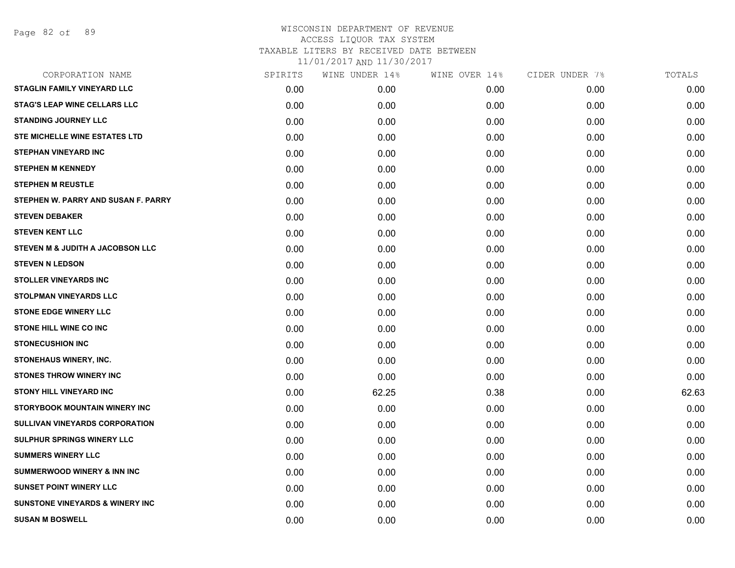# WISCONSIN DEPARTMENT OF REVENUE
## ACCESS LIQUOR TAX SYSTEM
### TAXABLE LITERS BY RECEIVED DATE BETWEEN 11/01/2017 AND 11/30/2017

| CORPORATION NAME | SPIRITS | WINE UNDER 14% | WINE OVER 14% | CIDER UNDER 7% | TOTALS |
|---|---|---|---|---|---|
| STAGLIN FAMILY VINEYARD LLC | 0.00 | 0.00 | 0.00 | 0.00 | 0.00 |
| STAG'S LEAP WINE CELLARS LLC | 0.00 | 0.00 | 0.00 | 0.00 | 0.00 |
| STANDING JOURNEY LLC | 0.00 | 0.00 | 0.00 | 0.00 | 0.00 |
| STE MICHELLE WINE ESTATES LTD | 0.00 | 0.00 | 0.00 | 0.00 | 0.00 |
| STEPHAN VINEYARD INC | 0.00 | 0.00 | 0.00 | 0.00 | 0.00 |
| STEPHEN M KENNEDY | 0.00 | 0.00 | 0.00 | 0.00 | 0.00 |
| STEPHEN M REUSTLE | 0.00 | 0.00 | 0.00 | 0.00 | 0.00 |
| STEPHEN W. PARRY AND SUSAN F. PARRY | 0.00 | 0.00 | 0.00 | 0.00 | 0.00 |
| STEVEN DEBAKER | 0.00 | 0.00 | 0.00 | 0.00 | 0.00 |
| STEVEN KENT LLC | 0.00 | 0.00 | 0.00 | 0.00 | 0.00 |
| STEVEN M & JUDITH A JACOBSON LLC | 0.00 | 0.00 | 0.00 | 0.00 | 0.00 |
| STEVEN N LEDSON | 0.00 | 0.00 | 0.00 | 0.00 | 0.00 |
| STOLLER VINEYARDS INC | 0.00 | 0.00 | 0.00 | 0.00 | 0.00 |
| STOLPMAN VINEYARDS LLC | 0.00 | 0.00 | 0.00 | 0.00 | 0.00 |
| STONE EDGE WINERY LLC | 0.00 | 0.00 | 0.00 | 0.00 | 0.00 |
| STONE HILL WINE CO INC | 0.00 | 0.00 | 0.00 | 0.00 | 0.00 |
| STONECUSHION INC | 0.00 | 0.00 | 0.00 | 0.00 | 0.00 |
| STONEHAUS WINERY, INC. | 0.00 | 0.00 | 0.00 | 0.00 | 0.00 |
| STONES THROW WINERY INC | 0.00 | 0.00 | 0.00 | 0.00 | 0.00 |
| STONY HILL VINEYARD INC | 0.00 | 62.25 | 0.38 | 0.00 | 62.63 |
| STORYBOOK MOUNTAIN WINERY INC | 0.00 | 0.00 | 0.00 | 0.00 | 0.00 |
| SULLIVAN VINEYARDS CORPORATION | 0.00 | 0.00 | 0.00 | 0.00 | 0.00 |
| SULPHUR SPRINGS WINERY LLC | 0.00 | 0.00 | 0.00 | 0.00 | 0.00 |
| SUMMERS WINERY LLC | 0.00 | 0.00 | 0.00 | 0.00 | 0.00 |
| SUMMERWOOD WINERY & INN INC | 0.00 | 0.00 | 0.00 | 0.00 | 0.00 |
| SUNSET POINT WINERY LLC | 0.00 | 0.00 | 0.00 | 0.00 | 0.00 |
| SUNSTONE VINEYARDS & WINERY INC | 0.00 | 0.00 | 0.00 | 0.00 | 0.00 |
| SUSAN M BOSWELL | 0.00 | 0.00 | 0.00 | 0.00 | 0.00 |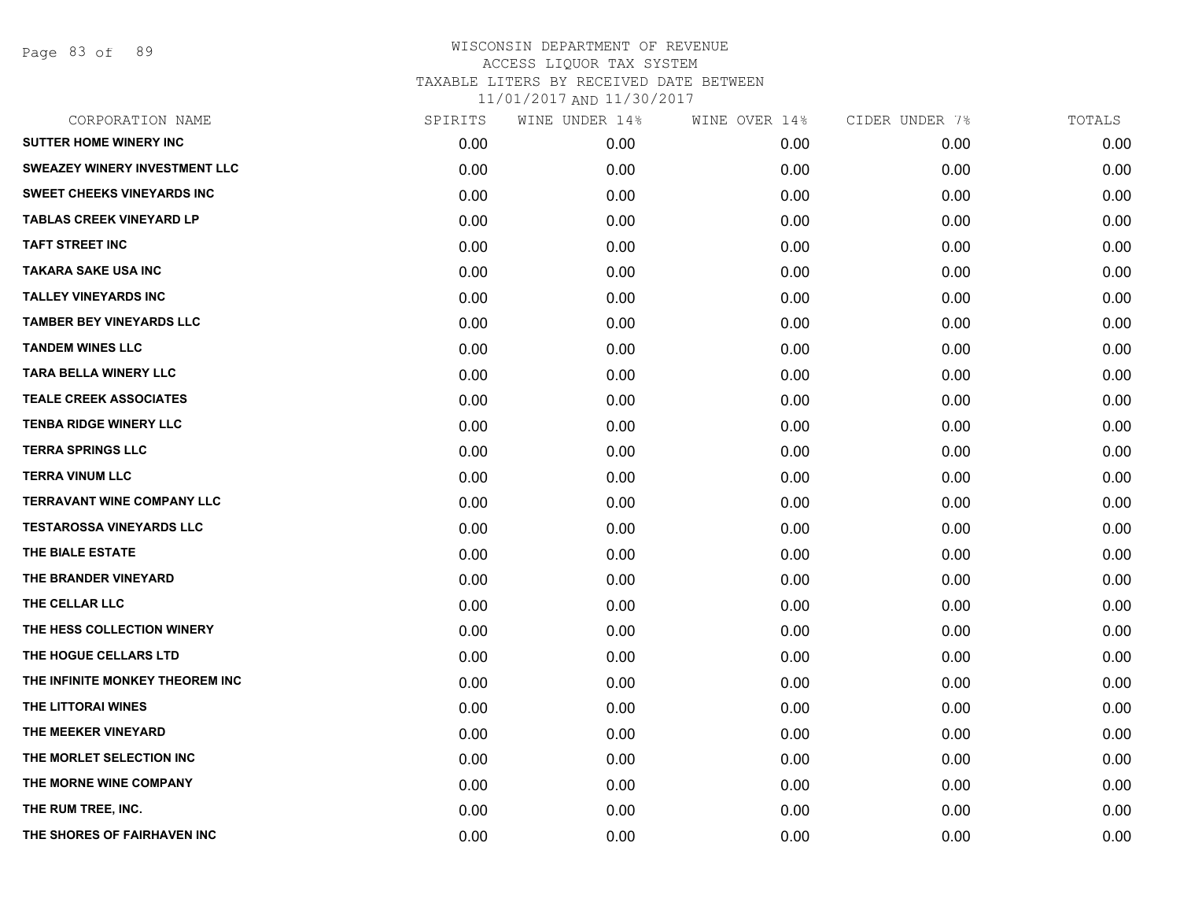# WISCONSIN DEPARTMENT OF REVENUE
## ACCESS LIQUOR TAX SYSTEM
### TAXABLE LITERS BY RECEIVED DATE BETWEEN 11/01/2017 AND 11/30/2017

| CORPORATION NAME | SPIRITS | WINE UNDER 14% | WINE OVER 14% | CIDER UNDER 7% | TOTALS |
|---|---|---|---|---|---|
| SUTTER HOME WINERY INC | 0.00 | 0.00 | 0.00 | 0.00 | 0.00 |
| SWEAZEY WINERY INVESTMENT LLC | 0.00 | 0.00 | 0.00 | 0.00 | 0.00 |
| SWEET CHEEKS VINEYARDS INC | 0.00 | 0.00 | 0.00 | 0.00 | 0.00 |
| TABLAS CREEK VINEYARD LP | 0.00 | 0.00 | 0.00 | 0.00 | 0.00 |
| TAFT STREET INC | 0.00 | 0.00 | 0.00 | 0.00 | 0.00 |
| TAKARA SAKE USA INC | 0.00 | 0.00 | 0.00 | 0.00 | 0.00 |
| TALLEY VINEYARDS INC | 0.00 | 0.00 | 0.00 | 0.00 | 0.00 |
| TAMBER BEY VINEYARDS LLC | 0.00 | 0.00 | 0.00 | 0.00 | 0.00 |
| TANDEM WINES LLC | 0.00 | 0.00 | 0.00 | 0.00 | 0.00 |
| TARA BELLA WINERY LLC | 0.00 | 0.00 | 0.00 | 0.00 | 0.00 |
| TEALE CREEK ASSOCIATES | 0.00 | 0.00 | 0.00 | 0.00 | 0.00 |
| TENBA RIDGE WINERY LLC | 0.00 | 0.00 | 0.00 | 0.00 | 0.00 |
| TERRA SPRINGS LLC | 0.00 | 0.00 | 0.00 | 0.00 | 0.00 |
| TERRA VINUM LLC | 0.00 | 0.00 | 0.00 | 0.00 | 0.00 |
| TERRAVANT WINE COMPANY LLC | 0.00 | 0.00 | 0.00 | 0.00 | 0.00 |
| TESTAROSSA VINEYARDS LLC | 0.00 | 0.00 | 0.00 | 0.00 | 0.00 |
| THE BIALE ESTATE | 0.00 | 0.00 | 0.00 | 0.00 | 0.00 |
| THE BRANDER VINEYARD | 0.00 | 0.00 | 0.00 | 0.00 | 0.00 |
| THE CELLAR LLC | 0.00 | 0.00 | 0.00 | 0.00 | 0.00 |
| THE HESS COLLECTION WINERY | 0.00 | 0.00 | 0.00 | 0.00 | 0.00 |
| THE HOGUE CELLARS LTD | 0.00 | 0.00 | 0.00 | 0.00 | 0.00 |
| THE INFINITE MONKEY THEOREM INC | 0.00 | 0.00 | 0.00 | 0.00 | 0.00 |
| THE LITTORAI WINES | 0.00 | 0.00 | 0.00 | 0.00 | 0.00 |
| THE MEEKER VINEYARD | 0.00 | 0.00 | 0.00 | 0.00 | 0.00 |
| THE MORLET SELECTION INC | 0.00 | 0.00 | 0.00 | 0.00 | 0.00 |
| THE MORNE WINE COMPANY | 0.00 | 0.00 | 0.00 | 0.00 | 0.00 |
| THE RUM TREE, INC. | 0.00 | 0.00 | 0.00 | 0.00 | 0.00 |
| THE SHORES OF FAIRHAVEN INC | 0.00 | 0.00 | 0.00 | 0.00 | 0.00 |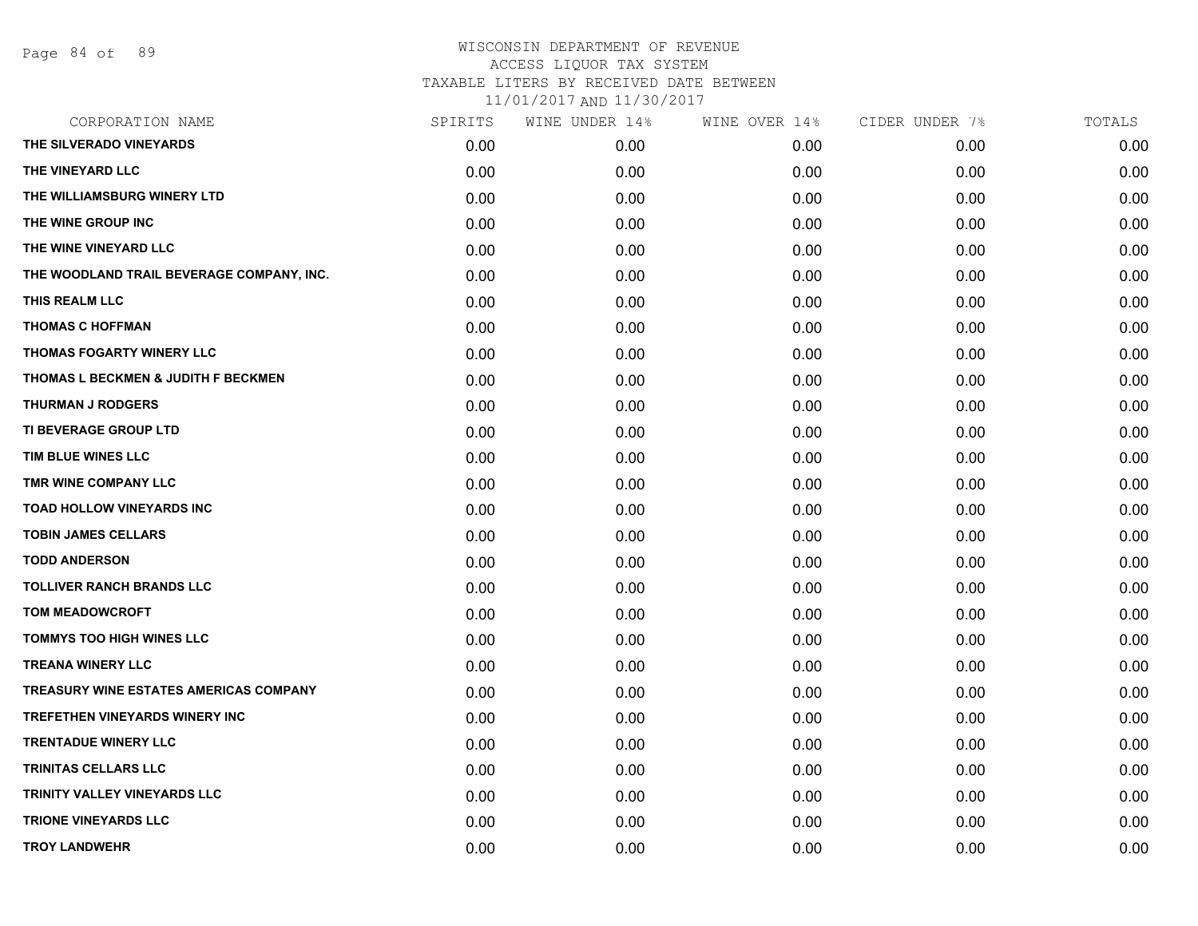# WISCONSIN DEPARTMENT OF REVENUE
ACCESS LIQUOR TAX SYSTEM
TAXABLE LITERS BY RECEIVED DATE BETWEEN
11/01/2017 AND 11/30/2017

| CORPORATION NAME | SPIRITS | WINE UNDER 14% | WINE OVER 14% | CIDER UNDER 7% | TOTALS |
|---|---|---|---|---|---|
| THE SILVERADO VINEYARDS | 0.00 | 0.00 | 0.00 | 0.00 | 0.00 |
| THE VINEYARD LLC | 0.00 | 0.00 | 0.00 | 0.00 | 0.00 |
| THE WILLIAMSBURG WINERY LTD | 0.00 | 0.00 | 0.00 | 0.00 | 0.00 |
| THE WINE GROUP INC | 0.00 | 0.00 | 0.00 | 0.00 | 0.00 |
| THE WINE VINEYARD LLC | 0.00 | 0.00 | 0.00 | 0.00 | 0.00 |
| THE WOODLAND TRAIL BEVERAGE COMPANY, INC. | 0.00 | 0.00 | 0.00 | 0.00 | 0.00 |
| THIS REALM LLC | 0.00 | 0.00 | 0.00 | 0.00 | 0.00 |
| THOMAS C HOFFMAN | 0.00 | 0.00 | 0.00 | 0.00 | 0.00 |
| THOMAS FOGARTY WINERY LLC | 0.00 | 0.00 | 0.00 | 0.00 | 0.00 |
| THOMAS L BECKMEN & JUDITH F BECKMEN | 0.00 | 0.00 | 0.00 | 0.00 | 0.00 |
| THURMAN J RODGERS | 0.00 | 0.00 | 0.00 | 0.00 | 0.00 |
| TI BEVERAGE GROUP LTD | 0.00 | 0.00 | 0.00 | 0.00 | 0.00 |
| TIM BLUE WINES LLC | 0.00 | 0.00 | 0.00 | 0.00 | 0.00 |
| TMR WINE COMPANY LLC | 0.00 | 0.00 | 0.00 | 0.00 | 0.00 |
| TOAD HOLLOW VINEYARDS INC | 0.00 | 0.00 | 0.00 | 0.00 | 0.00 |
| TOBIN JAMES CELLARS | 0.00 | 0.00 | 0.00 | 0.00 | 0.00 |
| TODD ANDERSON | 0.00 | 0.00 | 0.00 | 0.00 | 0.00 |
| TOLLIVER RANCH BRANDS LLC | 0.00 | 0.00 | 0.00 | 0.00 | 0.00 |
| TOM MEADOWCROFT | 0.00 | 0.00 | 0.00 | 0.00 | 0.00 |
| TOMMYS TOO HIGH WINES LLC | 0.00 | 0.00 | 0.00 | 0.00 | 0.00 |
| TREANA WINERY LLC | 0.00 | 0.00 | 0.00 | 0.00 | 0.00 |
| TREASURY WINE ESTATES AMERICAS COMPANY | 0.00 | 0.00 | 0.00 | 0.00 | 0.00 |
| TREFETHEN VINEYARDS WINERY INC | 0.00 | 0.00 | 0.00 | 0.00 | 0.00 |
| TRENTADUE WINERY LLC | 0.00 | 0.00 | 0.00 | 0.00 | 0.00 |
| TRINITAS CELLARS LLC | 0.00 | 0.00 | 0.00 | 0.00 | 0.00 |
| TRINITY VALLEY VINEYARDS LLC | 0.00 | 0.00 | 0.00 | 0.00 | 0.00 |
| TRIONE VINEYARDS LLC | 0.00 | 0.00 | 0.00 | 0.00 | 0.00 |
| TROY LANDWEHR | 0.00 | 0.00 | 0.00 | 0.00 | 0.00 |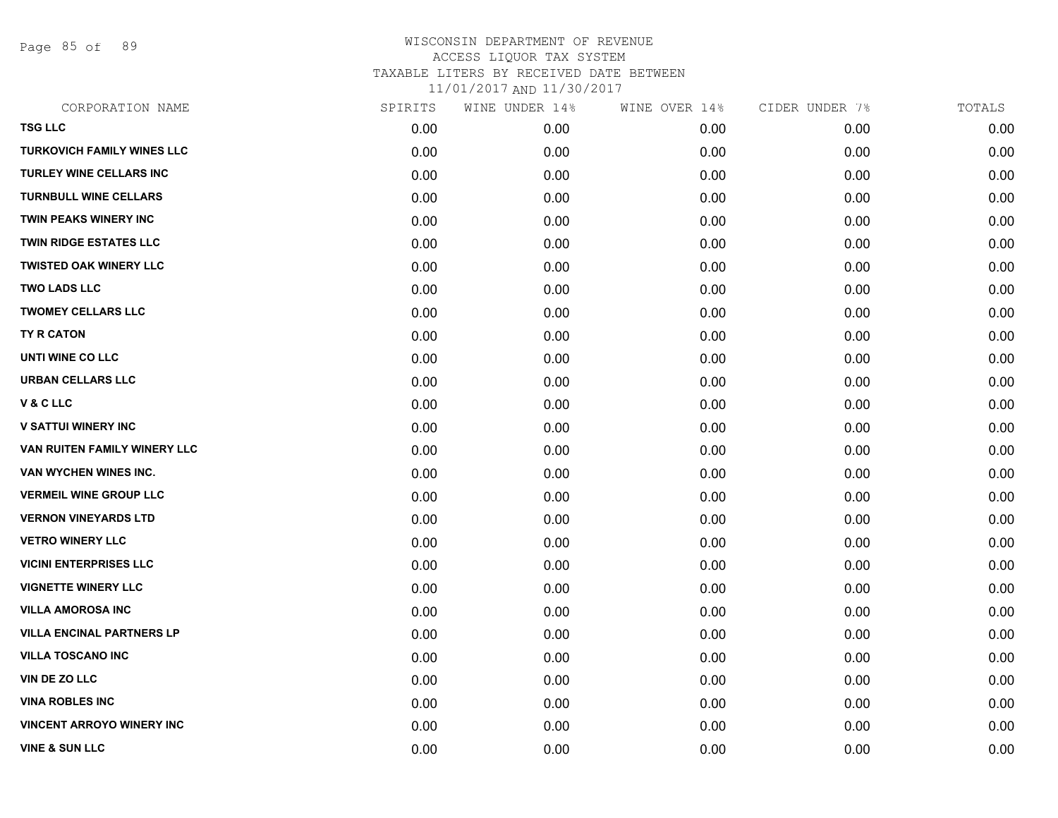WISCONSIN DEPARTMENT OF REVENUE
ACCESS LIQUOR TAX SYSTEM
TAXABLE LITERS BY RECEIVED DATE BETWEEN
11/01/2017 AND 11/30/2017

| CORPORATION NAME | SPIRITS | WINE UNDER 14% | WINE OVER 14% | CIDER UNDER 7% | TOTALS |
|---|---|---|---|---|---|
| TSG LLC | 0.00 | 0.00 | 0.00 | 0.00 | 0.00 |
| TURKOVICH FAMILY WINES LLC | 0.00 | 0.00 | 0.00 | 0.00 | 0.00 |
| TURLEY WINE CELLARS INC | 0.00 | 0.00 | 0.00 | 0.00 | 0.00 |
| TURNBULL WINE CELLARS | 0.00 | 0.00 | 0.00 | 0.00 | 0.00 |
| TWIN PEAKS WINERY INC | 0.00 | 0.00 | 0.00 | 0.00 | 0.00 |
| TWIN RIDGE ESTATES LLC | 0.00 | 0.00 | 0.00 | 0.00 | 0.00 |
| TWISTED OAK WINERY LLC | 0.00 | 0.00 | 0.00 | 0.00 | 0.00 |
| TWO LADS LLC | 0.00 | 0.00 | 0.00 | 0.00 | 0.00 |
| TWOMEY CELLARS LLC | 0.00 | 0.00 | 0.00 | 0.00 | 0.00 |
| TY R CATON | 0.00 | 0.00 | 0.00 | 0.00 | 0.00 |
| UNTI WINE CO LLC | 0.00 | 0.00 | 0.00 | 0.00 | 0.00 |
| URBAN CELLARS LLC | 0.00 | 0.00 | 0.00 | 0.00 | 0.00 |
| V & C LLC | 0.00 | 0.00 | 0.00 | 0.00 | 0.00 |
| V SATTUI WINERY INC | 0.00 | 0.00 | 0.00 | 0.00 | 0.00 |
| VAN RUITEN FAMILY WINERY LLC | 0.00 | 0.00 | 0.00 | 0.00 | 0.00 |
| VAN WYCHEN WINES INC. | 0.00 | 0.00 | 0.00 | 0.00 | 0.00 |
| VERMEIL WINE GROUP LLC | 0.00 | 0.00 | 0.00 | 0.00 | 0.00 |
| VERNON VINEYARDS LTD | 0.00 | 0.00 | 0.00 | 0.00 | 0.00 |
| VETRO WINERY LLC | 0.00 | 0.00 | 0.00 | 0.00 | 0.00 |
| VICINI ENTERPRISES LLC | 0.00 | 0.00 | 0.00 | 0.00 | 0.00 |
| VIGNETTE WINERY LLC | 0.00 | 0.00 | 0.00 | 0.00 | 0.00 |
| VILLA AMOROSA INC | 0.00 | 0.00 | 0.00 | 0.00 | 0.00 |
| VILLA ENCINAL PARTNERS LP | 0.00 | 0.00 | 0.00 | 0.00 | 0.00 |
| VILLA TOSCANO INC | 0.00 | 0.00 | 0.00 | 0.00 | 0.00 |
| VIN DE ZO LLC | 0.00 | 0.00 | 0.00 | 0.00 | 0.00 |
| VINA ROBLES INC | 0.00 | 0.00 | 0.00 | 0.00 | 0.00 |
| VINCENT ARROYO WINERY INC | 0.00 | 0.00 | 0.00 | 0.00 | 0.00 |
| VINE & SUN LLC | 0.00 | 0.00 | 0.00 | 0.00 | 0.00 |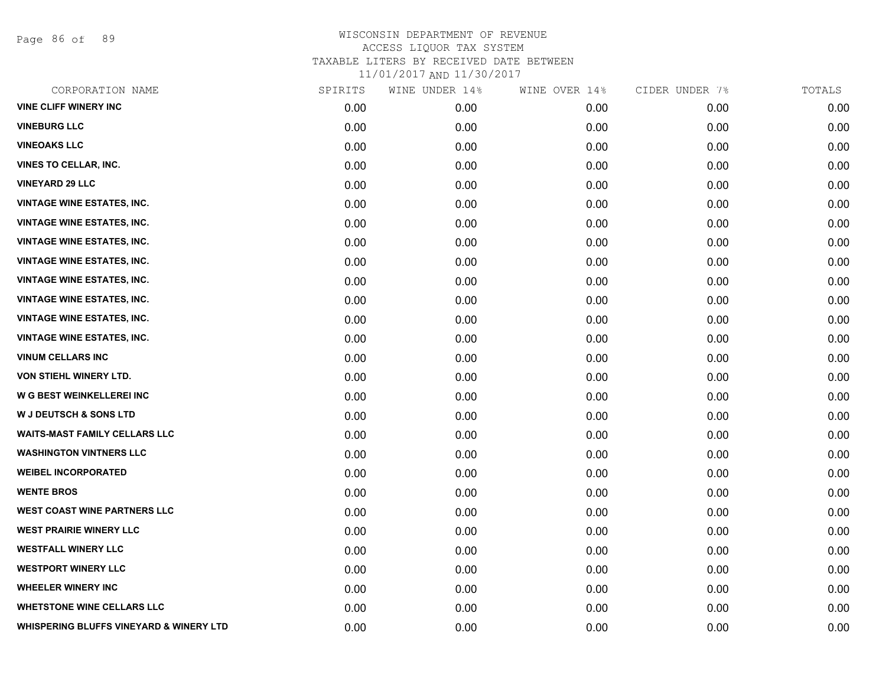WISCONSIN DEPARTMENT OF REVENUE
ACCESS LIQUOR TAX SYSTEM
TAXABLE LITERS BY RECEIVED DATE BETWEEN
11/01/2017 AND 11/30/2017

| CORPORATION NAME | SPIRITS | WINE UNDER 14% | WINE OVER 14% | CIDER UNDER 7% | TOTALS |
|---|---|---|---|---|---|
| VINE CLIFF WINERY INC | 0.00 | 0.00 | 0.00 | 0.00 | 0.00 |
| VINEBURG LLC | 0.00 | 0.00 | 0.00 | 0.00 | 0.00 |
| VINEOAKS LLC | 0.00 | 0.00 | 0.00 | 0.00 | 0.00 |
| VINES TO CELLAR, INC. | 0.00 | 0.00 | 0.00 | 0.00 | 0.00 |
| VINEYARD 29 LLC | 0.00 | 0.00 | 0.00 | 0.00 | 0.00 |
| VINTAGE WINE ESTATES, INC. | 0.00 | 0.00 | 0.00 | 0.00 | 0.00 |
| VINTAGE WINE ESTATES, INC. | 0.00 | 0.00 | 0.00 | 0.00 | 0.00 |
| VINTAGE WINE ESTATES, INC. | 0.00 | 0.00 | 0.00 | 0.00 | 0.00 |
| VINTAGE WINE ESTATES, INC. | 0.00 | 0.00 | 0.00 | 0.00 | 0.00 |
| VINTAGE WINE ESTATES, INC. | 0.00 | 0.00 | 0.00 | 0.00 | 0.00 |
| VINTAGE WINE ESTATES, INC. | 0.00 | 0.00 | 0.00 | 0.00 | 0.00 |
| VINTAGE WINE ESTATES, INC. | 0.00 | 0.00 | 0.00 | 0.00 | 0.00 |
| VINTAGE WINE ESTATES, INC. | 0.00 | 0.00 | 0.00 | 0.00 | 0.00 |
| VINUM CELLARS INC | 0.00 | 0.00 | 0.00 | 0.00 | 0.00 |
| VON STIEHL WINERY LTD. | 0.00 | 0.00 | 0.00 | 0.00 | 0.00 |
| W G BEST WEINKELLEREI INC | 0.00 | 0.00 | 0.00 | 0.00 | 0.00 |
| W J DEUTSCH & SONS LTD | 0.00 | 0.00 | 0.00 | 0.00 | 0.00 |
| WAITS-MAST FAMILY CELLARS LLC | 0.00 | 0.00 | 0.00 | 0.00 | 0.00 |
| WASHINGTON VINTNERS LLC | 0.00 | 0.00 | 0.00 | 0.00 | 0.00 |
| WEIBEL INCORPORATED | 0.00 | 0.00 | 0.00 | 0.00 | 0.00 |
| WENTE BROS | 0.00 | 0.00 | 0.00 | 0.00 | 0.00 |
| WEST COAST WINE PARTNERS LLC | 0.00 | 0.00 | 0.00 | 0.00 | 0.00 |
| WEST PRAIRIE WINERY LLC | 0.00 | 0.00 | 0.00 | 0.00 | 0.00 |
| WESTFALL WINERY LLC | 0.00 | 0.00 | 0.00 | 0.00 | 0.00 |
| WESTPORT WINERY LLC | 0.00 | 0.00 | 0.00 | 0.00 | 0.00 |
| WHEELER WINERY INC | 0.00 | 0.00 | 0.00 | 0.00 | 0.00 |
| WHETSTONE WINE CELLARS LLC | 0.00 | 0.00 | 0.00 | 0.00 | 0.00 |
| WHISPERING BLUFFS VINEYARD & WINERY LTD | 0.00 | 0.00 | 0.00 | 0.00 | 0.00 |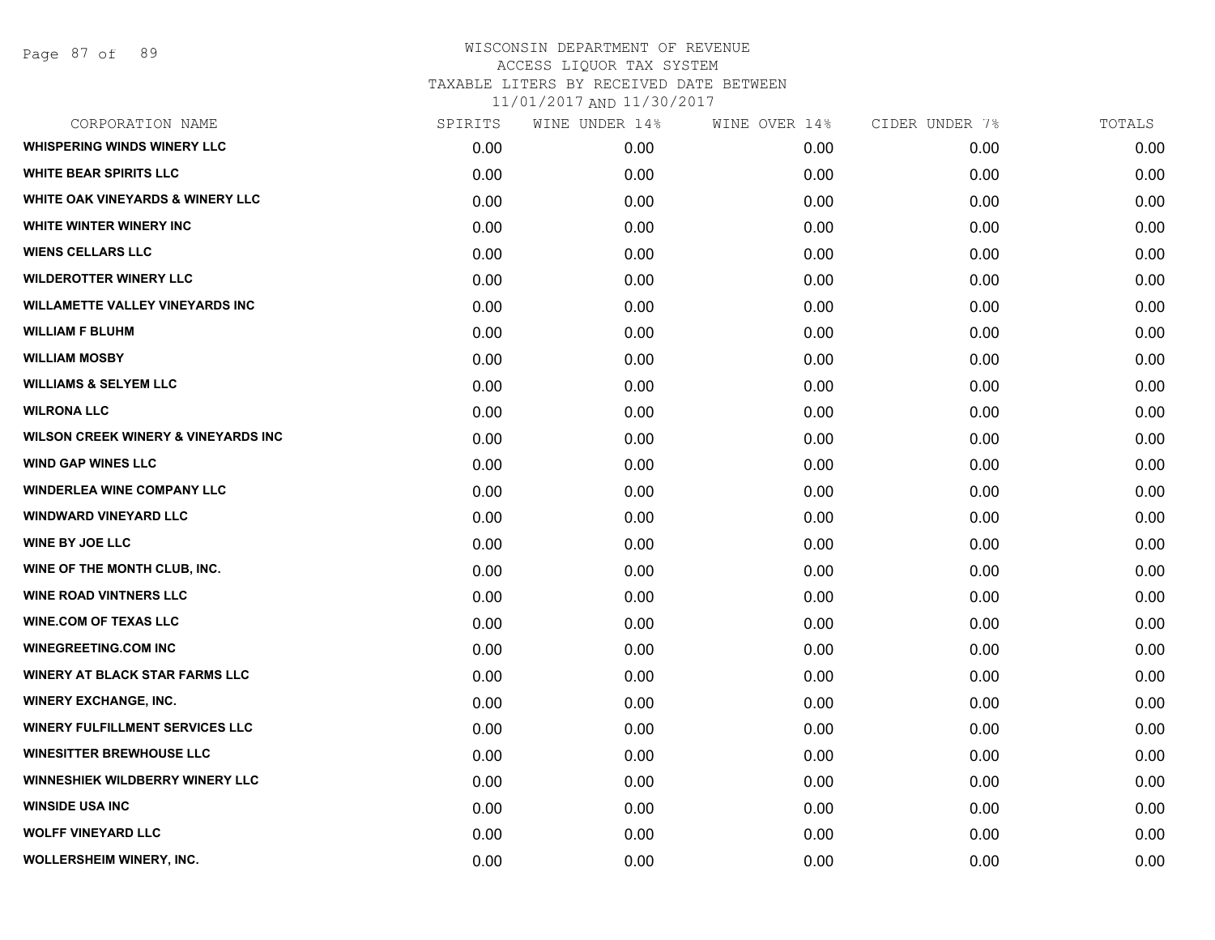# WISCONSIN DEPARTMENT OF REVENUE
## ACCESS LIQUOR TAX SYSTEM
### TAXABLE LITERS BY RECEIVED DATE BETWEEN 11/01/2017 AND 11/30/2017

| CORPORATION NAME | SPIRITS | WINE UNDER 14% | WINE OVER 14% | CIDER UNDER 7% | TOTALS |
|---|---|---|---|---|---|
| WHISPERING WINDS WINERY LLC | 0.00 | 0.00 | 0.00 | 0.00 | 0.00 |
| WHITE BEAR SPIRITS LLC | 0.00 | 0.00 | 0.00 | 0.00 | 0.00 |
| WHITE OAK VINEYARDS & WINERY LLC | 0.00 | 0.00 | 0.00 | 0.00 | 0.00 |
| WHITE WINTER WINERY INC | 0.00 | 0.00 | 0.00 | 0.00 | 0.00 |
| WIENS CELLARS LLC | 0.00 | 0.00 | 0.00 | 0.00 | 0.00 |
| WILDEROTTER WINERY LLC | 0.00 | 0.00 | 0.00 | 0.00 | 0.00 |
| WILLAMETTE VALLEY VINEYARDS INC | 0.00 | 0.00 | 0.00 | 0.00 | 0.00 |
| WILLIAM F BLUHM | 0.00 | 0.00 | 0.00 | 0.00 | 0.00 |
| WILLIAM MOSBY | 0.00 | 0.00 | 0.00 | 0.00 | 0.00 |
| WILLIAMS & SELYEM LLC | 0.00 | 0.00 | 0.00 | 0.00 | 0.00 |
| WILRONA LLC | 0.00 | 0.00 | 0.00 | 0.00 | 0.00 |
| WILSON CREEK WINERY & VINEYARDS INC | 0.00 | 0.00 | 0.00 | 0.00 | 0.00 |
| WIND GAP WINES LLC | 0.00 | 0.00 | 0.00 | 0.00 | 0.00 |
| WINDERLEA WINE COMPANY LLC | 0.00 | 0.00 | 0.00 | 0.00 | 0.00 |
| WINDWARD VINEYARD LLC | 0.00 | 0.00 | 0.00 | 0.00 | 0.00 |
| WINE BY JOE LLC | 0.00 | 0.00 | 0.00 | 0.00 | 0.00 |
| WINE OF THE MONTH CLUB, INC. | 0.00 | 0.00 | 0.00 | 0.00 | 0.00 |
| WINE ROAD VINTNERS LLC | 0.00 | 0.00 | 0.00 | 0.00 | 0.00 |
| WINE.COM OF TEXAS LLC | 0.00 | 0.00 | 0.00 | 0.00 | 0.00 |
| WINEGREETING.COM INC | 0.00 | 0.00 | 0.00 | 0.00 | 0.00 |
| WINERY AT BLACK STAR FARMS LLC | 0.00 | 0.00 | 0.00 | 0.00 | 0.00 |
| WINERY EXCHANGE, INC. | 0.00 | 0.00 | 0.00 | 0.00 | 0.00 |
| WINERY FULFILLMENT SERVICES LLC | 0.00 | 0.00 | 0.00 | 0.00 | 0.00 |
| WINESITTER BREWHOUSE LLC | 0.00 | 0.00 | 0.00 | 0.00 | 0.00 |
| WINNESHIEK WILDBERRY WINERY LLC | 0.00 | 0.00 | 0.00 | 0.00 | 0.00 |
| WINSIDE USA INC | 0.00 | 0.00 | 0.00 | 0.00 | 0.00 |
| WOLFF VINEYARD LLC | 0.00 | 0.00 | 0.00 | 0.00 | 0.00 |
| WOLLERSHEIM WINERY, INC. | 0.00 | 0.00 | 0.00 | 0.00 | 0.00 |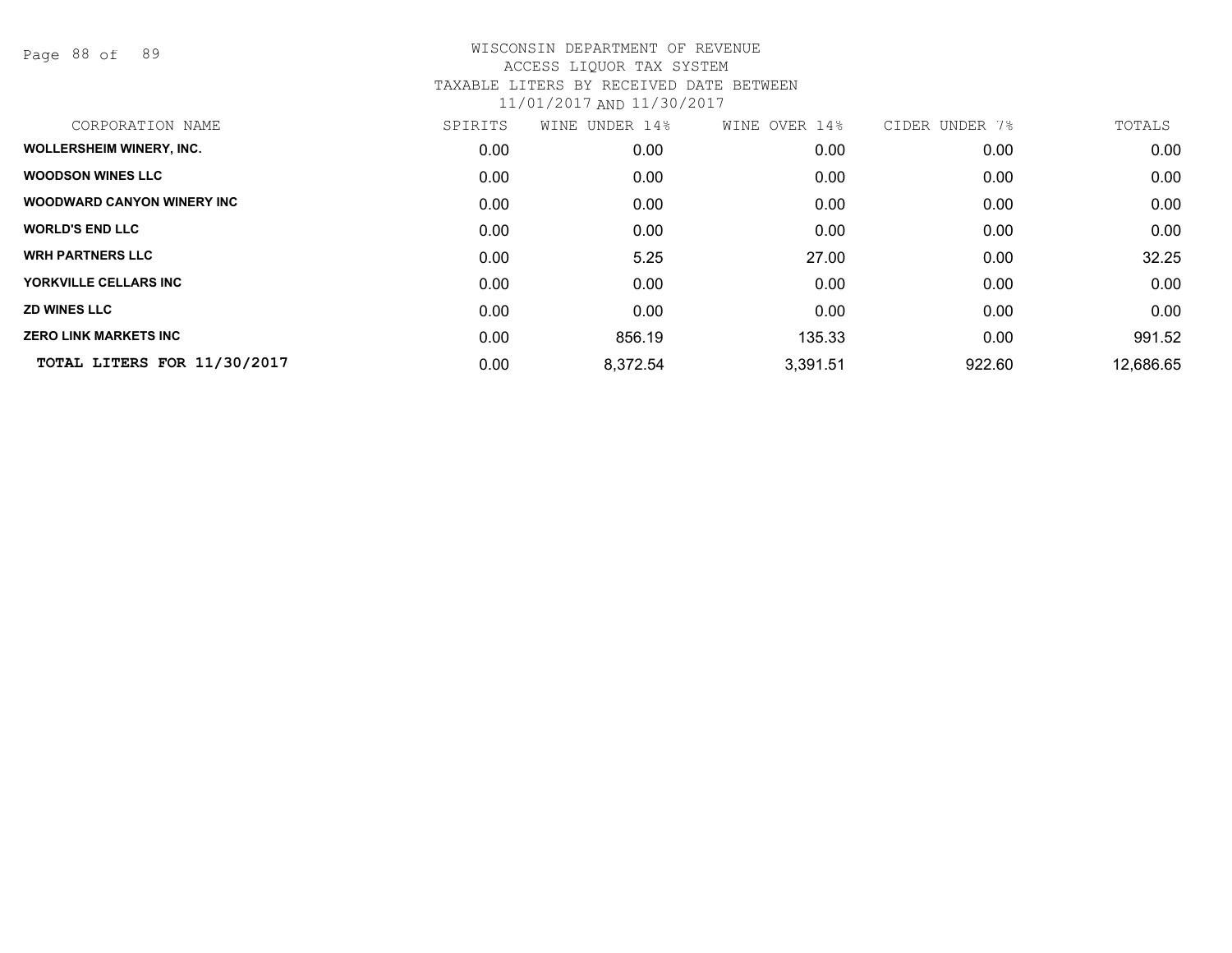# WISCONSIN DEPARTMENT OF REVENUE
ACCESS LIQUOR TAX SYSTEM
TAXABLE LITERS BY RECEIVED DATE BETWEEN
11/01/2017 AND 11/30/2017

| CORPORATION NAME | SPIRITS | WINE UNDER 14% | WINE OVER 14% | CIDER UNDER 7% | TOTALS |
|---|---|---|---|---|---|
| **WOLLERSHEIM WINERY, INC.** | 0.00 | 0.00 | 0.00 | 0.00 | 0.00 |
| **WOODSON WINES LLC** | 0.00 | 0.00 | 0.00 | 0.00 | 0.00 |
| **WOODWARD CANYON WINERY INC** | 0.00 | 0.00 | 0.00 | 0.00 | 0.00 |
| **WORLD'S END LLC** | 0.00 | 0.00 | 0.00 | 0.00 | 0.00 |
| **WRH PARTNERS LLC** | 0.00 | 5.25 | 27.00 | 0.00 | 32.25 |
| **YORKVILLE CELLARS INC** | 0.00 | 0.00 | 0.00 | 0.00 | 0.00 |
| **ZD WINES LLC** | 0.00 | 0.00 | 0.00 | 0.00 | 0.00 |
| **ZERO LINK MARKETS INC** | 0.00 | 856.19 | 135.33 | 0.00 | 991.52 |
| **TOTAL LITERS FOR 11/30/2017** | 0.00 | 8,372.54 | 3,391.51 | 922.60 | 12,686.65 |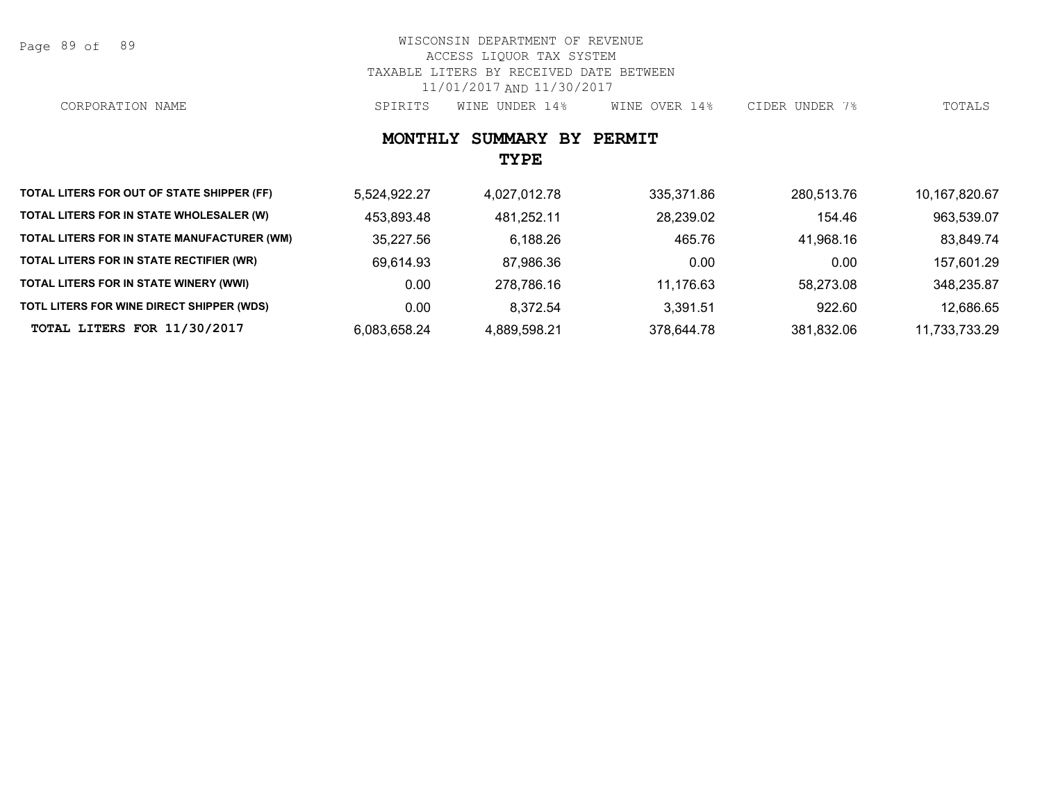WISCONSIN DEPARTMENT OF REVENUE
ACCESS LIQUOR TAX SYSTEM
TAXABLE LITERS BY RECEIVED DATE BETWEEN
11/01/2017 AND 11/30/2017

## MONTHLY SUMMARY BY PERMIT TYPE

| CORPORATION NAME | SPIRITS | WINE UNDER 14% | WINE OVER 14% | CIDER UNDER 7% | TOTALS |
|---|---|---|---|---|---|
| TOTAL LITERS FOR OUT OF STATE SHIPPER (FF) | 5,524,922.27 | 4,027,012.78 | 335,371.86 | 280,513.76 | 10,167,820.67 |
| TOTAL LITERS FOR IN STATE WHOLESALER (W) | 453,893.48 | 481,252.11 | 28,239.02 | 154.46 | 963,539.07 |
| TOTAL LITERS FOR IN STATE MANUFACTURER (WM) | 35,227.56 | 6,188.26 | 465.76 | 41,968.16 | 83,849.74 |
| TOTAL LITERS FOR IN STATE RECTIFIER (WR) | 69,614.93 | 87,986.36 | 0.00 | 0.00 | 157,601.29 |
| TOTAL LITERS FOR IN STATE WINERY (WWI) | 0.00 | 278,786.16 | 11,176.63 | 58,273.08 | 348,235.87 |
| TOTL LITERS FOR WINE DIRECT SHIPPER (WDS) | 0.00 | 8,372.54 | 3,391.51 | 922.60 | 12,686.65 |
| **TOTAL LITERS FOR 11/30/2017** | 6,083,658.24 | 4,889,598.21 | 378,644.78 | 381,832.06 | 11,733,733.29 |